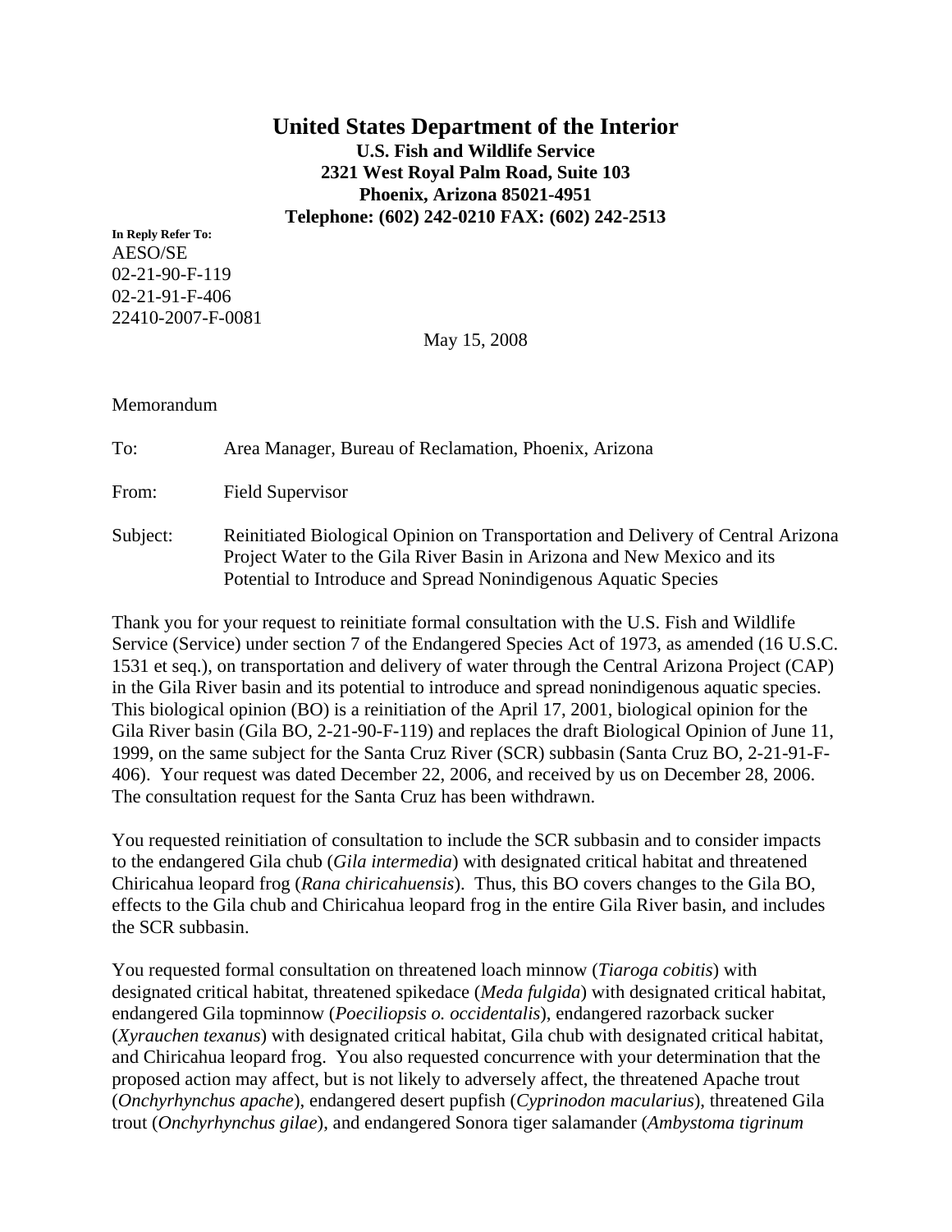# United States Department of the Interior

**U.S. Fish and Wildlife Service**
**2321 West Royal Palm Road, Suite 103**
**Phoenix, Arizona 85021-4951**
**Telephone: (602) 242-0210 FAX: (602) 242-2513**

**In Reply Refer To:**
AESO/SE
02-21-90-F-119
02-21-91-F-406
22410-2007-F-0081

May 15, 2008

Memorandum

To: Area Manager, Bureau of Reclamation, Phoenix, Arizona

From: Field Supervisor

Subject: Reinitiated Biological Opinion on Transportation and Delivery of Central Arizona Project Water to the Gila River Basin in Arizona and New Mexico and its Potential to Introduce and Spread Nonindigenous Aquatic Species

Thank you for your request to reinitiate formal consultation with the U.S. Fish and Wildlife Service (Service) under section 7 of the Endangered Species Act of 1973, as amended (16 U.S.C. 1531 et seq.), on transportation and delivery of water through the Central Arizona Project (CAP) in the Gila River basin and its potential to introduce and spread nonindigenous aquatic species. This biological opinion (BO) is a reinitiation of the April 17, 2001, biological opinion for the Gila River basin (Gila BO, 2-21-90-F-119) and replaces the draft Biological Opinion of June 11, 1999, on the same subject for the Santa Cruz River (SCR) subbasin (Santa Cruz BO, 2-21-91-F-406). Your request was dated December 22, 2006, and received by us on December 28, 2006. The consultation request for the Santa Cruz has been withdrawn.

You requested reinitiation of consultation to include the SCR subbasin and to consider impacts to the endangered Gila chub (*Gila intermedia*) with designated critical habitat and threatened Chiricahua leopard frog (*Rana chiricahuensis*). Thus, this BO covers changes to the Gila BO, effects to the Gila chub and Chiricahua leopard frog in the entire Gila River basin, and includes the SCR subbasin.

You requested formal consultation on threatened loach minnow (*Tiaroga cobitis*) with designated critical habitat, threatened spikedace (*Meda fulgida*) with designated critical habitat, endangered Gila topminnow (*Poeciliopsis o. occidentalis*), endangered razorback sucker (*Xyrauchen texanus*) with designated critical habitat, Gila chub with designated critical habitat, and Chiricahua leopard frog. You also requested concurrence with your determination that the proposed action may affect, but is not likely to adversely affect, the threatened Apache trout (*Onchyrhynchus apache*), endangered desert pupfish (*Cyprinodon macularius*), threatened Gila trout (*Onchyrhynchus gilae*), and endangered Sonora tiger salamander (*Ambystoma tigrinum*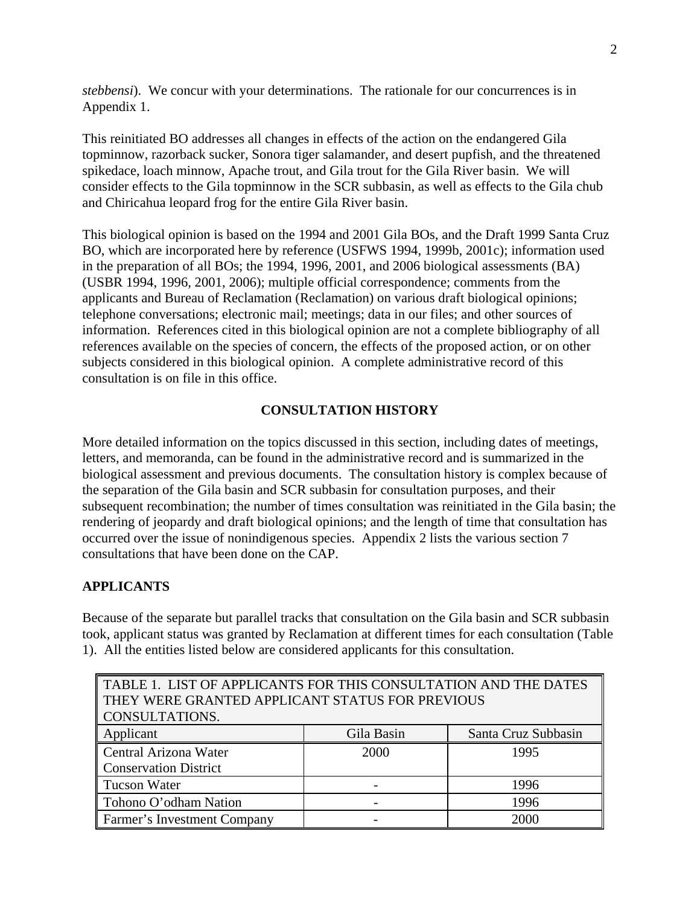*stebbensi*). We concur with your determinations. The rationale for our concurrences is in Appendix 1.

This reinitiated BO addresses all changes in effects of the action on the endangered Gila topminnow, razorback sucker, Sonora tiger salamander, and desert pupfish, and the threatened spikedace, loach minnow, Apache trout, and Gila trout for the Gila River basin. We will consider effects to the Gila topminnow in the SCR subbasin, as well as effects to the Gila chub and Chiricahua leopard frog for the entire Gila River basin.

This biological opinion is based on the 1994 and 2001 Gila BOs, and the Draft 1999 Santa Cruz BO, which are incorporated here by reference (USFWS 1994, 1999b, 2001c); information used in the preparation of all BOs; the 1994, 1996, 2001, and 2006 biological assessments (BA) (USBR 1994, 1996, 2001, 2006); multiple official correspondence; comments from the applicants and Bureau of Reclamation (Reclamation) on various draft biological opinions; telephone conversations; electronic mail; meetings; data in our files; and other sources of information. References cited in this biological opinion are not a complete bibliography of all references available on the species of concern, the effects of the proposed action, or on other subjects considered in this biological opinion. A complete administrative record of this consultation is on file in this office.

## CONSULTATION HISTORY

More detailed information on the topics discussed in this section, including dates of meetings, letters, and memoranda, can be found in the administrative record and is summarized in the biological assessment and previous documents. The consultation history is complex because of the separation of the Gila basin and SCR subbasin for consultation purposes, and their subsequent recombination; the number of times consultation was reinitiated in the Gila basin; the rendering of jeopardy and draft biological opinions; and the length of time that consultation has occurred over the issue of nonindigenous species. Appendix 2 lists the various section 7 consultations that have been done on the CAP.

### APPLICANTS

Because of the separate but parallel tracks that consultation on the Gila basin and SCR subbasin took, applicant status was granted by Reclamation at different times for each consultation (Table 1). All the entities listed below are considered applicants for this consultation.

TABLE 1. LIST OF APPLICANTS FOR THIS CONSULTATION AND THE DATES THEY WERE GRANTED APPLICANT STATUS FOR PREVIOUS CONSULTATIONS.

| Applicant | Gila Basin | Santa Cruz Subbasin |
|---|---|---|
| Central Arizona Water Conservation District | 2000 | 1995 |
| Tucson Water | - | 1996 |
| Tohono O'odham Nation | - | 1996 |
| Farmer's Investment Company | - | 2000 |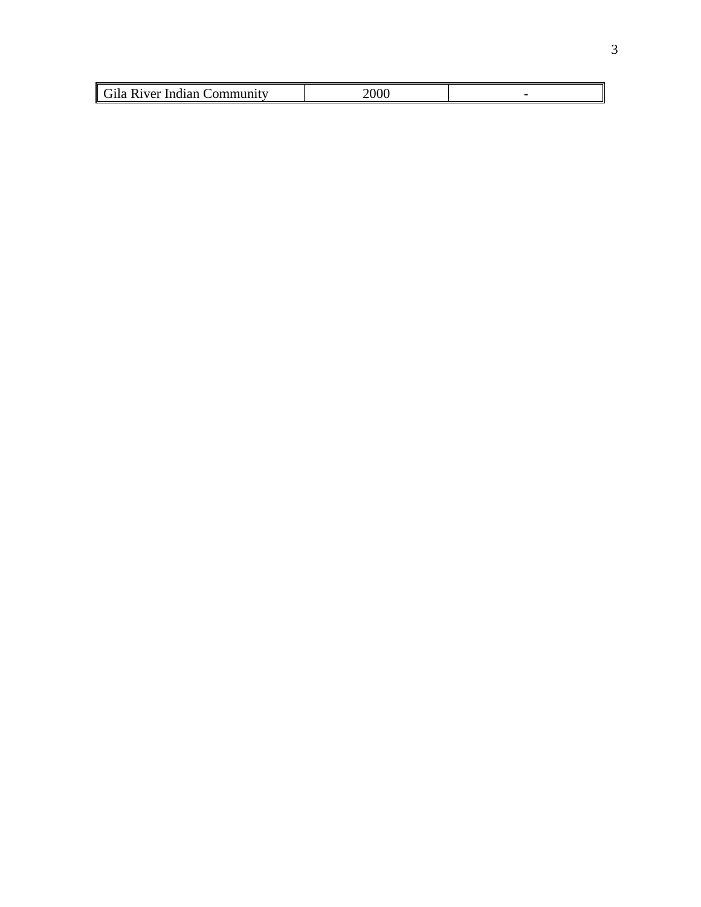| Gila River Indian Community | 2000 | - |
|---|---|---|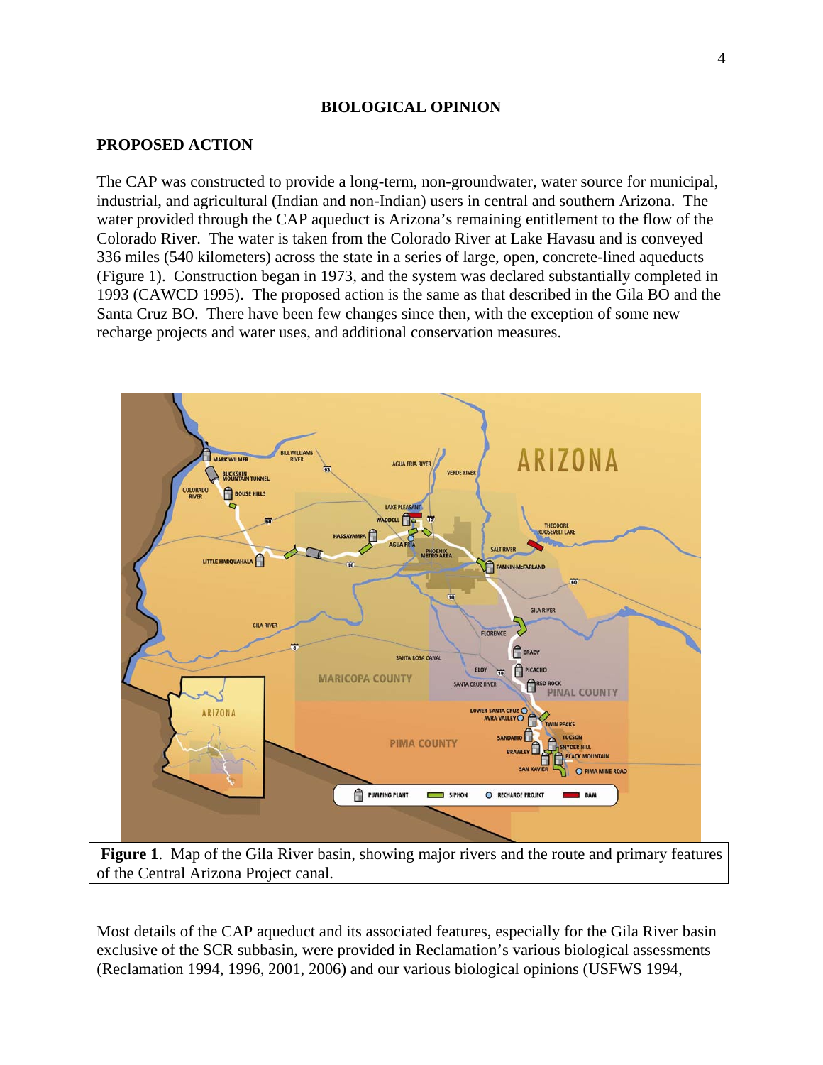## BIOLOGICAL OPINION

### PROPOSED ACTION

The CAP was constructed to provide a long-term, non-groundwater, water source for municipal, industrial, and agricultural (Indian and non-Indian) users in central and southern Arizona. The water provided through the CAP aqueduct is Arizona's remaining entitlement to the flow of the Colorado River. The water is taken from the Colorado River at Lake Havasu and is conveyed 336 miles (540 kilometers) across the state in a series of large, open, concrete-lined aqueducts (Figure 1). Construction began in 1973, and the system was declared substantially completed in 1993 (CAWCD 1995). The proposed action is the same as that described in the Gila BO and the Santa Cruz BO. There have been few changes since then, with the exception of some new recharge projects and water uses, and additional conservation measures.

**Figure 1**. Map of the Gila River basin, showing major rivers and the route and primary features of the Central Arizona Project canal.

Most details of the CAP aqueduct and its associated features, especially for the Gila River basin exclusive of the SCR subbasin, were provided in Reclamation's various biological assessments (Reclamation 1994, 1996, 2001, 2006) and our various biological opinions (USFWS 1994,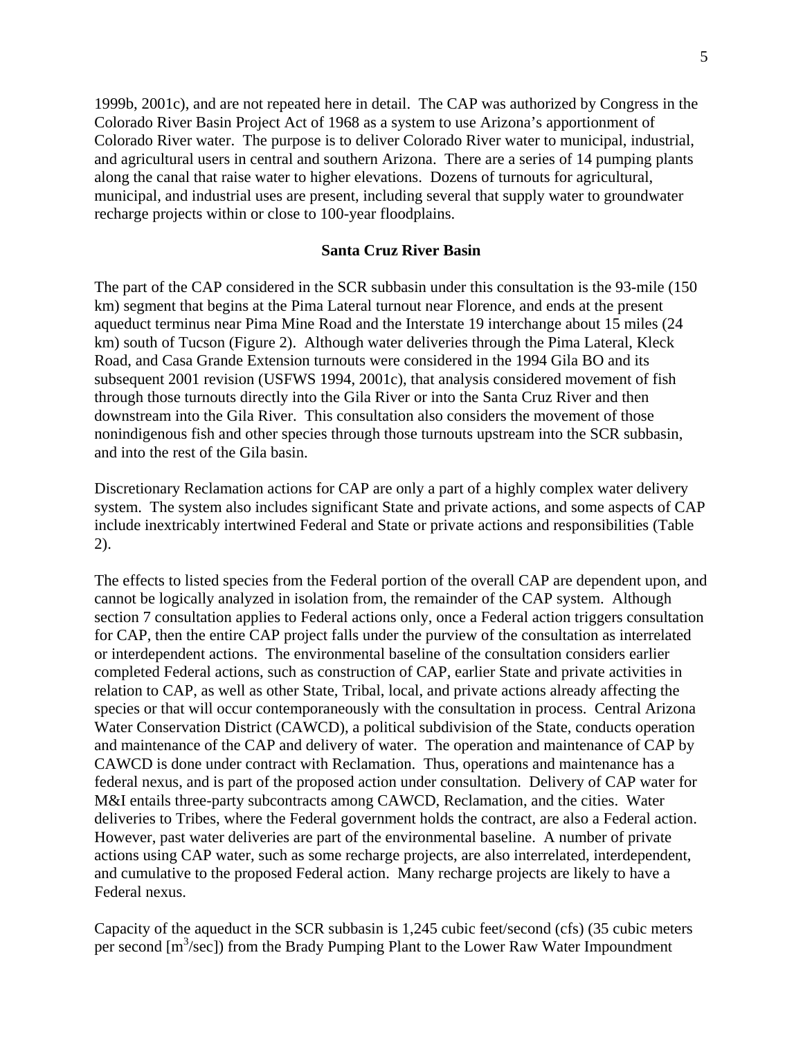1999b, 2001c), and are not repeated here in detail. The CAP was authorized by Congress in the Colorado River Basin Project Act of 1968 as a system to use Arizona's apportionment of Colorado River water. The purpose is to deliver Colorado River water to municipal, industrial, and agricultural users in central and southern Arizona. There are a series of 14 pumping plants along the canal that raise water to higher elevations. Dozens of turnouts for agricultural, municipal, and industrial uses are present, including several that supply water to groundwater recharge projects within or close to 100-year floodplains.

## Santa Cruz River Basin

The part of the CAP considered in the SCR subbasin under this consultation is the 93-mile (150 km) segment that begins at the Pima Lateral turnout near Florence, and ends at the present aqueduct terminus near Pima Mine Road and the Interstate 19 interchange about 15 miles (24 km) south of Tucson (Figure 2). Although water deliveries through the Pima Lateral, Kleck Road, and Casa Grande Extension turnouts were considered in the 1994 Gila BO and its subsequent 2001 revision (USFWS 1994, 2001c), that analysis considered movement of fish through those turnouts directly into the Gila River or into the Santa Cruz River and then downstream into the Gila River. This consultation also considers the movement of those nonindigenous fish and other species through those turnouts upstream into the SCR subbasin, and into the rest of the Gila basin.

Discretionary Reclamation actions for CAP are only a part of a highly complex water delivery system. The system also includes significant State and private actions, and some aspects of CAP include inextricably intertwined Federal and State or private actions and responsibilities (Table 2).

The effects to listed species from the Federal portion of the overall CAP are dependent upon, and cannot be logically analyzed in isolation from, the remainder of the CAP system. Although section 7 consultation applies to Federal actions only, once a Federal action triggers consultation for CAP, then the entire CAP project falls under the purview of the consultation as interrelated or interdependent actions. The environmental baseline of the consultation considers earlier completed Federal actions, such as construction of CAP, earlier State and private activities in relation to CAP, as well as other State, Tribal, local, and private actions already affecting the species or that will occur contemporaneously with the consultation in process. Central Arizona Water Conservation District (CAWCD), a political subdivision of the State, conducts operation and maintenance of the CAP and delivery of water. The operation and maintenance of CAP by CAWCD is done under contract with Reclamation. Thus, operations and maintenance has a federal nexus, and is part of the proposed action under consultation. Delivery of CAP water for M&I entails three-party subcontracts among CAWCD, Reclamation, and the cities. Water deliveries to Tribes, where the Federal government holds the contract, are also a Federal action. However, past water deliveries are part of the environmental baseline. A number of private actions using CAP water, such as some recharge projects, are also interrelated, interdependent, and cumulative to the proposed Federal action. Many recharge projects are likely to have a Federal nexus.

Capacity of the aqueduct in the SCR subbasin is 1,245 cubic feet/second (cfs) (35 cubic meters per second [$m^3$/sec]) from the Brady Pumping Plant to the Lower Raw Water Impoundment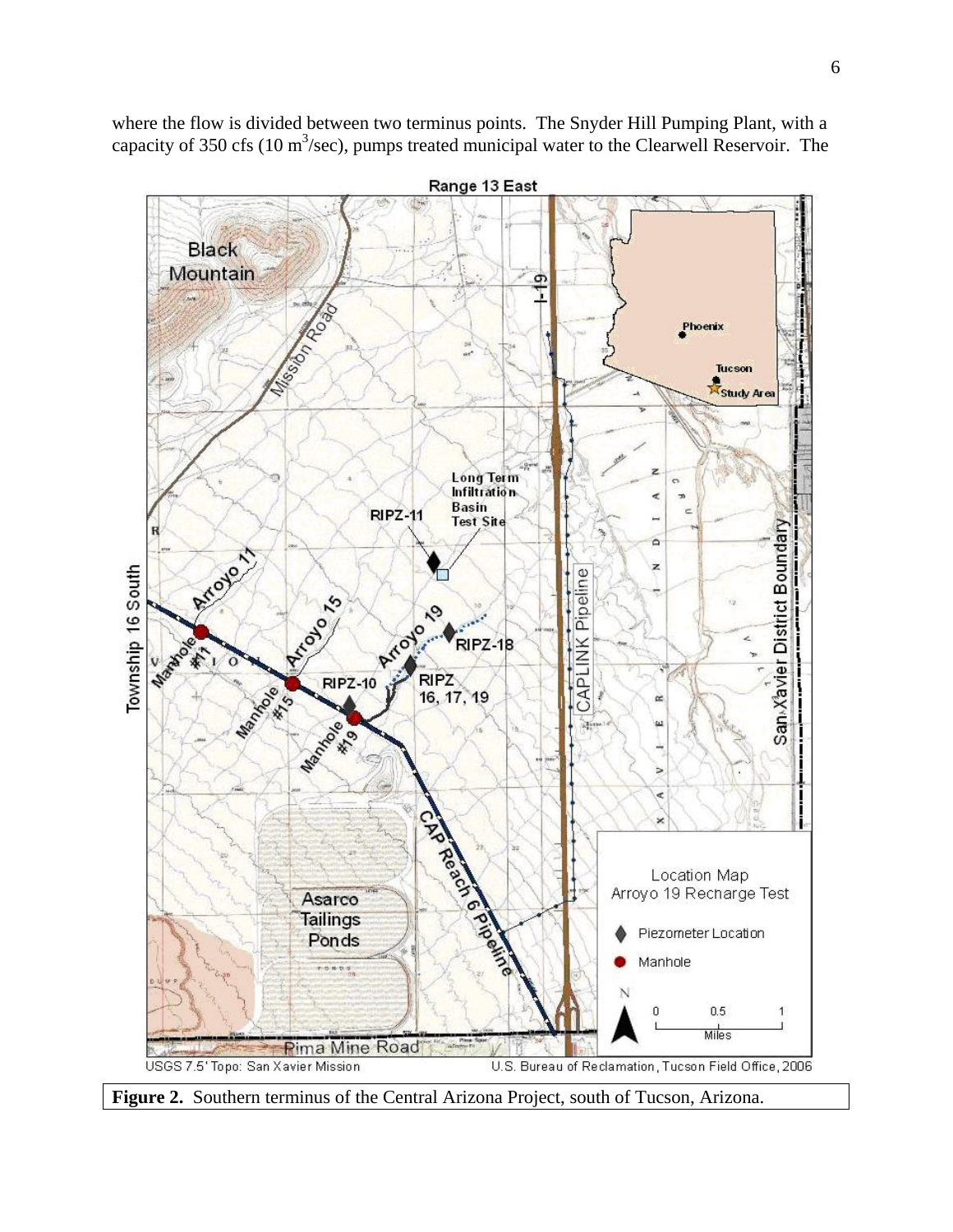where the flow is divided between two terminus points. The Snyder Hill Pumping Plant, with a capacity of 350 cfs (10 $m^3$/sec), pumps treated municipal water to the Clearwell Reservoir. The

**Figure 2.** Southern terminus of the Central Arizona Project, south of Tucson, Arizona.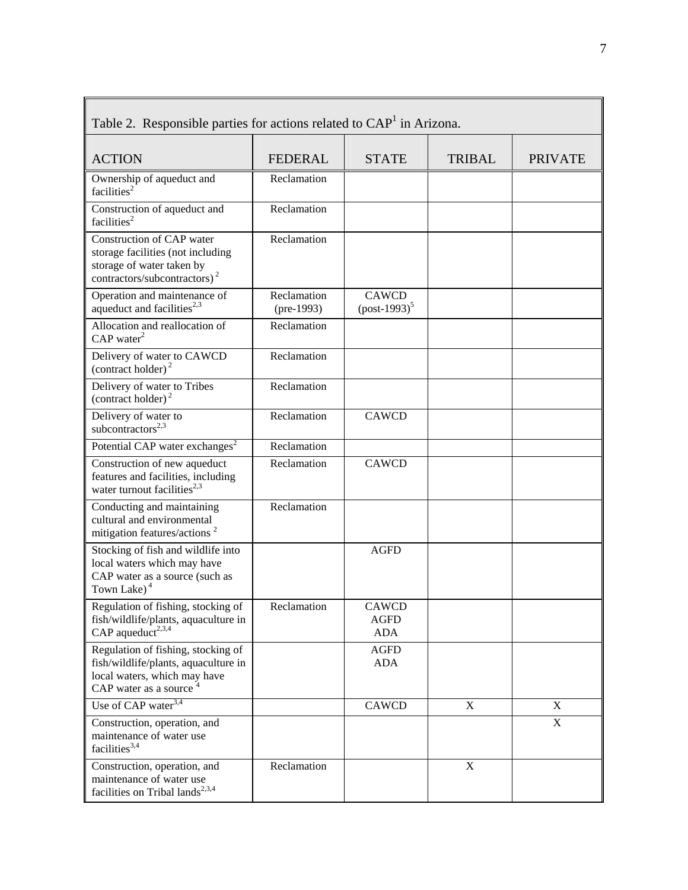Table 2. Responsible parties for actions related to CAP[1] in Arizona.

| ACTION | FEDERAL | STATE | TRIBAL | PRIVATE |
|---|---|---|---|---|
| Ownership of aqueduct and facilities[2] | Reclamation | | | |
| Construction of aqueduct and facilities[2] | Reclamation | | | |
| Construction of CAP water storage facilities (not including storage of water taken by contractors/subcontractors)[2] | Reclamation | | | |
| Operation and maintenance of aqueduct and facilities[2,3] | Reclamation (pre-1993) | CAWCD (post-1993)[5] | | |
| Allocation and reallocation of CAP water[2] | Reclamation | | | |
| Delivery of water to CAWCD (contract holder)[2] | Reclamation | | | |
| Delivery of water to Tribes (contract holder)[2] | Reclamation | | | |
| Delivery of water to subcontractors[2,3] | Reclamation | CAWCD | | |
| Potential CAP water exchanges[2] | Reclamation | | | |
| Construction of new aqueduct features and facilities, including water turnout facilities[2,3] | Reclamation | CAWCD | | |
| Conducting and maintaining cultural and environmental mitigation features/actions[2] | Reclamation | | | |
| Stocking of fish and wildlife into local waters which may have CAP water as a source (such as Town Lake)[4] | | AGFD | | |
| Regulation of fishing, stocking of fish/wildlife/plants, aquaculture in CAP aqueduct[2,3,4] | Reclamation | CAWCD AGFD ADA | | |
| Regulation of fishing, stocking of fish/wildlife/plants, aquaculture in local waters, which may have CAP water as a source[4] | | AGFD ADA | | |
| Use of CAP water[3,4] | | CAWCD | X | X |
| Construction, operation, and maintenance of water use facilities[3,4] | | | | X |
| Construction, operation, and maintenance of water use facilities on Tribal lands[2,3,4] | Reclamation | | X | |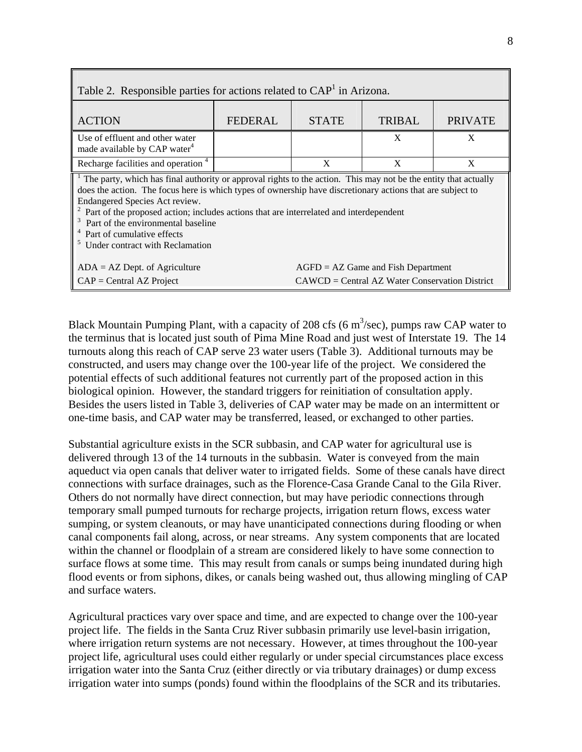Table 2. Responsible parties for actions related to CAP[1] in Arizona.

| ACTION | FEDERAL | STATE | TRIBAL | PRIVATE |
| --- | --- | --- | --- | --- |
| Use of effluent and other water made available by CAP water[4] | | | X | X |
| Recharge facilities and operation [4] | | X | X | X |

[1] The party, which has final authority or approval rights to the action. This may not be the entity that actually does the action. The focus here is which types of ownership have discretionary actions that are subject to Endangered Species Act review.
[2] Part of the proposed action; includes actions that are interrelated and interdependent
[3] Part of the environmental baseline
[4] Part of cumulative effects
[5] Under contract with Reclamation

ADA = AZ Dept. of Agriculture
AGFD = AZ Game and Fish Department
CAP = Central AZ Project
CAWCD = Central AZ Water Conservation District

Black Mountain Pumping Plant, with a capacity of 208 cfs (6 $m^3$/sec), pumps raw CAP water to the terminus that is located just south of Pima Mine Road and just west of Interstate 19. The 14 turnouts along this reach of CAP serve 23 water users (Table 3). Additional turnouts may be constructed, and users may change over the 100-year life of the project. We considered the potential effects of such additional features not currently part of the proposed action in this biological opinion. However, the standard triggers for reinitiation of consultation apply. Besides the users listed in Table 3, deliveries of CAP water may be made on an intermittent or one-time basis, and CAP water may be transferred, leased, or exchanged to other parties.

Substantial agriculture exists in the SCR subbasin, and CAP water for agricultural use is delivered through 13 of the 14 turnouts in the subbasin. Water is conveyed from the main aqueduct via open canals that deliver water to irrigated fields. Some of these canals have direct connections with surface drainages, such as the Florence-Casa Grande Canal to the Gila River. Others do not normally have direct connection, but may have periodic connections through temporary small pumped turnouts for recharge projects, irrigation return flows, excess water sumping, or system cleanouts, or may have unanticipated connections during flooding or when canal components fail along, across, or near streams. Any system components that are located within the channel or floodplain of a stream are considered likely to have some connection to surface flows at some time. This may result from canals or sumps being inundated during high flood events or from siphons, dikes, or canals being washed out, thus allowing mingling of CAP and surface waters.

Agricultural practices vary over space and time, and are expected to change over the 100-year project life. The fields in the Santa Cruz River subbasin primarily use level-basin irrigation, where irrigation return systems are not necessary. However, at times throughout the 100-year project life, agricultural uses could either regularly or under special circumstances place excess irrigation water into the Santa Cruz (either directly or via tributary drainages) or dump excess irrigation water into sumps (ponds) found within the floodplains of the SCR and its tributaries.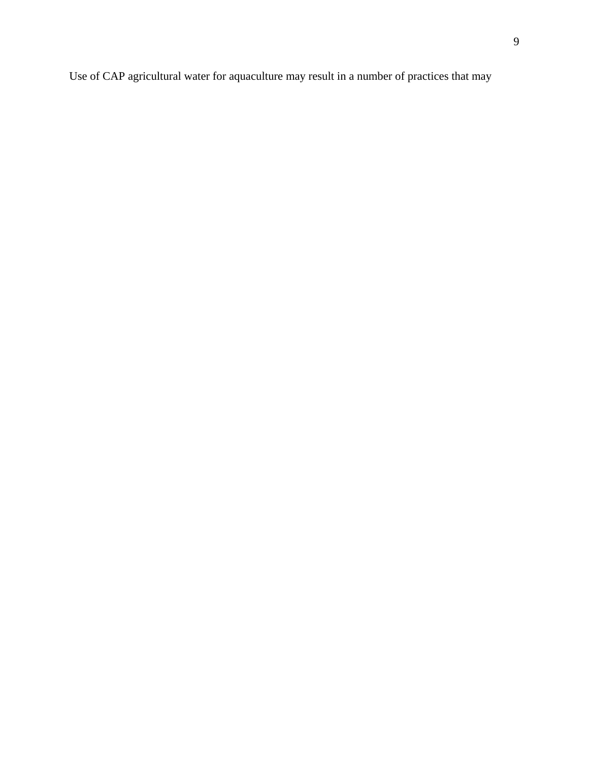Use of CAP agricultural water for aquaculture may result in a number of practices that may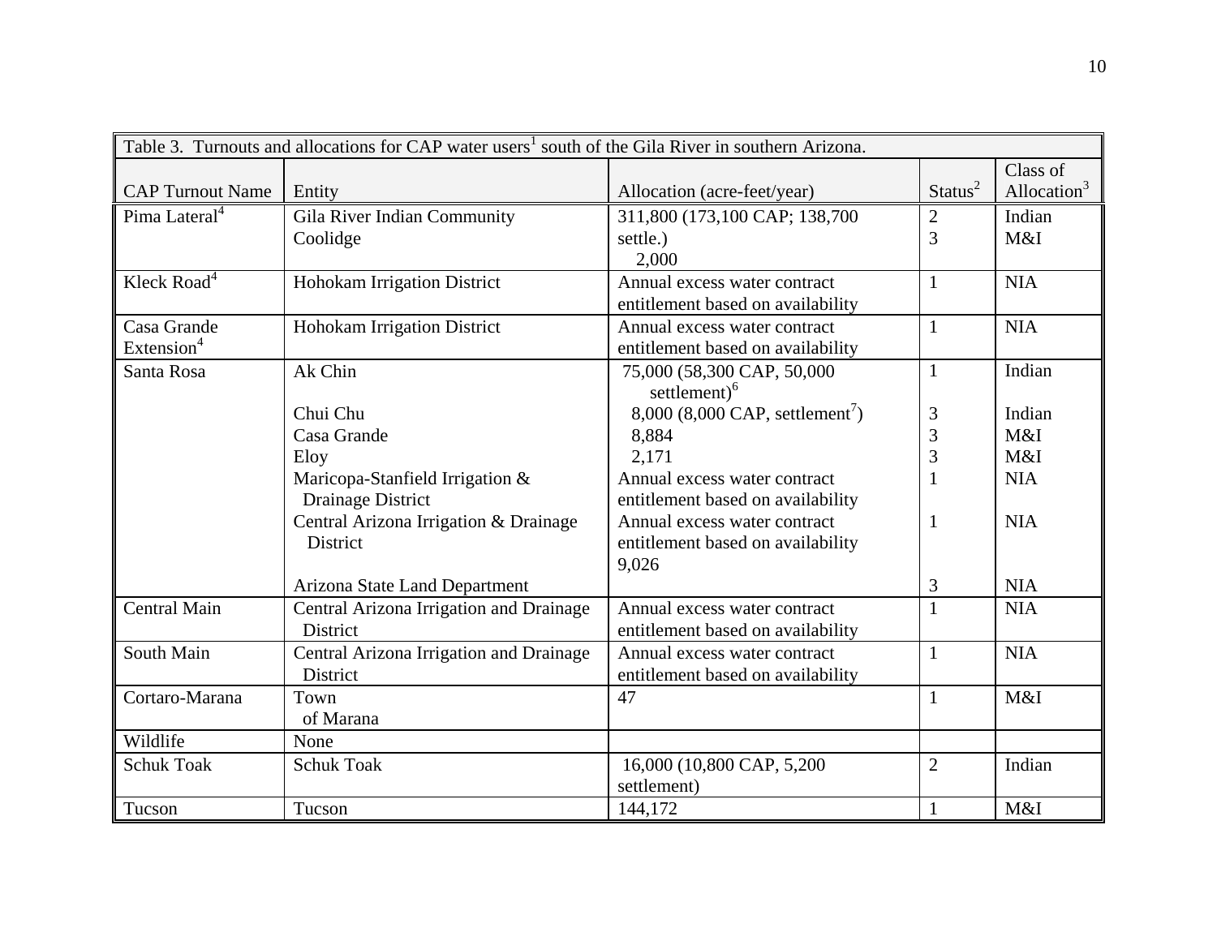Table 3. Turnouts and allocations for CAP water users[1] south of the Gila River in southern Arizona.

| CAP Turnout Name | Entity | Allocation (acre-feet/year) | Status[2] | Class of Allocation[3] |
|---|---|---|---|---|
| Pima Lateral[4] | Gila River Indian Community<br>Coolidge | 311,800 (173,100 CAP; 138,700 settle.)<br>2,000 | 2<br>3 | Indian<br>M&I |
| Kleck Road[4] | Hohokam Irrigation District | Annual excess water contract entitlement based on availability | 1 | NIA |
| Casa Grande Extension[4] | Hohokam Irrigation District | Annual excess water contract entitlement based on availability | 1 | NIA |
| Santa Rosa | Ak Chin<br>Chui Chu<br>Casa Grande<br>Eloy<br>Maricopa-Stanfield Irrigation & Drainage District<br>Central Arizona Irrigation & Drainage District<br>Arizona State Land Department | 75,000 (58,300 CAP, 50,000 settlement)[6]<br>8,000 (8,000 CAP, settlement[7])<br>8,884<br>2,171<br>Annual excess water contract entitlement based on availability<br>Annual excess water contract entitlement based on availability<br>9,026 | 1<br>3<br>3<br>3<br>1<br>1<br>3 | Indian<br>Indian<br>M&I<br>M&I<br>NIA<br>NIA<br>NIA |
| Central Main | Central Arizona Irrigation and Drainage District | Annual excess water contract entitlement based on availability | 1 | NIA |
| South Main | Central Arizona Irrigation and Drainage District | Annual excess water contract entitlement based on availability | 1 | NIA |
| Cortaro-Marana | Town of Marana | 47 | 1 | M&I |
| Wildlife | None | | | |
| Schuk Toak | Schuk Toak | 16,000 (10,800 CAP, 5,200 settlement) | 2 | Indian |
| Tucson | Tucson | 144,172 | 1 | M&I |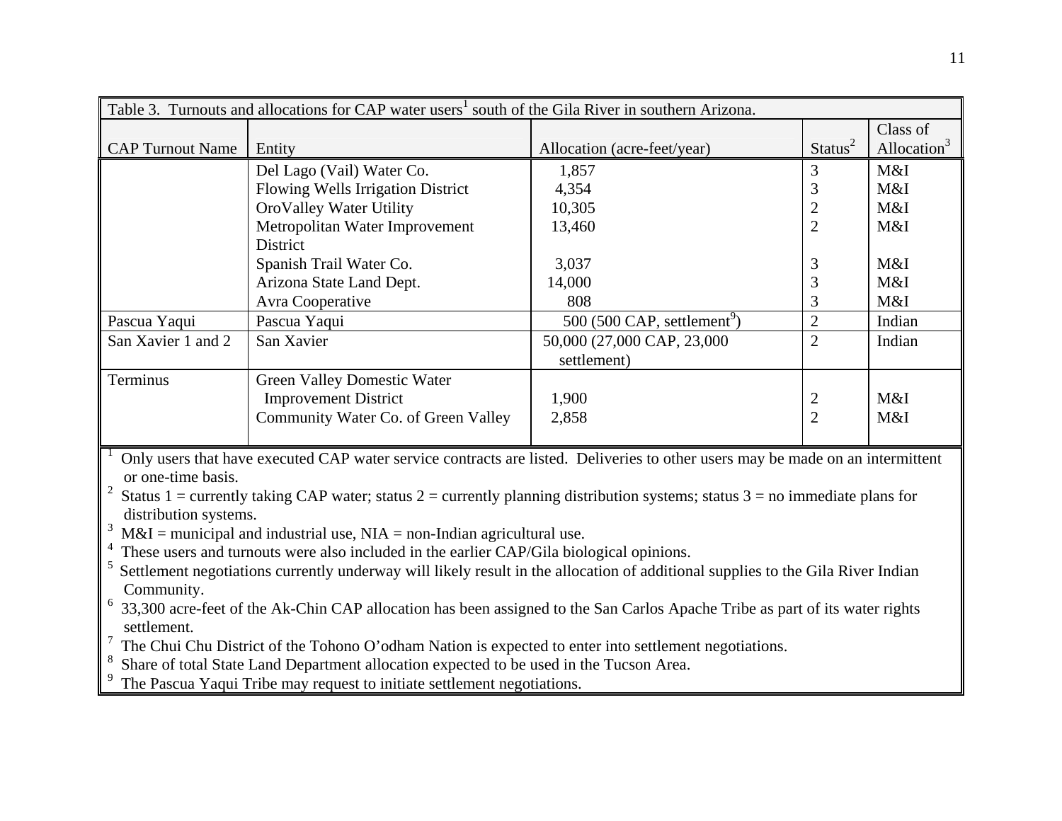Table 3. Turnouts and allocations for CAP water users[1] south of the Gila River in southern Arizona.

| CAP Turnout Name | Entity | Allocation (acre-feet/year) | Status[2] | Class of Allocation[3] |
|---|---|---|---|---|
| | Del Lago (Vail) Water Co. | 1,857 | 3 | M&I |
| | Flowing Wells Irrigation District | 4,354 | 3 | M&I |
| | OroValley Water Utility | 10,305 | 2 | M&I |
| | Metropolitan Water Improvement District | 13,460 | 2 | M&I |
| | Spanish Trail Water Co. | 3,037 | 3 | M&I |
| | Arizona State Land Dept. | 14,000 | 3 | M&I |
| | Avra Cooperative | 808 | 3 | M&I |
| Pascua Yaqui | Pascua Yaqui | 500 (500 CAP, settlement[9]) | 2 | Indian |
| San Xavier 1 and 2 | San Xavier | 50,000 (27,000 CAP, 23,000 settlement) | 2 | Indian |
| Terminus | Green Valley Domestic Water Improvement District | 1,900 | 2 | M&I |
| | Community Water Co. of Green Valley | 2,858 | 2 | M&I |

[1] Only users that have executed CAP water service contracts are listed. Deliveries to other users may be made on an intermittent or one-time basis.
[2] Status 1 = currently taking CAP water; status 2 = currently planning distribution systems; status 3 = no immediate plans for distribution systems.
[3] M&I = municipal and industrial use, NIA = non-Indian agricultural use.
[4] These users and turnouts were also included in the earlier CAP/Gila biological opinions.
[5] Settlement negotiations currently underway will likely result in the allocation of additional supplies to the Gila River Indian Community.
[6] 33,300 acre-feet of the Ak-Chin CAP allocation has been assigned to the San Carlos Apache Tribe as part of its water rights settlement.
[7] The Chui Chu District of the Tohono O'odham Nation is expected to enter into settlement negotiations.
[8] Share of total State Land Department allocation expected to be used in the Tucson Area.
[9] The Pascua Yaqui Tribe may request to initiate settlement negotiations.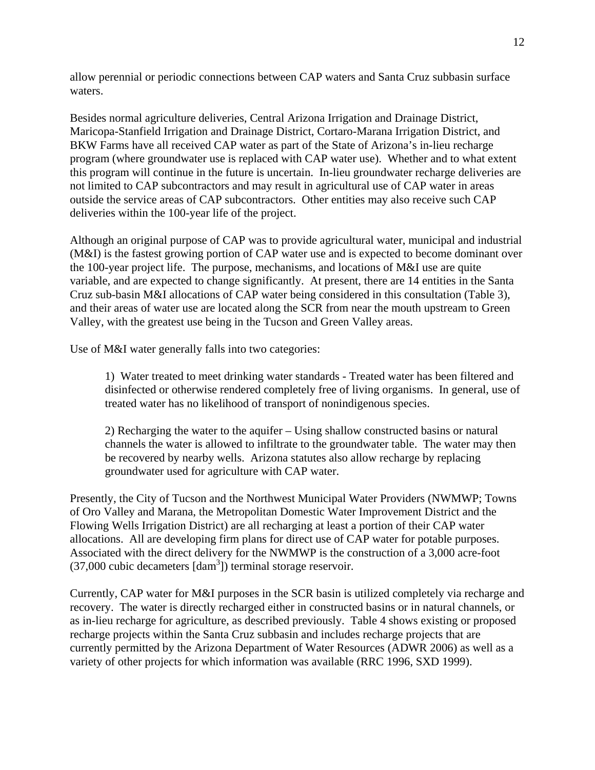allow perennial or periodic connections between CAP waters and Santa Cruz subbasin surface waters.

Besides normal agriculture deliveries, Central Arizona Irrigation and Drainage District, Maricopa-Stanfield Irrigation and Drainage District, Cortaro-Marana Irrigation District, and BKW Farms have all received CAP water as part of the State of Arizona's in-lieu recharge program (where groundwater use is replaced with CAP water use). Whether and to what extent this program will continue in the future is uncertain. In-lieu groundwater recharge deliveries are not limited to CAP subcontractors and may result in agricultural use of CAP water in areas outside the service areas of CAP subcontractors. Other entities may also receive such CAP deliveries within the 100-year life of the project.

Although an original purpose of CAP was to provide agricultural water, municipal and industrial (M&I) is the fastest growing portion of CAP water use and is expected to become dominant over the 100-year project life. The purpose, mechanisms, and locations of M&I use are quite variable, and are expected to change significantly. At present, there are 14 entities in the Santa Cruz sub-basin M&I allocations of CAP water being considered in this consultation (Table 3), and their areas of water use are located along the SCR from near the mouth upstream to Green Valley, with the greatest use being in the Tucson and Green Valley areas.

Use of M&I water generally falls into two categories:

> 1) Water treated to meet drinking water standards - Treated water has been filtered and disinfected or otherwise rendered completely free of living organisms. In general, use of treated water has no likelihood of transport of nonindigenous species.
>
> 2) Recharging the water to the aquifer – Using shallow constructed basins or natural channels the water is allowed to infiltrate to the groundwater table. The water may then be recovered by nearby wells. Arizona statutes also allow recharge by replacing groundwater used for agriculture with CAP water.

Presently, the City of Tucson and the Northwest Municipal Water Providers (NWMWP; Towns of Oro Valley and Marana, the Metropolitan Domestic Water Improvement District and the Flowing Wells Irrigation District) are all recharging at least a portion of their CAP water allocations. All are developing firm plans for direct use of CAP water for potable purposes. Associated with the direct delivery for the NWMWP is the construction of a 3,000 acre-foot (37,000 cubic decameters [$dam^3$]) terminal storage reservoir.

Currently, CAP water for M&I purposes in the SCR basin is utilized completely via recharge and recovery. The water is directly recharged either in constructed basins or in natural channels, or as in-lieu recharge for agriculture, as described previously. Table 4 shows existing or proposed recharge projects within the Santa Cruz subbasin and includes recharge projects that are currently permitted by the Arizona Department of Water Resources (ADWR 2006) as well as a variety of other projects for which information was available (RRC 1996, SXD 1999).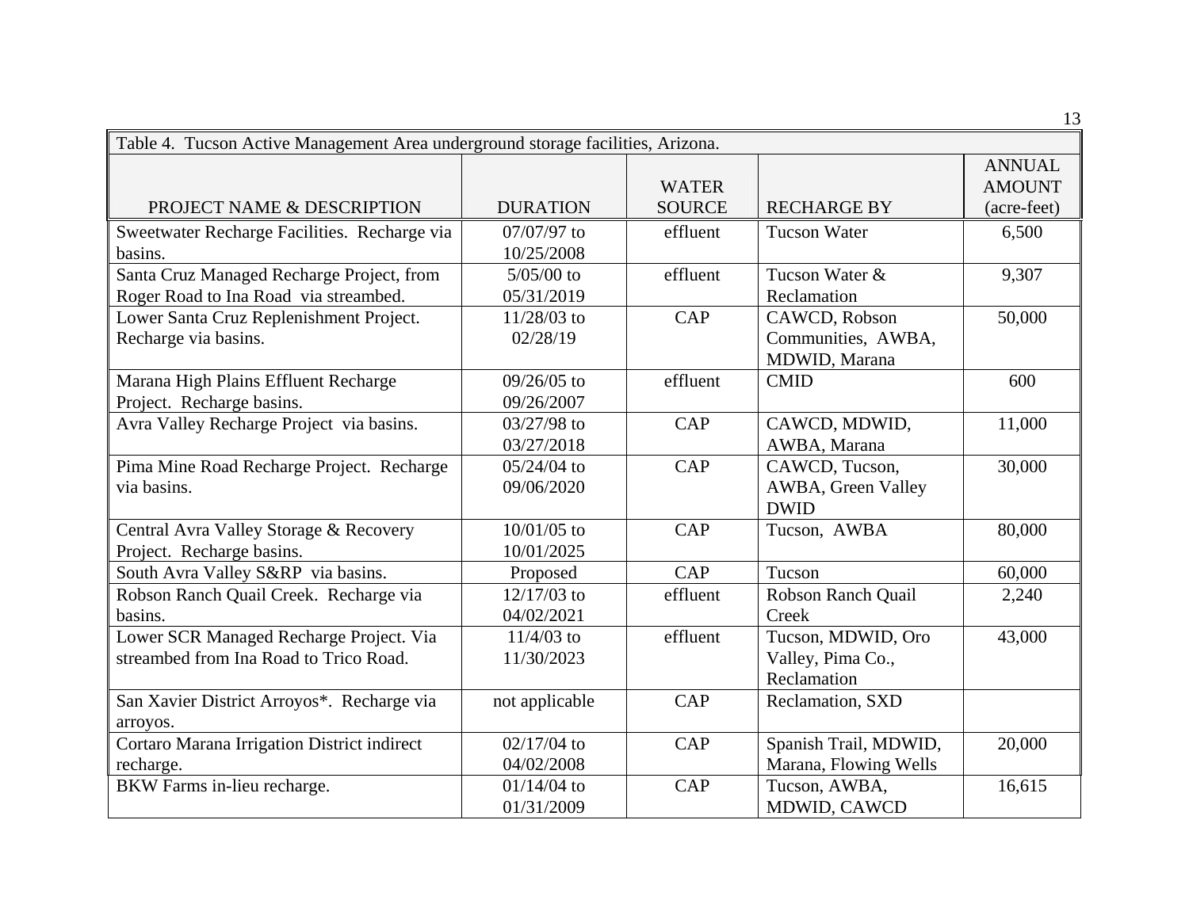Table 4. Tucson Active Management Area underground storage facilities, Arizona.

| PROJECT NAME & DESCRIPTION | DURATION | WATER SOURCE | RECHARGE BY | ANNUAL AMOUNT (acre-feet) |
|---|---|---|---|---|
| Sweetwater Recharge Facilities. Recharge via basins. | 07/07/97 to 10/25/2008 | effluent | Tucson Water | 6,500 |
| Santa Cruz Managed Recharge Project, from Roger Road to Ina Road via streambed. | 5/05/00 to 05/31/2019 | effluent | Tucson Water & Reclamation | 9,307 |
| Lower Santa Cruz Replenishment Project. Recharge via basins. | 11/28/03 to 02/28/19 | CAP | CAWCD, Robson Communities, AWBA, MDWID, Marana | 50,000 |
| Marana High Plains Effluent Recharge Project. Recharge basins. | 09/26/05 to 09/26/2007 | effluent | CMID | 600 |
| Avra Valley Recharge Project via basins. | 03/27/98 to 03/27/2018 | CAP | CAWCD, MDWID, AWBA, Marana | 11,000 |
| Pima Mine Road Recharge Project. Recharge via basins. | 05/24/04 to 09/06/2020 | CAP | CAWCD, Tucson, AWBA, Green Valley DWID | 30,000 |
| Central Avra Valley Storage & Recovery Project. Recharge basins. | 10/01/05 to 10/01/2025 | CAP | Tucson, AWBA | 80,000 |
| South Avra Valley S&RP via basins. | Proposed | CAP | Tucson | 60,000 |
| Robson Ranch Quail Creek. Recharge via basins. | 12/17/03 to 04/02/2021 | effluent | Robson Ranch Quail Creek | 2,240 |
| Lower SCR Managed Recharge Project. Via streambed from Ina Road to Trico Road. | 11/4/03 to 11/30/2023 | effluent | Tucson, MDWID, Oro Valley, Pima Co., Reclamation | 43,000 |
| San Xavier District Arroyos*. Recharge via arroyos. | not applicable | CAP | Reclamation, SXD | |
| Cortaro Marana Irrigation District indirect recharge. | 02/17/04 to 04/02/2008 | CAP | Spanish Trail, MDWID, Marana, Flowing Wells | 20,000 |
| BKW Farms in-lieu recharge. | 01/14/04 to 01/31/2009 | CAP | Tucson, AWBA, MDWID, CAWCD | 16,615 |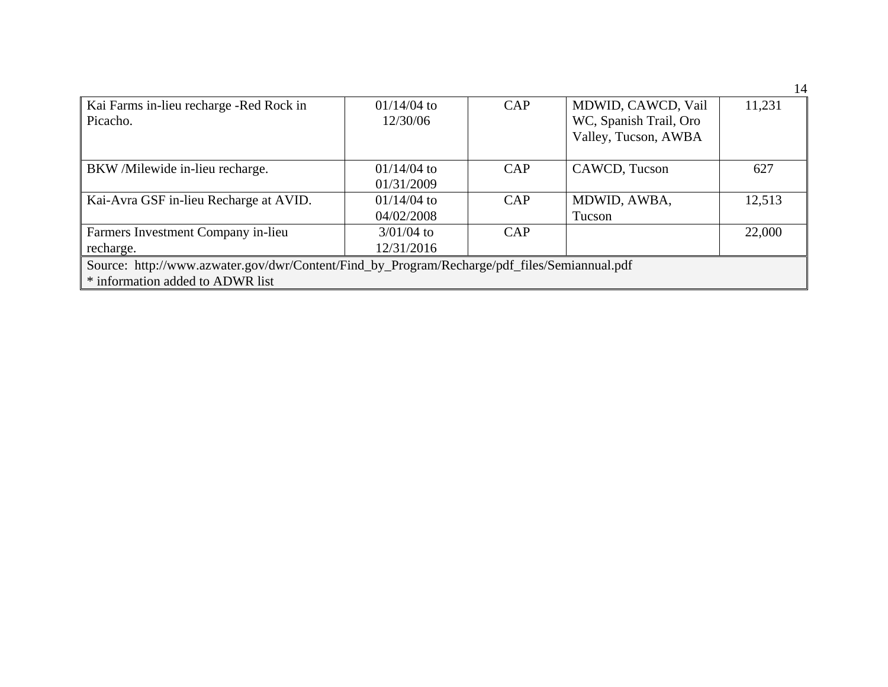| | | | | |
|---|---|---|---|---|
| Kai Farms in-lieu recharge -Red Rock in Picacho. | 01/14/04 to 12/30/06 | CAP | MDWID, CAWCD, Vail WC, Spanish Trail, Oro Valley, Tucson, AWBA | 11,231 |
| BKW /Milewide in-lieu recharge. | 01/14/04 to 01/31/2009 | CAP | CAWCD, Tucson | 627 |
| Kai-Avra GSF in-lieu Recharge at AVID. | 01/14/04 to 04/02/2008 | CAP | MDWID, AWBA, Tucson | 12,513 |
| Farmers Investment Company in-lieu recharge. | 3/01/04 to 12/31/2016 | CAP | | 22,000 |

Source: http://www.azwater.gov/dwr/Content/Find_by_Program/Recharge/pdf_files/Semiannual.pdf
* information added to ADWR list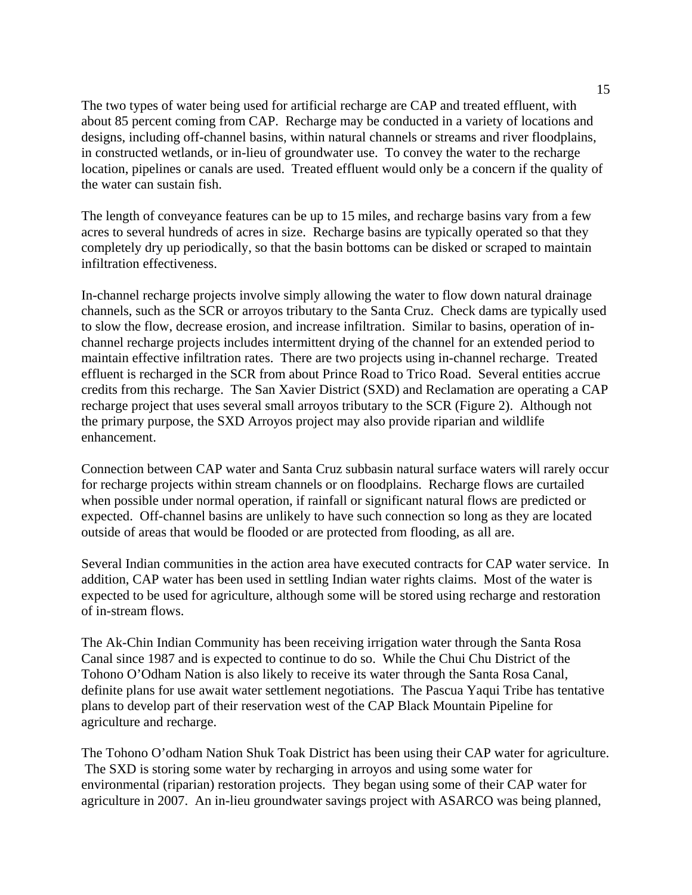The two types of water being used for artificial recharge are CAP and treated effluent, with about 85 percent coming from CAP. Recharge may be conducted in a variety of locations and designs, including off-channel basins, within natural channels or streams and river floodplains, in constructed wetlands, or in-lieu of groundwater use. To convey the water to the recharge location, pipelines or canals are used. Treated effluent would only be a concern if the quality of the water can sustain fish.

The length of conveyance features can be up to 15 miles, and recharge basins vary from a few acres to several hundreds of acres in size. Recharge basins are typically operated so that they completely dry up periodically, so that the basin bottoms can be disked or scraped to maintain infiltration effectiveness.

In-channel recharge projects involve simply allowing the water to flow down natural drainage channels, such as the SCR or arroyos tributary to the Santa Cruz. Check dams are typically used to slow the flow, decrease erosion, and increase infiltration. Similar to basins, operation of in-channel recharge projects includes intermittent drying of the channel for an extended period to maintain effective infiltration rates. There are two projects using in-channel recharge. Treated effluent is recharged in the SCR from about Prince Road to Trico Road. Several entities accrue credits from this recharge. The San Xavier District (SXD) and Reclamation are operating a CAP recharge project that uses several small arroyos tributary to the SCR (Figure 2). Although not the primary purpose, the SXD Arroyos project may also provide riparian and wildlife enhancement.

Connection between CAP water and Santa Cruz subbasin natural surface waters will rarely occur for recharge projects within stream channels or on floodplains. Recharge flows are curtailed when possible under normal operation, if rainfall or significant natural flows are predicted or expected. Off-channel basins are unlikely to have such connection so long as they are located outside of areas that would be flooded or are protected from flooding, as all are.

Several Indian communities in the action area have executed contracts for CAP water service. In addition, CAP water has been used in settling Indian water rights claims. Most of the water is expected to be used for agriculture, although some will be stored using recharge and restoration of in-stream flows.

The Ak-Chin Indian Community has been receiving irrigation water through the Santa Rosa Canal since 1987 and is expected to continue to do so. While the Chui Chu District of the Tohono O'Odham Nation is also likely to receive its water through the Santa Rosa Canal, definite plans for use await water settlement negotiations. The Pascua Yaqui Tribe has tentative plans to develop part of their reservation west of the CAP Black Mountain Pipeline for agriculture and recharge.

The Tohono O'odham Nation Shuk Toak District has been using their CAP water for agriculture. The SXD is storing some water by recharging in arroyos and using some water for environmental (riparian) restoration projects. They began using some of their CAP water for agriculture in 2007. An in-lieu groundwater savings project with ASARCO was being planned,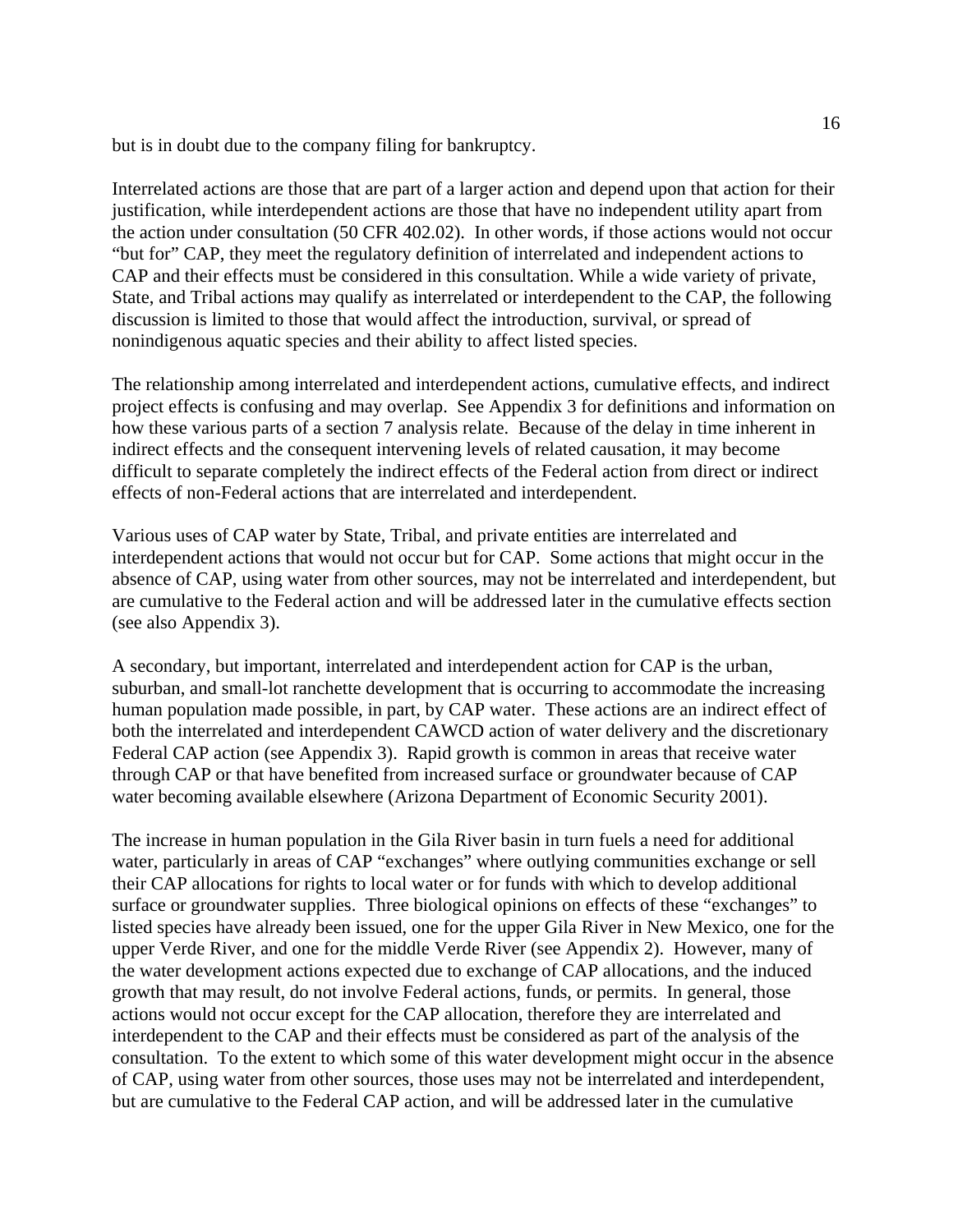but is in doubt due to the company filing for bankruptcy.

Interrelated actions are those that are part of a larger action and depend upon that action for their justification, while interdependent actions are those that have no independent utility apart from the action under consultation (50 CFR 402.02). In other words, if those actions would not occur "but for" CAP, they meet the regulatory definition of interrelated and independent actions to CAP and their effects must be considered in this consultation. While a wide variety of private, State, and Tribal actions may qualify as interrelated or interdependent to the CAP, the following discussion is limited to those that would affect the introduction, survival, or spread of nonindigenous aquatic species and their ability to affect listed species.

The relationship among interrelated and interdependent actions, cumulative effects, and indirect project effects is confusing and may overlap. See Appendix 3 for definitions and information on how these various parts of a section 7 analysis relate. Because of the delay in time inherent in indirect effects and the consequent intervening levels of related causation, it may become difficult to separate completely the indirect effects of the Federal action from direct or indirect effects of non-Federal actions that are interrelated and interdependent.

Various uses of CAP water by State, Tribal, and private entities are interrelated and interdependent actions that would not occur but for CAP. Some actions that might occur in the absence of CAP, using water from other sources, may not be interrelated and interdependent, but are cumulative to the Federal action and will be addressed later in the cumulative effects section (see also Appendix 3).

A secondary, but important, interrelated and interdependent action for CAP is the urban, suburban, and small-lot ranchette development that is occurring to accommodate the increasing human population made possible, in part, by CAP water. These actions are an indirect effect of both the interrelated and interdependent CAWCD action of water delivery and the discretionary Federal CAP action (see Appendix 3). Rapid growth is common in areas that receive water through CAP or that have benefited from increased surface or groundwater because of CAP water becoming available elsewhere (Arizona Department of Economic Security 2001).

The increase in human population in the Gila River basin in turn fuels a need for additional water, particularly in areas of CAP "exchanges" where outlying communities exchange or sell their CAP allocations for rights to local water or for funds with which to develop additional surface or groundwater supplies. Three biological opinions on effects of these "exchanges" to listed species have already been issued, one for the upper Gila River in New Mexico, one for the upper Verde River, and one for the middle Verde River (see Appendix 2). However, many of the water development actions expected due to exchange of CAP allocations, and the induced growth that may result, do not involve Federal actions, funds, or permits. In general, those actions would not occur except for the CAP allocation, therefore they are interrelated and interdependent to the CAP and their effects must be considered as part of the analysis of the consultation. To the extent to which some of this water development might occur in the absence of CAP, using water from other sources, those uses may not be interrelated and interdependent, but are cumulative to the Federal CAP action, and will be addressed later in the cumulative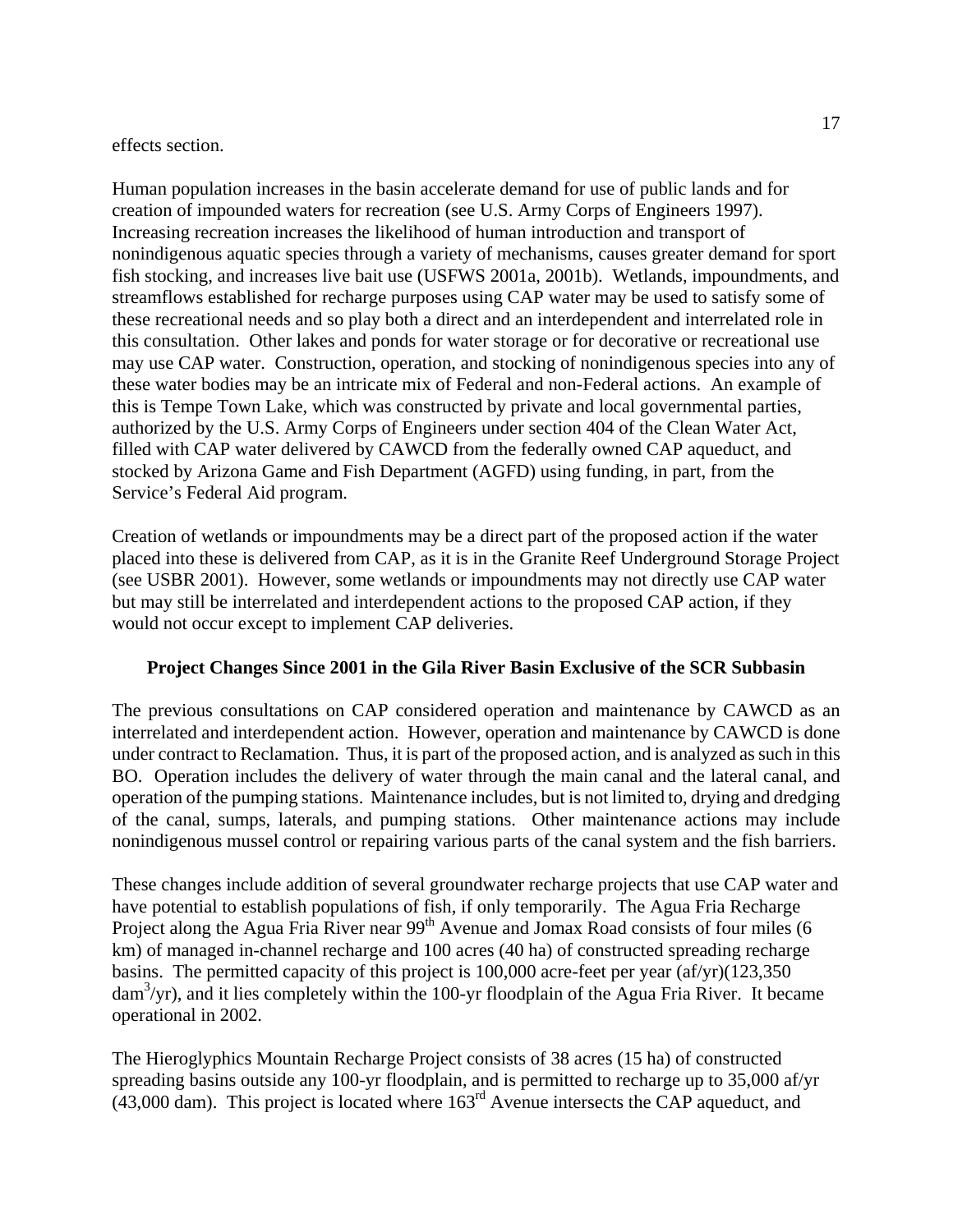effects section.

Human population increases in the basin accelerate demand for use of public lands and for creation of impounded waters for recreation (see U.S. Army Corps of Engineers 1997). Increasing recreation increases the likelihood of human introduction and transport of nonindigenous aquatic species through a variety of mechanisms, causes greater demand for sport fish stocking, and increases live bait use (USFWS 2001a, 2001b). Wetlands, impoundments, and streamflows established for recharge purposes using CAP water may be used to satisfy some of these recreational needs and so play both a direct and an interdependent and interrelated role in this consultation. Other lakes and ponds for water storage or for decorative or recreational use may use CAP water. Construction, operation, and stocking of nonindigenous species into any of these water bodies may be an intricate mix of Federal and non-Federal actions. An example of this is Tempe Town Lake, which was constructed by private and local governmental parties, authorized by the U.S. Army Corps of Engineers under section 404 of the Clean Water Act, filled with CAP water delivered by CAWCD from the federally owned CAP aqueduct, and stocked by Arizona Game and Fish Department (AGFD) using funding, in part, from the Service's Federal Aid program.

Creation of wetlands or impoundments may be a direct part of the proposed action if the water placed into these is delivered from CAP, as it is in the Granite Reef Underground Storage Project (see USBR 2001). However, some wetlands or impoundments may not directly use CAP water but may still be interrelated and interdependent actions to the proposed CAP action, if they would not occur except to implement CAP deliveries.

**Project Changes Since 2001 in the Gila River Basin Exclusive of the SCR Subbasin**

The previous consultations on CAP considered operation and maintenance by CAWCD as an interrelated and interdependent action. However, operation and maintenance by CAWCD is done under contract to Reclamation. Thus, it is part of the proposed action, and is analyzed as such in this BO. Operation includes the delivery of water through the main canal and the lateral canal, and operation of the pumping stations. Maintenance includes, but is not limited to, drying and dredging of the canal, sumps, laterals, and pumping stations. Other maintenance actions may include nonindigenous mussel control or repairing various parts of the canal system and the fish barriers.

These changes include addition of several groundwater recharge projects that use CAP water and have potential to establish populations of fish, if only temporarily. The Agua Fria Recharge Project along the Agua Fria River near 99th Avenue and Jomax Road consists of four miles (6 km) of managed in-channel recharge and 100 acres (40 ha) of constructed spreading recharge basins. The permitted capacity of this project is 100,000 acre-feet per year (af/yr)(123,350 $dam^3$/yr), and it lies completely within the 100-yr floodplain of the Agua Fria River. It became operational in 2002.

The Hieroglyphics Mountain Recharge Project consists of 38 acres (15 ha) of constructed spreading basins outside any 100-yr floodplain, and is permitted to recharge up to 35,000 af/yr (43,000 dam). This project is located where 163rd Avenue intersects the CAP aqueduct, and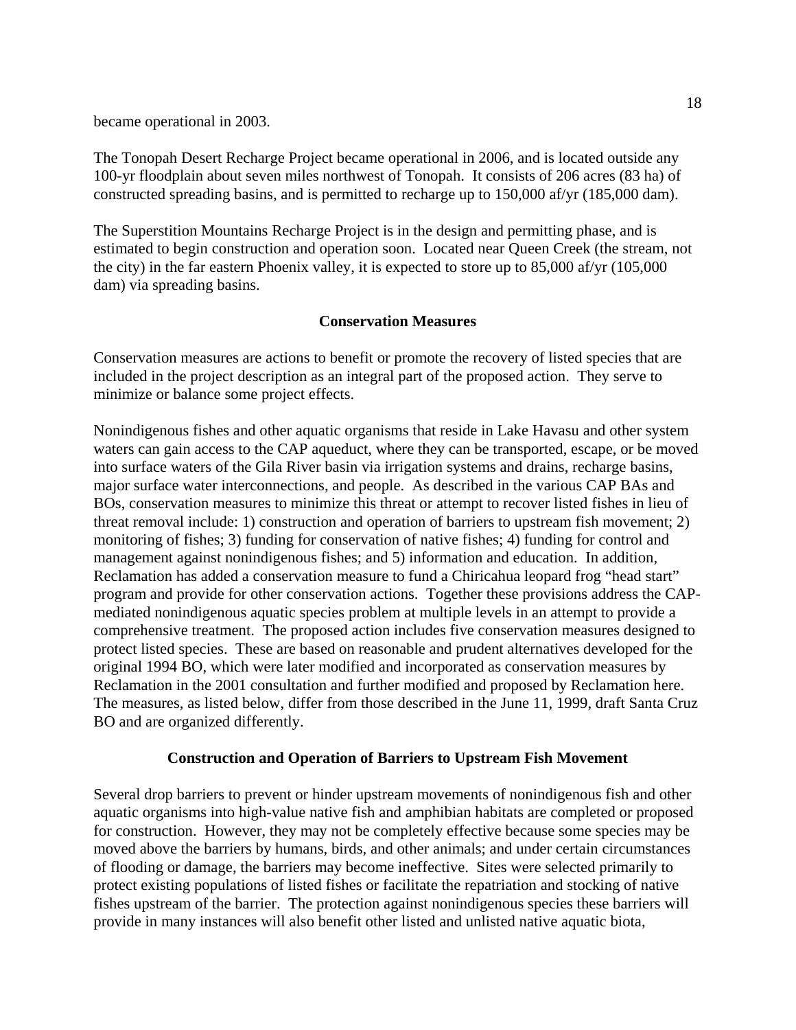became operational in 2003.

The Tonopah Desert Recharge Project became operational in 2006, and is located outside any 100-yr floodplain about seven miles northwest of Tonopah. It consists of 206 acres (83 ha) of constructed spreading basins, and is permitted to recharge up to 150,000 af/yr (185,000 dam).

The Superstition Mountains Recharge Project is in the design and permitting phase, and is estimated to begin construction and operation soon. Located near Queen Creek (the stream, not the city) in the far eastern Phoenix valley, it is expected to store up to 85,000 af/yr (105,000 dam) via spreading basins.

## Conservation Measures

Conservation measures are actions to benefit or promote the recovery of listed species that are included in the project description as an integral part of the proposed action. They serve to minimize or balance some project effects.

Nonindigenous fishes and other aquatic organisms that reside in Lake Havasu and other system waters can gain access to the CAP aqueduct, where they can be transported, escape, or be moved into surface waters of the Gila River basin via irrigation systems and drains, recharge basins, major surface water interconnections, and people. As described in the various CAP BAs and BOs, conservation measures to minimize this threat or attempt to recover listed fishes in lieu of threat removal include: 1) construction and operation of barriers to upstream fish movement; 2) monitoring of fishes; 3) funding for conservation of native fishes; 4) funding for control and management against nonindigenous fishes; and 5) information and education. In addition, Reclamation has added a conservation measure to fund a Chiricahua leopard frog "head start" program and provide for other conservation actions. Together these provisions address the CAP-mediated nonindigenous aquatic species problem at multiple levels in an attempt to provide a comprehensive treatment. The proposed action includes five conservation measures designed to protect listed species. These are based on reasonable and prudent alternatives developed for the original 1994 BO, which were later modified and incorporated as conservation measures by Reclamation in the 2001 consultation and further modified and proposed by Reclamation here. The measures, as listed below, differ from those described in the June 11, 1999, draft Santa Cruz BO and are organized differently.

### Construction and Operation of Barriers to Upstream Fish Movement

Several drop barriers to prevent or hinder upstream movements of nonindigenous fish and other aquatic organisms into high-value native fish and amphibian habitats are completed or proposed for construction. However, they may not be completely effective because some species may be moved above the barriers by humans, birds, and other animals; and under certain circumstances of flooding or damage, the barriers may become ineffective. Sites were selected primarily to protect existing populations of listed fishes or facilitate the repatriation and stocking of native fishes upstream of the barrier. The protection against nonindigenous species these barriers will provide in many instances will also benefit other listed and unlisted native aquatic biota,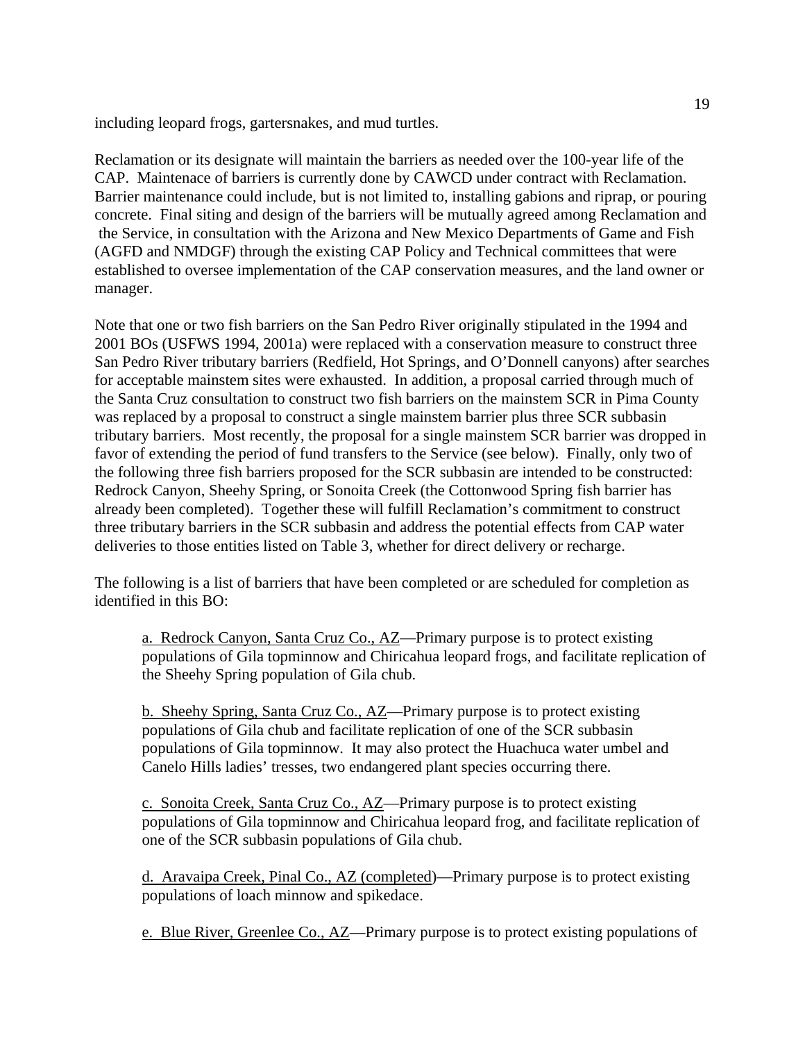including leopard frogs, gartersnakes, and mud turtles.

Reclamation or its designate will maintain the barriers as needed over the 100-year life of the CAP. Maintenace of barriers is currently done by CAWCD under contract with Reclamation. Barrier maintenance could include, but is not limited to, installing gabions and riprap, or pouring concrete. Final siting and design of the barriers will be mutually agreed among Reclamation and the Service, in consultation with the Arizona and New Mexico Departments of Game and Fish (AGFD and NMDGF) through the existing CAP Policy and Technical committees that were established to oversee implementation of the CAP conservation measures, and the land owner or manager.

Note that one or two fish barriers on the San Pedro River originally stipulated in the 1994 and 2001 BOs (USFWS 1994, 2001a) were replaced with a conservation measure to construct three San Pedro River tributary barriers (Redfield, Hot Springs, and O'Donnell canyons) after searches for acceptable mainstem sites were exhausted. In addition, a proposal carried through much of the Santa Cruz consultation to construct two fish barriers on the mainstem SCR in Pima County was replaced by a proposal to construct a single mainstem barrier plus three SCR subbasin tributary barriers. Most recently, the proposal for a single mainstem SCR barrier was dropped in favor of extending the period of fund transfers to the Service (see below). Finally, only two of the following three fish barriers proposed for the SCR subbasin are intended to be constructed: Redrock Canyon, Sheehy Spring, or Sonoita Creek (the Cottonwood Spring fish barrier has already been completed). Together these will fulfill Reclamation's commitment to construct three tributary barriers in the SCR subbasin and address the potential effects from CAP water deliveries to those entities listed on Table 3, whether for direct delivery or recharge.

The following is a list of barriers that have been completed or are scheduled for completion as identified in this BO:

a. Redrock Canyon, Santa Cruz Co., AZ—Primary purpose is to protect existing populations of Gila topminnow and Chiricahua leopard frogs, and facilitate replication of the Sheehy Spring population of Gila chub.

b. Sheehy Spring, Santa Cruz Co., AZ—Primary purpose is to protect existing populations of Gila chub and facilitate replication of one of the SCR subbasin populations of Gila topminnow. It may also protect the Huachuca water umbel and Canelo Hills ladies' tresses, two endangered plant species occurring there.

c. Sonoita Creek, Santa Cruz Co., AZ—Primary purpose is to protect existing populations of Gila topminnow and Chiricahua leopard frog, and facilitate replication of one of the SCR subbasin populations of Gila chub.

d. Aravaipa Creek, Pinal Co., AZ (completed)—Primary purpose is to protect existing populations of loach minnow and spikedace.

e. Blue River, Greenlee Co., AZ—Primary purpose is to protect existing populations of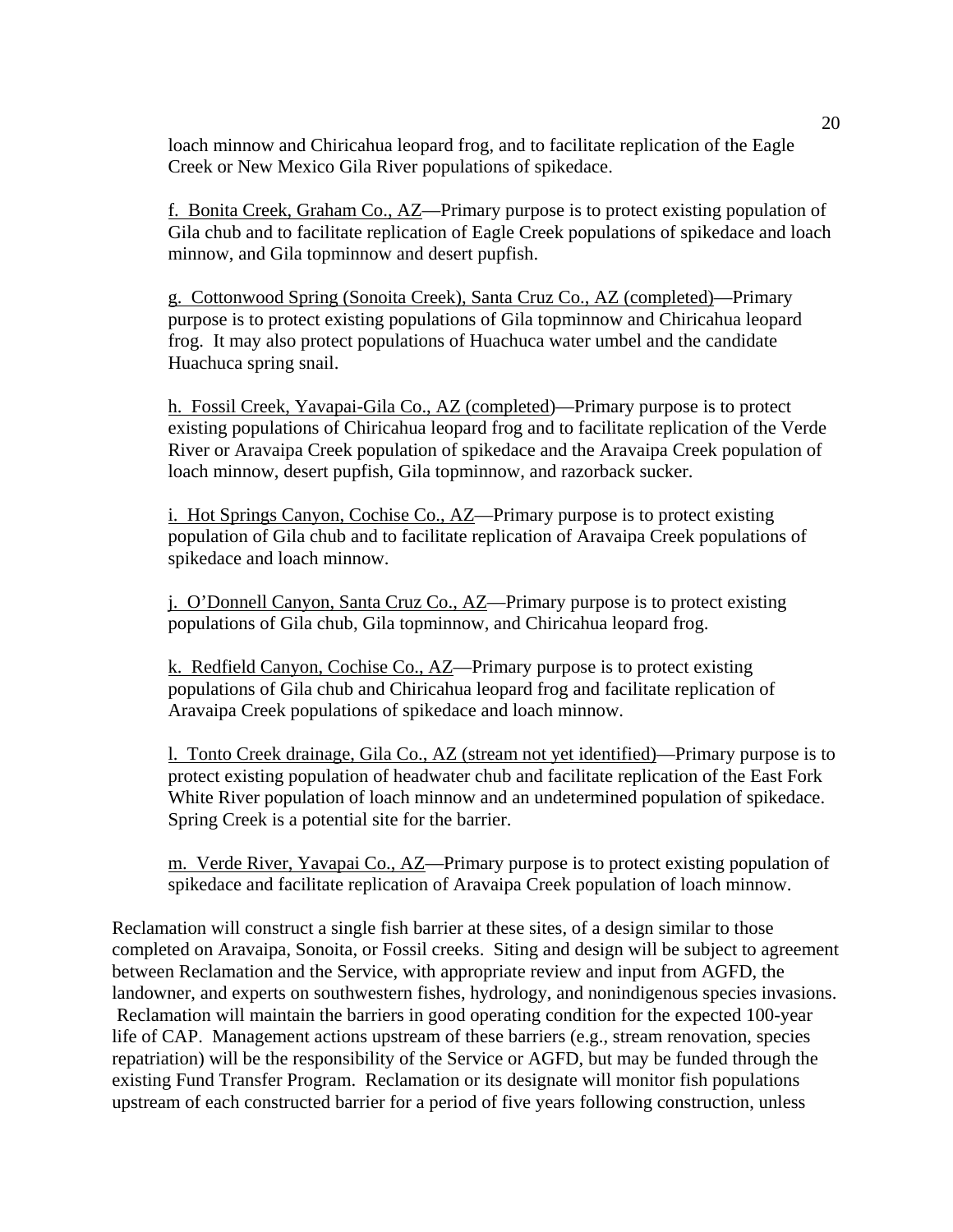loach minnow and Chiricahua leopard frog, and to facilitate replication of the Eagle Creek or New Mexico Gila River populations of spikedace.

f. Bonita Creek, Graham Co., AZ—Primary purpose is to protect existing population of Gila chub and to facilitate replication of Eagle Creek populations of spikedace and loach minnow, and Gila topminnow and desert pupfish.

g. Cottonwood Spring (Sonoita Creek), Santa Cruz Co., AZ (completed)—Primary purpose is to protect existing populations of Gila topminnow and Chiricahua leopard frog. It may also protect populations of Huachuca water umbel and the candidate Huachuca spring snail.

h. Fossil Creek, Yavapai-Gila Co., AZ (completed)—Primary purpose is to protect existing populations of Chiricahua leopard frog and to facilitate replication of the Verde River or Aravaipa Creek population of spikedace and the Aravaipa Creek population of loach minnow, desert pupfish, Gila topminnow, and razorback sucker.

i. Hot Springs Canyon, Cochise Co., AZ—Primary purpose is to protect existing population of Gila chub and to facilitate replication of Aravaipa Creek populations of spikedace and loach minnow.

j. O'Donnell Canyon, Santa Cruz Co., AZ—Primary purpose is to protect existing populations of Gila chub, Gila topminnow, and Chiricahua leopard frog.

k. Redfield Canyon, Cochise Co., AZ—Primary purpose is to protect existing populations of Gila chub and Chiricahua leopard frog and facilitate replication of Aravaipa Creek populations of spikedace and loach minnow.

l. Tonto Creek drainage, Gila Co., AZ (stream not yet identified)—Primary purpose is to protect existing population of headwater chub and facilitate replication of the East Fork White River population of loach minnow and an undetermined population of spikedace. Spring Creek is a potential site for the barrier.

m. Verde River, Yavapai Co., AZ—Primary purpose is to protect existing population of spikedace and facilitate replication of Aravaipa Creek population of loach minnow.

Reclamation will construct a single fish barrier at these sites, of a design similar to those completed on Aravaipa, Sonoita, or Fossil creeks. Siting and design will be subject to agreement between Reclamation and the Service, with appropriate review and input from AGFD, the landowner, and experts on southwestern fishes, hydrology, and nonindigenous species invasions. Reclamation will maintain the barriers in good operating condition for the expected 100-year life of CAP. Management actions upstream of these barriers (e.g., stream renovation, species repatriation) will be the responsibility of the Service or AGFD, but may be funded through the existing Fund Transfer Program. Reclamation or its designate will monitor fish populations upstream of each constructed barrier for a period of five years following construction, unless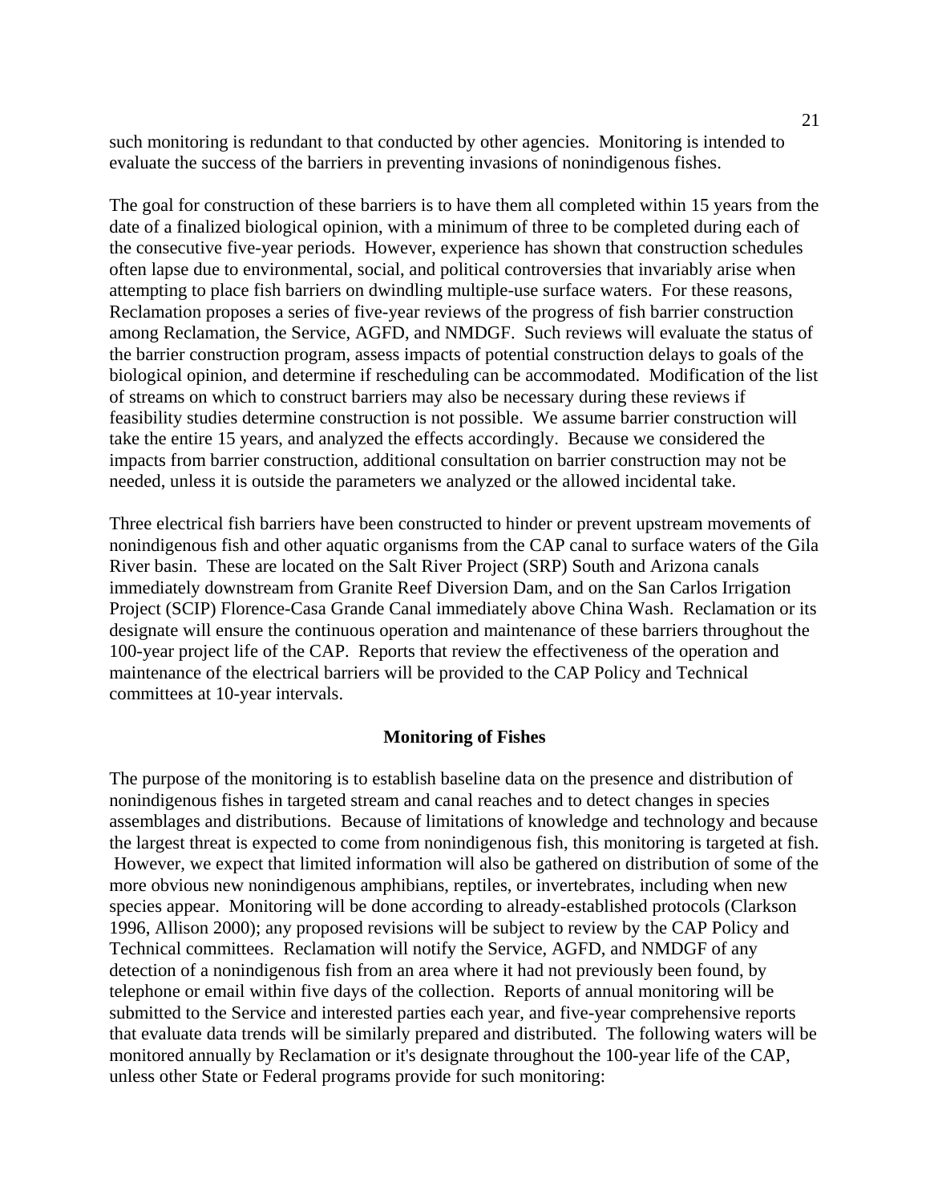such monitoring is redundant to that conducted by other agencies. Monitoring is intended to evaluate the success of the barriers in preventing invasions of nonindigenous fishes.

The goal for construction of these barriers is to have them all completed within 15 years from the date of a finalized biological opinion, with a minimum of three to be completed during each of the consecutive five-year periods. However, experience has shown that construction schedules often lapse due to environmental, social, and political controversies that invariably arise when attempting to place fish barriers on dwindling multiple-use surface waters. For these reasons, Reclamation proposes a series of five-year reviews of the progress of fish barrier construction among Reclamation, the Service, AGFD, and NMDGF. Such reviews will evaluate the status of the barrier construction program, assess impacts of potential construction delays to goals of the biological opinion, and determine if rescheduling can be accommodated. Modification of the list of streams on which to construct barriers may also be necessary during these reviews if feasibility studies determine construction is not possible. We assume barrier construction will take the entire 15 years, and analyzed the effects accordingly. Because we considered the impacts from barrier construction, additional consultation on barrier construction may not be needed, unless it is outside the parameters we analyzed or the allowed incidental take.

Three electrical fish barriers have been constructed to hinder or prevent upstream movements of nonindigenous fish and other aquatic organisms from the CAP canal to surface waters of the Gila River basin. These are located on the Salt River Project (SRP) South and Arizona canals immediately downstream from Granite Reef Diversion Dam, and on the San Carlos Irrigation Project (SCIP) Florence-Casa Grande Canal immediately above China Wash. Reclamation or its designate will ensure the continuous operation and maintenance of these barriers throughout the 100-year project life of the CAP. Reports that review the effectiveness of the operation and maintenance of the electrical barriers will be provided to the CAP Policy and Technical committees at 10-year intervals.

**Monitoring of Fishes**

The purpose of the monitoring is to establish baseline data on the presence and distribution of nonindigenous fishes in targeted stream and canal reaches and to detect changes in species assemblages and distributions. Because of limitations of knowledge and technology and because the largest threat is expected to come from nonindigenous fish, this monitoring is targeted at fish. However, we expect that limited information will also be gathered on distribution of some of the more obvious new nonindigenous amphibians, reptiles, or invertebrates, including when new species appear. Monitoring will be done according to already-established protocols (Clarkson 1996, Allison 2000); any proposed revisions will be subject to review by the CAP Policy and Technical committees. Reclamation will notify the Service, AGFD, and NMDGF of any detection of a nonindigenous fish from an area where it had not previously been found, by telephone or email within five days of the collection. Reports of annual monitoring will be submitted to the Service and interested parties each year, and five-year comprehensive reports that evaluate data trends will be similarly prepared and distributed. The following waters will be monitored annually by Reclamation or it's designate throughout the 100-year life of the CAP, unless other State or Federal programs provide for such monitoring: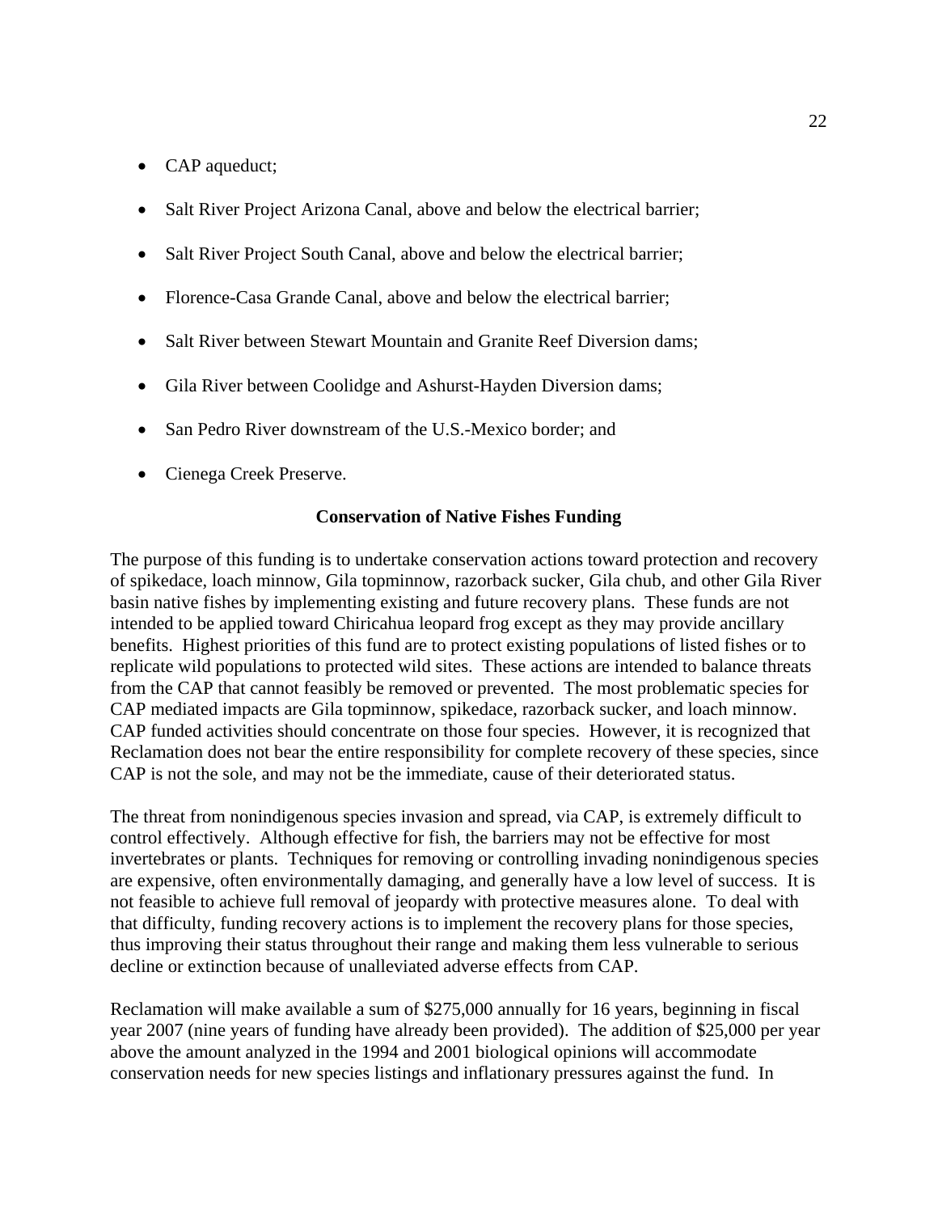- CAP aqueduct;
- Salt River Project Arizona Canal, above and below the electrical barrier;
- Salt River Project South Canal, above and below the electrical barrier;
- Florence-Casa Grande Canal, above and below the electrical barrier;
- Salt River between Stewart Mountain and Granite Reef Diversion dams;
- Gila River between Coolidge and Ashurst-Hayden Diversion dams;
- San Pedro River downstream of the U.S.-Mexico border; and
- Cienega Creek Preserve.

**Conservation of Native Fishes Funding**

The purpose of this funding is to undertake conservation actions toward protection and recovery of spikedace, loach minnow, Gila topminnow, razorback sucker, Gila chub, and other Gila River basin native fishes by implementing existing and future recovery plans. These funds are not intended to be applied toward Chiricahua leopard frog except as they may provide ancillary benefits. Highest priorities of this fund are to protect existing populations of listed fishes or to replicate wild populations to protected wild sites. These actions are intended to balance threats from the CAP that cannot feasibly be removed or prevented. The most problematic species for CAP mediated impacts are Gila topminnow, spikedace, razorback sucker, and loach minnow. CAP funded activities should concentrate on those four species. However, it is recognized that Reclamation does not bear the entire responsibility for complete recovery of these species, since CAP is not the sole, and may not be the immediate, cause of their deteriorated status.

The threat from nonindigenous species invasion and spread, via CAP, is extremely difficult to control effectively. Although effective for fish, the barriers may not be effective for most invertebrates or plants. Techniques for removing or controlling invading nonindigenous species are expensive, often environmentally damaging, and generally have a low level of success. It is not feasible to achieve full removal of jeopardy with protective measures alone. To deal with that difficulty, funding recovery actions is to implement the recovery plans for those species, thus improving their status throughout their range and making them less vulnerable to serious decline or extinction because of unalleviated adverse effects from CAP.

Reclamation will make available a sum of $275,000 annually for 16 years, beginning in fiscal year 2007 (nine years of funding have already been provided). The addition of $25,000 per year above the amount analyzed in the 1994 and 2001 biological opinions will accommodate conservation needs for new species listings and inflationary pressures against the fund. In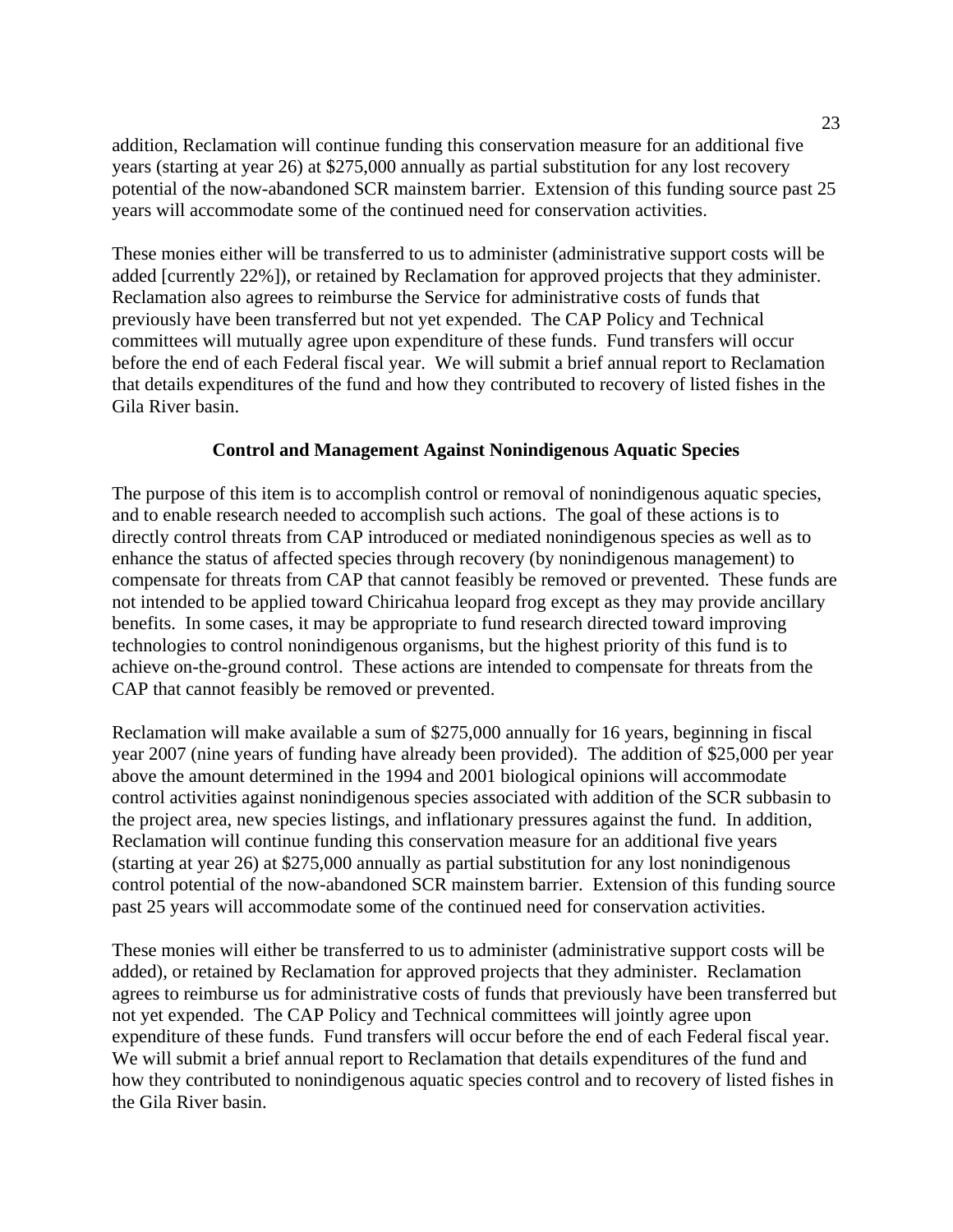addition, Reclamation will continue funding this conservation measure for an additional five years (starting at year 26) at $275,000 annually as partial substitution for any lost recovery potential of the now-abandoned SCR mainstem barrier. Extension of this funding source past 25 years will accommodate some of the continued need for conservation activities.

These monies either will be transferred to us to administer (administrative support costs will be added [currently 22%]), or retained by Reclamation for approved projects that they administer. Reclamation also agrees to reimburse the Service for administrative costs of funds that previously have been transferred but not yet expended. The CAP Policy and Technical committees will mutually agree upon expenditure of these funds. Fund transfers will occur before the end of each Federal fiscal year. We will submit a brief annual report to Reclamation that details expenditures of the fund and how they contributed to recovery of listed fishes in the Gila River basin.

### Control and Management Against Nonindigenous Aquatic Species

The purpose of this item is to accomplish control or removal of nonindigenous aquatic species, and to enable research needed to accomplish such actions. The goal of these actions is to directly control threats from CAP introduced or mediated nonindigenous species as well as to enhance the status of affected species through recovery (by nonindigenous management) to compensate for threats from CAP that cannot feasibly be removed or prevented. These funds are not intended to be applied toward Chiricahua leopard frog except as they may provide ancillary benefits. In some cases, it may be appropriate to fund research directed toward improving technologies to control nonindigenous organisms, but the highest priority of this fund is to achieve on-the-ground control. These actions are intended to compensate for threats from the CAP that cannot feasibly be removed or prevented.

Reclamation will make available a sum of $275,000 annually for 16 years, beginning in fiscal year 2007 (nine years of funding have already been provided). The addition of $25,000 per year above the amount determined in the 1994 and 2001 biological opinions will accommodate control activities against nonindigenous species associated with addition of the SCR subbasin to the project area, new species listings, and inflationary pressures against the fund. In addition, Reclamation will continue funding this conservation measure for an additional five years (starting at year 26) at $275,000 annually as partial substitution for any lost nonindigenous control potential of the now-abandoned SCR mainstem barrier. Extension of this funding source past 25 years will accommodate some of the continued need for conservation activities.

These monies will either be transferred to us to administer (administrative support costs will be added), or retained by Reclamation for approved projects that they administer. Reclamation agrees to reimburse us for administrative costs of funds that previously have been transferred but not yet expended. The CAP Policy and Technical committees will jointly agree upon expenditure of these funds. Fund transfers will occur before the end of each Federal fiscal year. We will submit a brief annual report to Reclamation that details expenditures of the fund and how they contributed to nonindigenous aquatic species control and to recovery of listed fishes in the Gila River basin.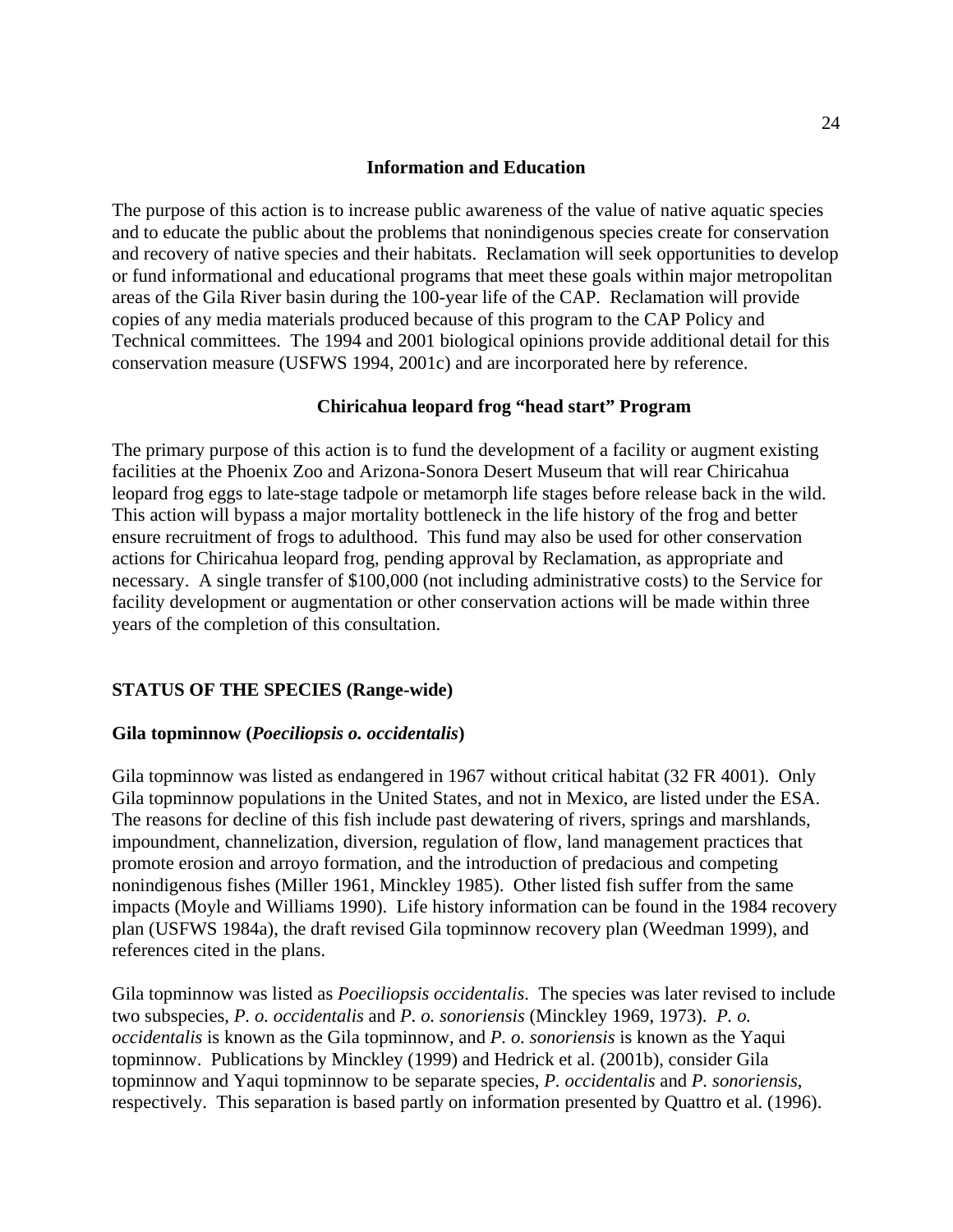### Information and Education

The purpose of this action is to increase public awareness of the value of native aquatic species and to educate the public about the problems that nonindigenous species create for conservation and recovery of native species and their habitats. Reclamation will seek opportunities to develop or fund informational and educational programs that meet these goals within major metropolitan areas of the Gila River basin during the 100-year life of the CAP. Reclamation will provide copies of any media materials produced because of this program to the CAP Policy and Technical committees. The 1994 and 2001 biological opinions provide additional detail for this conservation measure (USFWS 1994, 2001c) and are incorporated here by reference.

### Chiricahua leopard frog "head start" Program

The primary purpose of this action is to fund the development of a facility or augment existing facilities at the Phoenix Zoo and Arizona-Sonora Desert Museum that will rear Chiricahua leopard frog eggs to late-stage tadpole or metamorph life stages before release back in the wild. This action will bypass a major mortality bottleneck in the life history of the frog and better ensure recruitment of frogs to adulthood. This fund may also be used for other conservation actions for Chiricahua leopard frog, pending approval by Reclamation, as appropriate and necessary. A single transfer of $100,000 (not including administrative costs) to the Service for facility development or augmentation or other conservation actions will be made within three years of the completion of this consultation.

## STATUS OF THE SPECIES (Range-wide)

### Gila topminnow (*Poeciliopsis o. occidentalis*)

Gila topminnow was listed as endangered in 1967 without critical habitat (32 FR 4001). Only Gila topminnow populations in the United States, and not in Mexico, are listed under the ESA. The reasons for decline of this fish include past dewatering of rivers, springs and marshlands, impoundment, channelization, diversion, regulation of flow, land management practices that promote erosion and arroyo formation, and the introduction of predacious and competing nonindigenous fishes (Miller 1961, Minckley 1985). Other listed fish suffer from the same impacts (Moyle and Williams 1990). Life history information can be found in the 1984 recovery plan (USFWS 1984a), the draft revised Gila topminnow recovery plan (Weedman 1999), and references cited in the plans.

Gila topminnow was listed as *Poeciliopsis occidentalis*. The species was later revised to include two subspecies, *P. o. occidentalis* and *P. o. sonoriensis* (Minckley 1969, 1973). *P. o. occidentalis* is known as the Gila topminnow, and *P. o. sonoriensis* is known as the Yaqui topminnow. Publications by Minckley (1999) and Hedrick et al. (2001b), consider Gila topminnow and Yaqui topminnow to be separate species, *P. occidentalis* and *P. sonoriensis*, respectively. This separation is based partly on information presented by Quattro et al. (1996).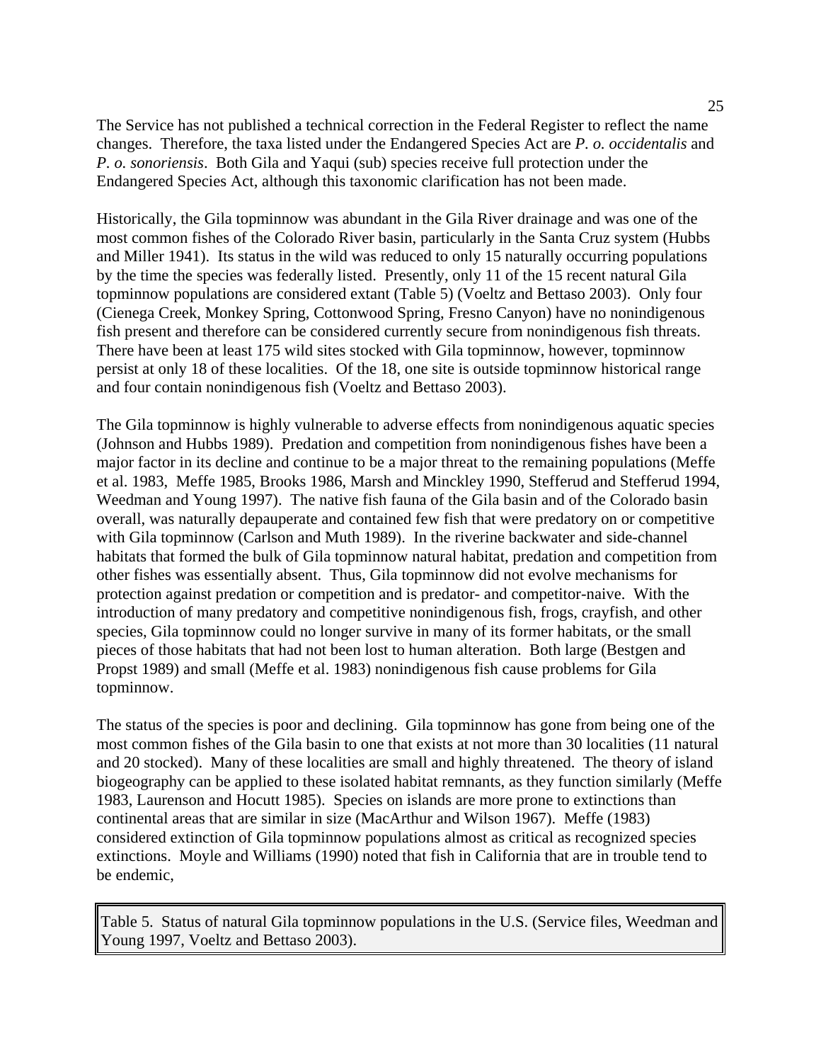The Service has not published a technical correction in the Federal Register to reflect the name changes. Therefore, the taxa listed under the Endangered Species Act are *P. o. occidentalis* and *P. o. sonoriensis*. Both Gila and Yaqui (sub) species receive full protection under the Endangered Species Act, although this taxonomic clarification has not been made.

Historically, the Gila topminnow was abundant in the Gila River drainage and was one of the most common fishes of the Colorado River basin, particularly in the Santa Cruz system (Hubbs and Miller 1941). Its status in the wild was reduced to only 15 naturally occurring populations by the time the species was federally listed. Presently, only 11 of the 15 recent natural Gila topminnow populations are considered extant (Table 5) (Voeltz and Bettaso 2003). Only four (Cienega Creek, Monkey Spring, Cottonwood Spring, Fresno Canyon) have no nonindigenous fish present and therefore can be considered currently secure from nonindigenous fish threats. There have been at least 175 wild sites stocked with Gila topminnow, however, topminnow persist at only 18 of these localities. Of the 18, one site is outside topminnow historical range and four contain nonindigenous fish (Voeltz and Bettaso 2003).

The Gila topminnow is highly vulnerable to adverse effects from nonindigenous aquatic species (Johnson and Hubbs 1989). Predation and competition from nonindigenous fishes have been a major factor in its decline and continue to be a major threat to the remaining populations (Meffe et al. 1983, Meffe 1985, Brooks 1986, Marsh and Minckley 1990, Stefferud and Stefferud 1994, Weedman and Young 1997). The native fish fauna of the Gila basin and of the Colorado basin overall, was naturally depauperate and contained few fish that were predatory on or competitive with Gila topminnow (Carlson and Muth 1989). In the riverine backwater and side-channel habitats that formed the bulk of Gila topminnow natural habitat, predation and competition from other fishes was essentially absent. Thus, Gila topminnow did not evolve mechanisms for protection against predation or competition and is predator- and competitor-naive. With the introduction of many predatory and competitive nonindigenous fish, frogs, crayfish, and other species, Gila topminnow could no longer survive in many of its former habitats, or the small pieces of those habitats that had not been lost to human alteration. Both large (Bestgen and Propst 1989) and small (Meffe et al. 1983) nonindigenous fish cause problems for Gila topminnow.

The status of the species is poor and declining. Gila topminnow has gone from being one of the most common fishes of the Gila basin to one that exists at not more than 30 localities (11 natural and 20 stocked). Many of these localities are small and highly threatened. The theory of island biogeography can be applied to these isolated habitat remnants, as they function similarly (Meffe 1983, Laurenson and Hocutt 1985). Species on islands are more prone to extinctions than continental areas that are similar in size (MacArthur and Wilson 1967). Meffe (1983) considered extinction of Gila topminnow populations almost as critical as recognized species extinctions. Moyle and Williams (1990) noted that fish in California that are in trouble tend to be endemic,

Table 5. Status of natural Gila topminnow populations in the U.S. (Service files, Weedman and Young 1997, Voeltz and Bettaso 2003).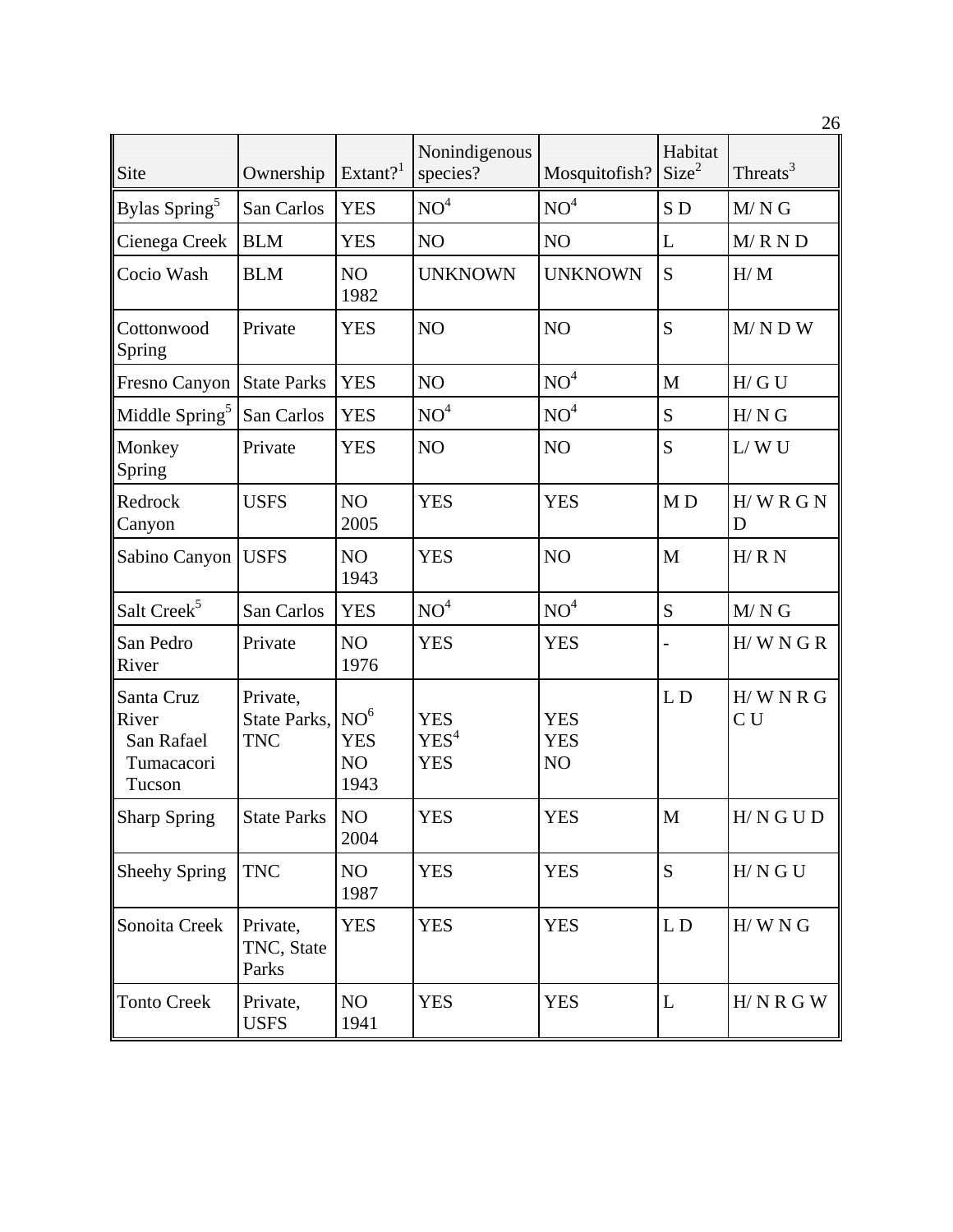| Site | Ownership | Extant?[1] | Nonindigenous species? | Mosquitofish? | Habitat Size[2] | Threats[3] |
|---|---|---|---|---|---|---|
| Bylas Spring[5] | San Carlos | YES | NO[4] | NO[4] | S D | M/ N G |
| Cienega Creek | BLM | YES | NO | NO | L | M/ R N D |
| Cocio Wash | BLM | NO 1982 | UNKNOWN | UNKNOWN | S | H/ M |
| Cottonwood Spring | Private | YES | NO | NO | S | M/ N D W |
| Fresno Canyon | State Parks | YES | NO | NO[4] | M | H/ G U |
| Middle Spring[5] | San Carlos | YES | NO[4] | NO[4] | S | H/ N G |
| Monkey Spring | Private | YES | NO | NO | S | L/ W U |
| Redrock Canyon | USFS | NO 2005 | YES | YES | M D | H/ W R G N D |
| Sabino Canyon | USFS | NO 1943 | YES | NO | M | H/ R N |
| Salt Creek[5] | San Carlos | YES | NO[4] | NO[4] | S | M/ N G |
| San Pedro River | Private | NO 1976 | YES | YES | - | H/ W N G R |
| Santa Cruz River<br>San Rafael<br>Tumacacori<br>Tucson | Private, State Parks, TNC | NO[6]<br>YES<br>NO<br>1943 | <br>YES<br>YES[4]<br>YES | <br>YES<br>YES<br>NO | L D | H/ W N R G C U |
| Sharp Spring | State Parks | NO 2004 | YES | YES | M | H/ N G U D |
| Sheehy Spring | TNC | NO 1987 | YES | YES | S | H/ N G U |
| Sonoita Creek | Private, TNC, State Parks | YES | YES | YES | L D | H/ W N G |
| Tonto Creek | Private, USFS | NO 1941 | YES | YES | L | H/ N R G W |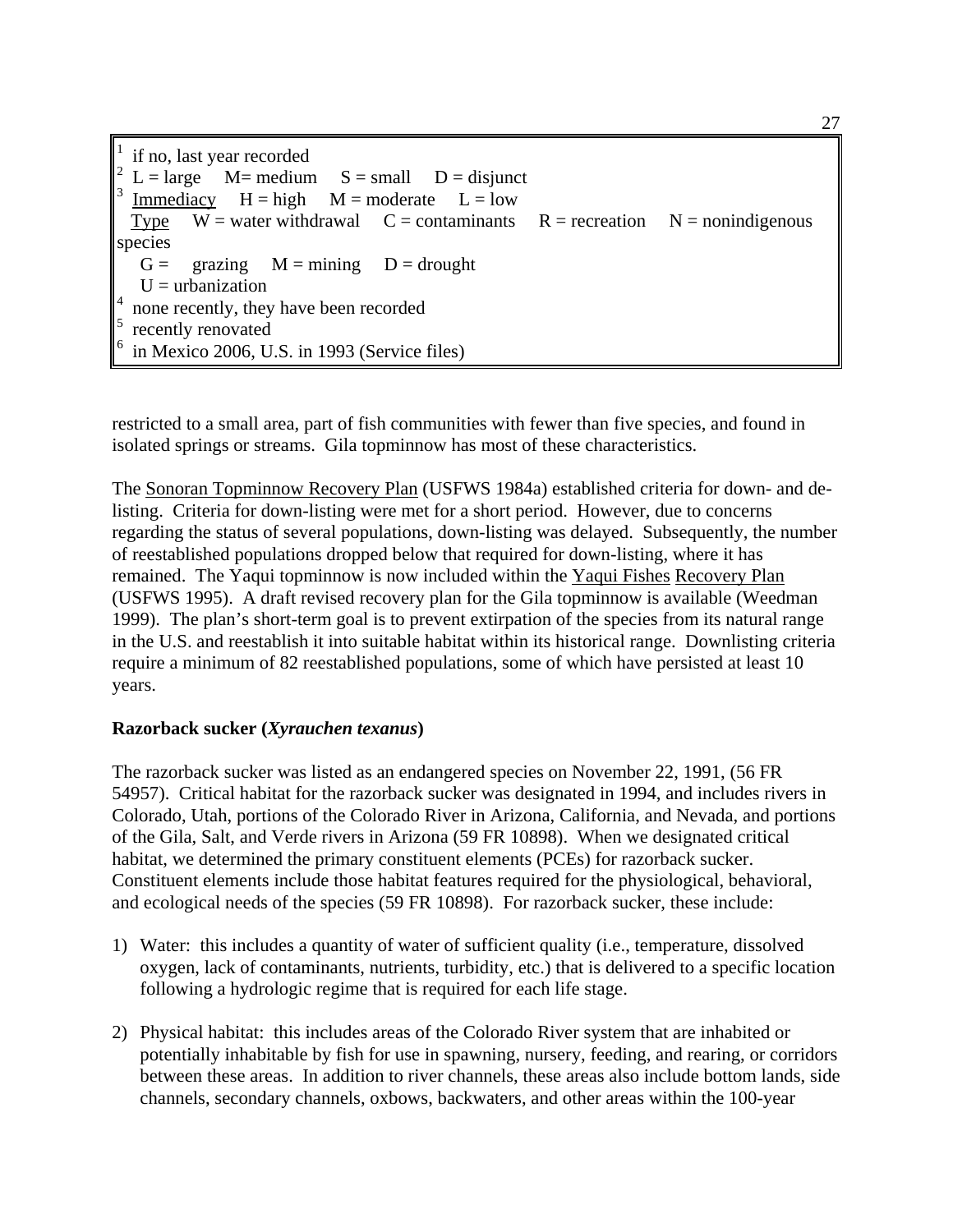[1] if no, last year recorded
[2] L = large  M= medium  S = small  D = disjunct
[3] Immediacy  H = high  M = moderate  L = low
Type  W = water withdrawal  C = contaminants  R = recreation  N = nonindigenous species
G = grazing  M = mining  D = drought
U = urbanization
[4] none recently, they have been recorded
[5] recently renovated
[6] in Mexico 2006, U.S. in 1993 (Service files)

restricted to a small area, part of fish communities with fewer than five species, and found in isolated springs or streams. Gila topminnow has most of these characteristics.

The Sonoran Topminnow Recovery Plan (USFWS 1984a) established criteria for down- and de-listing. Criteria for down-listing were met for a short period. However, due to concerns regarding the status of several populations, down-listing was delayed. Subsequently, the number of reestablished populations dropped below that required for down-listing, where it has remained. The Yaqui topminnow is now included within the Yaqui Fishes Recovery Plan (USFWS 1995). A draft revised recovery plan for the Gila topminnow is available (Weedman 1999). The plan's short-term goal is to prevent extirpation of the species from its natural range in the U.S. and reestablish it into suitable habitat within its historical range. Downlisting criteria require a minimum of 82 reestablished populations, some of which have persisted at least 10 years.

**Razorback sucker (*Xyrauchen texanus*)**

The razorback sucker was listed as an endangered species on November 22, 1991, (56 FR 54957). Critical habitat for the razorback sucker was designated in 1994, and includes rivers in Colorado, Utah, portions of the Colorado River in Arizona, California, and Nevada, and portions of the Gila, Salt, and Verde rivers in Arizona (59 FR 10898). When we designated critical habitat, we determined the primary constituent elements (PCEs) for razorback sucker. Constituent elements include those habitat features required for the physiological, behavioral, and ecological needs of the species (59 FR 10898). For razorback sucker, these include:

1) Water: this includes a quantity of water of sufficient quality (i.e., temperature, dissolved oxygen, lack of contaminants, nutrients, turbidity, etc.) that is delivered to a specific location following a hydrologic regime that is required for each life stage.

2) Physical habitat: this includes areas of the Colorado River system that are inhabited or potentially inhabitable by fish for use in spawning, nursery, feeding, and rearing, or corridors between these areas. In addition to river channels, these areas also include bottom lands, side channels, secondary channels, oxbows, backwaters, and other areas within the 100-year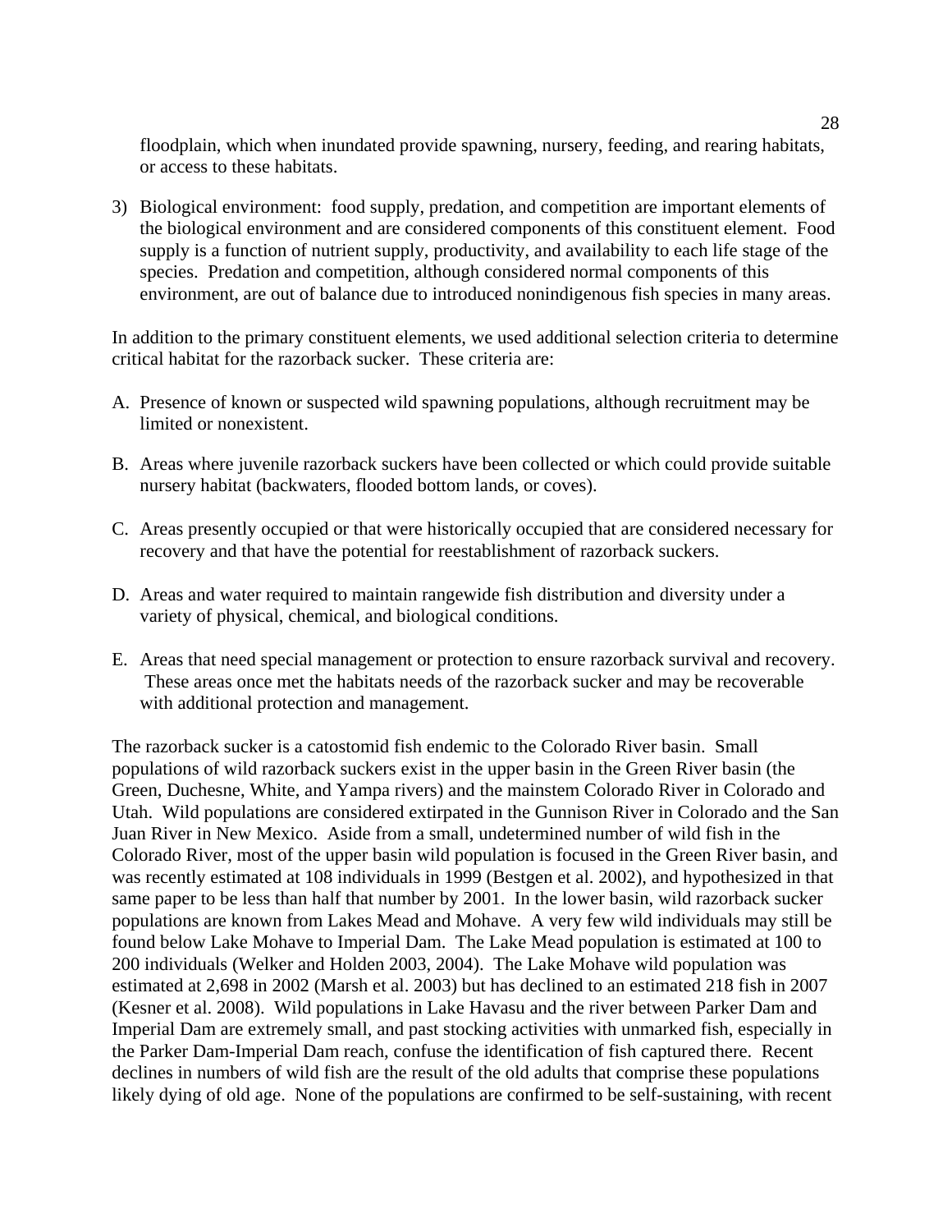floodplain, which when inundated provide spawning, nursery, feeding, and rearing habitats, or access to these habitats.

3) Biological environment: food supply, predation, and competition are important elements of the biological environment and are considered components of this constituent element. Food supply is a function of nutrient supply, productivity, and availability to each life stage of the species. Predation and competition, although considered normal components of this environment, are out of balance due to introduced nonindigenous fish species in many areas.

In addition to the primary constituent elements, we used additional selection criteria to determine critical habitat for the razorback sucker. These criteria are:

A. Presence of known or suspected wild spawning populations, although recruitment may be limited or nonexistent.

B. Areas where juvenile razorback suckers have been collected or which could provide suitable nursery habitat (backwaters, flooded bottom lands, or coves).

C. Areas presently occupied or that were historically occupied that are considered necessary for recovery and that have the potential for reestablishment of razorback suckers.

D. Areas and water required to maintain rangewide fish distribution and diversity under a variety of physical, chemical, and biological conditions.

E. Areas that need special management or protection to ensure razorback survival and recovery. These areas once met the habitats needs of the razorback sucker and may be recoverable with additional protection and management.

The razorback sucker is a catostomid fish endemic to the Colorado River basin. Small populations of wild razorback suckers exist in the upper basin in the Green River basin (the Green, Duchesne, White, and Yampa rivers) and the mainstem Colorado River in Colorado and Utah. Wild populations are considered extirpated in the Gunnison River in Colorado and the San Juan River in New Mexico. Aside from a small, undetermined number of wild fish in the Colorado River, most of the upper basin wild population is focused in the Green River basin, and was recently estimated at 108 individuals in 1999 (Bestgen et al. 2002), and hypothesized in that same paper to be less than half that number by 2001. In the lower basin, wild razorback sucker populations are known from Lakes Mead and Mohave. A very few wild individuals may still be found below Lake Mohave to Imperial Dam. The Lake Mead population is estimated at 100 to 200 individuals (Welker and Holden 2003, 2004). The Lake Mohave wild population was estimated at 2,698 in 2002 (Marsh et al. 2003) but has declined to an estimated 218 fish in 2007 (Kesner et al. 2008). Wild populations in Lake Havasu and the river between Parker Dam and Imperial Dam are extremely small, and past stocking activities with unmarked fish, especially in the Parker Dam-Imperial Dam reach, confuse the identification of fish captured there. Recent declines in numbers of wild fish are the result of the old adults that comprise these populations likely dying of old age. None of the populations are confirmed to be self-sustaining, with recent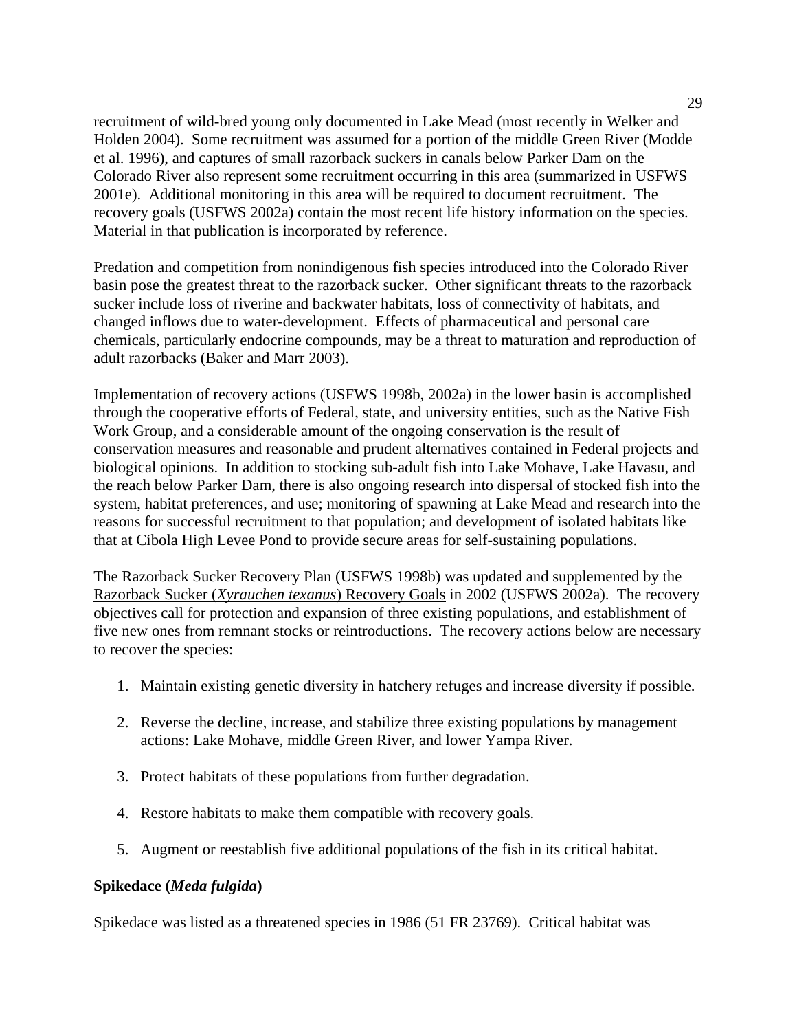recruitment of wild-bred young only documented in Lake Mead (most recently in Welker and Holden 2004). Some recruitment was assumed for a portion of the middle Green River (Modde et al. 1996), and captures of small razorback suckers in canals below Parker Dam on the Colorado River also represent some recruitment occurring in this area (summarized in USFWS 2001e). Additional monitoring in this area will be required to document recruitment. The recovery goals (USFWS 2002a) contain the most recent life history information on the species. Material in that publication is incorporated by reference.

Predation and competition from nonindigenous fish species introduced into the Colorado River basin pose the greatest threat to the razorback sucker. Other significant threats to the razorback sucker include loss of riverine and backwater habitats, loss of connectivity of habitats, and changed inflows due to water-development. Effects of pharmaceutical and personal care chemicals, particularly endocrine compounds, may be a threat to maturation and reproduction of adult razorbacks (Baker and Marr 2003).

Implementation of recovery actions (USFWS 1998b, 2002a) in the lower basin is accomplished through the cooperative efforts of Federal, state, and university entities, such as the Native Fish Work Group, and a considerable amount of the ongoing conservation is the result of conservation measures and reasonable and prudent alternatives contained in Federal projects and biological opinions. In addition to stocking sub-adult fish into Lake Mohave, Lake Havasu, and the reach below Parker Dam, there is also ongoing research into dispersal of stocked fish into the system, habitat preferences, and use; monitoring of spawning at Lake Mead and research into the reasons for successful recruitment to that population; and development of isolated habitats like that at Cibola High Levee Pond to provide secure areas for self-sustaining populations.

The Razorback Sucker Recovery Plan (USFWS 1998b) was updated and supplemented by the Razorback Sucker (*Xyrauchen texanus*) Recovery Goals in 2002 (USFWS 2002a). The recovery objectives call for protection and expansion of three existing populations, and establishment of five new ones from remnant stocks or reintroductions. The recovery actions below are necessary to recover the species:

1. Maintain existing genetic diversity in hatchery refuges and increase diversity if possible.

2. Reverse the decline, increase, and stabilize three existing populations by management actions: Lake Mohave, middle Green River, and lower Yampa River.

3. Protect habitats of these populations from further degradation.

4. Restore habitats to make them compatible with recovery goals.

5. Augment or reestablish five additional populations of the fish in its critical habitat.

**Spikedace (*Meda fulgida*)**

Spikedace was listed as a threatened species in 1986 (51 FR 23769). Critical habitat was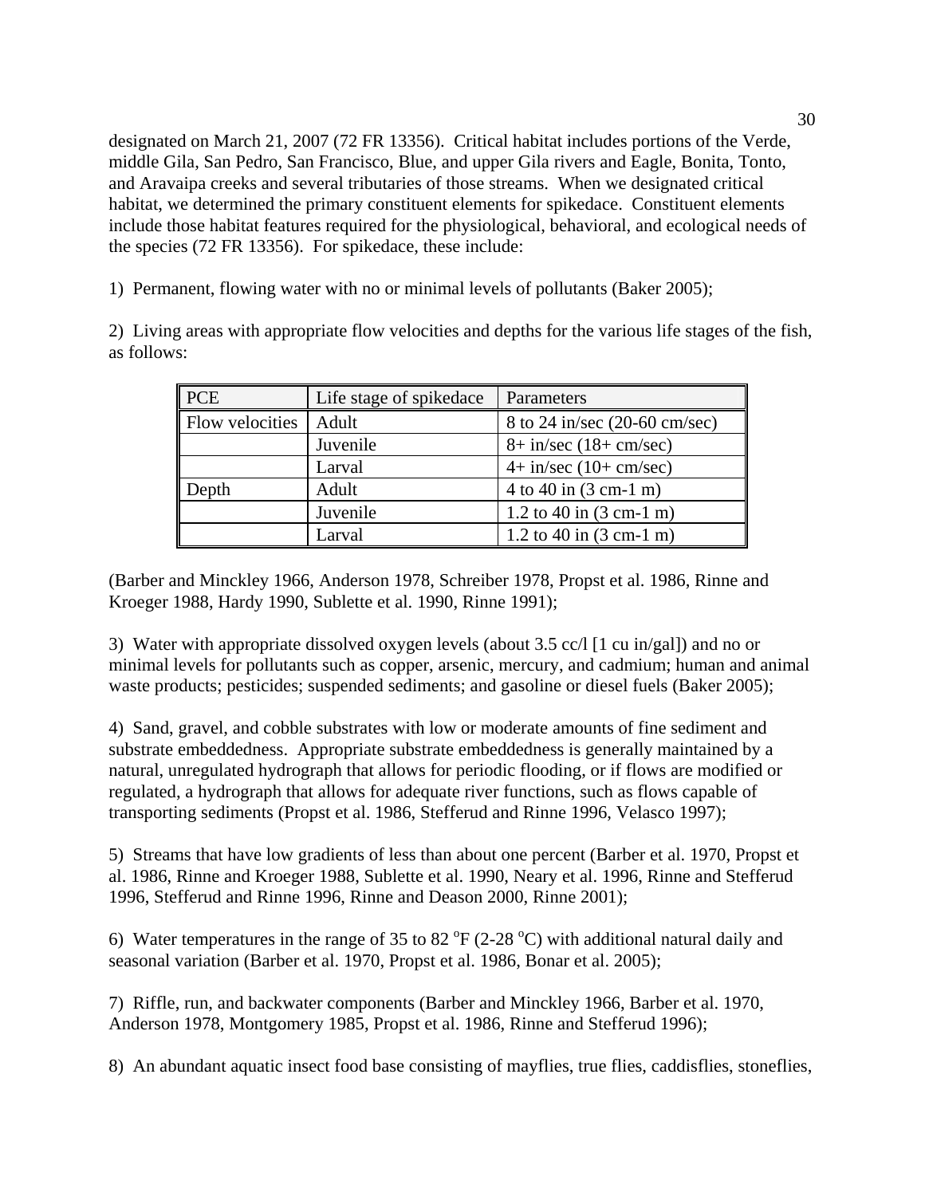designated on March 21, 2007 (72 FR 13356). Critical habitat includes portions of the Verde, middle Gila, San Pedro, San Francisco, Blue, and upper Gila rivers and Eagle, Bonita, Tonto, and Aravaipa creeks and several tributaries of those streams. When we designated critical habitat, we determined the primary constituent elements for spikedace. Constituent elements include those habitat features required for the physiological, behavioral, and ecological needs of the species (72 FR 13356). For spikedace, these include:

1) Permanent, flowing water with no or minimal levels of pollutants (Baker 2005);

2) Living areas with appropriate flow velocities and depths for the various life stages of the fish, as follows:

| PCE | Life stage of spikedace | Parameters |
|---|---|---|
| Flow velocities | Adult | 8 to 24 in/sec (20-60 cm/sec) |
| | Juvenile | 8+ in/sec (18+ cm/sec) |
| | Larval | 4+ in/sec (10+ cm/sec) |
| Depth | Adult | 4 to 40 in (3 cm-1 m) |
| | Juvenile | 1.2 to 40 in (3 cm-1 m) |
| | Larval | 1.2 to 40 in (3 cm-1 m) |

(Barber and Minckley 1966, Anderson 1978, Schreiber 1978, Propst et al. 1986, Rinne and Kroeger 1988, Hardy 1990, Sublette et al. 1990, Rinne 1991);

3) Water with appropriate dissolved oxygen levels (about 3.5 cc/l [1 cu in/gal]) and no or minimal levels for pollutants such as copper, arsenic, mercury, and cadmium; human and animal waste products; pesticides; suspended sediments; and gasoline or diesel fuels (Baker 2005);

4) Sand, gravel, and cobble substrates with low or moderate amounts of fine sediment and substrate embeddedness. Appropriate substrate embeddedness is generally maintained by a natural, unregulated hydrograph that allows for periodic flooding, or if flows are modified or regulated, a hydrograph that allows for adequate river functions, such as flows capable of transporting sediments (Propst et al. 1986, Stefferud and Rinne 1996, Velasco 1997);

5) Streams that have low gradients of less than about one percent (Barber et al. 1970, Propst et al. 1986, Rinne and Kroeger 1988, Sublette et al. 1990, Neary et al. 1996, Rinne and Stefferud 1996, Stefferud and Rinne 1996, Rinne and Deason 2000, Rinne 2001);

6) Water temperatures in the range of 35 to 82 $^{o}$F (2-28 $^{o}$C) with additional natural daily and seasonal variation (Barber et al. 1970, Propst et al. 1986, Bonar et al. 2005);

7) Riffle, run, and backwater components (Barber and Minckley 1966, Barber et al. 1970, Anderson 1978, Montgomery 1985, Propst et al. 1986, Rinne and Stefferud 1996);

8) An abundant aquatic insect food base consisting of mayflies, true flies, caddisflies, stoneflies,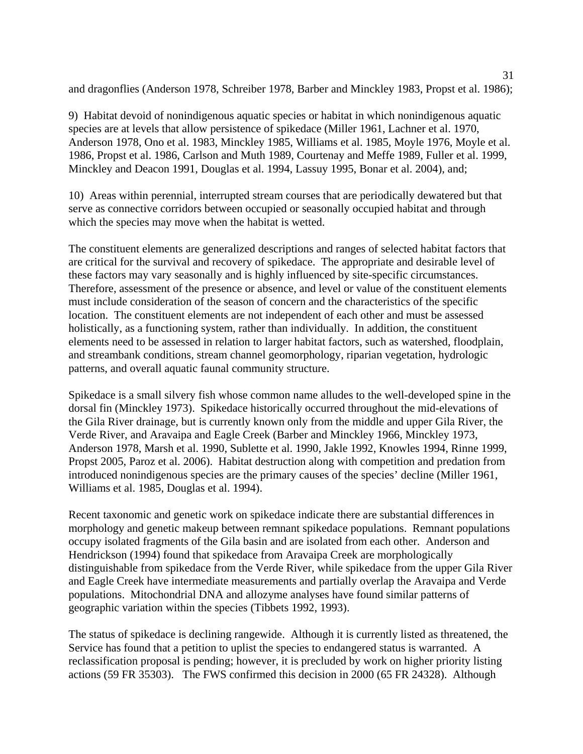and dragonflies (Anderson 1978, Schreiber 1978, Barber and Minckley 1983, Propst et al. 1986);

9) Habitat devoid of nonindigenous aquatic species or habitat in which nonindigenous aquatic species are at levels that allow persistence of spikedace (Miller 1961, Lachner et al. 1970, Anderson 1978, Ono et al. 1983, Minckley 1985, Williams et al. 1985, Moyle 1976, Moyle et al. 1986, Propst et al. 1986, Carlson and Muth 1989, Courtenay and Meffe 1989, Fuller et al. 1999, Minckley and Deacon 1991, Douglas et al. 1994, Lassuy 1995, Bonar et al. 2004), and;

10) Areas within perennial, interrupted stream courses that are periodically dewatered but that serve as connective corridors between occupied or seasonally occupied habitat and through which the species may move when the habitat is wetted.

The constituent elements are generalized descriptions and ranges of selected habitat factors that are critical for the survival and recovery of spikedace. The appropriate and desirable level of these factors may vary seasonally and is highly influenced by site-specific circumstances. Therefore, assessment of the presence or absence, and level or value of the constituent elements must include consideration of the season of concern and the characteristics of the specific location. The constituent elements are not independent of each other and must be assessed holistically, as a functioning system, rather than individually. In addition, the constituent elements need to be assessed in relation to larger habitat factors, such as watershed, floodplain, and streambank conditions, stream channel geomorphology, riparian vegetation, hydrologic patterns, and overall aquatic faunal community structure.

Spikedace is a small silvery fish whose common name alludes to the well-developed spine in the dorsal fin (Minckley 1973). Spikedace historically occurred throughout the mid-elevations of the Gila River drainage, but is currently known only from the middle and upper Gila River, the Verde River, and Aravaipa and Eagle Creek (Barber and Minckley 1966, Minckley 1973, Anderson 1978, Marsh et al. 1990, Sublette et al. 1990, Jakle 1992, Knowles 1994, Rinne 1999, Propst 2005, Paroz et al. 2006). Habitat destruction along with competition and predation from introduced nonindigenous species are the primary causes of the species' decline (Miller 1961, Williams et al. 1985, Douglas et al. 1994).

Recent taxonomic and genetic work on spikedace indicate there are substantial differences in morphology and genetic makeup between remnant spikedace populations. Remnant populations occupy isolated fragments of the Gila basin and are isolated from each other. Anderson and Hendrickson (1994) found that spikedace from Aravaipa Creek are morphologically distinguishable from spikedace from the Verde River, while spikedace from the upper Gila River and Eagle Creek have intermediate measurements and partially overlap the Aravaipa and Verde populations. Mitochondrial DNA and allozyme analyses have found similar patterns of geographic variation within the species (Tibbets 1992, 1993).

The status of spikedace is declining rangewide. Although it is currently listed as threatened, the Service has found that a petition to uplist the species to endangered status is warranted. A reclassification proposal is pending; however, it is precluded by work on higher priority listing actions (59 FR 35303). The FWS confirmed this decision in 2000 (65 FR 24328). Although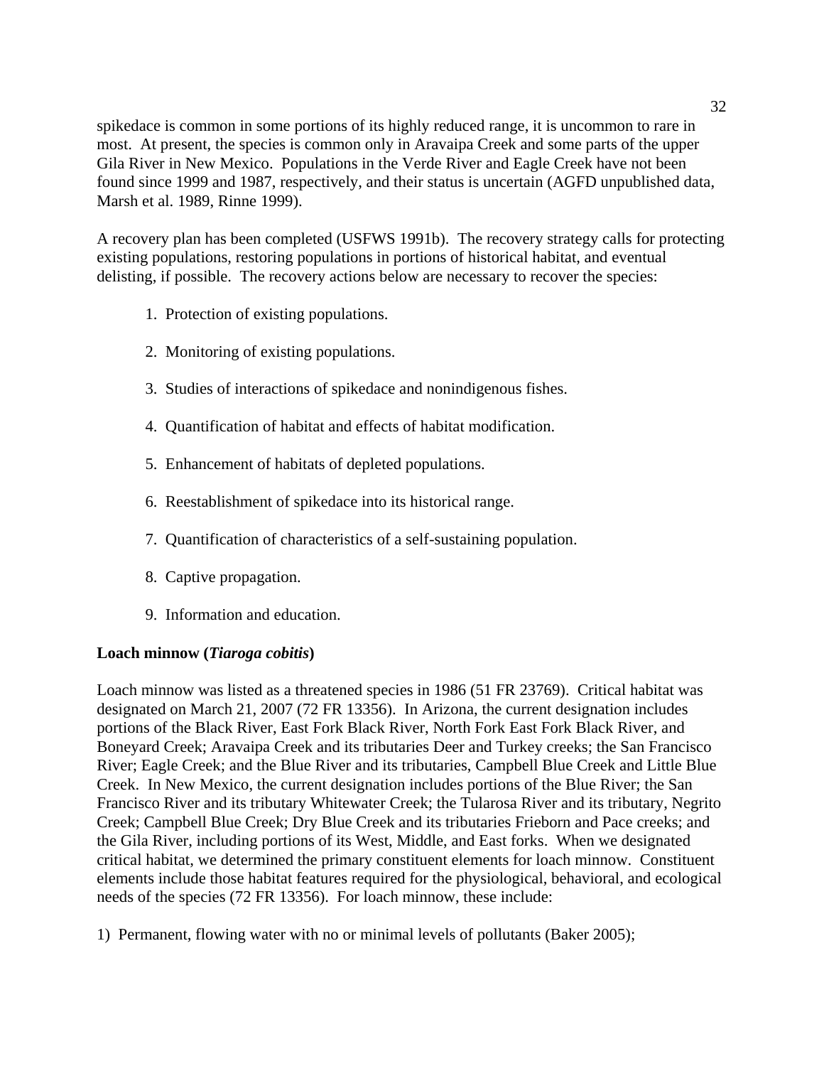spikedace is common in some portions of its highly reduced range, it is uncommon to rare in most. At present, the species is common only in Aravaipa Creek and some parts of the upper Gila River in New Mexico. Populations in the Verde River and Eagle Creek have not been found since 1999 and 1987, respectively, and their status is uncertain (AGFD unpublished data, Marsh et al. 1989, Rinne 1999).

A recovery plan has been completed (USFWS 1991b). The recovery strategy calls for protecting existing populations, restoring populations in portions of historical habitat, and eventual delisting, if possible. The recovery actions below are necessary to recover the species:

1. Protection of existing populations.

2. Monitoring of existing populations.

3. Studies of interactions of spikedace and nonindigenous fishes.

4. Quantification of habitat and effects of habitat modification.

5. Enhancement of habitats of depleted populations.

6. Reestablishment of spikedace into its historical range.

7. Quantification of characteristics of a self-sustaining population.

8. Captive propagation.

9. Information and education.

**Loach minnow (*Tiaroga cobitis*)**

Loach minnow was listed as a threatened species in 1986 (51 FR 23769). Critical habitat was designated on March 21, 2007 (72 FR 13356). In Arizona, the current designation includes portions of the Black River, East Fork Black River, North Fork East Fork Black River, and Boneyard Creek; Aravaipa Creek and its tributaries Deer and Turkey creeks; the San Francisco River; Eagle Creek; and the Blue River and its tributaries, Campbell Blue Creek and Little Blue Creek. In New Mexico, the current designation includes portions of the Blue River; the San Francisco River and its tributary Whitewater Creek; the Tularosa River and its tributary, Negrito Creek; Campbell Blue Creek; Dry Blue Creek and its tributaries Frieborn and Pace creeks; and the Gila River, including portions of its West, Middle, and East forks. When we designated critical habitat, we determined the primary constituent elements for loach minnow. Constituent elements include those habitat features required for the physiological, behavioral, and ecological needs of the species (72 FR 13356). For loach minnow, these include:

1) Permanent, flowing water with no or minimal levels of pollutants (Baker 2005);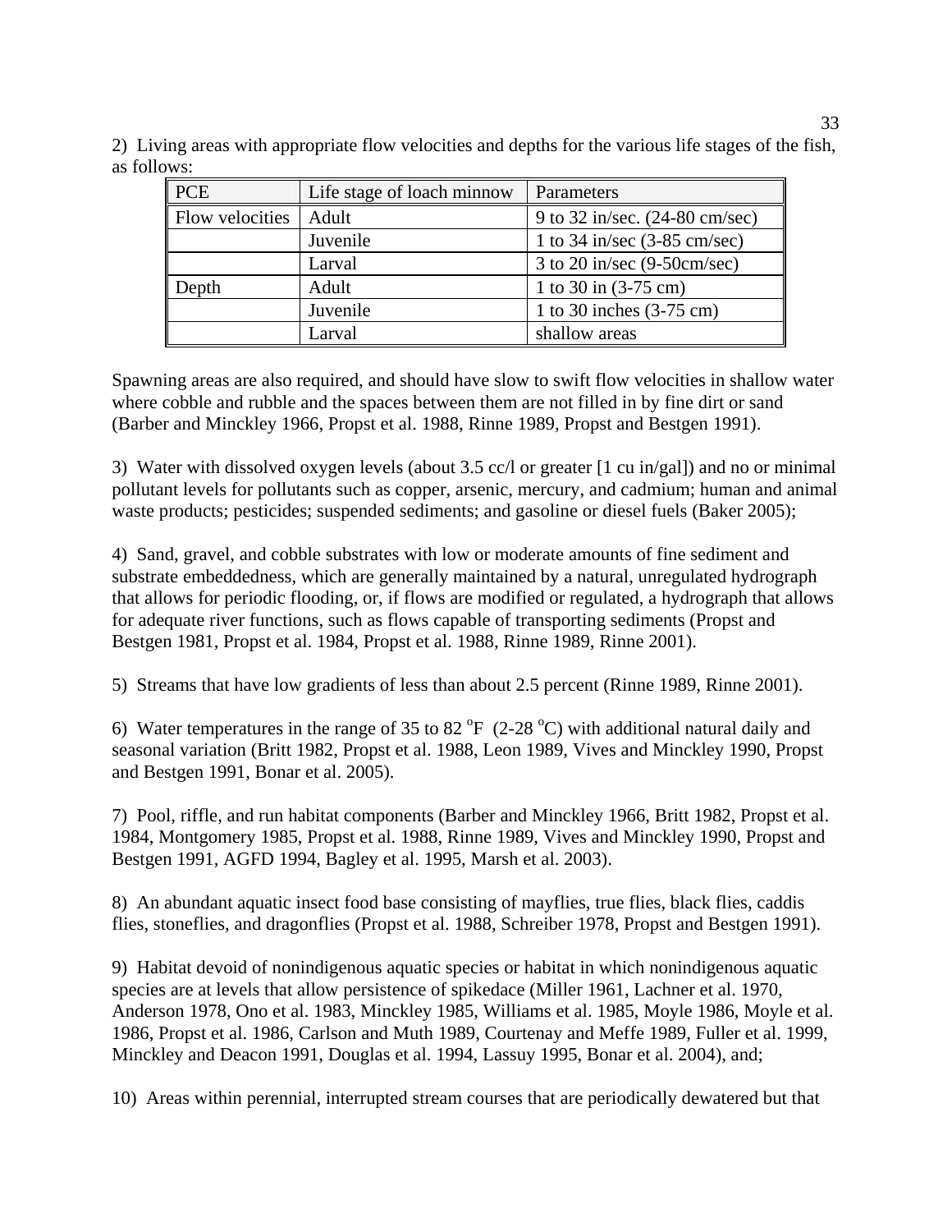2) Living areas with appropriate flow velocities and depths for the various life stages of the fish, as follows:

| PCE | Life stage of loach minnow | Parameters |
|---|---|---|
| Flow velocities | Adult | 9 to 32 in/sec. (24-80 cm/sec) |
| | Juvenile | 1 to 34 in/sec (3-85 cm/sec) |
| | Larval | 3 to 20 in/sec (9-50cm/sec) |
| Depth | Adult | 1 to 30 in (3-75 cm) |
| | Juvenile | 1 to 30 inches (3-75 cm) |
| | Larval | shallow areas |

Spawning areas are also required, and should have slow to swift flow velocities in shallow water where cobble and rubble and the spaces between them are not filled in by fine dirt or sand (Barber and Minckley 1966, Propst et al. 1988, Rinne 1989, Propst and Bestgen 1991).

3) Water with dissolved oxygen levels (about 3.5 cc/l or greater [1 cu in/gal]) and no or minimal pollutant levels for pollutants such as copper, arsenic, mercury, and cadmium; human and animal waste products; pesticides; suspended sediments; and gasoline or diesel fuels (Baker 2005);

4) Sand, gravel, and cobble substrates with low or moderate amounts of fine sediment and substrate embeddedness, which are generally maintained by a natural, unregulated hydrograph that allows for periodic flooding, or, if flows are modified or regulated, a hydrograph that allows for adequate river functions, such as flows capable of transporting sediments (Propst and Bestgen 1981, Propst et al. 1984, Propst et al. 1988, Rinne 1989, Rinne 2001).

5) Streams that have low gradients of less than about 2.5 percent (Rinne 1989, Rinne 2001).

6) Water temperatures in the range of 35 to 82 $^{o}$F (2-28 $^{o}$C) with additional natural daily and seasonal variation (Britt 1982, Propst et al. 1988, Leon 1989, Vives and Minckley 1990, Propst and Bestgen 1991, Bonar et al. 2005).

7) Pool, riffle, and run habitat components (Barber and Minckley 1966, Britt 1982, Propst et al. 1984, Montgomery 1985, Propst et al. 1988, Rinne 1989, Vives and Minckley 1990, Propst and Bestgen 1991, AGFD 1994, Bagley et al. 1995, Marsh et al. 2003).

8) An abundant aquatic insect food base consisting of mayflies, true flies, black flies, caddis flies, stoneflies, and dragonflies (Propst et al. 1988, Schreiber 1978, Propst and Bestgen 1991).

9) Habitat devoid of nonindigenous aquatic species or habitat in which nonindigenous aquatic species are at levels that allow persistence of spikedace (Miller 1961, Lachner et al. 1970, Anderson 1978, Ono et al. 1983, Minckley 1985, Williams et al. 1985, Moyle 1986, Moyle et al. 1986, Propst et al. 1986, Carlson and Muth 1989, Courtenay and Meffe 1989, Fuller et al. 1999, Minckley and Deacon 1991, Douglas et al. 1994, Lassuy 1995, Bonar et al. 2004), and;

10) Areas within perennial, interrupted stream courses that are periodically dewatered but that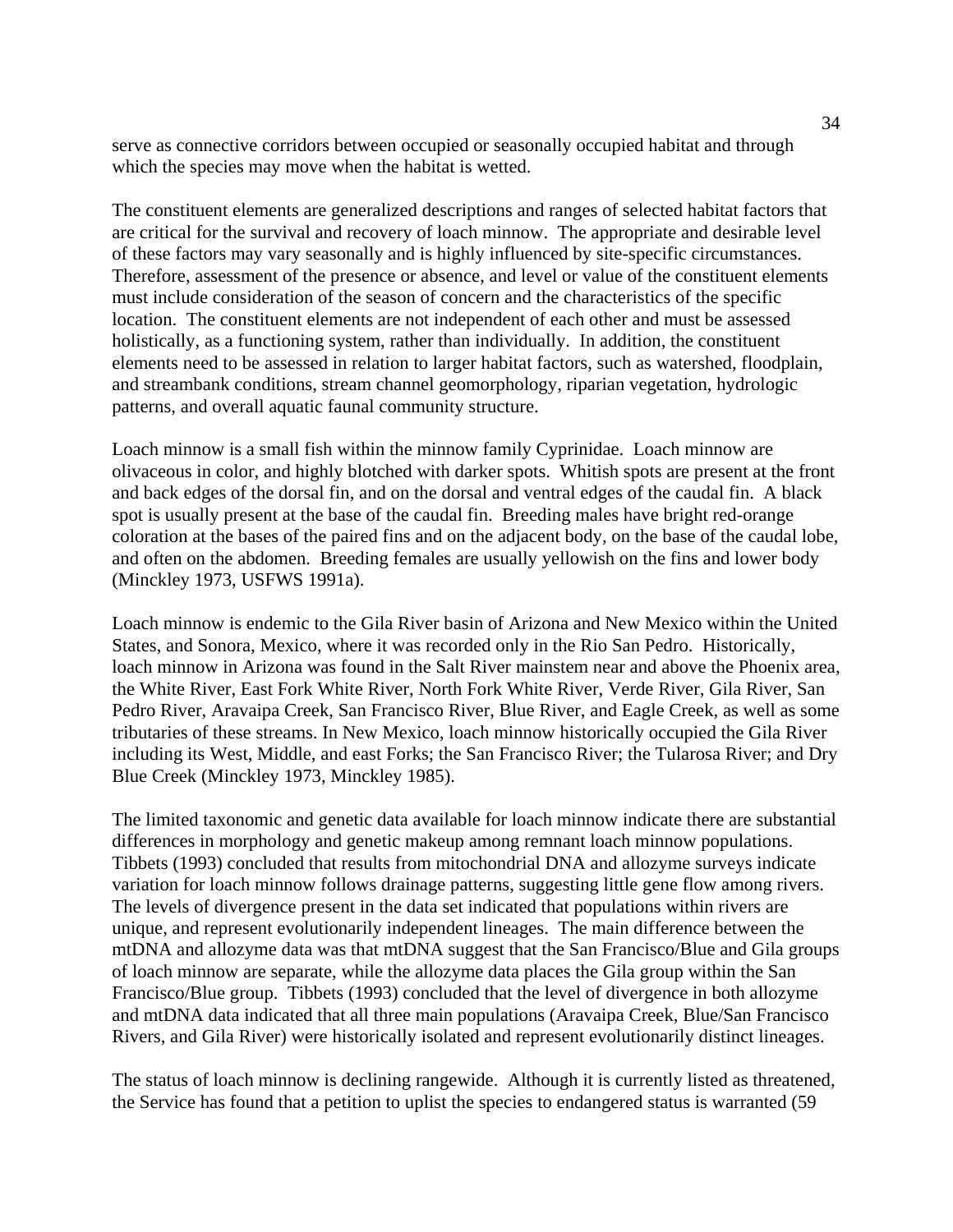serve as connective corridors between occupied or seasonally occupied habitat and through which the species may move when the habitat is wetted.

The constituent elements are generalized descriptions and ranges of selected habitat factors that are critical for the survival and recovery of loach minnow. The appropriate and desirable level of these factors may vary seasonally and is highly influenced by site-specific circumstances. Therefore, assessment of the presence or absence, and level or value of the constituent elements must include consideration of the season of concern and the characteristics of the specific location. The constituent elements are not independent of each other and must be assessed holistically, as a functioning system, rather than individually. In addition, the constituent elements need to be assessed in relation to larger habitat factors, such as watershed, floodplain, and streambank conditions, stream channel geomorphology, riparian vegetation, hydrologic patterns, and overall aquatic faunal community structure.

Loach minnow is a small fish within the minnow family Cyprinidae. Loach minnow are olivaceous in color, and highly blotched with darker spots. Whitish spots are present at the front and back edges of the dorsal fin, and on the dorsal and ventral edges of the caudal fin. A black spot is usually present at the base of the caudal fin. Breeding males have bright red-orange coloration at the bases of the paired fins and on the adjacent body, on the base of the caudal lobe, and often on the abdomen. Breeding females are usually yellowish on the fins and lower body (Minckley 1973, USFWS 1991a).

Loach minnow is endemic to the Gila River basin of Arizona and New Mexico within the United States, and Sonora, Mexico, where it was recorded only in the Rio San Pedro. Historically, loach minnow in Arizona was found in the Salt River mainstem near and above the Phoenix area, the White River, East Fork White River, North Fork White River, Verde River, Gila River, San Pedro River, Aravaipa Creek, San Francisco River, Blue River, and Eagle Creek, as well as some tributaries of these streams. In New Mexico, loach minnow historically occupied the Gila River including its West, Middle, and east Forks; the San Francisco River; the Tularosa River; and Dry Blue Creek (Minckley 1973, Minckley 1985).

The limited taxonomic and genetic data available for loach minnow indicate there are substantial differences in morphology and genetic makeup among remnant loach minnow populations. Tibbets (1993) concluded that results from mitochondrial DNA and allozyme surveys indicate variation for loach minnow follows drainage patterns, suggesting little gene flow among rivers. The levels of divergence present in the data set indicated that populations within rivers are unique, and represent evolutionarily independent lineages. The main difference between the mtDNA and allozyme data was that mtDNA suggest that the San Francisco/Blue and Gila groups of loach minnow are separate, while the allozyme data places the Gila group within the San Francisco/Blue group. Tibbets (1993) concluded that the level of divergence in both allozyme and mtDNA data indicated that all three main populations (Aravaipa Creek, Blue/San Francisco Rivers, and Gila River) were historically isolated and represent evolutionarily distinct lineages.

The status of loach minnow is declining rangewide. Although it is currently listed as threatened, the Service has found that a petition to uplist the species to endangered status is warranted (59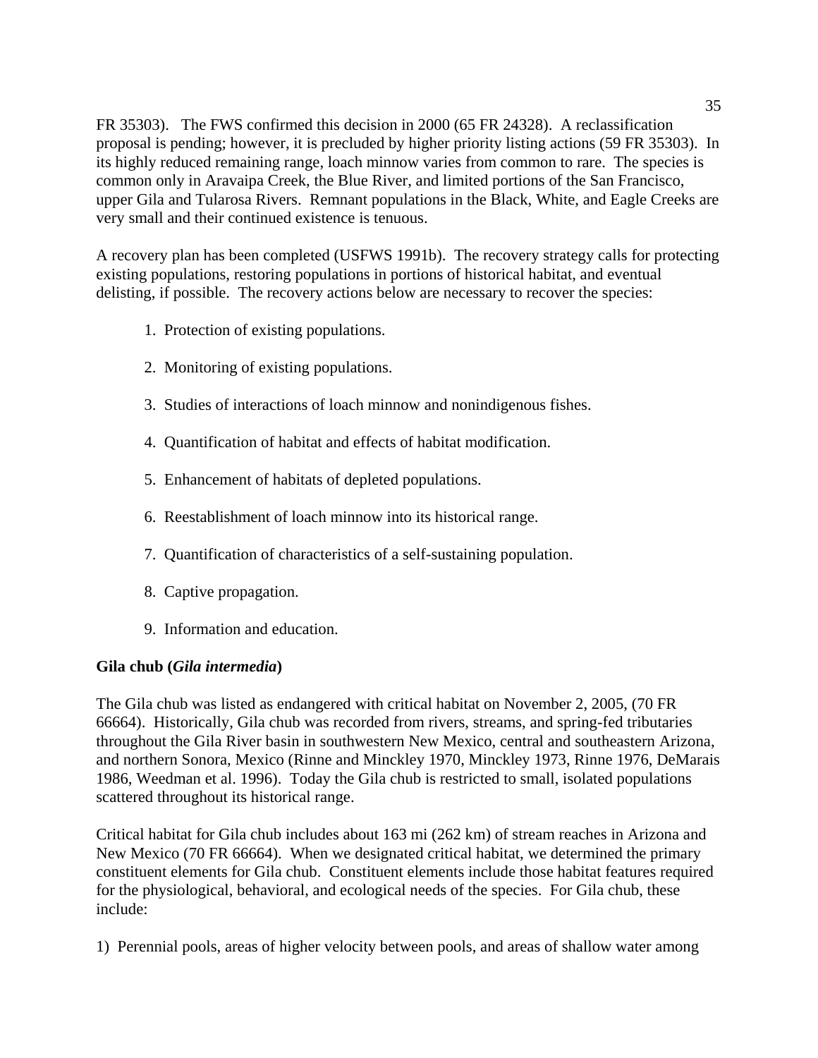FR 35303). The FWS confirmed this decision in 2000 (65 FR 24328). A reclassification proposal is pending; however, it is precluded by higher priority listing actions (59 FR 35303). In its highly reduced remaining range, loach minnow varies from common to rare. The species is common only in Aravaipa Creek, the Blue River, and limited portions of the San Francisco, upper Gila and Tularosa Rivers. Remnant populations in the Black, White, and Eagle Creeks are very small and their continued existence is tenuous.

A recovery plan has been completed (USFWS 1991b). The recovery strategy calls for protecting existing populations, restoring populations in portions of historical habitat, and eventual delisting, if possible. The recovery actions below are necessary to recover the species:

1. Protection of existing populations.
2. Monitoring of existing populations.
3. Studies of interactions of loach minnow and nonindigenous fishes.
4. Quantification of habitat and effects of habitat modification.
5. Enhancement of habitats of depleted populations.
6. Reestablishment of loach minnow into its historical range.
7. Quantification of characteristics of a self-sustaining population.
8. Captive propagation.
9. Information and education.

**Gila chub (*Gila intermedia*)**

The Gila chub was listed as endangered with critical habitat on November 2, 2005, (70 FR 66664). Historically, Gila chub was recorded from rivers, streams, and spring-fed tributaries throughout the Gila River basin in southwestern New Mexico, central and southeastern Arizona, and northern Sonora, Mexico (Rinne and Minckley 1970, Minckley 1973, Rinne 1976, DeMarais 1986, Weedman et al. 1996). Today the Gila chub is restricted to small, isolated populations scattered throughout its historical range.

Critical habitat for Gila chub includes about 163 mi (262 km) of stream reaches in Arizona and New Mexico (70 FR 66664). When we designated critical habitat, we determined the primary constituent elements for Gila chub. Constituent elements include those habitat features required for the physiological, behavioral, and ecological needs of the species. For Gila chub, these include:

1) Perennial pools, areas of higher velocity between pools, and areas of shallow water among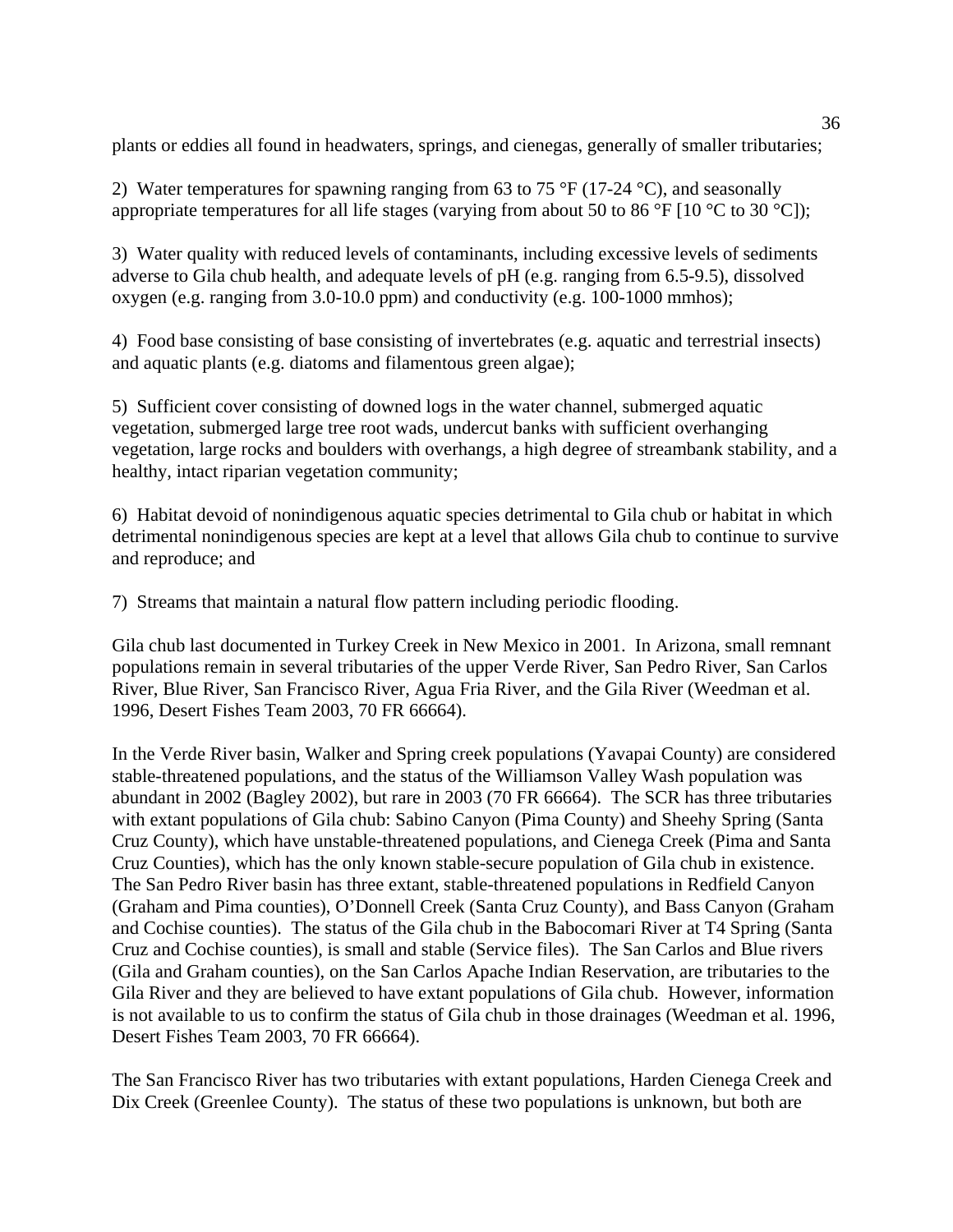plants or eddies all found in headwaters, springs, and cienegas, generally of smaller tributaries;

2) Water temperatures for spawning ranging from 63 to 75 °F (17-24 °C), and seasonally appropriate temperatures for all life stages (varying from about 50 to 86 °F [10 °C to 30 °C]);

3) Water quality with reduced levels of contaminants, including excessive levels of sediments adverse to Gila chub health, and adequate levels of pH (e.g. ranging from 6.5-9.5), dissolved oxygen (e.g. ranging from 3.0-10.0 ppm) and conductivity (e.g. 100-1000 mmhos);

4) Food base consisting of base consisting of invertebrates (e.g. aquatic and terrestrial insects) and aquatic plants (e.g. diatoms and filamentous green algae);

5) Sufficient cover consisting of downed logs in the water channel, submerged aquatic vegetation, submerged large tree root wads, undercut banks with sufficient overhanging vegetation, large rocks and boulders with overhangs, a high degree of streambank stability, and a healthy, intact riparian vegetation community;

6) Habitat devoid of nonindigenous aquatic species detrimental to Gila chub or habitat in which detrimental nonindigenous species are kept at a level that allows Gila chub to continue to survive and reproduce; and

7) Streams that maintain a natural flow pattern including periodic flooding.

Gila chub last documented in Turkey Creek in New Mexico in 2001. In Arizona, small remnant populations remain in several tributaries of the upper Verde River, San Pedro River, San Carlos River, Blue River, San Francisco River, Agua Fria River, and the Gila River (Weedman et al. 1996, Desert Fishes Team 2003, 70 FR 66664).

In the Verde River basin, Walker and Spring creek populations (Yavapai County) are considered stable-threatened populations, and the status of the Williamson Valley Wash population was abundant in 2002 (Bagley 2002), but rare in 2003 (70 FR 66664). The SCR has three tributaries with extant populations of Gila chub: Sabino Canyon (Pima County) and Sheehy Spring (Santa Cruz County), which have unstable-threatened populations, and Cienega Creek (Pima and Santa Cruz Counties), which has the only known stable-secure population of Gila chub in existence. The San Pedro River basin has three extant, stable-threatened populations in Redfield Canyon (Graham and Pima counties), O'Donnell Creek (Santa Cruz County), and Bass Canyon (Graham and Cochise counties). The status of the Gila chub in the Babocomari River at T4 Spring (Santa Cruz and Cochise counties), is small and stable (Service files). The San Carlos and Blue rivers (Gila and Graham counties), on the San Carlos Apache Indian Reservation, are tributaries to the Gila River and they are believed to have extant populations of Gila chub. However, information is not available to us to confirm the status of Gila chub in those drainages (Weedman et al. 1996, Desert Fishes Team 2003, 70 FR 66664).

The San Francisco River has two tributaries with extant populations, Harden Cienega Creek and Dix Creek (Greenlee County). The status of these two populations is unknown, but both are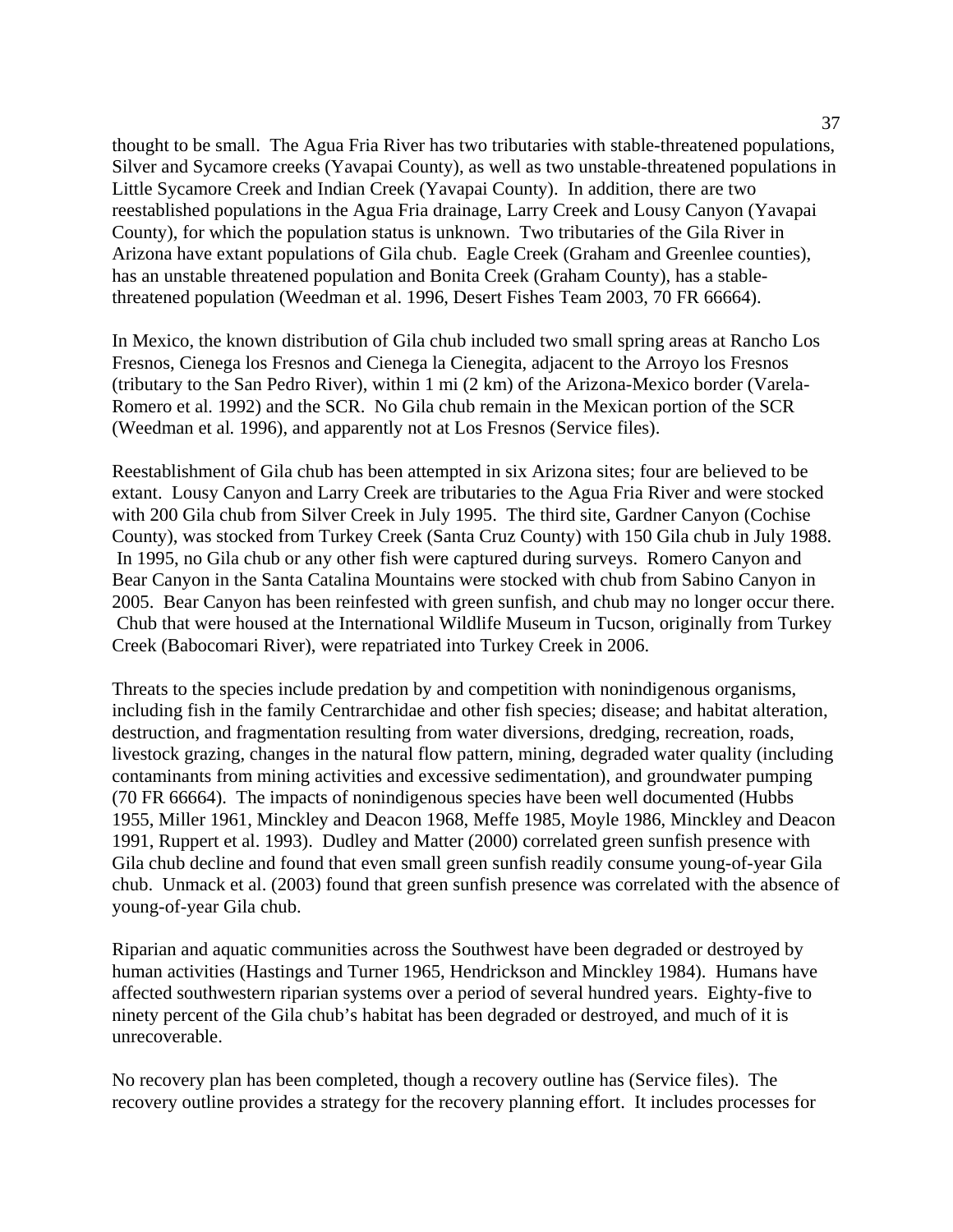thought to be small. The Agua Fria River has two tributaries with stable-threatened populations, Silver and Sycamore creeks (Yavapai County), as well as two unstable-threatened populations in Little Sycamore Creek and Indian Creek (Yavapai County). In addition, there are two reestablished populations in the Agua Fria drainage, Larry Creek and Lousy Canyon (Yavapai County), for which the population status is unknown. Two tributaries of the Gila River in Arizona have extant populations of Gila chub. Eagle Creek (Graham and Greenlee counties), has an unstable threatened population and Bonita Creek (Graham County), has a stable-threatened population (Weedman et al. 1996, Desert Fishes Team 2003, 70 FR 66664).

In Mexico, the known distribution of Gila chub included two small spring areas at Rancho Los Fresnos, Cienega los Fresnos and Cienega la Cienegita, adjacent to the Arroyo los Fresnos (tributary to the San Pedro River), within 1 mi (2 km) of the Arizona-Mexico border (Varela-Romero et al. 1992) and the SCR. No Gila chub remain in the Mexican portion of the SCR (Weedman et al. 1996), and apparently not at Los Fresnos (Service files).

Reestablishment of Gila chub has been attempted in six Arizona sites; four are believed to be extant. Lousy Canyon and Larry Creek are tributaries to the Agua Fria River and were stocked with 200 Gila chub from Silver Creek in July 1995. The third site, Gardner Canyon (Cochise County), was stocked from Turkey Creek (Santa Cruz County) with 150 Gila chub in July 1988. In 1995, no Gila chub or any other fish were captured during surveys. Romero Canyon and Bear Canyon in the Santa Catalina Mountains were stocked with chub from Sabino Canyon in 2005. Bear Canyon has been reinfested with green sunfish, and chub may no longer occur there. Chub that were housed at the International Wildlife Museum in Tucson, originally from Turkey Creek (Babocomari River), were repatriated into Turkey Creek in 2006.

Threats to the species include predation by and competition with nonindigenous organisms, including fish in the family Centrarchidae and other fish species; disease; and habitat alteration, destruction, and fragmentation resulting from water diversions, dredging, recreation, roads, livestock grazing, changes in the natural flow pattern, mining, degraded water quality (including contaminants from mining activities and excessive sedimentation), and groundwater pumping (70 FR 66664). The impacts of nonindigenous species have been well documented (Hubbs 1955, Miller 1961, Minckley and Deacon 1968, Meffe 1985, Moyle 1986, Minckley and Deacon 1991, Ruppert et al. 1993). Dudley and Matter (2000) correlated green sunfish presence with Gila chub decline and found that even small green sunfish readily consume young-of-year Gila chub. Unmack et al. (2003) found that green sunfish presence was correlated with the absence of young-of-year Gila chub.

Riparian and aquatic communities across the Southwest have been degraded or destroyed by human activities (Hastings and Turner 1965, Hendrickson and Minckley 1984). Humans have affected southwestern riparian systems over a period of several hundred years. Eighty-five to ninety percent of the Gila chub's habitat has been degraded or destroyed, and much of it is unrecoverable.

No recovery plan has been completed, though a recovery outline has (Service files). The recovery outline provides a strategy for the recovery planning effort. It includes processes for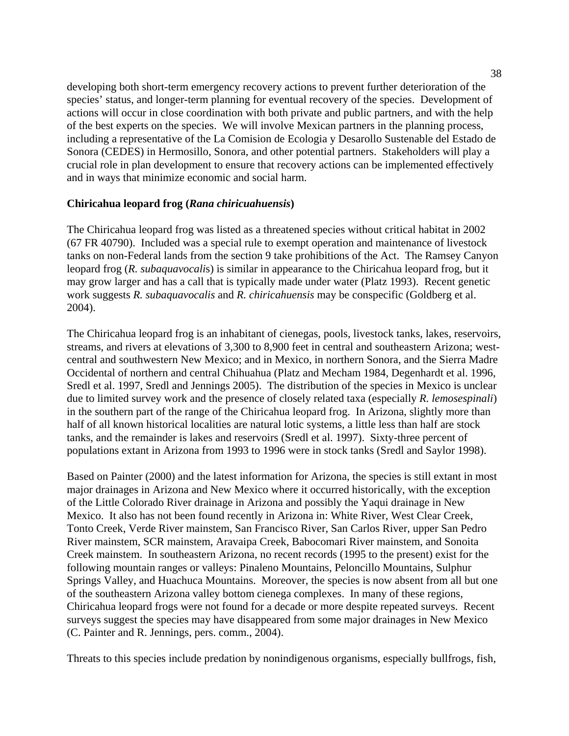developing both short-term emergency recovery actions to prevent further deterioration of the species' status, and longer-term planning for eventual recovery of the species. Development of actions will occur in close coordination with both private and public partners, and with the help of the best experts on the species. We will involve Mexican partners in the planning process, including a representative of the La Comision de Ecologia y Desarollo Sustenable del Estado de Sonora (CEDES) in Hermosillo, Sonora, and other potential partners. Stakeholders will play a crucial role in plan development to ensure that recovery actions can be implemented effectively and in ways that minimize economic and social harm.

**Chiricahua leopard frog (*Rana chiricuahuensis*)**

The Chiricahua leopard frog was listed as a threatened species without critical habitat in 2002 (67 FR 40790). Included was a special rule to exempt operation and maintenance of livestock tanks on non-Federal lands from the section 9 take prohibitions of the Act. The Ramsey Canyon leopard frog (*R. subaquavocalis*) is similar in appearance to the Chiricahua leopard frog, but it may grow larger and has a call that is typically made under water (Platz 1993). Recent genetic work suggests *R. subaquavocalis* and *R. chiricahuensis* may be conspecific (Goldberg et al. 2004).

The Chiricahua leopard frog is an inhabitant of cienegas, pools, livestock tanks, lakes, reservoirs, streams, and rivers at elevations of 3,300 to 8,900 feet in central and southeastern Arizona; west-central and southwestern New Mexico; and in Mexico, in northern Sonora, and the Sierra Madre Occidental of northern and central Chihuahua (Platz and Mecham 1984, Degenhardt et al. 1996, Sredl et al. 1997, Sredl and Jennings 2005). The distribution of the species in Mexico is unclear due to limited survey work and the presence of closely related taxa (especially *R. lemosespinali*) in the southern part of the range of the Chiricahua leopard frog. In Arizona, slightly more than half of all known historical localities are natural lotic systems, a little less than half are stock tanks, and the remainder is lakes and reservoirs (Sredl et al. 1997). Sixty-three percent of populations extant in Arizona from 1993 to 1996 were in stock tanks (Sredl and Saylor 1998).

Based on Painter (2000) and the latest information for Arizona, the species is still extant in most major drainages in Arizona and New Mexico where it occurred historically, with the exception of the Little Colorado River drainage in Arizona and possibly the Yaqui drainage in New Mexico. It also has not been found recently in Arizona in: White River, West Clear Creek, Tonto Creek, Verde River mainstem, San Francisco River, San Carlos River, upper San Pedro River mainstem, SCR mainstem, Aravaipa Creek, Babocomari River mainstem, and Sonoita Creek mainstem. In southeastern Arizona, no recent records (1995 to the present) exist for the following mountain ranges or valleys: Pinaleno Mountains, Peloncillo Mountains, Sulphur Springs Valley, and Huachuca Mountains. Moreover, the species is now absent from all but one of the southeastern Arizona valley bottom cienega complexes. In many of these regions, Chiricahua leopard frogs were not found for a decade or more despite repeated surveys. Recent surveys suggest the species may have disappeared from some major drainages in New Mexico (C. Painter and R. Jennings, pers. comm., 2004).

Threats to this species include predation by nonindigenous organisms, especially bullfrogs, fish,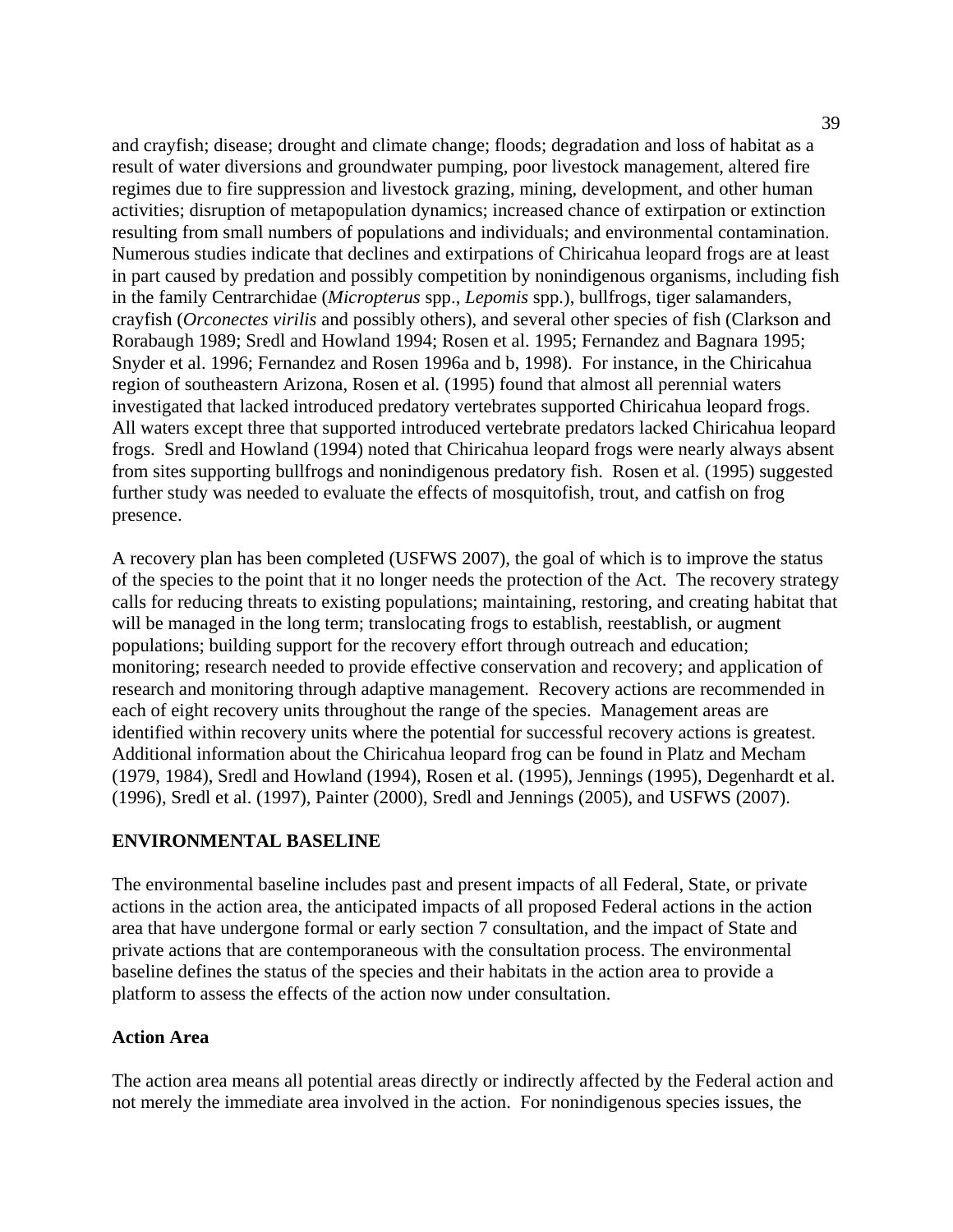and crayfish; disease; drought and climate change; floods; degradation and loss of habitat as a result of water diversions and groundwater pumping, poor livestock management, altered fire regimes due to fire suppression and livestock grazing, mining, development, and other human activities; disruption of metapopulation dynamics; increased chance of extirpation or extinction resulting from small numbers of populations and individuals; and environmental contamination. Numerous studies indicate that declines and extirpations of Chiricahua leopard frogs are at least in part caused by predation and possibly competition by nonindigenous organisms, including fish in the family Centrarchidae (*Micropterus* spp., *Lepomis* spp.), bullfrogs, tiger salamanders, crayfish (*Orconectes virilis* and possibly others), and several other species of fish (Clarkson and Rorabaugh 1989; Sredl and Howland 1994; Rosen et al. 1995; Fernandez and Bagnara 1995; Snyder et al. 1996; Fernandez and Rosen 1996a and b, 1998). For instance, in the Chiricahua region of southeastern Arizona, Rosen et al. (1995) found that almost all perennial waters investigated that lacked introduced predatory vertebrates supported Chiricahua leopard frogs. All waters except three that supported introduced vertebrate predators lacked Chiricahua leopard frogs. Sredl and Howland (1994) noted that Chiricahua leopard frogs were nearly always absent from sites supporting bullfrogs and nonindigenous predatory fish. Rosen et al. (1995) suggested further study was needed to evaluate the effects of mosquitofish, trout, and catfish on frog presence.

A recovery plan has been completed (USFWS 2007), the goal of which is to improve the status of the species to the point that it no longer needs the protection of the Act. The recovery strategy calls for reducing threats to existing populations; maintaining, restoring, and creating habitat that will be managed in the long term; translocating frogs to establish, reestablish, or augment populations; building support for the recovery effort through outreach and education; monitoring; research needed to provide effective conservation and recovery; and application of research and monitoring through adaptive management. Recovery actions are recommended in each of eight recovery units throughout the range of the species. Management areas are identified within recovery units where the potential for successful recovery actions is greatest. Additional information about the Chiricahua leopard frog can be found in Platz and Mecham (1979, 1984), Sredl and Howland (1994), Rosen et al. (1995), Jennings (1995), Degenhardt et al. (1996), Sredl et al. (1997), Painter (2000), Sredl and Jennings (2005), and USFWS (2007).

## ENVIRONMENTAL BASELINE

The environmental baseline includes past and present impacts of all Federal, State, or private actions in the action area, the anticipated impacts of all proposed Federal actions in the action area that have undergone formal or early section 7 consultation, and the impact of State and private actions that are contemporaneous with the consultation process. The environmental baseline defines the status of the species and their habitats in the action area to provide a platform to assess the effects of the action now under consultation.

### Action Area

The action area means all potential areas directly or indirectly affected by the Federal action and not merely the immediate area involved in the action. For nonindigenous species issues, the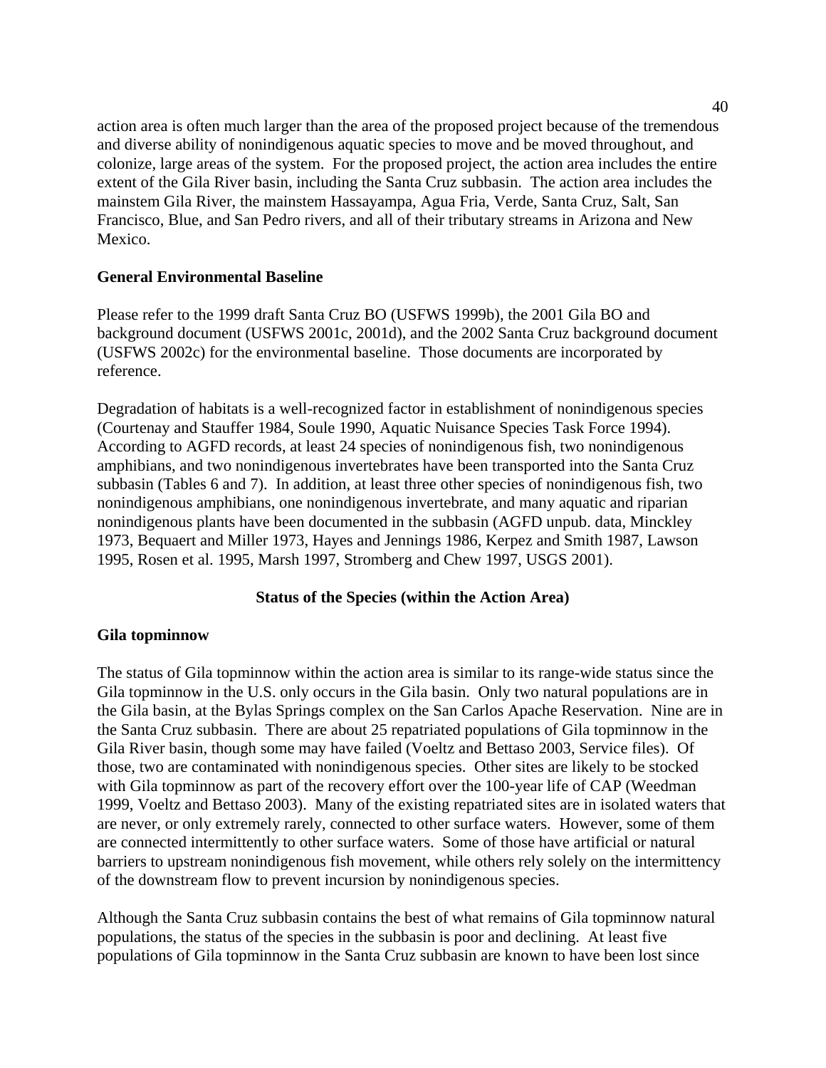action area is often much larger than the area of the proposed project because of the tremendous and diverse ability of nonindigenous aquatic species to move and be moved throughout, and colonize, large areas of the system. For the proposed project, the action area includes the entire extent of the Gila River basin, including the Santa Cruz subbasin. The action area includes the mainstem Gila River, the mainstem Hassayampa, Agua Fria, Verde, Santa Cruz, Salt, San Francisco, Blue, and San Pedro rivers, and all of their tributary streams in Arizona and New Mexico.

**General Environmental Baseline**

Please refer to the 1999 draft Santa Cruz BO (USFWS 1999b), the 2001 Gila BO and background document (USFWS 2001c, 2001d), and the 2002 Santa Cruz background document (USFWS 2002c) for the environmental baseline. Those documents are incorporated by reference.

Degradation of habitats is a well-recognized factor in establishment of nonindigenous species (Courtenay and Stauffer 1984, Soule 1990, Aquatic Nuisance Species Task Force 1994). According to AGFD records, at least 24 species of nonindigenous fish, two nonindigenous amphibians, and two nonindigenous invertebrates have been transported into the Santa Cruz subbasin (Tables 6 and 7). In addition, at least three other species of nonindigenous fish, two nonindigenous amphibians, one nonindigenous invertebrate, and many aquatic and riparian nonindigenous plants have been documented in the subbasin (AGFD unpub. data, Minckley 1973, Bequaert and Miller 1973, Hayes and Jennings 1986, Kerpez and Smith 1987, Lawson 1995, Rosen et al. 1995, Marsh 1997, Stromberg and Chew 1997, USGS 2001).

## Status of the Species (within the Action Area)

**Gila topminnow**

The status of Gila topminnow within the action area is similar to its range-wide status since the Gila topminnow in the U.S. only occurs in the Gila basin. Only two natural populations are in the Gila basin, at the Bylas Springs complex on the San Carlos Apache Reservation. Nine are in the Santa Cruz subbasin. There are about 25 repatriated populations of Gila topminnow in the Gila River basin, though some may have failed (Voeltz and Bettaso 2003, Service files). Of those, two are contaminated with nonindigenous species. Other sites are likely to be stocked with Gila topminnow as part of the recovery effort over the 100-year life of CAP (Weedman 1999, Voeltz and Bettaso 2003). Many of the existing repatriated sites are in isolated waters that are never, or only extremely rarely, connected to other surface waters. However, some of them are connected intermittently to other surface waters. Some of those have artificial or natural barriers to upstream nonindigenous fish movement, while others rely solely on the intermittency of the downstream flow to prevent incursion by nonindigenous species.

Although the Santa Cruz subbasin contains the best of what remains of Gila topminnow natural populations, the status of the species in the subbasin is poor and declining. At least five populations of Gila topminnow in the Santa Cruz subbasin are known to have been lost since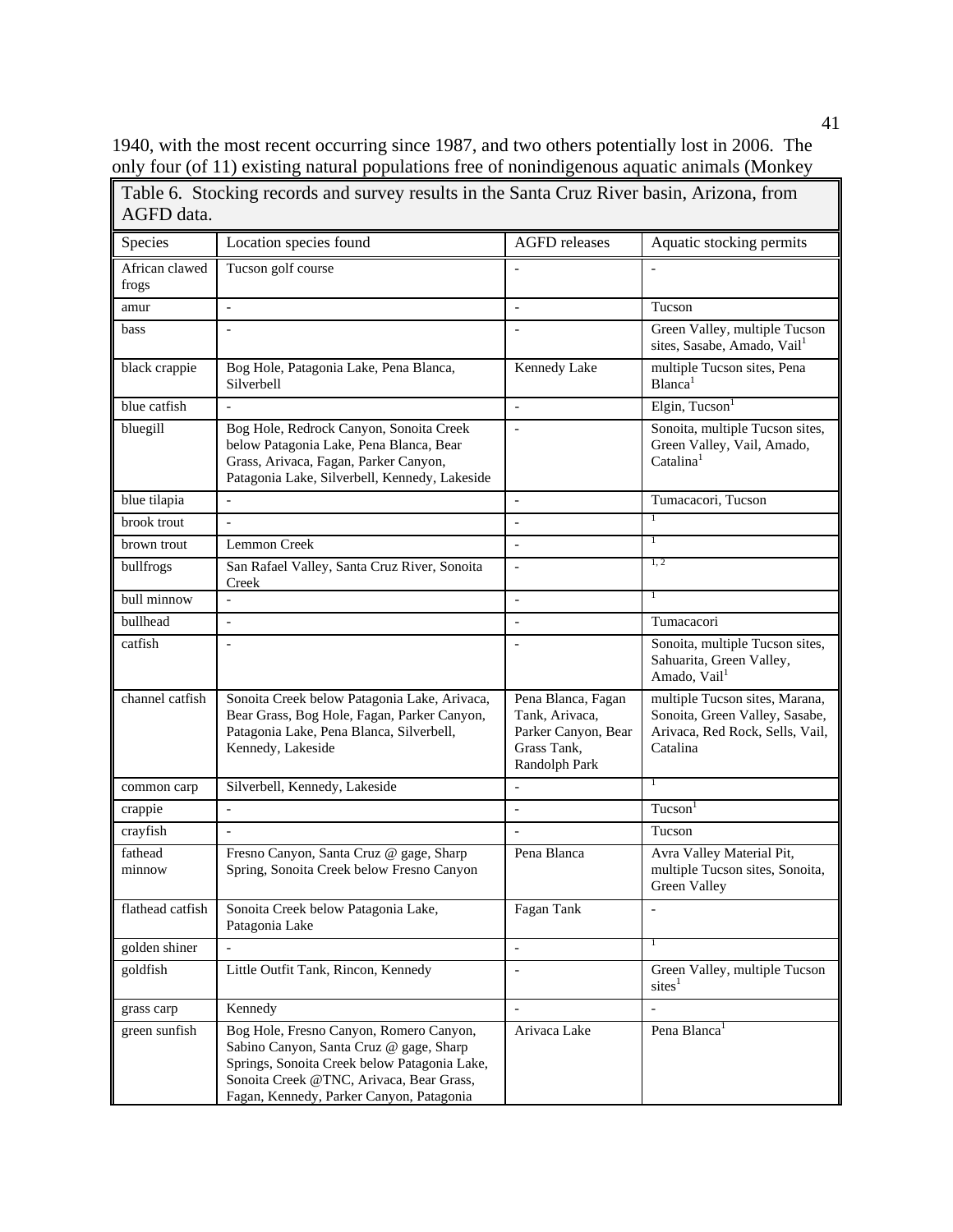1940, with the most recent occurring since 1987, and two others potentially lost in 2006. The only four (of 11) existing natural populations free of nonindigenous aquatic animals (Monkey

Table 6. Stocking records and survey results in the Santa Cruz River basin, Arizona, from AGFD data.

| Species | Location species found | AGFD releases | Aquatic stocking permits |
|---|---|---|---|
| African clawed frogs | Tucson golf course | - | - |
| amur | - | - | Tucson |
| bass | - | - | Green Valley, multiple Tucson sites, Sasabe, Amado, Vail[1] |
| black crappie | Bog Hole, Patagonia Lake, Pena Blanca, Silverbell | Kennedy Lake | multiple Tucson sites, Pena Blanca[1] |
| blue catfish | - | - | Elgin, Tucson[1] |
| bluegill | Bog Hole, Redrock Canyon, Sonoita Creek below Patagonia Lake, Pena Blanca, Bear Grass, Arivaca, Fagan, Parker Canyon, Patagonia Lake, Silverbell, Kennedy, Lakeside | - | Sonoita, multiple Tucson sites, Green Valley, Vail, Amado, Catalina[1] |
| blue tilapia | - | - | Tumacacori, Tucson |
| brook trout | - | - | [1] |
| brown trout | Lemmon Creek | - | [1] |
| bullfrogs | San Rafael Valley, Santa Cruz River, Sonoita Creek | - | [1, 2] |
| bull minnow | - | - | [1] |
| bullhead | - | - | Tumacacori |
| catfish | - | - | Sonoita, multiple Tucson sites, Sahuarita, Green Valley, Amado, Vail[1] |
| channel catfish | Sonoita Creek below Patagonia Lake, Arivaca, Bear Grass, Bog Hole, Fagan, Parker Canyon, Patagonia Lake, Pena Blanca, Silverbell, Kennedy, Lakeside | Pena Blanca, Fagan Tank, Arivaca, Parker Canyon, Bear Grass Tank, Randolph Park | multiple Tucson sites, Marana, Sonoita, Green Valley, Sasabe, Arivaca, Red Rock, Sells, Vail, Catalina |
| common carp | Silverbell, Kennedy, Lakeside | - | [1] |
| crappie | - | - | Tucson[1] |
| crayfish | - | - | Tucson |
| fathead minnow | Fresno Canyon, Santa Cruz @ gage, Sharp Spring, Sonoita Creek below Fresno Canyon | Pena Blanca | Avra Valley Material Pit, multiple Tucson sites, Sonoita, Green Valley |
| flathead catfish | Sonoita Creek below Patagonia Lake, Patagonia Lake | Fagan Tank | - |
| golden shiner | - | - | [1] |
| goldfish | Little Outfit Tank, Rincon, Kennedy | - | Green Valley, multiple Tucson sites[1] |
| grass carp | Kennedy | - | - |
| green sunfish | Bog Hole, Fresno Canyon, Romero Canyon, Sabino Canyon, Santa Cruz @ gage, Sharp Springs, Sonoita Creek below Patagonia Lake, Sonoita Creek @TNC, Arivaca, Bear Grass, Fagan, Kennedy, Parker Canyon, Patagonia | Arivaca Lake | Pena Blanca[1] |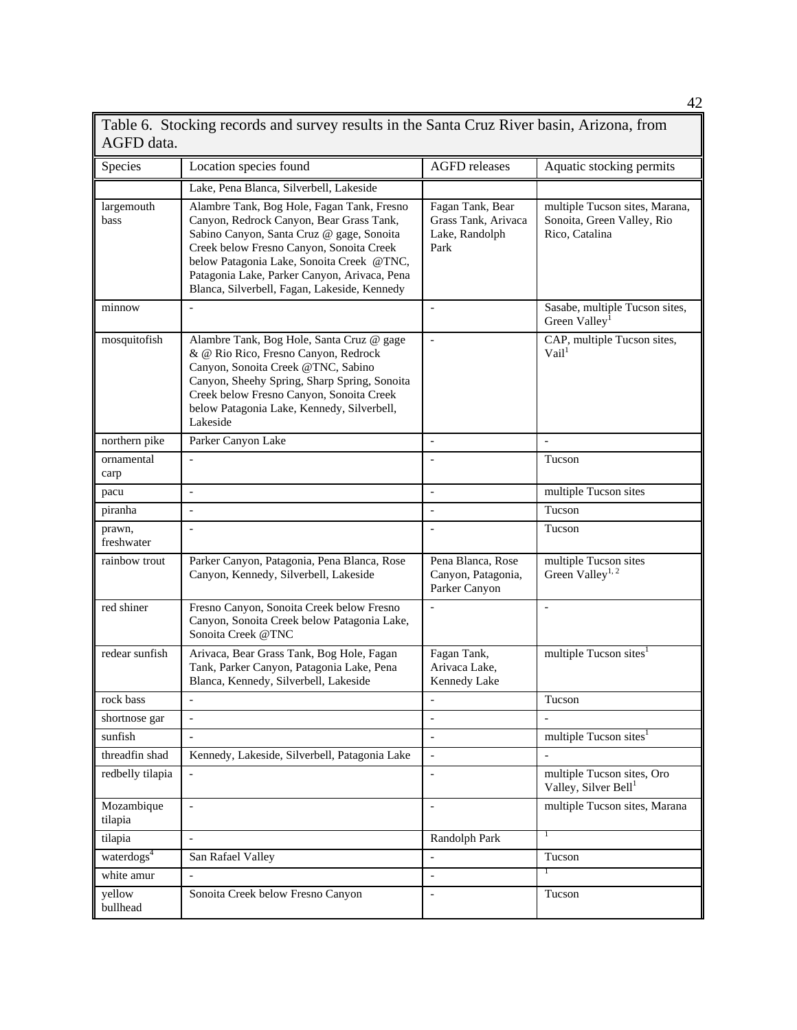Table 6. Stocking records and survey results in the Santa Cruz River basin, Arizona, from AGFD data.

| Species | Location species found | AGFD releases | Aquatic stocking permits |
| --- | --- | --- | --- |
| | Lake, Pena Blanca, Silverbell, Lakeside | | |
| largemouth bass | Alambre Tank, Bog Hole, Fagan Tank, Fresno Canyon, Redrock Canyon, Bear Grass Tank, Sabino Canyon, Santa Cruz @ gage, Sonoita Creek below Fresno Canyon, Sonoita Creek below Patagonia Lake, Sonoita Creek @TNC, Patagonia Lake, Parker Canyon, Arivaca, Pena Blanca, Silverbell, Fagan, Lakeside, Kennedy | Fagan Tank, Bear Grass Tank, Arivaca Lake, Randolph Park | multiple Tucson sites, Marana, Sonoita, Green Valley, Rio Rico, Catalina |
| minnow | - | - | Sasabe, multiple Tucson sites, Green Valley[1] |
| mosquitofish | Alambre Tank, Bog Hole, Santa Cruz @ gage & @ Rio Rico, Fresno Canyon, Redrock Canyon, Sonoita Creek @TNC, Sabino Canyon, Sheehy Spring, Sharp Spring, Sonoita Creek below Fresno Canyon, Sonoita Creek below Patagonia Lake, Kennedy, Silverbell, Lakeside | - | CAP, multiple Tucson sites, Vail[1] |
| northern pike | Parker Canyon Lake | - | - |
| ornamental carp | - | - | Tucson |
| pacu | - | - | multiple Tucson sites |
| piranha | - | - | Tucson |
| prawn, freshwater | - | - | Tucson |
| rainbow trout | Parker Canyon, Patagonia, Pena Blanca, Rose Canyon, Kennedy, Silverbell, Lakeside | Pena Blanca, Rose Canyon, Patagonia, Parker Canyon | multiple Tucson sites Green Valley[1, 2] |
| red shiner | Fresno Canyon, Sonoita Creek below Fresno Canyon, Sonoita Creek below Patagonia Lake, Sonoita Creek @TNC | - | - |
| redear sunfish | Arivaca, Bear Grass Tank, Bog Hole, Fagan Tank, Parker Canyon, Patagonia Lake, Pena Blanca, Kennedy, Silverbell, Lakeside | Fagan Tank, Arivaca Lake, Kennedy Lake | multiple Tucson sites[1] |
| rock bass | - | - | Tucson |
| shortnose gar | - | - | - |
| sunfish | - | - | multiple Tucson sites[1] |
| threadfin shad | Kennedy, Lakeside, Silverbell, Patagonia Lake | - | - |
| redbelly tilapia | - | - | multiple Tucson sites, Oro Valley, Silver Bell[1] |
| Mozambique tilapia | - | - | multiple Tucson sites, Marana |
| tilapia | - | Randolph Park | [1] |
| waterdogs[4] | San Rafael Valley | - | Tucson |
| white amur | - | - | [1] |
| yellow bullhead | Sonoita Creek below Fresno Canyon | - | Tucson |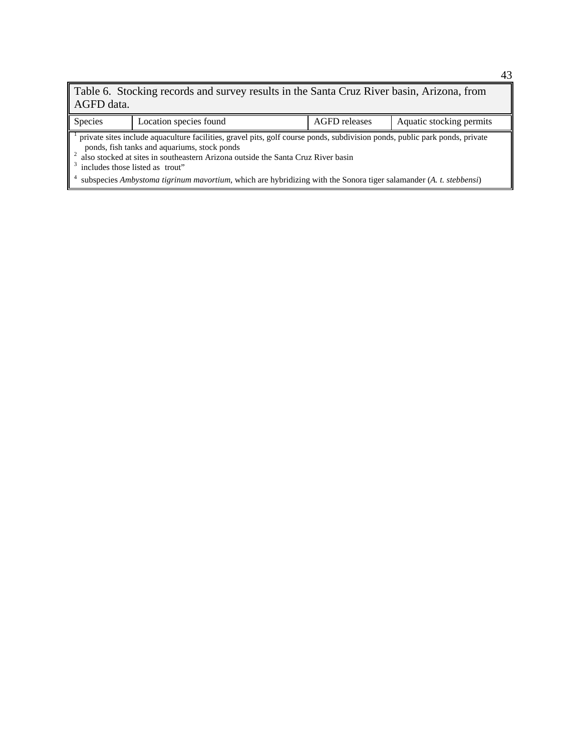Table 6. Stocking records and survey results in the Santa Cruz River basin, Arizona, from AGFD data.

| Species | Location species found | AGFD releases | Aquatic stocking permits |
| --- | --- | --- | --- |

[1] private sites include aquaculture facilities, gravel pits, golf course ponds, subdivision ponds, public park ponds, private ponds, fish tanks and aquariums, stock ponds
[2] also stocked at sites in southeastern Arizona outside the Santa Cruz River basin
[3] includes those listed as trout"
[4] subspecies *Ambystoma tigrinum mavortium*, which are hybridizing with the Sonora tiger salamander (*A. t. stebbensi*)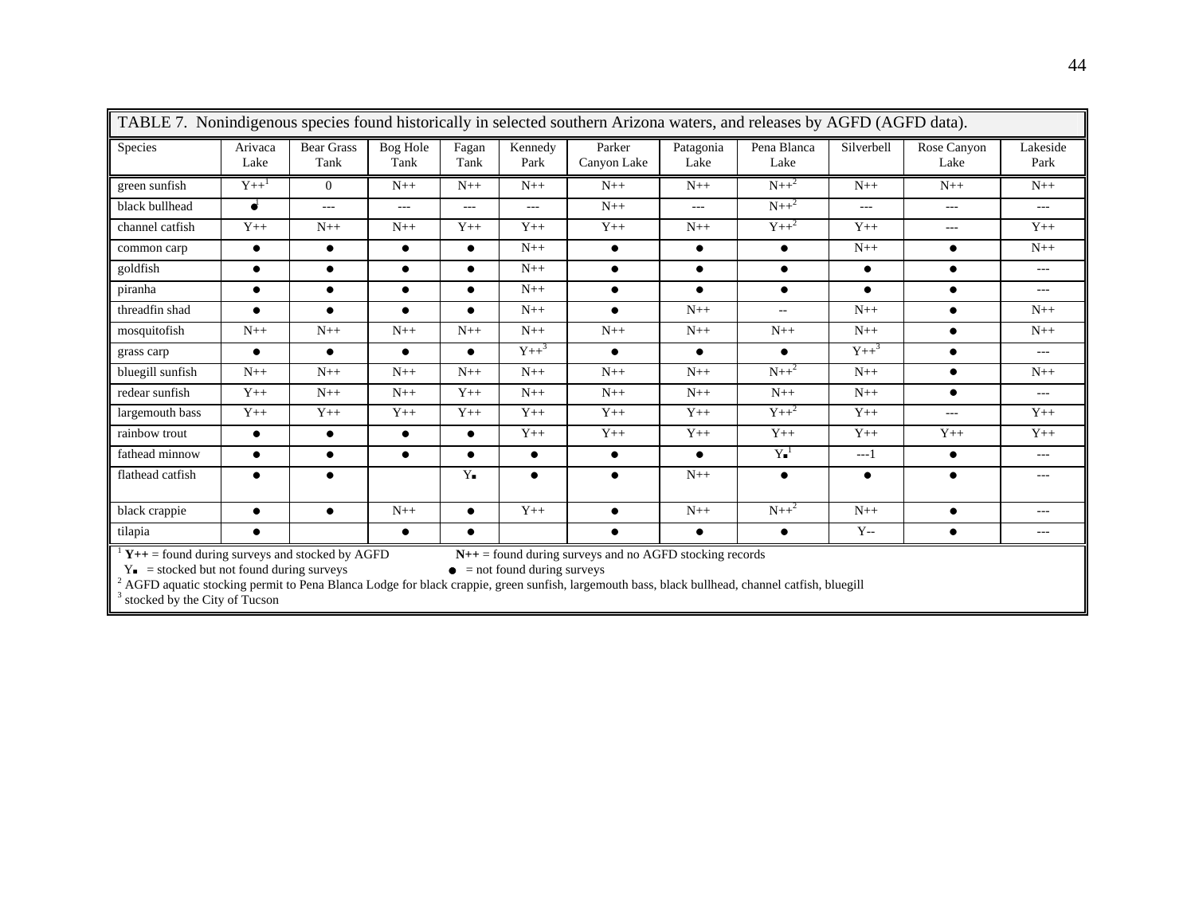TABLE 7. Nonindigenous species found historically in selected southern Arizona waters, and releases by AGFD (AGFD data).

| Species | Arivaca Lake | Bear Grass Tank | Bog Hole Tank | Fagan Tank | Kennedy Park | Parker Canyon Lake | Patagonia Lake | Pena Blanca Lake | Silverbell | Rose Canyon Lake | Lakeside Park |
|---|---|---|---|---|---|---|---|---|---|---|---|
| green sunfish | Y++[1] | 0 | N++ | N++ | N++ | N++ | N++ | N++[2] | N++ | N++ | N++ |
| black bullhead | ●[1] | --- | --- | --- | --- | N++ | --- | N++[2] | --- | --- | --- |
| channel catfish | Y++ | N++ | N++ | Y++ | Y++ | Y++ | N++ | Y++[2] | Y++ | --- | Y++ |
| common carp | ● | ● | ● | ● | N++ | ● | ● | ● | N++ | ● | N++ |
| goldfish | ● | ● | ● | ● | N++ | ● | ● | ● | ● | ● | --- |
| piranha | ● | ● | ● | ● | N++ | ● | ● | ● | ● | ● | --- |
| threadfin shad | ● | ● | ● | ● | N++ | ● | N++ | -- | N++ | ● | N++ |
| mosquitofish | N++ | N++ | N++ | N++ | N++ | N++ | N++ | N++ | N++ | ● | N++ |
| grass carp | ● | ● | ● | ● | Y++[3] | ● | ● | ● | Y++[3] | ● | --- |
| bluegill sunfish | N++ | N++ | N++ | N++ | N++ | N++ | N++ | N++[2] | N++ | ● | N++ |
| redear sunfish | Y++ | N++ | N++ | Y++ | N++ | N++ | N++ | N++ | N++ | ● | --- |
| largemouth bass | Y++ | Y++ | Y++ | Y++ | Y++ | Y++ | Y++ | Y++[2] | Y++ | --- | Y++ |
| rainbow trout | ● | ● | ● | ● | Y++ | Y++ | Y++ | Y++ | Y++ | Y++ | Y++ |
| fathead minnow | ● | ● | ● | ● | ● | ● | ● | Y▪[1] | ---1 | ● | --- |
| flathead catfish | ● | ● | | Y▪ | ● | ● | N++ | ● | ● | ● | --- |
| black crappie | ● | ● | N++ | ● | Y++ | ● | N++ | N++[2] | N++ | ● | --- |
| tilapia | ● | | ● | ● | | ● | ● | ● | Y-- | ● | --- |

[1] **Y++** = found during surveys and stocked by AGFD　　**N++** = found during surveys and no AGFD stocking records
Y▪ = stocked but not found during surveys　　● = not found during surveys
[2] AGFD aquatic stocking permit to Pena Blanca Lodge for black crappie, green sunfish, largemouth bass, black bullhead, channel catfish, bluegill
[3] stocked by the City of Tucson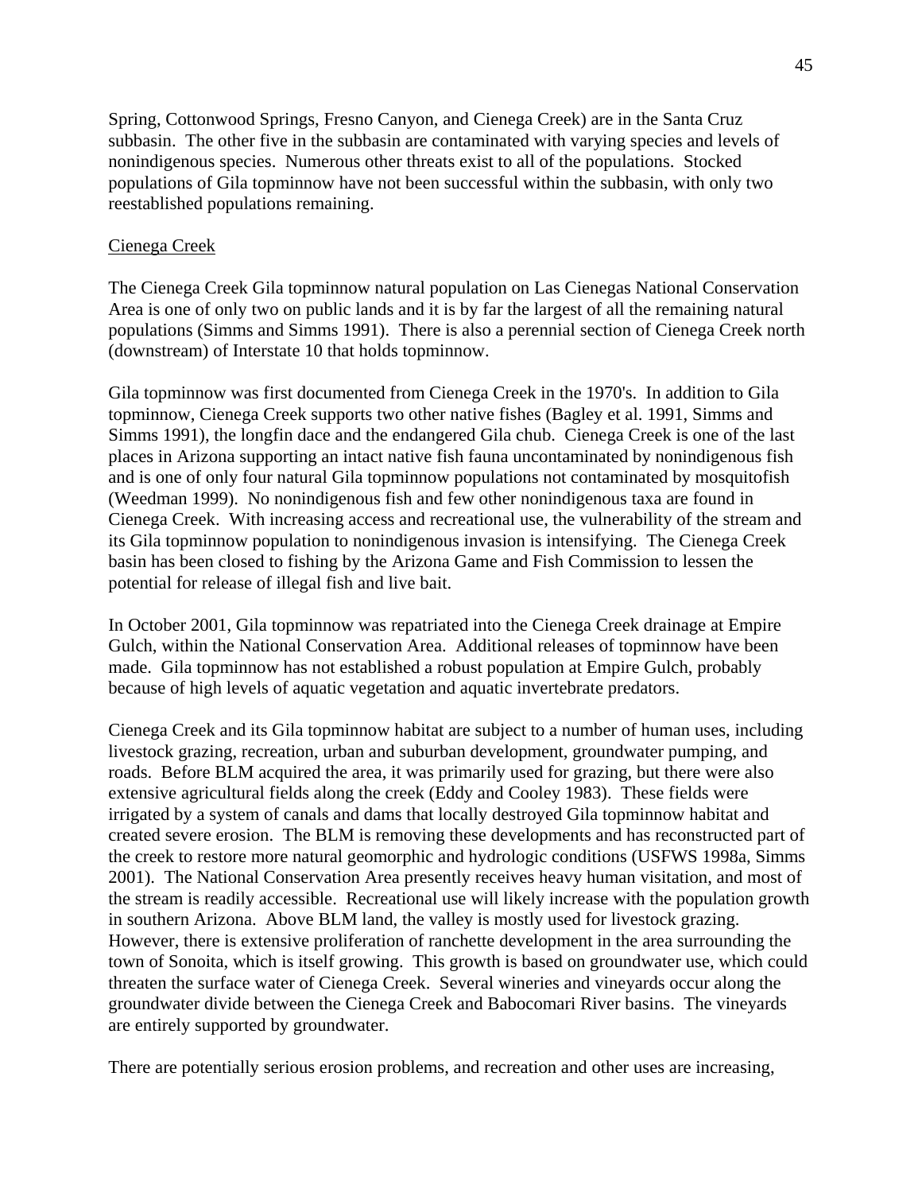Spring, Cottonwood Springs, Fresno Canyon, and Cienega Creek) are in the Santa Cruz subbasin. The other five in the subbasin are contaminated with varying species and levels of nonindigenous species. Numerous other threats exist to all of the populations. Stocked populations of Gila topminnow have not been successful within the subbasin, with only two reestablished populations remaining.

Cienega Creek

The Cienega Creek Gila topminnow natural population on Las Cienegas National Conservation Area is one of only two on public lands and it is by far the largest of all the remaining natural populations (Simms and Simms 1991). There is also a perennial section of Cienega Creek north (downstream) of Interstate 10 that holds topminnow.

Gila topminnow was first documented from Cienega Creek in the 1970's. In addition to Gila topminnow, Cienega Creek supports two other native fishes (Bagley et al. 1991, Simms and Simms 1991), the longfin dace and the endangered Gila chub. Cienega Creek is one of the last places in Arizona supporting an intact native fish fauna uncontaminated by nonindigenous fish and is one of only four natural Gila topminnow populations not contaminated by mosquitofish (Weedman 1999). No nonindigenous fish and few other nonindigenous taxa are found in Cienega Creek. With increasing access and recreational use, the vulnerability of the stream and its Gila topminnow population to nonindigenous invasion is intensifying. The Cienega Creek basin has been closed to fishing by the Arizona Game and Fish Commission to lessen the potential for release of illegal fish and live bait.

In October 2001, Gila topminnow was repatriated into the Cienega Creek drainage at Empire Gulch, within the National Conservation Area. Additional releases of topminnow have been made. Gila topminnow has not established a robust population at Empire Gulch, probably because of high levels of aquatic vegetation and aquatic invertebrate predators.

Cienega Creek and its Gila topminnow habitat are subject to a number of human uses, including livestock grazing, recreation, urban and suburban development, groundwater pumping, and roads. Before BLM acquired the area, it was primarily used for grazing, but there were also extensive agricultural fields along the creek (Eddy and Cooley 1983). These fields were irrigated by a system of canals and dams that locally destroyed Gila topminnow habitat and created severe erosion. The BLM is removing these developments and has reconstructed part of the creek to restore more natural geomorphic and hydrologic conditions (USFWS 1998a, Simms 2001). The National Conservation Area presently receives heavy human visitation, and most of the stream is readily accessible. Recreational use will likely increase with the population growth in southern Arizona. Above BLM land, the valley is mostly used for livestock grazing. However, there is extensive proliferation of ranchette development in the area surrounding the town of Sonoita, which is itself growing. This growth is based on groundwater use, which could threaten the surface water of Cienega Creek. Several wineries and vineyards occur along the groundwater divide between the Cienega Creek and Babocomari River basins. The vineyards are entirely supported by groundwater.

There are potentially serious erosion problems, and recreation and other uses are increasing,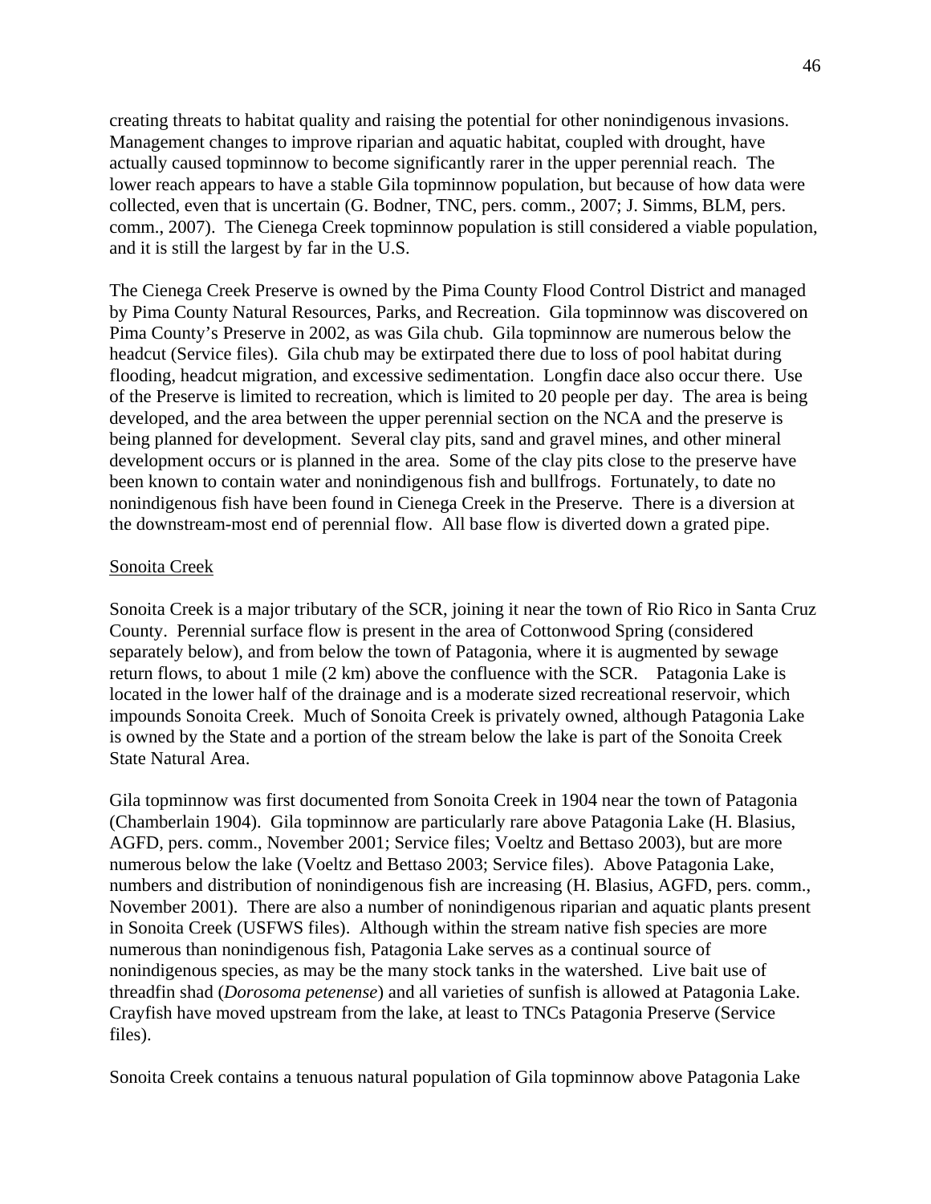creating threats to habitat quality and raising the potential for other nonindigenous invasions. Management changes to improve riparian and aquatic habitat, coupled with drought, have actually caused topminnow to become significantly rarer in the upper perennial reach. The lower reach appears to have a stable Gila topminnow population, but because of how data were collected, even that is uncertain (G. Bodner, TNC, pers. comm., 2007; J. Simms, BLM, pers. comm., 2007). The Cienega Creek topminnow population is still considered a viable population, and it is still the largest by far in the U.S.

The Cienega Creek Preserve is owned by the Pima County Flood Control District and managed by Pima County Natural Resources, Parks, and Recreation. Gila topminnow was discovered on Pima County's Preserve in 2002, as was Gila chub. Gila topminnow are numerous below the headcut (Service files). Gila chub may be extirpated there due to loss of pool habitat during flooding, headcut migration, and excessive sedimentation. Longfin dace also occur there. Use of the Preserve is limited to recreation, which is limited to 20 people per day. The area is being developed, and the area between the upper perennial section on the NCA and the preserve is being planned for development. Several clay pits, sand and gravel mines, and other mineral development occurs or is planned in the area. Some of the clay pits close to the preserve have been known to contain water and nonindigenous fish and bullfrogs. Fortunately, to date no nonindigenous fish have been found in Cienega Creek in the Preserve. There is a diversion at the downstream-most end of perennial flow. All base flow is diverted down a grated pipe.

<u>Sonoita Creek</u>

Sonoita Creek is a major tributary of the SCR, joining it near the town of Rio Rico in Santa Cruz County. Perennial surface flow is present in the area of Cottonwood Spring (considered separately below), and from below the town of Patagonia, where it is augmented by sewage return flows, to about 1 mile (2 km) above the confluence with the SCR. Patagonia Lake is located in the lower half of the drainage and is a moderate sized recreational reservoir, which impounds Sonoita Creek. Much of Sonoita Creek is privately owned, although Patagonia Lake is owned by the State and a portion of the stream below the lake is part of the Sonoita Creek State Natural Area.

Gila topminnow was first documented from Sonoita Creek in 1904 near the town of Patagonia (Chamberlain 1904). Gila topminnow are particularly rare above Patagonia Lake (H. Blasius, AGFD, pers. comm., November 2001; Service files; Voeltz and Bettaso 2003), but are more numerous below the lake (Voeltz and Bettaso 2003; Service files). Above Patagonia Lake, numbers and distribution of nonindigenous fish are increasing (H. Blasius, AGFD, pers. comm., November 2001). There are also a number of nonindigenous riparian and aquatic plants present in Sonoita Creek (USFWS files). Although within the stream native fish species are more numerous than nonindigenous fish, Patagonia Lake serves as a continual source of nonindigenous species, as may be the many stock tanks in the watershed. Live bait use of threadfin shad (*Dorosoma petenense*) and all varieties of sunfish is allowed at Patagonia Lake. Crayfish have moved upstream from the lake, at least to TNCs Patagonia Preserve (Service files).

Sonoita Creek contains a tenuous natural population of Gila topminnow above Patagonia Lake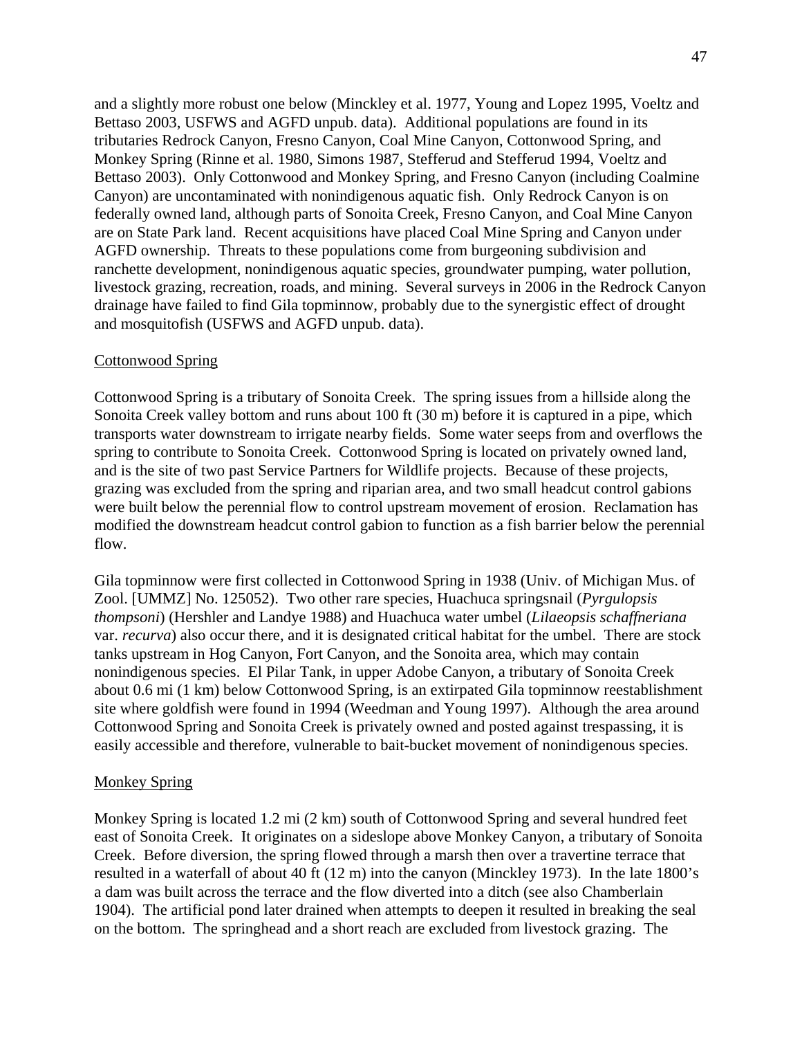and a slightly more robust one below (Minckley et al. 1977, Young and Lopez 1995, Voeltz and Bettaso 2003, USFWS and AGFD unpub. data). Additional populations are found in its tributaries Redrock Canyon, Fresno Canyon, Coal Mine Canyon, Cottonwood Spring, and Monkey Spring (Rinne et al. 1980, Simons 1987, Stefferud and Stefferud 1994, Voeltz and Bettaso 2003). Only Cottonwood and Monkey Spring, and Fresno Canyon (including Coalmine Canyon) are uncontaminated with nonindigenous aquatic fish. Only Redrock Canyon is on federally owned land, although parts of Sonoita Creek, Fresno Canyon, and Coal Mine Canyon are on State Park land. Recent acquisitions have placed Coal Mine Spring and Canyon under AGFD ownership. Threats to these populations come from burgeoning subdivision and ranchette development, nonindigenous aquatic species, groundwater pumping, water pollution, livestock grazing, recreation, roads, and mining. Several surveys in 2006 in the Redrock Canyon drainage have failed to find Gila topminnow, probably due to the synergistic effect of drought and mosquitofish (USFWS and AGFD unpub. data).

<u>Cottonwood Spring</u>

Cottonwood Spring is a tributary of Sonoita Creek. The spring issues from a hillside along the Sonoita Creek valley bottom and runs about 100 ft (30 m) before it is captured in a pipe, which transports water downstream to irrigate nearby fields. Some water seeps from and overflows the spring to contribute to Sonoita Creek. Cottonwood Spring is located on privately owned land, and is the site of two past Service Partners for Wildlife projects. Because of these projects, grazing was excluded from the spring and riparian area, and two small headcut control gabions were built below the perennial flow to control upstream movement of erosion. Reclamation has modified the downstream headcut control gabion to function as a fish barrier below the perennial flow.

Gila topminnow were first collected in Cottonwood Spring in 1938 (Univ. of Michigan Mus. of Zool. [UMMZ] No. 125052). Two other rare species, Huachuca springsnail (*Pyrgulopsis thompsoni*) (Hershler and Landye 1988) and Huachuca water umbel (*Lilaeopsis schaffneriana* var. *recurva*) also occur there, and it is designated critical habitat for the umbel. There are stock tanks upstream in Hog Canyon, Fort Canyon, and the Sonoita area, which may contain nonindigenous species. El Pilar Tank, in upper Adobe Canyon, a tributary of Sonoita Creek about 0.6 mi (1 km) below Cottonwood Spring, is an extirpated Gila topminnow reestablishment site where goldfish were found in 1994 (Weedman and Young 1997). Although the area around Cottonwood Spring and Sonoita Creek is privately owned and posted against trespassing, it is easily accessible and therefore, vulnerable to bait-bucket movement of nonindigenous species.

<u>Monkey Spring</u>

Monkey Spring is located 1.2 mi (2 km) south of Cottonwood Spring and several hundred feet east of Sonoita Creek. It originates on a sideslope above Monkey Canyon, a tributary of Sonoita Creek. Before diversion, the spring flowed through a marsh then over a travertine terrace that resulted in a waterfall of about 40 ft (12 m) into the canyon (Minckley 1973). In the late 1800's a dam was built across the terrace and the flow diverted into a ditch (see also Chamberlain 1904). The artificial pond later drained when attempts to deepen it resulted in breaking the seal on the bottom. The springhead and a short reach are excluded from livestock grazing. The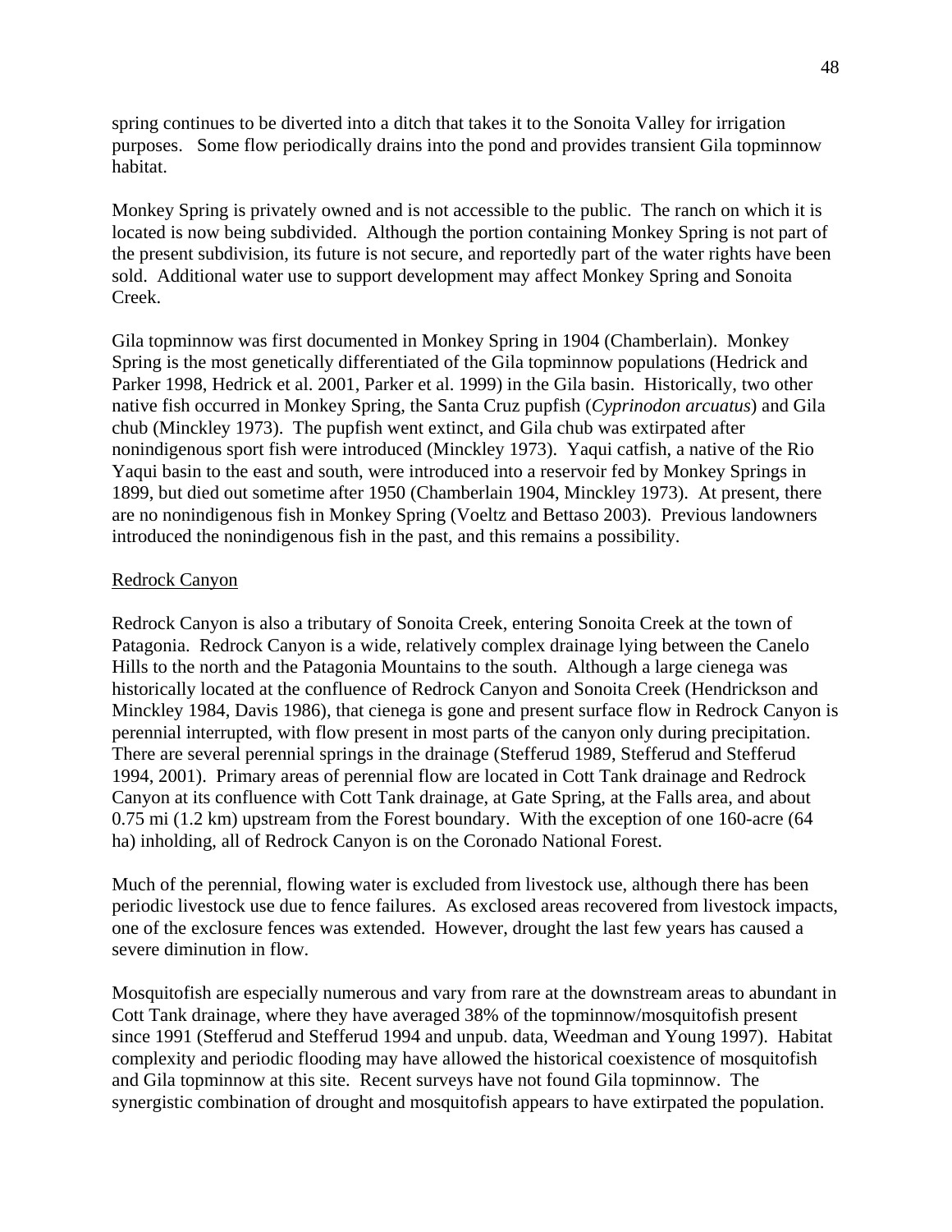spring continues to be diverted into a ditch that takes it to the Sonoita Valley for irrigation purposes. Some flow periodically drains into the pond and provides transient Gila topminnow habitat.

Monkey Spring is privately owned and is not accessible to the public. The ranch on which it is located is now being subdivided. Although the portion containing Monkey Spring is not part of the present subdivision, its future is not secure, and reportedly part of the water rights have been sold. Additional water use to support development may affect Monkey Spring and Sonoita Creek.

Gila topminnow was first documented in Monkey Spring in 1904 (Chamberlain). Monkey Spring is the most genetically differentiated of the Gila topminnow populations (Hedrick and Parker 1998, Hedrick et al. 2001, Parker et al. 1999) in the Gila basin. Historically, two other native fish occurred in Monkey Spring, the Santa Cruz pupfish (*Cyprinodon arcuatus*) and Gila chub (Minckley 1973). The pupfish went extinct, and Gila chub was extirpated after nonindigenous sport fish were introduced (Minckley 1973). Yaqui catfish, a native of the Rio Yaqui basin to the east and south, were introduced into a reservoir fed by Monkey Springs in 1899, but died out sometime after 1950 (Chamberlain 1904, Minckley 1973). At present, there are no nonindigenous fish in Monkey Spring (Voeltz and Bettaso 2003). Previous landowners introduced the nonindigenous fish in the past, and this remains a possibility.

<u>Redrock Canyon</u>

Redrock Canyon is also a tributary of Sonoita Creek, entering Sonoita Creek at the town of Patagonia. Redrock Canyon is a wide, relatively complex drainage lying between the Canelo Hills to the north and the Patagonia Mountains to the south. Although a large cienega was historically located at the confluence of Redrock Canyon and Sonoita Creek (Hendrickson and Minckley 1984, Davis 1986), that cienega is gone and present surface flow in Redrock Canyon is perennial interrupted, with flow present in most parts of the canyon only during precipitation. There are several perennial springs in the drainage (Stefferud 1989, Stefferud and Stefferud 1994, 2001). Primary areas of perennial flow are located in Cott Tank drainage and Redrock Canyon at its confluence with Cott Tank drainage, at Gate Spring, at the Falls area, and about 0.75 mi (1.2 km) upstream from the Forest boundary. With the exception of one 160-acre (64 ha) inholding, all of Redrock Canyon is on the Coronado National Forest.

Much of the perennial, flowing water is excluded from livestock use, although there has been periodic livestock use due to fence failures. As exclosed areas recovered from livestock impacts, one of the exclosure fences was extended. However, drought the last few years has caused a severe diminution in flow.

Mosquitofish are especially numerous and vary from rare at the downstream areas to abundant in Cott Tank drainage, where they have averaged 38% of the topminnow/mosquitofish present since 1991 (Stefferud and Stefferud 1994 and unpub. data, Weedman and Young 1997). Habitat complexity and periodic flooding may have allowed the historical coexistence of mosquitofish and Gila topminnow at this site. Recent surveys have not found Gila topminnow. The synergistic combination of drought and mosquitofish appears to have extirpated the population.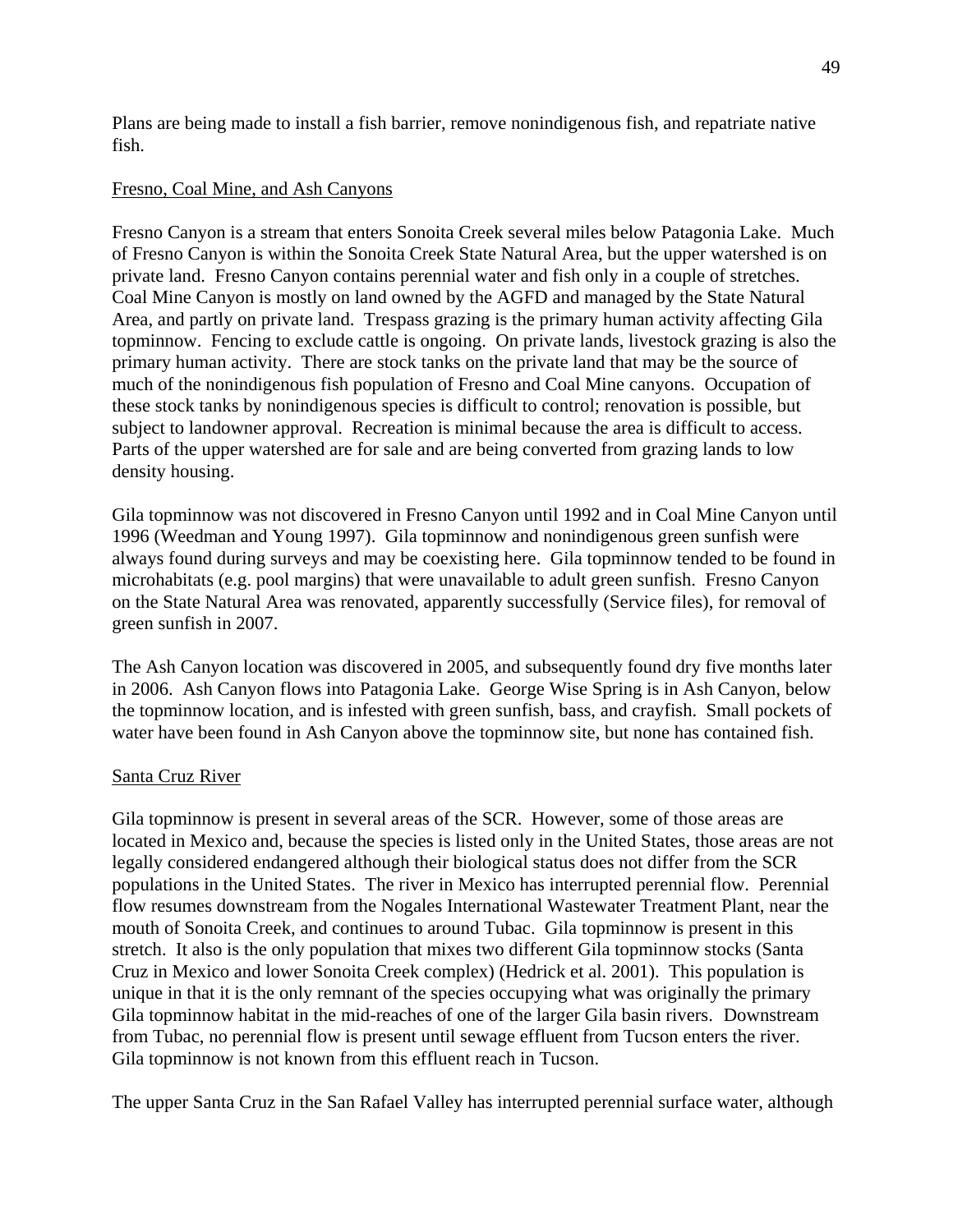Plans are being made to install a fish barrier, remove nonindigenous fish, and repatriate native fish.

<u>Fresno, Coal Mine, and Ash Canyons</u>

Fresno Canyon is a stream that enters Sonoita Creek several miles below Patagonia Lake. Much of Fresno Canyon is within the Sonoita Creek State Natural Area, but the upper watershed is on private land. Fresno Canyon contains perennial water and fish only in a couple of stretches. Coal Mine Canyon is mostly on land owned by the AGFD and managed by the State Natural Area, and partly on private land. Trespass grazing is the primary human activity affecting Gila topminnow. Fencing to exclude cattle is ongoing. On private lands, livestock grazing is also the primary human activity. There are stock tanks on the private land that may be the source of much of the nonindigenous fish population of Fresno and Coal Mine canyons. Occupation of these stock tanks by nonindigenous species is difficult to control; renovation is possible, but subject to landowner approval. Recreation is minimal because the area is difficult to access. Parts of the upper watershed are for sale and are being converted from grazing lands to low density housing.

Gila topminnow was not discovered in Fresno Canyon until 1992 and in Coal Mine Canyon until 1996 (Weedman and Young 1997). Gila topminnow and nonindigenous green sunfish were always found during surveys and may be coexisting here. Gila topminnow tended to be found in microhabitats (e.g. pool margins) that were unavailable to adult green sunfish. Fresno Canyon on the State Natural Area was renovated, apparently successfully (Service files), for removal of green sunfish in 2007.

The Ash Canyon location was discovered in 2005, and subsequently found dry five months later in 2006. Ash Canyon flows into Patagonia Lake. George Wise Spring is in Ash Canyon, below the topminnow location, and is infested with green sunfish, bass, and crayfish. Small pockets of water have been found in Ash Canyon above the topminnow site, but none has contained fish.

<u>Santa Cruz River</u>

Gila topminnow is present in several areas of the SCR. However, some of those areas are located in Mexico and, because the species is listed only in the United States, those areas are not legally considered endangered although their biological status does not differ from the SCR populations in the United States. The river in Mexico has interrupted perennial flow. Perennial flow resumes downstream from the Nogales International Wastewater Treatment Plant, near the mouth of Sonoita Creek, and continues to around Tubac. Gila topminnow is present in this stretch. It also is the only population that mixes two different Gila topminnow stocks (Santa Cruz in Mexico and lower Sonoita Creek complex) (Hedrick et al. 2001). This population is unique in that it is the only remnant of the species occupying what was originally the primary Gila topminnow habitat in the mid-reaches of one of the larger Gila basin rivers. Downstream from Tubac, no perennial flow is present until sewage effluent from Tucson enters the river. Gila topminnow is not known from this effluent reach in Tucson.

The upper Santa Cruz in the San Rafael Valley has interrupted perennial surface water, although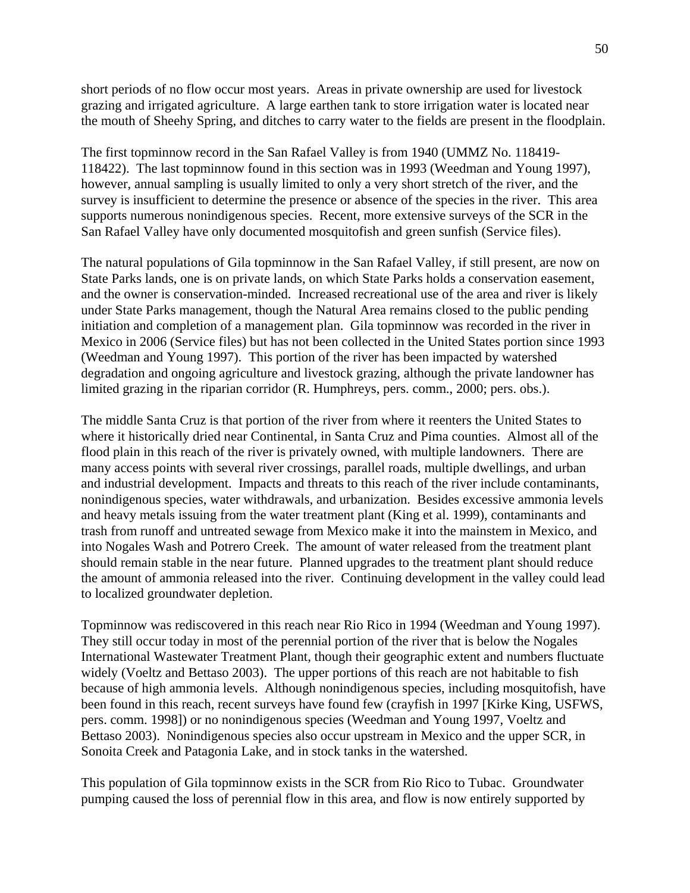short periods of no flow occur most years. Areas in private ownership are used for livestock grazing and irrigated agriculture. A large earthen tank to store irrigation water is located near the mouth of Sheehy Spring, and ditches to carry water to the fields are present in the floodplain.

The first topminnow record in the San Rafael Valley is from 1940 (UMMZ No. 118419-118422). The last topminnow found in this section was in 1993 (Weedman and Young 1997), however, annual sampling is usually limited to only a very short stretch of the river, and the survey is insufficient to determine the presence or absence of the species in the river. This area supports numerous nonindigenous species. Recent, more extensive surveys of the SCR in the San Rafael Valley have only documented mosquitofish and green sunfish (Service files).

The natural populations of Gila topminnow in the San Rafael Valley, if still present, are now on State Parks lands, one is on private lands, on which State Parks holds a conservation easement, and the owner is conservation-minded. Increased recreational use of the area and river is likely under State Parks management, though the Natural Area remains closed to the public pending initiation and completion of a management plan. Gila topminnow was recorded in the river in Mexico in 2006 (Service files) but has not been collected in the United States portion since 1993 (Weedman and Young 1997). This portion of the river has been impacted by watershed degradation and ongoing agriculture and livestock grazing, although the private landowner has limited grazing in the riparian corridor (R. Humphreys, pers. comm., 2000; pers. obs.).

The middle Santa Cruz is that portion of the river from where it reenters the United States to where it historically dried near Continental, in Santa Cruz and Pima counties. Almost all of the flood plain in this reach of the river is privately owned, with multiple landowners. There are many access points with several river crossings, parallel roads, multiple dwellings, and urban and industrial development. Impacts and threats to this reach of the river include contaminants, nonindigenous species, water withdrawals, and urbanization. Besides excessive ammonia levels and heavy metals issuing from the water treatment plant (King et al. 1999), contaminants and trash from runoff and untreated sewage from Mexico make it into the mainstem in Mexico, and into Nogales Wash and Potrero Creek. The amount of water released from the treatment plant should remain stable in the near future. Planned upgrades to the treatment plant should reduce the amount of ammonia released into the river. Continuing development in the valley could lead to localized groundwater depletion.

Topminnow was rediscovered in this reach near Rio Rico in 1994 (Weedman and Young 1997). They still occur today in most of the perennial portion of the river that is below the Nogales International Wastewater Treatment Plant, though their geographic extent and numbers fluctuate widely (Voeltz and Bettaso 2003). The upper portions of this reach are not habitable to fish because of high ammonia levels. Although nonindigenous species, including mosquitofish, have been found in this reach, recent surveys have found few (crayfish in 1997 [Kirke King, USFWS, pers. comm. 1998]) or no nonindigenous species (Weedman and Young 1997, Voeltz and Bettaso 2003). Nonindigenous species also occur upstream in Mexico and the upper SCR, in Sonoita Creek and Patagonia Lake, and in stock tanks in the watershed.

This population of Gila topminnow exists in the SCR from Rio Rico to Tubac. Groundwater pumping caused the loss of perennial flow in this area, and flow is now entirely supported by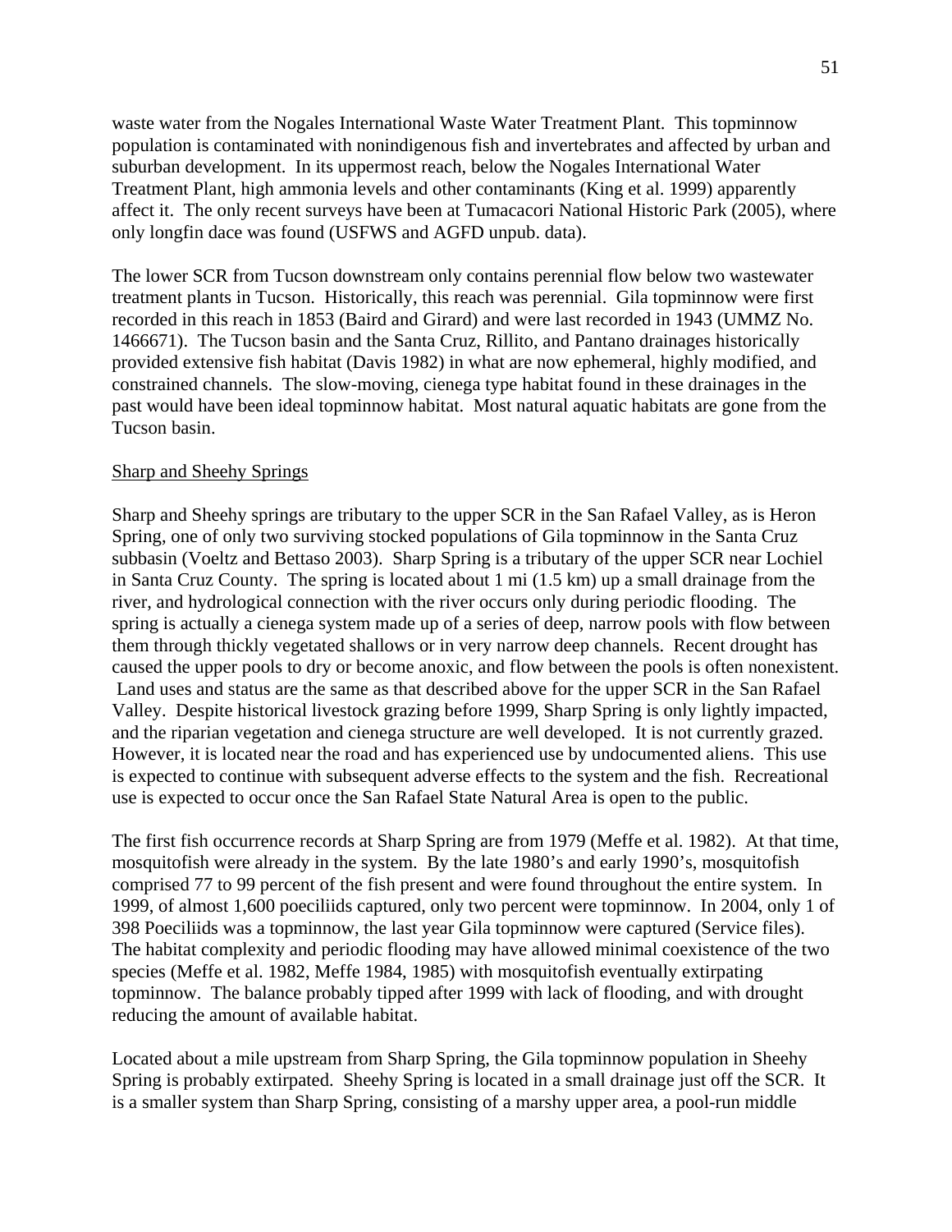waste water from the Nogales International Waste Water Treatment Plant. This topminnow population is contaminated with nonindigenous fish and invertebrates and affected by urban and suburban development. In its uppermost reach, below the Nogales International Water Treatment Plant, high ammonia levels and other contaminants (King et al. 1999) apparently affect it. The only recent surveys have been at Tumacacori National Historic Park (2005), where only longfin dace was found (USFWS and AGFD unpub. data).

The lower SCR from Tucson downstream only contains perennial flow below two wastewater treatment plants in Tucson. Historically, this reach was perennial. Gila topminnow were first recorded in this reach in 1853 (Baird and Girard) and were last recorded in 1943 (UMMZ No. 1466671). The Tucson basin and the Santa Cruz, Rillito, and Pantano drainages historically provided extensive fish habitat (Davis 1982) in what are now ephemeral, highly modified, and constrained channels. The slow-moving, cienega type habitat found in these drainages in the past would have been ideal topminnow habitat. Most natural aquatic habitats are gone from the Tucson basin.

<u>Sharp and Sheehy Springs</u>

Sharp and Sheehy springs are tributary to the upper SCR in the San Rafael Valley, as is Heron Spring, one of only two surviving stocked populations of Gila topminnow in the Santa Cruz subbasin (Voeltz and Bettaso 2003). Sharp Spring is a tributary of the upper SCR near Lochiel in Santa Cruz County. The spring is located about 1 mi (1.5 km) up a small drainage from the river, and hydrological connection with the river occurs only during periodic flooding. The spring is actually a cienega system made up of a series of deep, narrow pools with flow between them through thickly vegetated shallows or in very narrow deep channels. Recent drought has caused the upper pools to dry or become anoxic, and flow between the pools is often nonexistent. Land uses and status are the same as that described above for the upper SCR in the San Rafael Valley. Despite historical livestock grazing before 1999, Sharp Spring is only lightly impacted, and the riparian vegetation and cienega structure are well developed. It is not currently grazed. However, it is located near the road and has experienced use by undocumented aliens. This use is expected to continue with subsequent adverse effects to the system and the fish. Recreational use is expected to occur once the San Rafael State Natural Area is open to the public.

The first fish occurrence records at Sharp Spring are from 1979 (Meffe et al. 1982). At that time, mosquitofish were already in the system. By the late 1980's and early 1990's, mosquitofish comprised 77 to 99 percent of the fish present and were found throughout the entire system. In 1999, of almost 1,600 poeciliids captured, only two percent were topminnow. In 2004, only 1 of 398 Poeciliids was a topminnow, the last year Gila topminnow were captured (Service files). The habitat complexity and periodic flooding may have allowed minimal coexistence of the two species (Meffe et al. 1982, Meffe 1984, 1985) with mosquitofish eventually extirpating topminnow. The balance probably tipped after 1999 with lack of flooding, and with drought reducing the amount of available habitat.

Located about a mile upstream from Sharp Spring, the Gila topminnow population in Sheehy Spring is probably extirpated. Sheehy Spring is located in a small drainage just off the SCR. It is a smaller system than Sharp Spring, consisting of a marshy upper area, a pool-run middle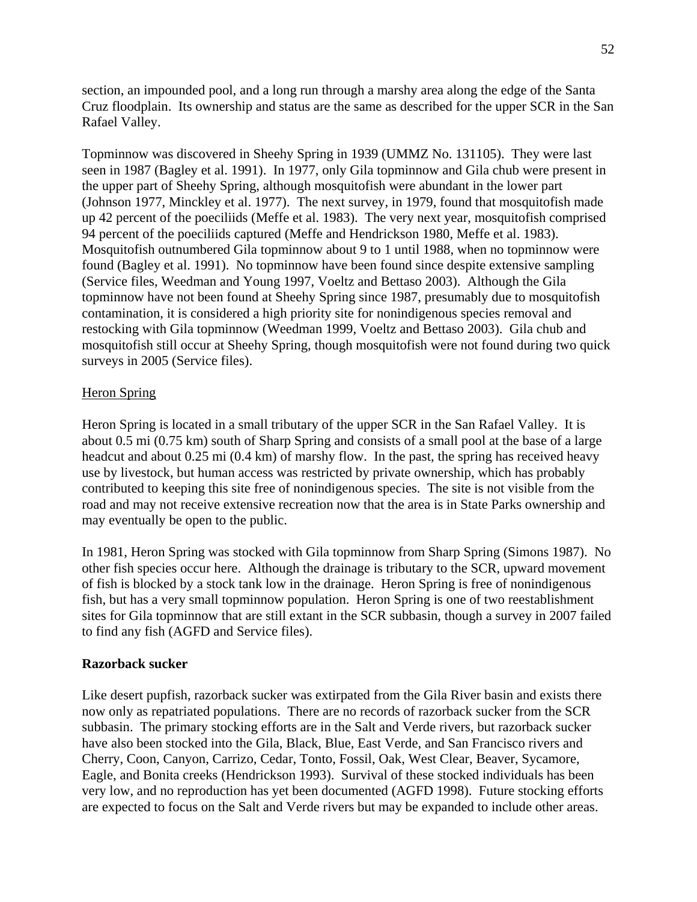section, an impounded pool, and a long run through a marshy area along the edge of the Santa Cruz floodplain. Its ownership and status are the same as described for the upper SCR in the San Rafael Valley.

Topminnow was discovered in Sheehy Spring in 1939 (UMMZ No. 131105). They were last seen in 1987 (Bagley et al. 1991). In 1977, only Gila topminnow and Gila chub were present in the upper part of Sheehy Spring, although mosquitofish were abundant in the lower part (Johnson 1977, Minckley et al. 1977). The next survey, in 1979, found that mosquitofish made up 42 percent of the poeciliids (Meffe et al. 1983). The very next year, mosquitofish comprised 94 percent of the poeciliids captured (Meffe and Hendrickson 1980, Meffe et al. 1983). Mosquitofish outnumbered Gila topminnow about 9 to 1 until 1988, when no topminnow were found (Bagley et al. 1991). No topminnow have been found since despite extensive sampling (Service files, Weedman and Young 1997, Voeltz and Bettaso 2003). Although the Gila topminnow have not been found at Sheehy Spring since 1987, presumably due to mosquitofish contamination, it is considered a high priority site for nonindigenous species removal and restocking with Gila topminnow (Weedman 1999, Voeltz and Bettaso 2003). Gila chub and mosquitofish still occur at Sheehy Spring, though mosquitofish were not found during two quick surveys in 2005 (Service files).

<u>Heron Spring</u>

Heron Spring is located in a small tributary of the upper SCR in the San Rafael Valley. It is about 0.5 mi (0.75 km) south of Sharp Spring and consists of a small pool at the base of a large headcut and about 0.25 mi (0.4 km) of marshy flow. In the past, the spring has received heavy use by livestock, but human access was restricted by private ownership, which has probably contributed to keeping this site free of nonindigenous species. The site is not visible from the road and may not receive extensive recreation now that the area is in State Parks ownership and may eventually be open to the public.

In 1981, Heron Spring was stocked with Gila topminnow from Sharp Spring (Simons 1987). No other fish species occur here. Although the drainage is tributary to the SCR, upward movement of fish is blocked by a stock tank low in the drainage. Heron Spring is free of nonindigenous fish, but has a very small topminnow population. Heron Spring is one of two reestablishment sites for Gila topminnow that are still extant in the SCR subbasin, though a survey in 2007 failed to find any fish (AGFD and Service files).

**Razorback sucker**

Like desert pupfish, razorback sucker was extirpated from the Gila River basin and exists there now only as repatriated populations. There are no records of razorback sucker from the SCR subbasin. The primary stocking efforts are in the Salt and Verde rivers, but razorback sucker have also been stocked into the Gila, Black, Blue, East Verde, and San Francisco rivers and Cherry, Coon, Canyon, Carrizo, Cedar, Tonto, Fossil, Oak, West Clear, Beaver, Sycamore, Eagle, and Bonita creeks (Hendrickson 1993). Survival of these stocked individuals has been very low, and no reproduction has yet been documented (AGFD 1998). Future stocking efforts are expected to focus on the Salt and Verde rivers but may be expanded to include other areas.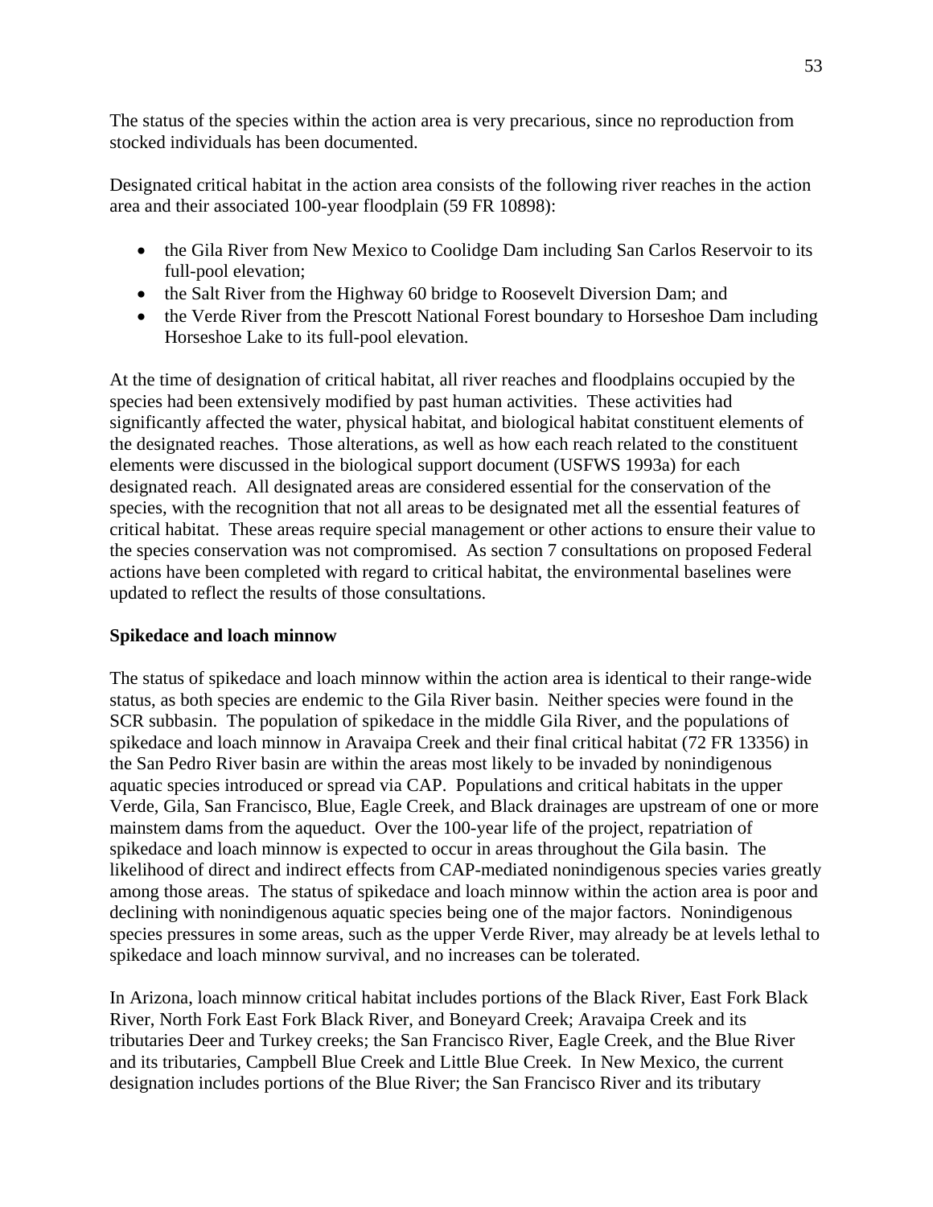The status of the species within the action area is very precarious, since no reproduction from stocked individuals has been documented.

Designated critical habitat in the action area consists of the following river reaches in the action area and their associated 100-year floodplain (59 FR 10898):

- the Gila River from New Mexico to Coolidge Dam including San Carlos Reservoir to its full-pool elevation;
- the Salt River from the Highway 60 bridge to Roosevelt Diversion Dam; and
- the Verde River from the Prescott National Forest boundary to Horseshoe Dam including Horseshoe Lake to its full-pool elevation.

At the time of designation of critical habitat, all river reaches and floodplains occupied by the species had been extensively modified by past human activities. These activities had significantly affected the water, physical habitat, and biological habitat constituent elements of the designated reaches. Those alterations, as well as how each reach related to the constituent elements were discussed in the biological support document (USFWS 1993a) for each designated reach. All designated areas are considered essential for the conservation of the species, with the recognition that not all areas to be designated met all the essential features of critical habitat. These areas require special management or other actions to ensure their value to the species conservation was not compromised. As section 7 consultations on proposed Federal actions have been completed with regard to critical habitat, the environmental baselines were updated to reflect the results of those consultations.

**Spikedace and loach minnow**

The status of spikedace and loach minnow within the action area is identical to their range-wide status, as both species are endemic to the Gila River basin. Neither species were found in the SCR subbasin. The population of spikedace in the middle Gila River, and the populations of spikedace and loach minnow in Aravaipa Creek and their final critical habitat (72 FR 13356) in the San Pedro River basin are within the areas most likely to be invaded by nonindigenous aquatic species introduced or spread via CAP. Populations and critical habitats in the upper Verde, Gila, San Francisco, Blue, Eagle Creek, and Black drainages are upstream of one or more mainstem dams from the aqueduct. Over the 100-year life of the project, repatriation of spikedace and loach minnow is expected to occur in areas throughout the Gila basin. The likelihood of direct and indirect effects from CAP-mediated nonindigenous species varies greatly among those areas. The status of spikedace and loach minnow within the action area is poor and declining with nonindigenous aquatic species being one of the major factors. Nonindigenous species pressures in some areas, such as the upper Verde River, may already be at levels lethal to spikedace and loach minnow survival, and no increases can be tolerated.

In Arizona, loach minnow critical habitat includes portions of the Black River, East Fork Black River, North Fork East Fork Black River, and Boneyard Creek; Aravaipa Creek and its tributaries Deer and Turkey creeks; the San Francisco River, Eagle Creek, and the Blue River and its tributaries, Campbell Blue Creek and Little Blue Creek. In New Mexico, the current designation includes portions of the Blue River; the San Francisco River and its tributary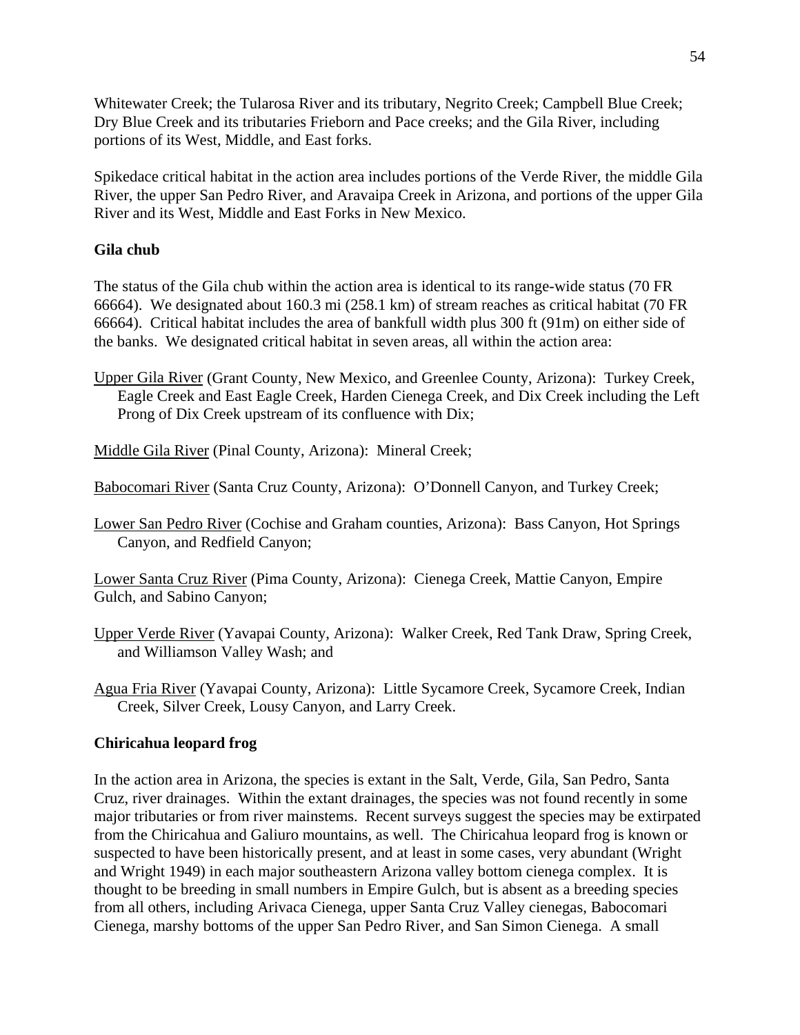Whitewater Creek; the Tularosa River and its tributary, Negrito Creek; Campbell Blue Creek; Dry Blue Creek and its tributaries Frieborn and Pace creeks; and the Gila River, including portions of its West, Middle, and East forks.

Spikedace critical habitat in the action area includes portions of the Verde River, the middle Gila River, the upper San Pedro River, and Aravaipa Creek in Arizona, and portions of the upper Gila River and its West, Middle and East Forks in New Mexico.

**Gila chub**

The status of the Gila chub within the action area is identical to its range-wide status (70 FR 66664). We designated about 160.3 mi (258.1 km) of stream reaches as critical habitat (70 FR 66664). Critical habitat includes the area of bankfull width plus 300 ft (91m) on either side of the banks. We designated critical habitat in seven areas, all within the action area:

<u>Upper Gila River</u> (Grant County, New Mexico, and Greenlee County, Arizona): Turkey Creek, Eagle Creek and East Eagle Creek, Harden Cienega Creek, and Dix Creek including the Left Prong of Dix Creek upstream of its confluence with Dix;

<u>Middle Gila River</u> (Pinal County, Arizona): Mineral Creek;

<u>Babocomari River</u> (Santa Cruz County, Arizona): O'Donnell Canyon, and Turkey Creek;

<u>Lower San Pedro River</u> (Cochise and Graham counties, Arizona): Bass Canyon, Hot Springs Canyon, and Redfield Canyon;

<u>Lower Santa Cruz River</u> (Pima County, Arizona): Cienega Creek, Mattie Canyon, Empire Gulch, and Sabino Canyon;

<u>Upper Verde River</u> (Yavapai County, Arizona): Walker Creek, Red Tank Draw, Spring Creek, and Williamson Valley Wash; and

<u>Agua Fria River</u> (Yavapai County, Arizona): Little Sycamore Creek, Sycamore Creek, Indian Creek, Silver Creek, Lousy Canyon, and Larry Creek.

**Chiricahua leopard frog**

In the action area in Arizona, the species is extant in the Salt, Verde, Gila, San Pedro, Santa Cruz, river drainages. Within the extant drainages, the species was not found recently in some major tributaries or from river mainstems. Recent surveys suggest the species may be extirpated from the Chiricahua and Galiuro mountains, as well. The Chiricahua leopard frog is known or suspected to have been historically present, and at least in some cases, very abundant (Wright and Wright 1949) in each major southeastern Arizona valley bottom cienega complex. It is thought to be breeding in small numbers in Empire Gulch, but is absent as a breeding species from all others, including Arivaca Cienega, upper Santa Cruz Valley cienegas, Babocomari Cienega, marshy bottoms of the upper San Pedro River, and San Simon Cienega. A small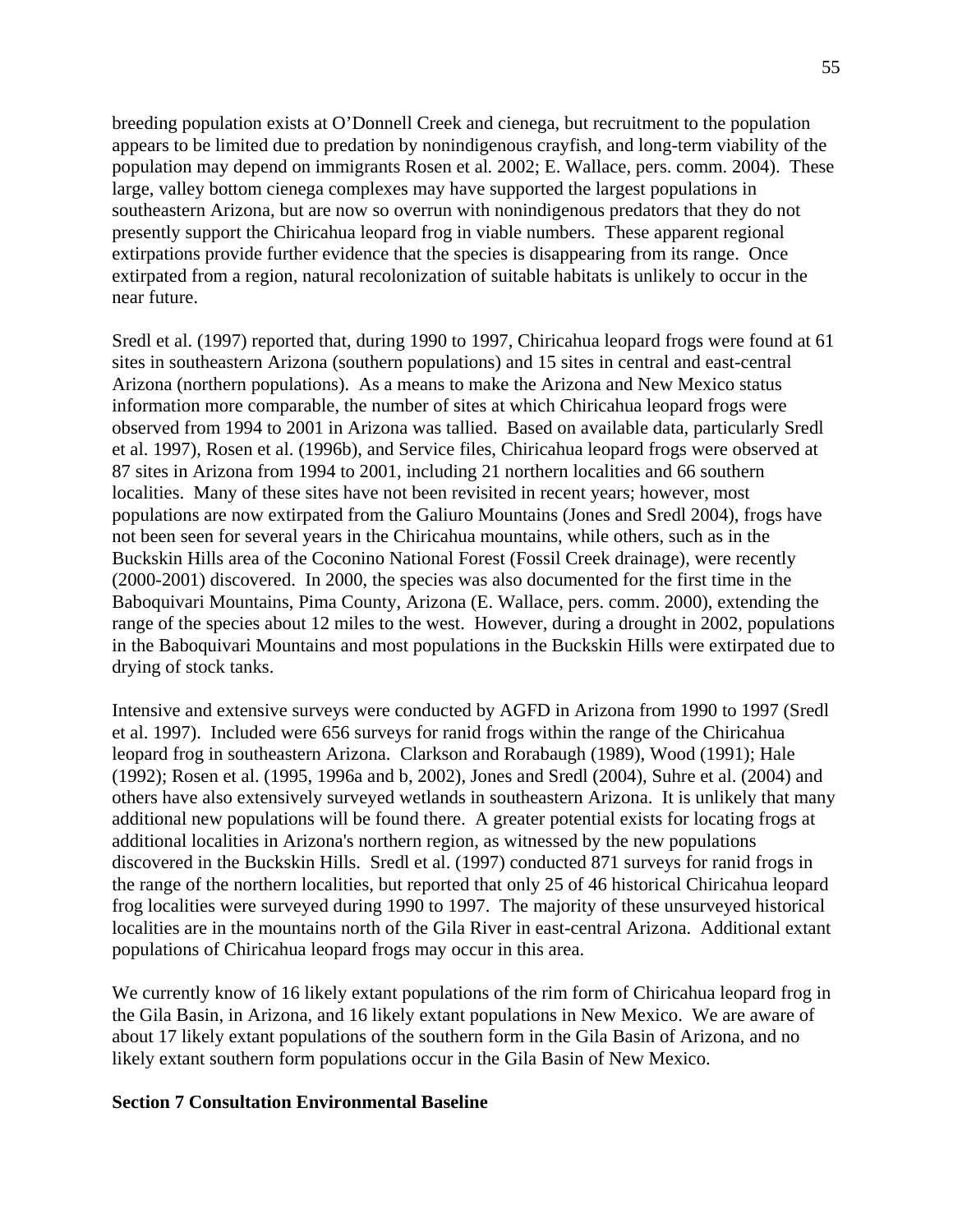breeding population exists at O'Donnell Creek and cienega, but recruitment to the population appears to be limited due to predation by nonindigenous crayfish, and long-term viability of the population may depend on immigrants Rosen et al*.* 2002; E. Wallace, pers. comm. 2004). These large, valley bottom cienega complexes may have supported the largest populations in southeastern Arizona, but are now so overrun with nonindigenous predators that they do not presently support the Chiricahua leopard frog in viable numbers. These apparent regional extirpations provide further evidence that the species is disappearing from its range. Once extirpated from a region, natural recolonization of suitable habitats is unlikely to occur in the near future.

Sredl et al. (1997) reported that, during 1990 to 1997, Chiricahua leopard frogs were found at 61 sites in southeastern Arizona (southern populations) and 15 sites in central and east-central Arizona (northern populations). As a means to make the Arizona and New Mexico status information more comparable, the number of sites at which Chiricahua leopard frogs were observed from 1994 to 2001 in Arizona was tallied. Based on available data, particularly Sredl et al. 1997), Rosen et al. (1996b), and Service files, Chiricahua leopard frogs were observed at 87 sites in Arizona from 1994 to 2001, including 21 northern localities and 66 southern localities. Many of these sites have not been revisited in recent years; however, most populations are now extirpated from the Galiuro Mountains (Jones and Sredl 2004), frogs have not been seen for several years in the Chiricahua mountains, while others, such as in the Buckskin Hills area of the Coconino National Forest (Fossil Creek drainage), were recently (2000-2001) discovered. In 2000, the species was also documented for the first time in the Baboquivari Mountains, Pima County, Arizona (E. Wallace, pers. comm. 2000), extending the range of the species about 12 miles to the west. However, during a drought in 2002, populations in the Baboquivari Mountains and most populations in the Buckskin Hills were extirpated due to drying of stock tanks.

Intensive and extensive surveys were conducted by AGFD in Arizona from 1990 to 1997 (Sredl et al. 1997). Included were 656 surveys for ranid frogs within the range of the Chiricahua leopard frog in southeastern Arizona. Clarkson and Rorabaugh (1989), Wood (1991); Hale (1992); Rosen et al. (1995, 1996a and b, 2002), Jones and Sredl (2004), Suhre et al. (2004) and others have also extensively surveyed wetlands in southeastern Arizona. It is unlikely that many additional new populations will be found there. A greater potential exists for locating frogs at additional localities in Arizona's northern region, as witnessed by the new populations discovered in the Buckskin Hills. Sredl et al. (1997) conducted 871 surveys for ranid frogs in the range of the northern localities, but reported that only 25 of 46 historical Chiricahua leopard frog localities were surveyed during 1990 to 1997. The majority of these unsurveyed historical localities are in the mountains north of the Gila River in east-central Arizona. Additional extant populations of Chiricahua leopard frogs may occur in this area.

We currently know of 16 likely extant populations of the rim form of Chiricahua leopard frog in the Gila Basin, in Arizona, and 16 likely extant populations in New Mexico. We are aware of about 17 likely extant populations of the southern form in the Gila Basin of Arizona, and no likely extant southern form populations occur in the Gila Basin of New Mexico.

**Section 7 Consultation Environmental Baseline**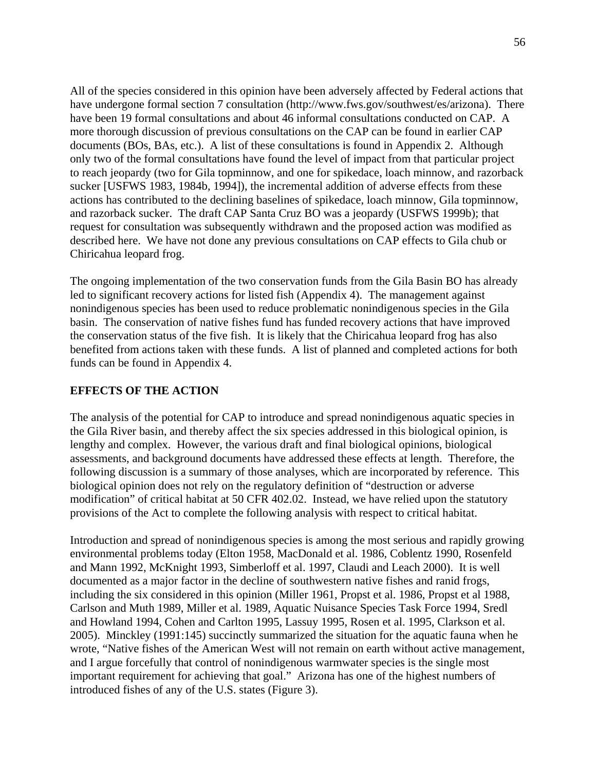All of the species considered in this opinion have been adversely affected by Federal actions that have undergone formal section 7 consultation (http://www.fws.gov/southwest/es/arizona). There have been 19 formal consultations and about 46 informal consultations conducted on CAP. A more thorough discussion of previous consultations on the CAP can be found in earlier CAP documents (BOs, BAs, etc.). A list of these consultations is found in Appendix 2. Although only two of the formal consultations have found the level of impact from that particular project to reach jeopardy (two for Gila topminnow, and one for spikedace, loach minnow, and razorback sucker [USFWS 1983, 1984b, 1994]), the incremental addition of adverse effects from these actions has contributed to the declining baselines of spikedace, loach minnow, Gila topminnow, and razorback sucker. The draft CAP Santa Cruz BO was a jeopardy (USFWS 1999b); that request for consultation was subsequently withdrawn and the proposed action was modified as described here. We have not done any previous consultations on CAP effects to Gila chub or Chiricahua leopard frog.

The ongoing implementation of the two conservation funds from the Gila Basin BO has already led to significant recovery actions for listed fish (Appendix 4). The management against nonindigenous species has been used to reduce problematic nonindigenous species in the Gila basin. The conservation of native fishes fund has funded recovery actions that have improved the conservation status of the five fish. It is likely that the Chiricahua leopard frog has also benefited from actions taken with these funds. A list of planned and completed actions for both funds can be found in Appendix 4.

## EFFECTS OF THE ACTION

The analysis of the potential for CAP to introduce and spread nonindigenous aquatic species in the Gila River basin, and thereby affect the six species addressed in this biological opinion, is lengthy and complex. However, the various draft and final biological opinions, biological assessments, and background documents have addressed these effects at length. Therefore, the following discussion is a summary of those analyses, which are incorporated by reference. This biological opinion does not rely on the regulatory definition of "destruction or adverse modification" of critical habitat at 50 CFR 402.02. Instead, we have relied upon the statutory provisions of the Act to complete the following analysis with respect to critical habitat.

Introduction and spread of nonindigenous species is among the most serious and rapidly growing environmental problems today (Elton 1958, MacDonald et al. 1986, Coblentz 1990, Rosenfeld and Mann 1992, McKnight 1993, Simberloff et al. 1997, Claudi and Leach 2000). It is well documented as a major factor in the decline of southwestern native fishes and ranid frogs, including the six considered in this opinion (Miller 1961, Propst et al. 1986, Propst et al 1988, Carlson and Muth 1989, Miller et al. 1989, Aquatic Nuisance Species Task Force 1994, Sredl and Howland 1994, Cohen and Carlton 1995, Lassuy 1995, Rosen et al. 1995, Clarkson et al. 2005). Minckley (1991:145) succinctly summarized the situation for the aquatic fauna when he wrote, "Native fishes of the American West will not remain on earth without active management, and I argue forcefully that control of nonindigenous warmwater species is the single most important requirement for achieving that goal." Arizona has one of the highest numbers of introduced fishes of any of the U.S. states (Figure 3).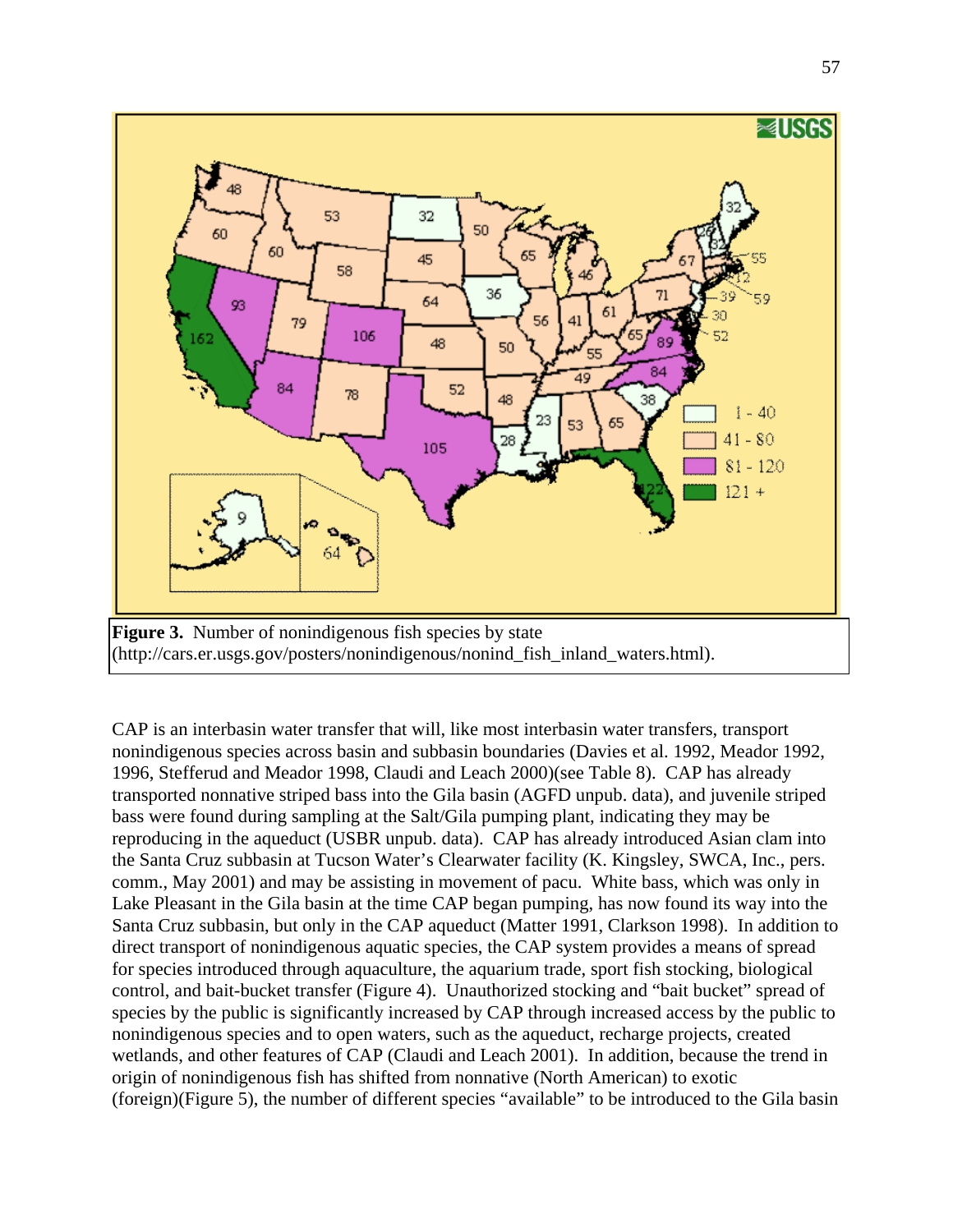**Figure 3.** Number of nonindigenous fish species by state (http://cars.er.usgs.gov/posters/nonindigenous/nonind_fish_inland_waters.html).

CAP is an interbasin water transfer that will, like most interbasin water transfers, transport nonindigenous species across basin and subbasin boundaries (Davies et al. 1992, Meador 1992, 1996, Stefferud and Meador 1998, Claudi and Leach 2000)(see Table 8). CAP has already transported nonnative striped bass into the Gila basin (AGFD unpub. data), and juvenile striped bass were found during sampling at the Salt/Gila pumping plant, indicating they may be reproducing in the aqueduct (USBR unpub. data). CAP has already introduced Asian clam into the Santa Cruz subbasin at Tucson Water's Clearwater facility (K. Kingsley, SWCA, Inc., pers. comm., May 2001) and may be assisting in movement of pacu. White bass, which was only in Lake Pleasant in the Gila basin at the time CAP began pumping, has now found its way into the Santa Cruz subbasin, but only in the CAP aqueduct (Matter 1991, Clarkson 1998). In addition to direct transport of nonindigenous aquatic species, the CAP system provides a means of spread for species introduced through aquaculture, the aquarium trade, sport fish stocking, biological control, and bait-bucket transfer (Figure 4). Unauthorized stocking and "bait bucket" spread of species by the public is significantly increased by CAP through increased access by the public to nonindigenous species and to open waters, such as the aqueduct, recharge projects, created wetlands, and other features of CAP (Claudi and Leach 2001). In addition, because the trend in origin of nonindigenous fish has shifted from nonnative (North American) to exotic (foreign)(Figure 5), the number of different species "available" to be introduced to the Gila basin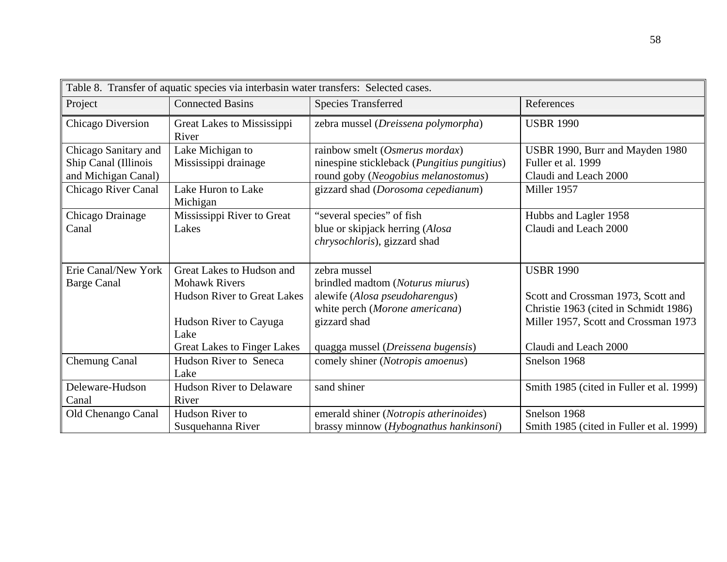Table 8. Transfer of aquatic species via interbasin water transfers: Selected cases.

| Project | Connected Basins | Species Transferred | References |
|---|---|---|---|
| Chicago Diversion | Great Lakes to Mississippi River | zebra mussel (*Dreissena polymorpha*) | USBR 1990 |
| Chicago Sanitary and Ship Canal (Illinois and Michigan Canal) | Lake Michigan to Mississippi drainage | rainbow smelt (*Osmerus mordax*)<br>ninespine stickleback (*Pungitius pungitius*)<br>round goby (*Neogobius melanostomus*) | USBR 1990, Burr and Mayden 1980<br>Fuller et al. 1999<br>Claudi and Leach 2000 |
| Chicago River Canal | Lake Huron to Lake Michigan | gizzard shad (*Dorosoma cepedianum*) | Miller 1957 |
| Chicago Drainage Canal | Mississippi River to Great Lakes | “several species” of fish<br>blue or skipjack herring (*Alosa chrysochloris*), gizzard shad | Hubbs and Lagler 1958<br>Claudi and Leach 2000 |
| Erie Canal/New York Barge Canal | Great Lakes to Hudson and Mohawk Rivers<br>Hudson River to Great Lakes<br><br>Hudson River to Cayuga Lake<br>Great Lakes to Finger Lakes | zebra mussel<br>brindled madtom (*Noturus miurus*)<br>alewife (*Alosa pseudoharengus*)<br>white perch (*Morone americana*)<br>gizzard shad<br><br>quagga mussel (*Dreissena bugensis*) | USBR 1990<br><br>Scott and Crossman 1973, Scott and Christie 1963 (cited in Schmidt 1986)<br>Miller 1957, Scott and Crossman 1973<br><br>Claudi and Leach 2000 |
| Chemung Canal | Hudson River to Seneca Lake | comely shiner (*Notropis amoenus*) | Snelson 1968 |
| Deleware-Hudson Canal | Hudson River to Delaware River | sand shiner | Smith 1985 (cited in Fuller et al. 1999) |
| Old Chenango Canal | Hudson River to Susquehanna River | emerald shiner (*Notropis atherinoides*)<br>brassy minnow (*Hybognathus hankinsoni*) | Snelson 1968<br>Smith 1985 (cited in Fuller et al. 1999) |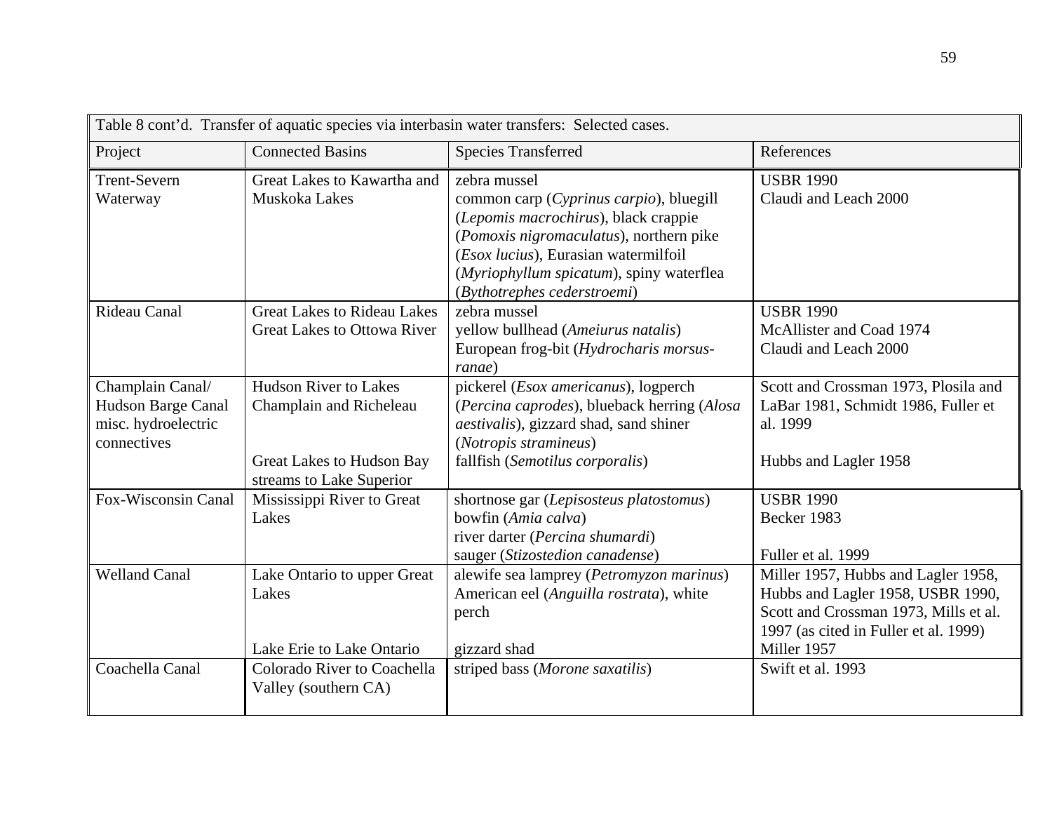| Table 8 cont'd. Transfer of aquatic species via interbasin water transfers: Selected cases. | | | |
|---|---|---|---|
| Project | Connected Basins | Species Transferred | References |
| Trent-Severn Waterway | Great Lakes to Kawartha and Muskoka Lakes | zebra mussel<br>common carp (*Cyprinus carpio*), bluegill (*Lepomis macrochirus*), black crappie (*Pomoxis nigromaculatus*), northern pike (*Esox lucius*), Eurasian watermilfoil (*Myriophyllum spicatum*), spiny waterflea (*Bythotrephes cederstroemi*) | USBR 1990<br>Claudi and Leach 2000 |
| Rideau Canal | Great Lakes to Rideau Lakes<br>Great Lakes to Ottowa River | zebra mussel<br>yellow bullhead (*Ameiurus natalis*)<br>European frog-bit (*Hydrocharis morsus-ranae*) | USBR 1990<br>McAllister and Coad 1974<br>Claudi and Leach 2000 |
| Champlain Canal/ Hudson Barge Canal misc. hydroelectric connectives | Hudson River to Lakes Champlain and Richeleau<br><br>Great Lakes to Hudson Bay streams to Lake Superior | pickerel (*Esox americanus*), logperch (*Percina caprodes*), blueback herring (*Alosa aestivalis*), gizzard shad, sand shiner (*Notropis stramineus*)<br>fallfish (*Semotilus corporalis*) | Scott and Crossman 1973, Plosila and LaBar 1981, Schmidt 1986, Fuller et al. 1999<br><br>Hubbs and Lagler 1958 |
| Fox-Wisconsin Canal | Mississippi River to Great Lakes | shortnose gar (*Lepisosteus platostomus*)<br>bowfin (*Amia calva*)<br>river darter (*Percina shumardi*)<br>sauger (*Stizostedion canadense*) | USBR 1990<br>Becker 1983<br><br>Fuller et al. 1999 |
| Welland Canal | Lake Ontario to upper Great Lakes<br><br><br>Lake Erie to Lake Ontario | alewife sea lamprey (*Petromyzon marinus*)<br>American eel (*Anguilla rostrata*), white perch<br><br>gizzard shad | Miller 1957, Hubbs and Lagler 1958, Hubbs and Lagler 1958, USBR 1990, Scott and Crossman 1973, Mills et al. 1997 (as cited in Fuller et al. 1999)<br>Miller 1957 |
| Coachella Canal | Colorado River to Coachella Valley (southern CA) | striped bass (*Morone saxatilis*) | Swift et al. 1993 |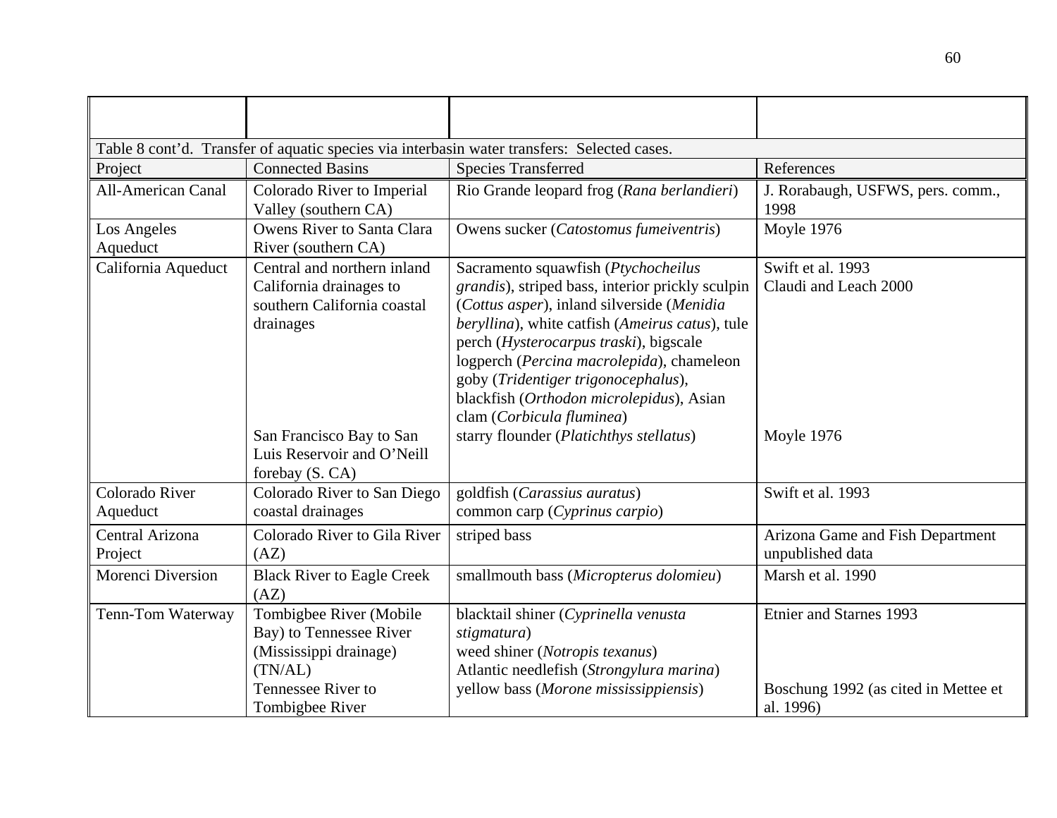Table 8 cont'd. Transfer of aquatic species via interbasin water transfers: Selected cases.

| Project | Connected Basins | Species Transferred | References |
|---|---|---|---|
| All-American Canal | Colorado River to Imperial Valley (southern CA) | Rio Grande leopard frog (*Rana berlandieri*) | J. Rorabaugh, USFWS, pers. comm., 1998 |
| Los Angeles Aqueduct | Owens River to Santa Clara River (southern CA) | Owens sucker (*Catostomus fumeiventris*) | Moyle 1976 |
| California Aqueduct | Central and northern inland California drainages to southern California coastal drainages | Sacramento squawfish (*Ptychocheilus grandis*), striped bass, interior prickly sculpin (*Cottus asper*), inland silverside (*Menidia beryllina*), white catfish (*Ameirus catus*), tule perch (*Hysterocarpus traski*), bigscale logperch (*Percina macrolepida*), chameleon goby (*Tridentiger trigonocephalus*), blackfish (*Orthodon microlepidus*), Asian clam (*Corbicula fluminea*) | Swift et al. 1993<br>Claudi and Leach 2000 |
| | San Francisco Bay to San Luis Reservoir and O'Neill forebay (S. CA) | starry flounder (*Platichthys stellatus*) | Moyle 1976 |
| Colorado River Aqueduct | Colorado River to San Diego coastal drainages | goldfish (*Carassius auratus*)<br>common carp (*Cyprinus carpio*) | Swift et al. 1993 |
| Central Arizona Project | Colorado River to Gila River (AZ) | striped bass | Arizona Game and Fish Department unpublished data |
| Morenci Diversion | Black River to Eagle Creek (AZ) | smallmouth bass (*Micropterus dolomieu*) | Marsh et al. 1990 |
| Tenn-Tom Waterway | Tombigbee River (Mobile Bay) to Tennessee River (Mississippi drainage) (TN/AL) | blacktail shiner (*Cyprinella venusta stigmatura*)<br>weed shiner (*Notropis texanus*)<br>Atlantic needlefish (*Strongylura marina*) | Etnier and Starnes 1993 |
| | Tennessee River to Tombigbee River | yellow bass (*Morone mississippiensis*) | Boschung 1992 (as cited in Mettee et al. 1996) |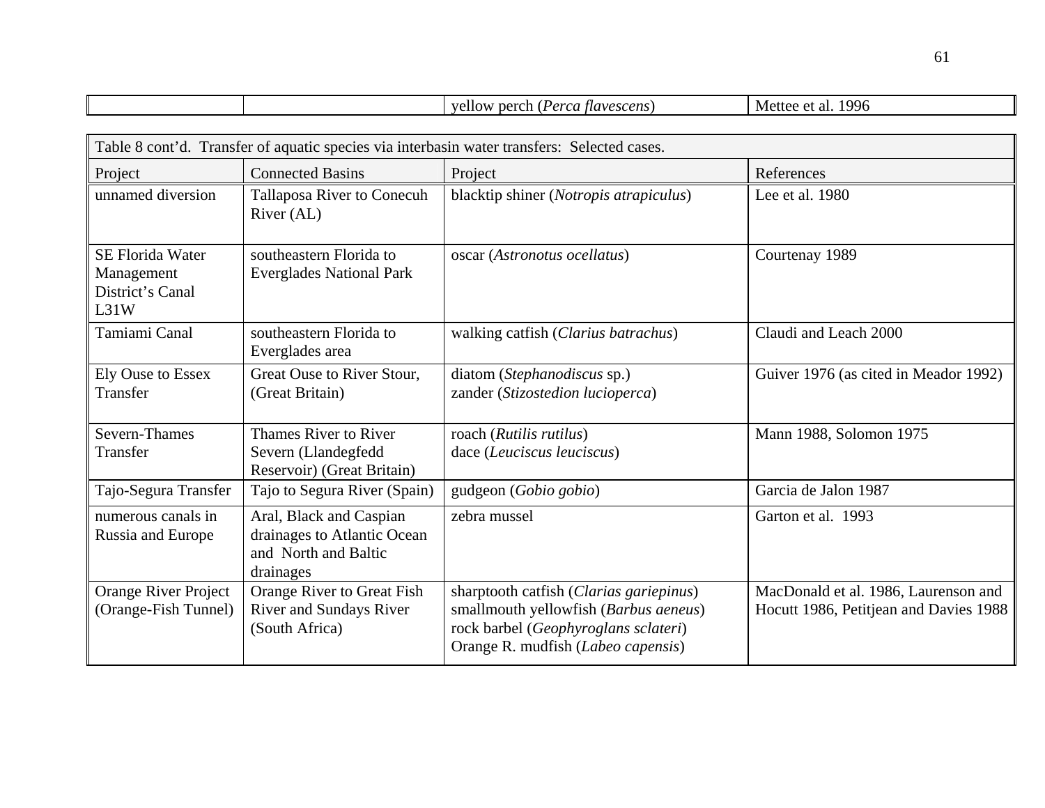| | | yellow perch (*Perca flavescens*) | Mettee et al. 1996 |
|---|---|---|---|

Table 8 cont'd. Transfer of aquatic species via interbasin water transfers: Selected cases.

| Project | Connected Basins | Project | References |
|---|---|---|---|
| unnamed diversion | Tallaposa River to Conecuh River (AL) | blacktip shiner (*Notropis atrapiculus*) | Lee et al. 1980 |
| SE Florida Water Management District's Canal L31W | southeastern Florida to Everglades National Park | oscar (*Astronotus ocellatus*) | Courtenay 1989 |
| Tamiami Canal | southeastern Florida to Everglades area | walking catfish (*Clarius batrachus*) | Claudi and Leach 2000 |
| Ely Ouse to Essex Transfer | Great Ouse to River Stour, (Great Britain) | diatom (*Stephanodiscus* sp.)<br>zander (*Stizostedion lucioperca*) | Guiver 1976 (as cited in Meador 1992) |
| Severn-Thames Transfer | Thames River to River Severn (Llandegfedd Reservoir) (Great Britain) | roach (*Rutilis rutilus*)<br>dace (*Leuciscus leuciscus*) | Mann 1988, Solomon 1975 |
| Tajo-Segura Transfer | Tajo to Segura River (Spain) | gudgeon (*Gobio gobio*) | Garcia de Jalon 1987 |
| numerous canals in Russia and Europe | Aral, Black and Caspian drainages to Atlantic Ocean and North and Baltic drainages | zebra mussel | Garton et al. 1993 |
| Orange River Project (Orange-Fish Tunnel) | Orange River to Great Fish River and Sundays River (South Africa) | sharptooth catfish (*Clarias gariepinus*)<br>smallmouth yellowfish (*Barbus aeneus*)<br>rock barbel (*Geophyroglans sclateri*)<br>Orange R. mudfish (*Labeo capensis*) | MacDonald et al. 1986, Laurenson and Hocutt 1986, Petitjean and Davies 1988 |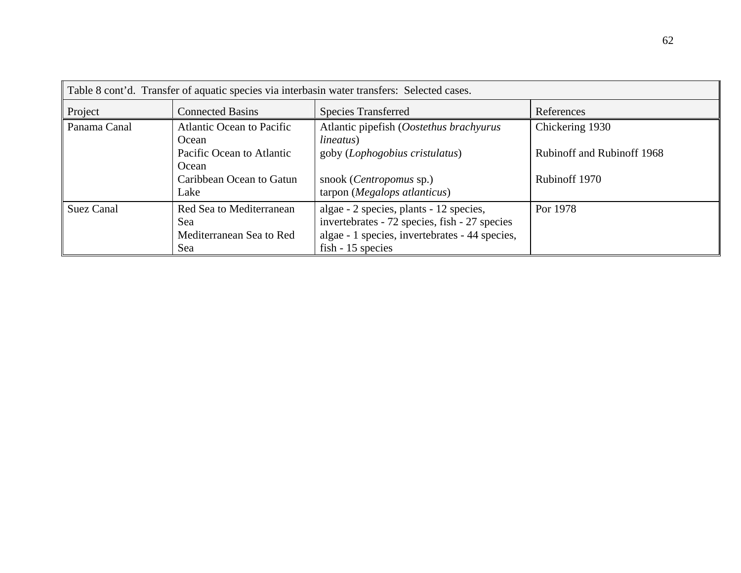Table 8 cont'd. Transfer of aquatic species via interbasin water transfers: Selected cases.

| Project | Connected Basins | Species Transferred | References |
|---|---|---|---|
| Panama Canal | Atlantic Ocean to Pacific Ocean<br>Pacific Ocean to Atlantic Ocean<br>Caribbean Ocean to Gatun Lake | Atlantic pipefish (*Oostethus brachyurus lineatus*)<br>goby (*Lophogobius cristulatus*)<br>snook (*Centropomus* sp.)<br>tarpon (*Megalops atlanticus*) | Chickering 1930<br>Rubinoff and Rubinoff 1968<br>Rubinoff 1970 |
| Suez Canal | Red Sea to Mediterranean Sea<br>Mediterranean Sea to Red Sea | algae - 2 species, plants - 12 species, invertebrates - 72 species, fish - 27 species<br>algae - 1 species, invertebrates - 44 species, fish - 15 species | Por 1978 |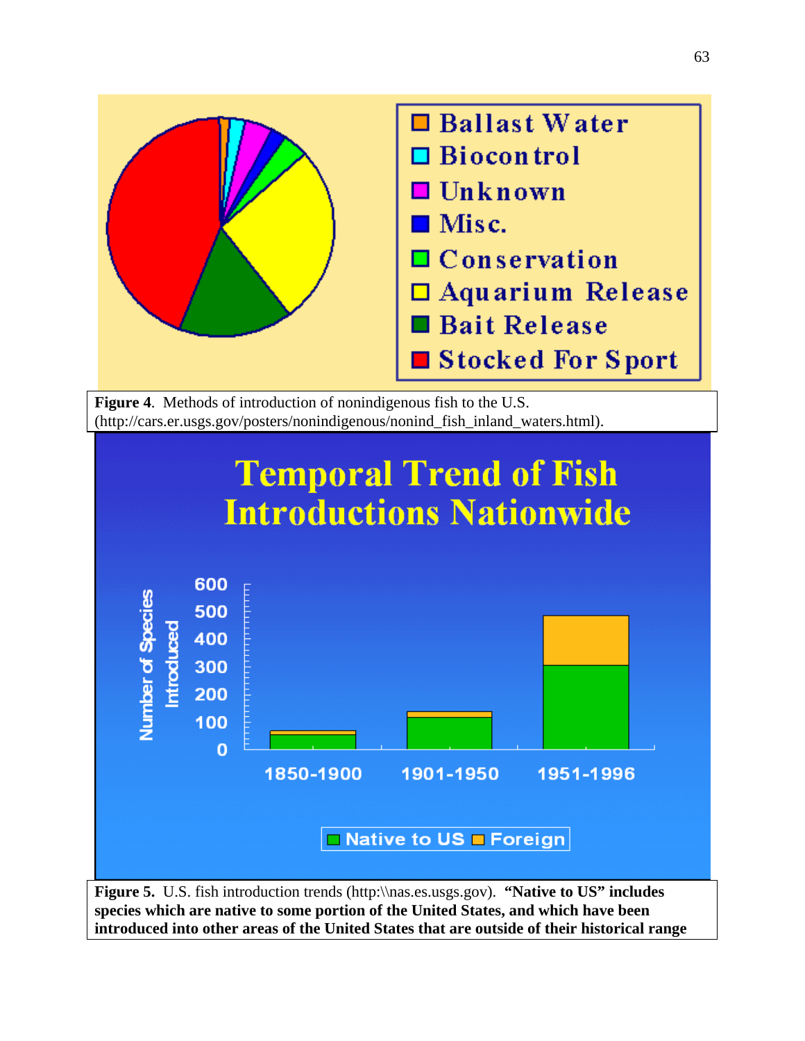**Figure 4**. Methods of introduction of nonindigenous fish to the U.S. (http://cars.er.usgs.gov/posters/nonindigenous/nonind_fish_inland_waters.html).

**Figure 5.** U.S. fish introduction trends (http:\\nas.es.usgs.gov). **"Native to US" includes species which are native to some portion of the United States, and which have been introduced into other areas of the United States that are outside of their historical range**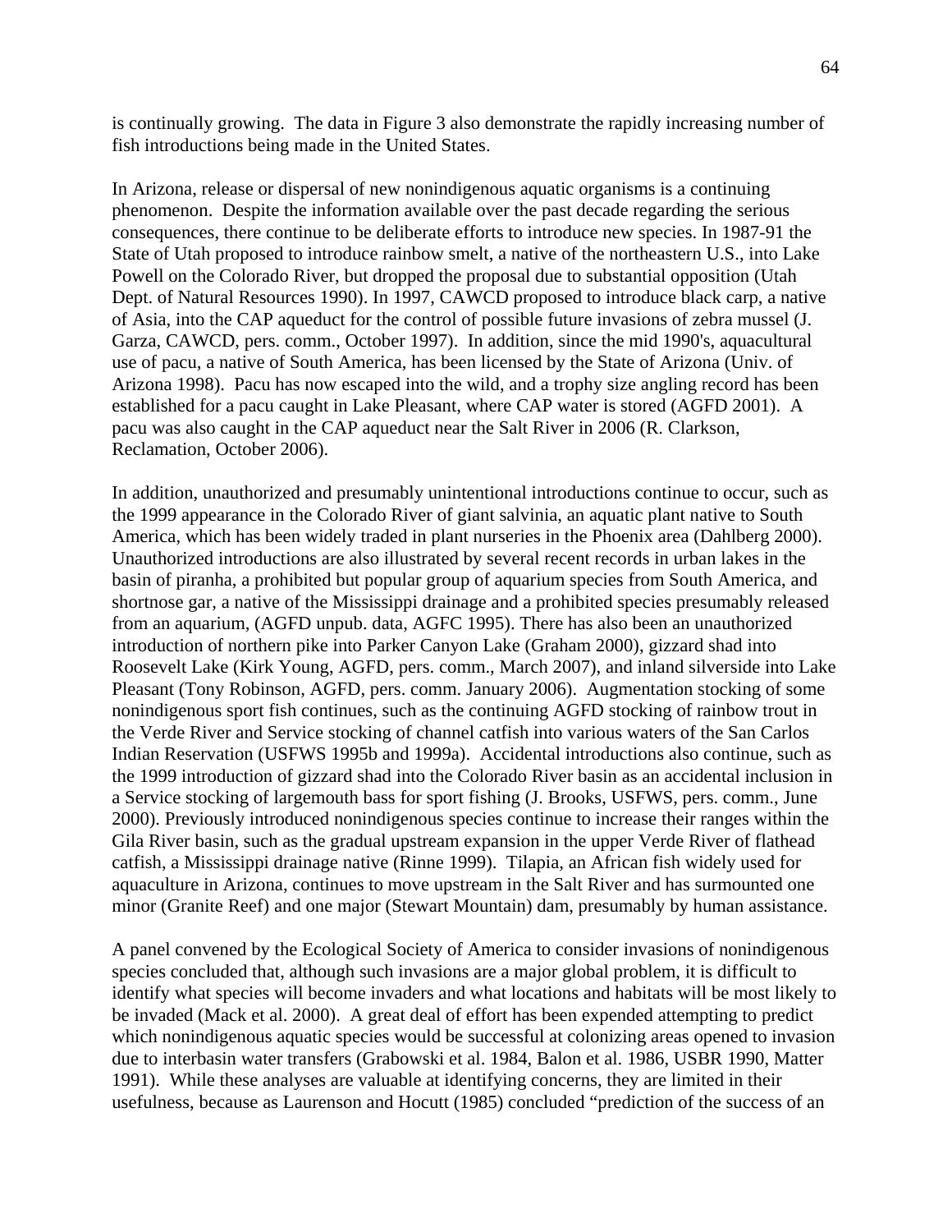is continually growing. The data in Figure 3 also demonstrate the rapidly increasing number of fish introductions being made in the United States.

In Arizona, release or dispersal of new nonindigenous aquatic organisms is a continuing phenomenon. Despite the information available over the past decade regarding the serious consequences, there continue to be deliberate efforts to introduce new species. In 1987-91 the State of Utah proposed to introduce rainbow smelt, a native of the northeastern U.S., into Lake Powell on the Colorado River, but dropped the proposal due to substantial opposition (Utah Dept. of Natural Resources 1990). In 1997, CAWCD proposed to introduce black carp, a native of Asia, into the CAP aqueduct for the control of possible future invasions of zebra mussel (J. Garza, CAWCD, pers. comm., October 1997). In addition, since the mid 1990's, aquacultural use of pacu, a native of South America, has been licensed by the State of Arizona (Univ. of Arizona 1998). Pacu has now escaped into the wild, and a trophy size angling record has been established for a pacu caught in Lake Pleasant, where CAP water is stored (AGFD 2001). A pacu was also caught in the CAP aqueduct near the Salt River in 2006 (R. Clarkson, Reclamation, October 2006).

In addition, unauthorized and presumably unintentional introductions continue to occur, such as the 1999 appearance in the Colorado River of giant salvinia, an aquatic plant native to South America, which has been widely traded in plant nurseries in the Phoenix area (Dahlberg 2000). Unauthorized introductions are also illustrated by several recent records in urban lakes in the basin of piranha, a prohibited but popular group of aquarium species from South America, and shortnose gar, a native of the Mississippi drainage and a prohibited species presumably released from an aquarium, (AGFD unpub. data, AGFC 1995). There has also been an unauthorized introduction of northern pike into Parker Canyon Lake (Graham 2000), gizzard shad into Roosevelt Lake (Kirk Young, AGFD, pers. comm., March 2007), and inland silverside into Lake Pleasant (Tony Robinson, AGFD, pers. comm. January 2006). Augmentation stocking of some nonindigenous sport fish continues, such as the continuing AGFD stocking of rainbow trout in the Verde River and Service stocking of channel catfish into various waters of the San Carlos Indian Reservation (USFWS 1995b and 1999a). Accidental introductions also continue, such as the 1999 introduction of gizzard shad into the Colorado River basin as an accidental inclusion in a Service stocking of largemouth bass for sport fishing (J. Brooks, USFWS, pers. comm., June 2000). Previously introduced nonindigenous species continue to increase their ranges within the Gila River basin, such as the gradual upstream expansion in the upper Verde River of flathead catfish, a Mississippi drainage native (Rinne 1999). Tilapia, an African fish widely used for aquaculture in Arizona, continues to move upstream in the Salt River and has surmounted one minor (Granite Reef) and one major (Stewart Mountain) dam, presumably by human assistance.

A panel convened by the Ecological Society of America to consider invasions of nonindigenous species concluded that, although such invasions are a major global problem, it is difficult to identify what species will become invaders and what locations and habitats will be most likely to be invaded (Mack et al. 2000). A great deal of effort has been expended attempting to predict which nonindigenous aquatic species would be successful at colonizing areas opened to invasion due to interbasin water transfers (Grabowski et al. 1984, Balon et al. 1986, USBR 1990, Matter 1991). While these analyses are valuable at identifying concerns, they are limited in their usefulness, because as Laurenson and Hocutt (1985) concluded "prediction of the success of an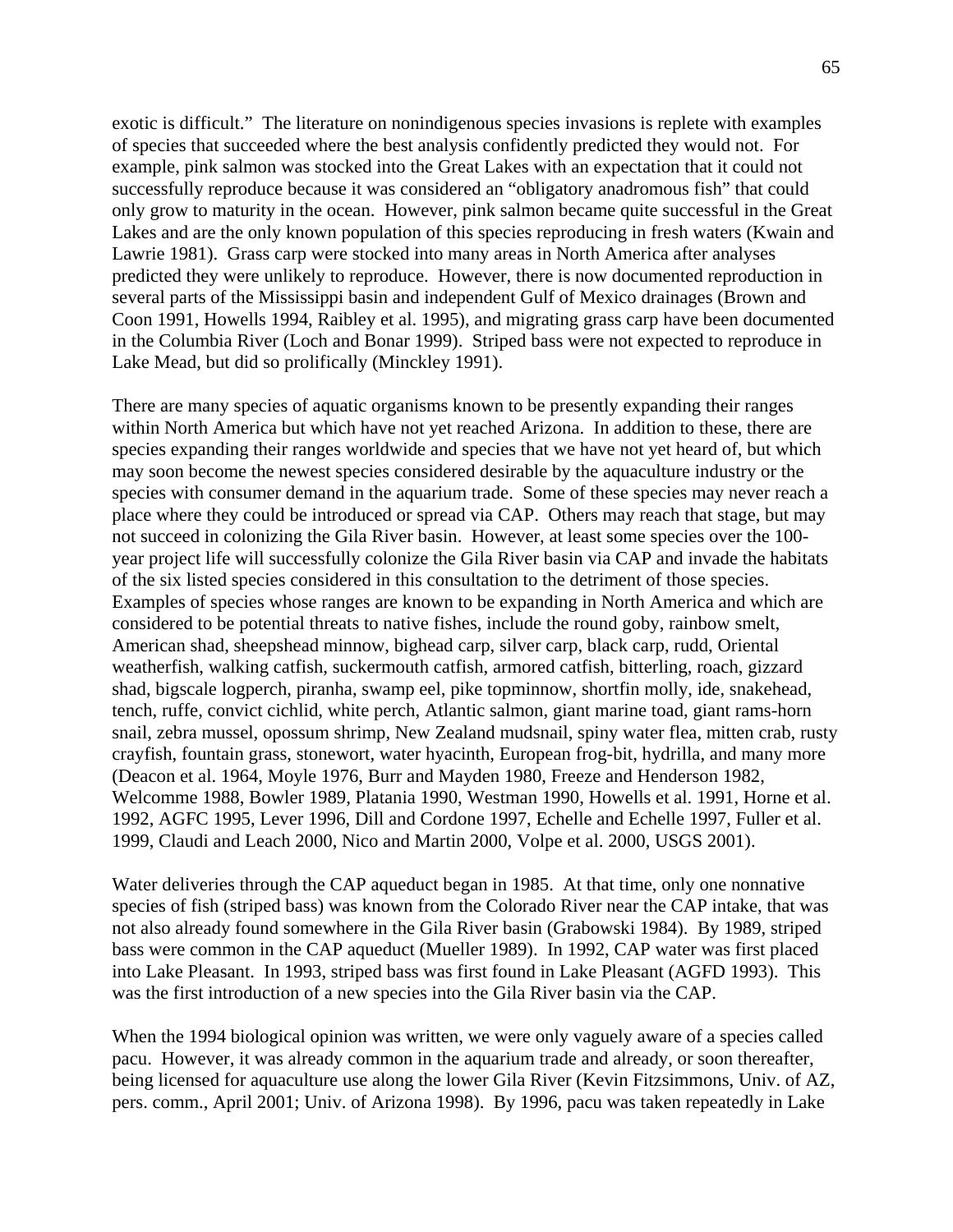exotic is difficult." The literature on nonindigenous species invasions is replete with examples of species that succeeded where the best analysis confidently predicted they would not. For example, pink salmon was stocked into the Great Lakes with an expectation that it could not successfully reproduce because it was considered an "obligatory anadromous fish" that could only grow to maturity in the ocean. However, pink salmon became quite successful in the Great Lakes and are the only known population of this species reproducing in fresh waters (Kwain and Lawrie 1981). Grass carp were stocked into many areas in North America after analyses predicted they were unlikely to reproduce. However, there is now documented reproduction in several parts of the Mississippi basin and independent Gulf of Mexico drainages (Brown and Coon 1991, Howells 1994, Raibley et al. 1995), and migrating grass carp have been documented in the Columbia River (Loch and Bonar 1999). Striped bass were not expected to reproduce in Lake Mead, but did so prolifically (Minckley 1991).

There are many species of aquatic organisms known to be presently expanding their ranges within North America but which have not yet reached Arizona. In addition to these, there are species expanding their ranges worldwide and species that we have not yet heard of, but which may soon become the newest species considered desirable by the aquaculture industry or the species with consumer demand in the aquarium trade. Some of these species may never reach a place where they could be introduced or spread via CAP. Others may reach that stage, but may not succeed in colonizing the Gila River basin. However, at least some species over the 100-year project life will successfully colonize the Gila River basin via CAP and invade the habitats of the six listed species considered in this consultation to the detriment of those species. Examples of species whose ranges are known to be expanding in North America and which are considered to be potential threats to native fishes, include the round goby, rainbow smelt, American shad, sheepshead minnow, bighead carp, silver carp, black carp, rudd, Oriental weatherfish, walking catfish, suckermouth catfish, armored catfish, bitterling, roach, gizzard shad, bigscale logperch, piranha, swamp eel, pike topminnow, shortfin molly, ide, snakehead, tench, ruffe, convict cichlid, white perch, Atlantic salmon, giant marine toad, giant rams-horn snail, zebra mussel, opossum shrimp, New Zealand mudsnail, spiny water flea, mitten crab, rusty crayfish, fountain grass, stonewort, water hyacinth, European frog-bit, hydrilla, and many more (Deacon et al. 1964, Moyle 1976, Burr and Mayden 1980, Freeze and Henderson 1982, Welcomme 1988, Bowler 1989, Platania 1990, Westman 1990, Howells et al. 1991, Horne et al. 1992, AGFC 1995, Lever 1996, Dill and Cordone 1997, Echelle and Echelle 1997, Fuller et al. 1999, Claudi and Leach 2000, Nico and Martin 2000, Volpe et al. 2000, USGS 2001).

Water deliveries through the CAP aqueduct began in 1985. At that time, only one nonnative species of fish (striped bass) was known from the Colorado River near the CAP intake, that was not also already found somewhere in the Gila River basin (Grabowski 1984). By 1989, striped bass were common in the CAP aqueduct (Mueller 1989). In 1992, CAP water was first placed into Lake Pleasant. In 1993, striped bass was first found in Lake Pleasant (AGFD 1993). This was the first introduction of a new species into the Gila River basin via the CAP.

When the 1994 biological opinion was written, we were only vaguely aware of a species called pacu. However, it was already common in the aquarium trade and already, or soon thereafter, being licensed for aquaculture use along the lower Gila River (Kevin Fitzsimmons, Univ. of AZ, pers. comm., April 2001; Univ. of Arizona 1998). By 1996, pacu was taken repeatedly in Lake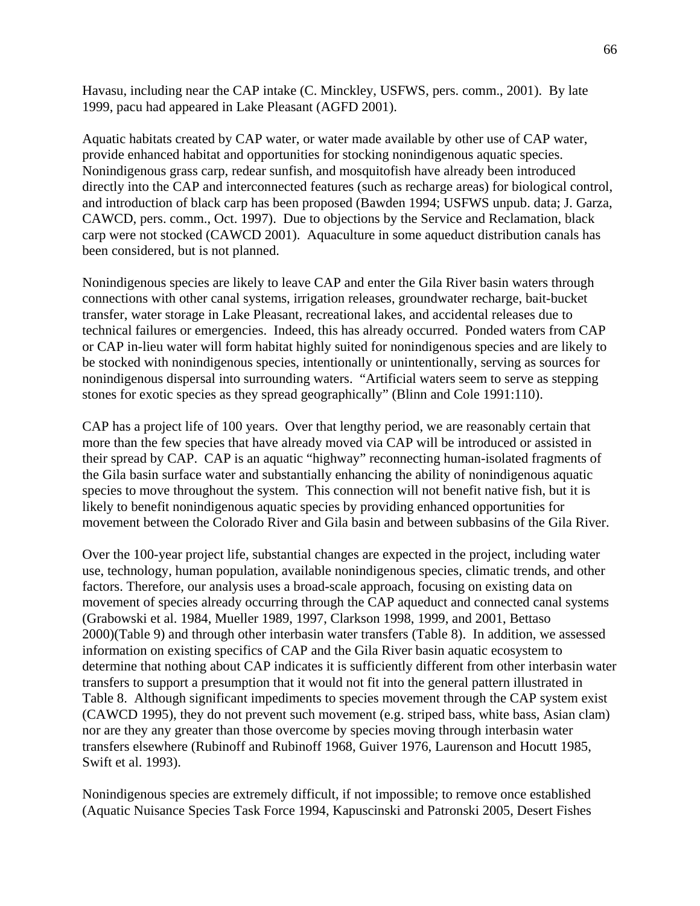Havasu, including near the CAP intake (C. Minckley, USFWS, pers. comm., 2001). By late 1999, pacu had appeared in Lake Pleasant (AGFD 2001).

Aquatic habitats created by CAP water, or water made available by other use of CAP water, provide enhanced habitat and opportunities for stocking nonindigenous aquatic species. Nonindigenous grass carp, redear sunfish, and mosquitofish have already been introduced directly into the CAP and interconnected features (such as recharge areas) for biological control, and introduction of black carp has been proposed (Bawden 1994; USFWS unpub. data; J. Garza, CAWCD, pers. comm., Oct. 1997). Due to objections by the Service and Reclamation, black carp were not stocked (CAWCD 2001). Aquaculture in some aqueduct distribution canals has been considered, but is not planned.

Nonindigenous species are likely to leave CAP and enter the Gila River basin waters through connections with other canal systems, irrigation releases, groundwater recharge, bait-bucket transfer, water storage in Lake Pleasant, recreational lakes, and accidental releases due to technical failures or emergencies. Indeed, this has already occurred. Ponded waters from CAP or CAP in-lieu water will form habitat highly suited for nonindigenous species and are likely to be stocked with nonindigenous species, intentionally or unintentionally, serving as sources for nonindigenous dispersal into surrounding waters. "Artificial waters seem to serve as stepping stones for exotic species as they spread geographically" (Blinn and Cole 1991:110).

CAP has a project life of 100 years. Over that lengthy period, we are reasonably certain that more than the few species that have already moved via CAP will be introduced or assisted in their spread by CAP. CAP is an aquatic "highway" reconnecting human-isolated fragments of the Gila basin surface water and substantially enhancing the ability of nonindigenous aquatic species to move throughout the system. This connection will not benefit native fish, but it is likely to benefit nonindigenous aquatic species by providing enhanced opportunities for movement between the Colorado River and Gila basin and between subbasins of the Gila River.

Over the 100-year project life, substantial changes are expected in the project, including water use, technology, human population, available nonindigenous species, climatic trends, and other factors. Therefore, our analysis uses a broad-scale approach, focusing on existing data on movement of species already occurring through the CAP aqueduct and connected canal systems (Grabowski et al. 1984, Mueller 1989, 1997, Clarkson 1998, 1999, and 2001, Bettaso 2000)(Table 9) and through other interbasin water transfers (Table 8). In addition, we assessed information on existing specifics of CAP and the Gila River basin aquatic ecosystem to determine that nothing about CAP indicates it is sufficiently different from other interbasin water transfers to support a presumption that it would not fit into the general pattern illustrated in Table 8. Although significant impediments to species movement through the CAP system exist (CAWCD 1995), they do not prevent such movement (e.g. striped bass, white bass, Asian clam) nor are they any greater than those overcome by species moving through interbasin water transfers elsewhere (Rubinoff and Rubinoff 1968, Guiver 1976, Laurenson and Hocutt 1985, Swift et al. 1993).

Nonindigenous species are extremely difficult, if not impossible; to remove once established (Aquatic Nuisance Species Task Force 1994, Kapuscinski and Patronski 2005, Desert Fishes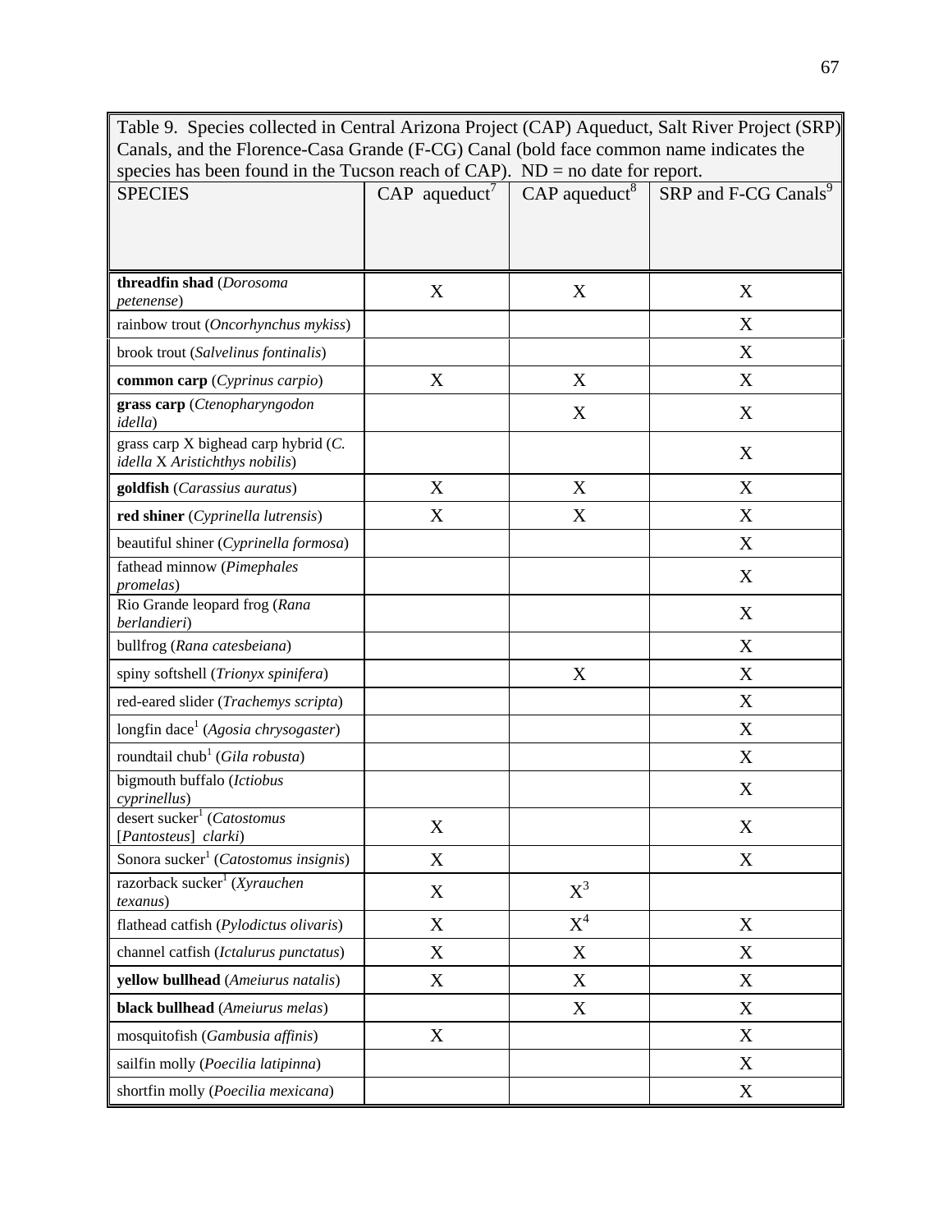Table 9. Species collected in Central Arizona Project (CAP) Aqueduct, Salt River Project (SRP) Canals, and the Florence-Casa Grande (F-CG) Canal (bold face common name indicates the species has been found in the Tucson reach of CAP). ND = no date for report.

| SPECIES | CAP aqueduct[7] | CAP aqueduct[8] | SRP and F-CG Canals[9] |
|---|---|---|---|
| **threadfin shad** (*Dorosoma petenense*) | X | X | X |
| rainbow trout (*Oncorhynchus mykiss*) | | | X |
| brook trout (*Salvelinus fontinalis*) | | | X |
| **common carp** (*Cyprinus carpio*) | X | X | X |
| **grass carp** (*Ctenopharyngodon idella*) | | X | X |
| grass carp X bighead carp hybrid (*C. idella* X *Aristichthys nobilis*) | | | X |
| **goldfish** (*Carassius auratus*) | X | X | X |
| **red shiner** (*Cyprinella lutrensis*) | X | X | X |
| beautiful shiner (*Cyprinella formosa*) | | | X |
| fathead minnow (*Pimephales promelas*) | | | X |
| Rio Grande leopard frog (*Rana berlandieri*) | | | X |
| bullfrog (*Rana catesbeiana*) | | | X |
| spiny softshell (*Trionyx spinifera*) | | X | X |
| red-eared slider (*Trachemys scripta*) | | | X |
| longfin dace[1] (*Agosia chrysogaster*) | | | X |
| roundtail chub[1] (*Gila robusta*) | | | X |
| bigmouth buffalo (*Ictiobus cyprinellus*) | | | X |
| desert sucker[1] (*Catostomus* [*Pantosteus*] *clarki*) | X | | X |
| Sonora sucker[1] (*Catostomus insignis*) | X | | X |
| razorback sucker[1] (*Xyrauchen texanus*) | X | X[3] | |
| flathead catfish (*Pylodictus olivaris*) | X | X[4] | X |
| channel catfish (*Ictalurus punctatus*) | X | X | X |
| **yellow bullhead** (*Ameiurus natalis*) | X | X | X |
| **black bullhead** (*Ameiurus melas*) | | X | X |
| mosquitofish (*Gambusia affinis*) | X | | X |
| sailfin molly (*Poecilia latipinna*) | | | X |
| shortfin molly (*Poecilia mexicana*) | | | X |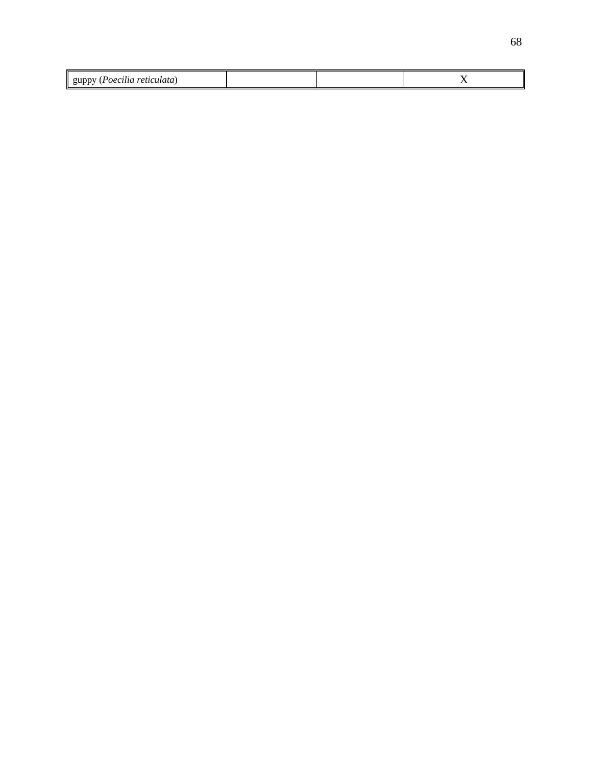| | | | |
|---|---|---|---|
| guppy (*Poecilia reticulata*) | | | X |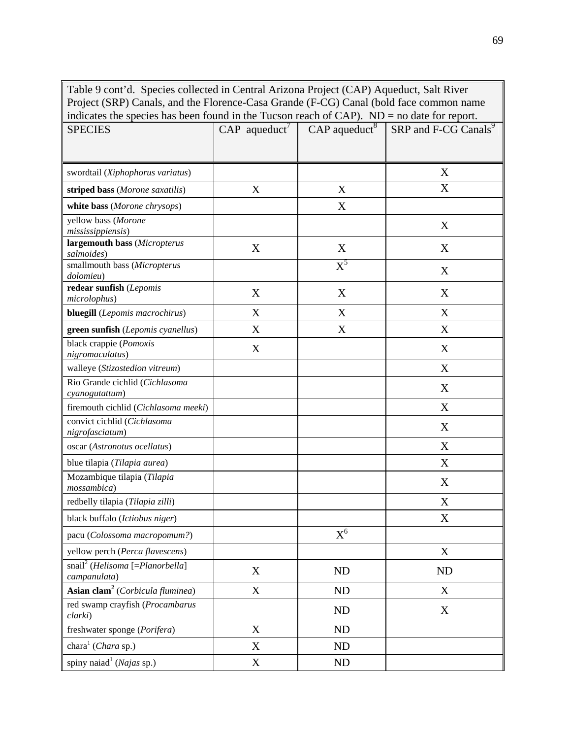Table 9 cont'd. Species collected in Central Arizona Project (CAP) Aqueduct, Salt River Project (SRP) Canals, and the Florence-Casa Grande (F-CG) Canal (bold face common name indicates the species has been found in the Tucson reach of CAP). ND = no date for report.

| SPECIES | CAP aqueduct[7] | CAP aqueduct[8] | SRP and F-CG Canals[9] |
|---|---|---|---|
| swordtail (*Xiphophorus variatus*) | | | X |
| **striped bass** (*Morone saxatilis*) | X | X | X |
| **white bass** (*Morone chrysops*) | | X | |
| yellow bass (*Morone mississippiensis*) | | | X |
| **largemouth bass** (*Micropterus salmoides*) | X | X | X |
| smallmouth bass (*Micropterus dolomieu*) | | X[5] | X |
| **redear sunfish** (*Lepomis microlophus*) | X | X | X |
| **bluegill** (*Lepomis macrochirus*) | X | X | X |
| **green sunfish** (*Lepomis cyanellus*) | X | X | X |
| black crappie (*Pomoxis nigromaculatus*) | X | | X |
| walleye (*Stizostedion vitreum*) | | | X |
| Rio Grande cichlid (*Cichlasoma cyanogutattum*) | | | X |
| firemouth cichlid (*Cichlasoma meeki*) | | | X |
| convict cichlid (*Cichlasoma nigrofasciatum*) | | | X |
| oscar (*Astronotus ocellatus*) | | | X |
| blue tilapia (*Tilapia aurea*) | | | X |
| Mozambique tilapia (*Tilapia mossambica*) | | | X |
| redbelly tilapia (*Tilapia zilli*) | | | X |
| black buffalo (*Ictiobus niger*) | | | X |
| pacu (*Colossoma macropomum?*) | | X[6] | |
| yellow perch (*Perca flavescens*) | | | X |
| snail[2] (*Helisoma* [=*Planorbella*] *campanulata*) | X | ND | ND |
| **Asian clam[2]** (*Corbicula fluminea*) | X | ND | X |
| red swamp crayfish (*Procambarus clarki*) | | ND | X |
| freshwater sponge (*Porifera*) | X | ND | |
| chara[1] (*Chara* sp.) | X | ND | |
| spiny naiad[1] (*Najas* sp.) | X | ND | |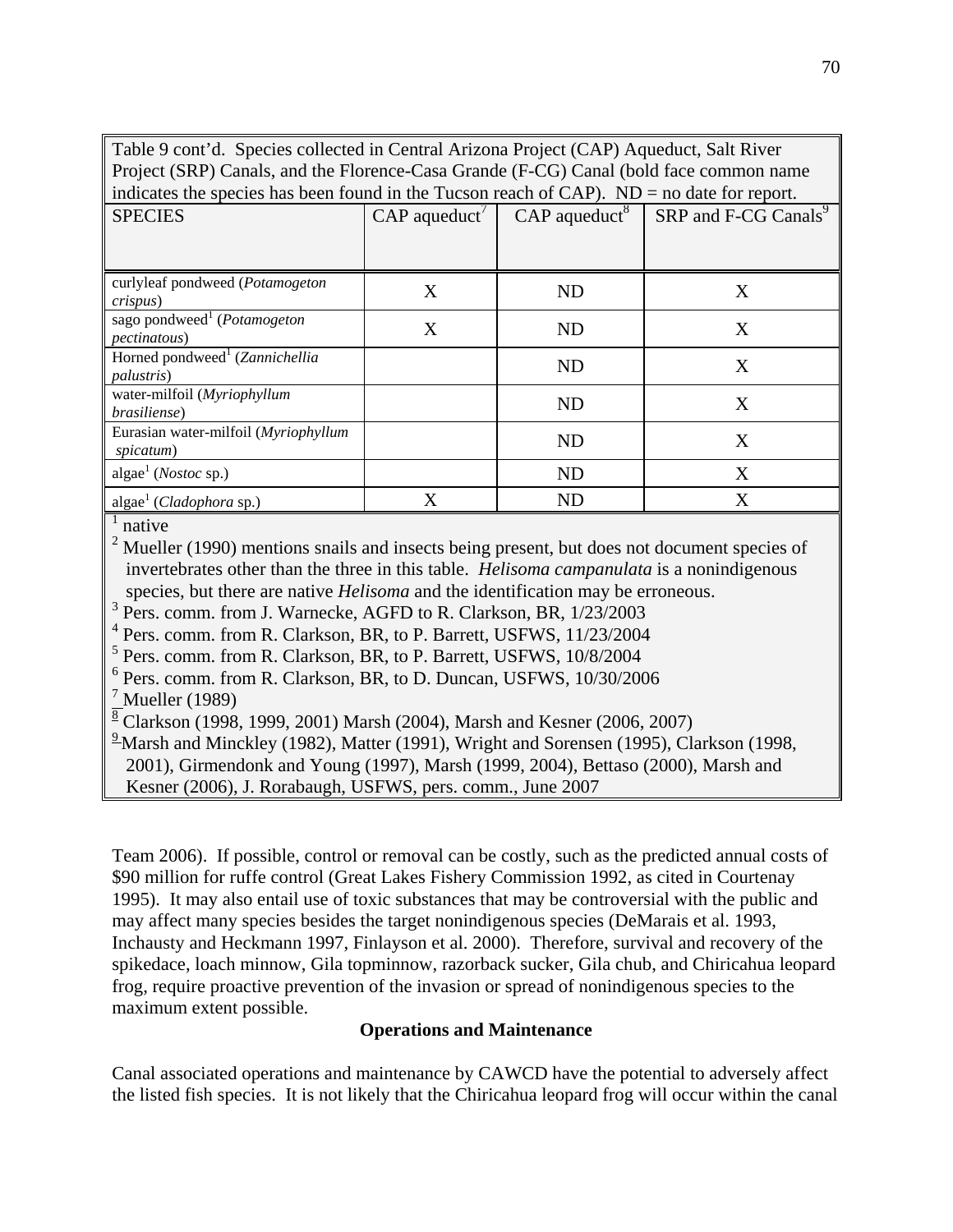Table 9 cont'd. Species collected in Central Arizona Project (CAP) Aqueduct, Salt River Project (SRP) Canals, and the Florence-Casa Grande (F-CG) Canal (bold face common name indicates the species has been found in the Tucson reach of CAP). ND = no date for report.

| SPECIES | CAP aqueduct[7] | CAP aqueduct[8] | SRP and F-CG Canals[9] |
|---|---|---|---|
| curlyleaf pondweed (*Potamogeton crispus*) | X | ND | X |
| sago pondweed[1] (*Potamogeton pectinatous*) | X | ND | X |
| Horned pondweed[1] (*Zannichellia palustris*) | | ND | X |
| water-milfoil (*Myriophyllum brasiliense*) | | ND | X |
| Eurasian water-milfoil (*Myriophyllum spicatum*) | | ND | X |
| algae[1] (*Nostoc* sp.) | | ND | X |
| algae[1] (*Cladophora* sp.) | X | ND | X |

[1] native
[2] Mueller (1990) mentions snails and insects being present, but does not document species of invertebrates other than the three in this table. *Helisoma campanulata* is a nonindigenous species, but there are native *Helisoma* and the identification may be erroneous.
[3] Pers. comm. from J. Warnecke, AGFD to R. Clarkson, BR, 1/23/2003
[4] Pers. comm. from R. Clarkson, BR, to P. Barrett, USFWS, 11/23/2004
[5] Pers. comm. from R. Clarkson, BR, to P. Barrett, USFWS, 10/8/2004
[6] Pers. comm. from R. Clarkson, BR, to D. Duncan, USFWS, 10/30/2006
[7] Mueller (1989)
[8] Clarkson (1998, 1999, 2001) Marsh (2004), Marsh and Kesner (2006, 2007)
[9] Marsh and Minckley (1982), Matter (1991), Wright and Sorensen (1995), Clarkson (1998, 2001), Girmendonk and Young (1997), Marsh (1999, 2004), Bettaso (2000), Marsh and Kesner (2006), J. Rorabaugh, USFWS, pers. comm., June 2007

Team 2006). If possible, control or removal can be costly, such as the predicted annual costs of $90 million for ruffe control (Great Lakes Fishery Commission 1992, as cited in Courtenay 1995). It may also entail use of toxic substances that may be controversial with the public and may affect many species besides the target nonindigenous species (DeMarais et al. 1993, Inchausty and Heckmann 1997, Finlayson et al. 2000). Therefore, survival and recovery of the spikedace, loach minnow, Gila topminnow, razorback sucker, Gila chub, and Chiricahua leopard frog, require proactive prevention of the invasion or spread of nonindigenous species to the maximum extent possible.

**Operations and Maintenance**

Canal associated operations and maintenance by CAWCD have the potential to adversely affect the listed fish species. It is not likely that the Chiricahua leopard frog will occur within the canal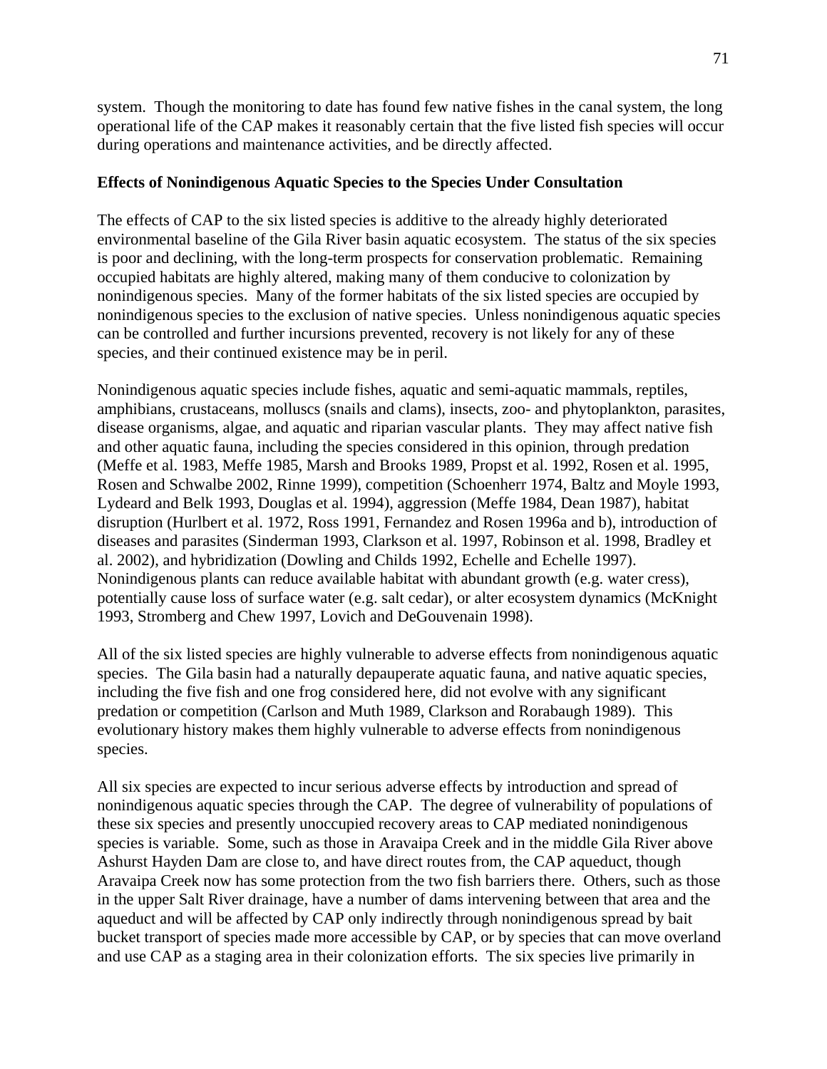system. Though the monitoring to date has found few native fishes in the canal system, the long operational life of the CAP makes it reasonably certain that the five listed fish species will occur during operations and maintenance activities, and be directly affected.

**Effects of Nonindigenous Aquatic Species to the Species Under Consultation**

The effects of CAP to the six listed species is additive to the already highly deteriorated environmental baseline of the Gila River basin aquatic ecosystem. The status of the six species is poor and declining, with the long-term prospects for conservation problematic. Remaining occupied habitats are highly altered, making many of them conducive to colonization by nonindigenous species. Many of the former habitats of the six listed species are occupied by nonindigenous species to the exclusion of native species. Unless nonindigenous aquatic species can be controlled and further incursions prevented, recovery is not likely for any of these species, and their continued existence may be in peril.

Nonindigenous aquatic species include fishes, aquatic and semi-aquatic mammals, reptiles, amphibians, crustaceans, molluscs (snails and clams), insects, zoo- and phytoplankton, parasites, disease organisms, algae, and aquatic and riparian vascular plants. They may affect native fish and other aquatic fauna, including the species considered in this opinion, through predation (Meffe et al. 1983, Meffe 1985, Marsh and Brooks 1989, Propst et al. 1992, Rosen et al. 1995, Rosen and Schwalbe 2002, Rinne 1999), competition (Schoenherr 1974, Baltz and Moyle 1993, Lydeard and Belk 1993, Douglas et al. 1994), aggression (Meffe 1984, Dean 1987), habitat disruption (Hurlbert et al. 1972, Ross 1991, Fernandez and Rosen 1996a and b), introduction of diseases and parasites (Sinderman 1993, Clarkson et al. 1997, Robinson et al. 1998, Bradley et al. 2002), and hybridization (Dowling and Childs 1992, Echelle and Echelle 1997). Nonindigenous plants can reduce available habitat with abundant growth (e.g. water cress), potentially cause loss of surface water (e.g. salt cedar), or alter ecosystem dynamics (McKnight 1993, Stromberg and Chew 1997, Lovich and DeGouvenain 1998).

All of the six listed species are highly vulnerable to adverse effects from nonindigenous aquatic species. The Gila basin had a naturally depauperate aquatic fauna, and native aquatic species, including the five fish and one frog considered here, did not evolve with any significant predation or competition (Carlson and Muth 1989, Clarkson and Rorabaugh 1989). This evolutionary history makes them highly vulnerable to adverse effects from nonindigenous species.

All six species are expected to incur serious adverse effects by introduction and spread of nonindigenous aquatic species through the CAP. The degree of vulnerability of populations of these six species and presently unoccupied recovery areas to CAP mediated nonindigenous species is variable. Some, such as those in Aravaipa Creek and in the middle Gila River above Ashurst Hayden Dam are close to, and have direct routes from, the CAP aqueduct, though Aravaipa Creek now has some protection from the two fish barriers there. Others, such as those in the upper Salt River drainage, have a number of dams intervening between that area and the aqueduct and will be affected by CAP only indirectly through nonindigenous spread by bait bucket transport of species made more accessible by CAP, or by species that can move overland and use CAP as a staging area in their colonization efforts. The six species live primarily in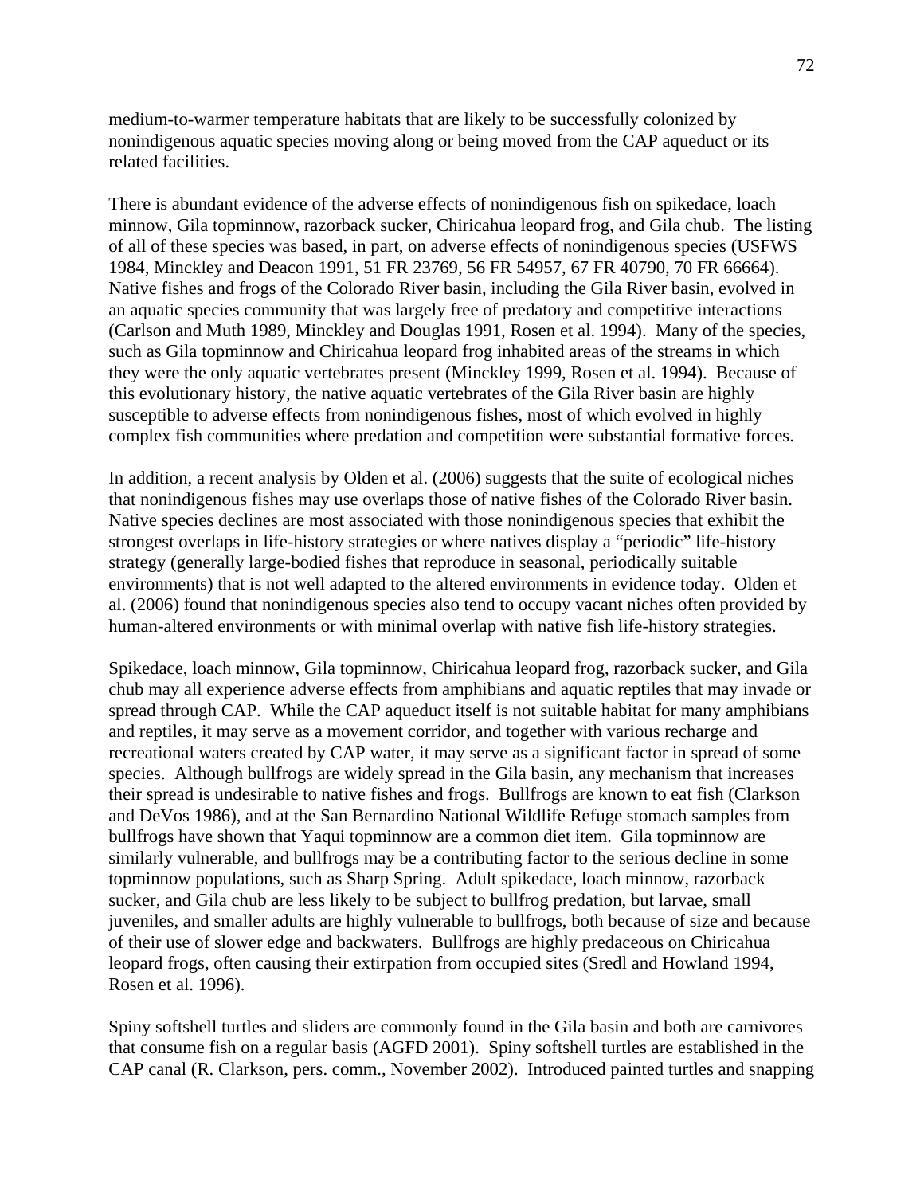medium-to-warmer temperature habitats that are likely to be successfully colonized by nonindigenous aquatic species moving along or being moved from the CAP aqueduct or its related facilities.

There is abundant evidence of the adverse effects of nonindigenous fish on spikedace, loach minnow, Gila topminnow, razorback sucker, Chiricahua leopard frog, and Gila chub. The listing of all of these species was based, in part, on adverse effects of nonindigenous species (USFWS 1984, Minckley and Deacon 1991, 51 FR 23769, 56 FR 54957, 67 FR 40790, 70 FR 66664). Native fishes and frogs of the Colorado River basin, including the Gila River basin, evolved in an aquatic species community that was largely free of predatory and competitive interactions (Carlson and Muth 1989, Minckley and Douglas 1991, Rosen et al. 1994). Many of the species, such as Gila topminnow and Chiricahua leopard frog inhabited areas of the streams in which they were the only aquatic vertebrates present (Minckley 1999, Rosen et al. 1994). Because of this evolutionary history, the native aquatic vertebrates of the Gila River basin are highly susceptible to adverse effects from nonindigenous fishes, most of which evolved in highly complex fish communities where predation and competition were substantial formative forces.

In addition, a recent analysis by Olden et al. (2006) suggests that the suite of ecological niches that nonindigenous fishes may use overlaps those of native fishes of the Colorado River basin. Native species declines are most associated with those nonindigenous species that exhibit the strongest overlaps in life-history strategies or where natives display a "periodic" life-history strategy (generally large-bodied fishes that reproduce in seasonal, periodically suitable environments) that is not well adapted to the altered environments in evidence today. Olden et al. (2006) found that nonindigenous species also tend to occupy vacant niches often provided by human-altered environments or with minimal overlap with native fish life-history strategies.

Spikedace, loach minnow, Gila topminnow, Chiricahua leopard frog, razorback sucker, and Gila chub may all experience adverse effects from amphibians and aquatic reptiles that may invade or spread through CAP. While the CAP aqueduct itself is not suitable habitat for many amphibians and reptiles, it may serve as a movement corridor, and together with various recharge and recreational waters created by CAP water, it may serve as a significant factor in spread of some species. Although bullfrogs are widely spread in the Gila basin, any mechanism that increases their spread is undesirable to native fishes and frogs. Bullfrogs are known to eat fish (Clarkson and DeVos 1986), and at the San Bernardino National Wildlife Refuge stomach samples from bullfrogs have shown that Yaqui topminnow are a common diet item. Gila topminnow are similarly vulnerable, and bullfrogs may be a contributing factor to the serious decline in some topminnow populations, such as Sharp Spring. Adult spikedace, loach minnow, razorback sucker, and Gila chub are less likely to be subject to bullfrog predation, but larvae, small juveniles, and smaller adults are highly vulnerable to bullfrogs, both because of size and because of their use of slower edge and backwaters. Bullfrogs are highly predaceous on Chiricahua leopard frogs, often causing their extirpation from occupied sites (Sredl and Howland 1994, Rosen et al. 1996).

Spiny softshell turtles and sliders are commonly found in the Gila basin and both are carnivores that consume fish on a regular basis (AGFD 2001). Spiny softshell turtles are established in the CAP canal (R. Clarkson, pers. comm., November 2002). Introduced painted turtles and snapping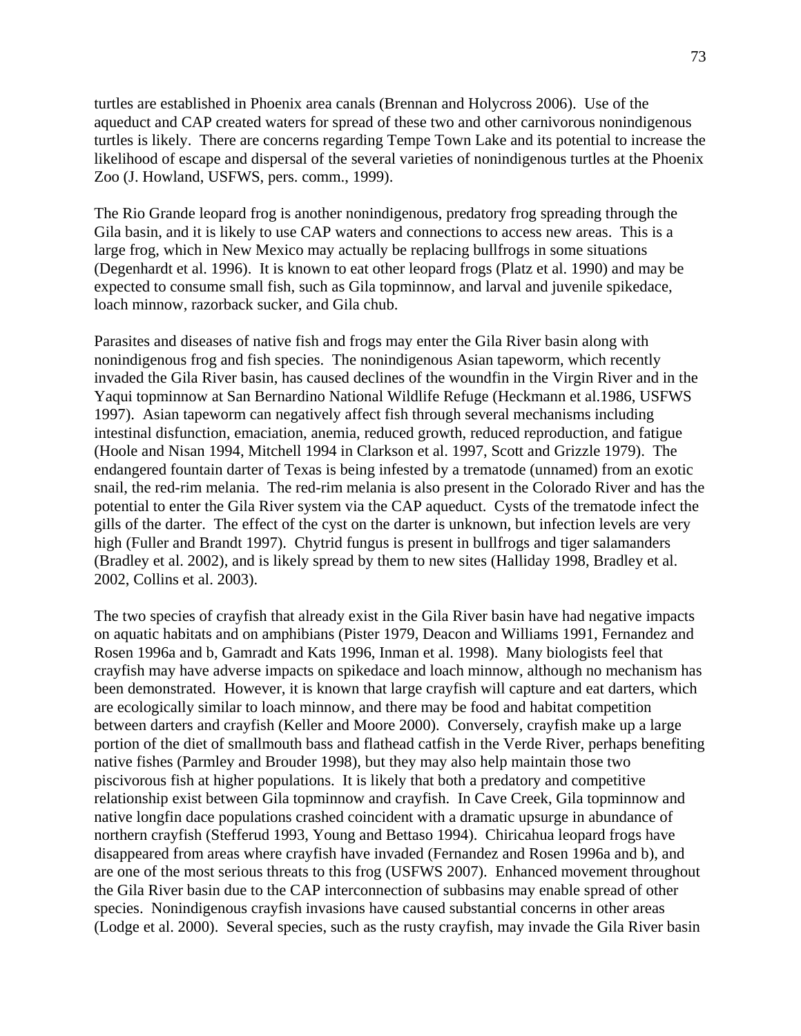turtles are established in Phoenix area canals (Brennan and Holycross 2006). Use of the aqueduct and CAP created waters for spread of these two and other carnivorous nonindigenous turtles is likely. There are concerns regarding Tempe Town Lake and its potential to increase the likelihood of escape and dispersal of the several varieties of nonindigenous turtles at the Phoenix Zoo (J. Howland, USFWS, pers. comm., 1999).

The Rio Grande leopard frog is another nonindigenous, predatory frog spreading through the Gila basin, and it is likely to use CAP waters and connections to access new areas. This is a large frog, which in New Mexico may actually be replacing bullfrogs in some situations (Degenhardt et al. 1996). It is known to eat other leopard frogs (Platz et al. 1990) and may be expected to consume small fish, such as Gila topminnow, and larval and juvenile spikedace, loach minnow, razorback sucker, and Gila chub.

Parasites and diseases of native fish and frogs may enter the Gila River basin along with nonindigenous frog and fish species. The nonindigenous Asian tapeworm, which recently invaded the Gila River basin, has caused declines of the woundfin in the Virgin River and in the Yaqui topminnow at San Bernardino National Wildlife Refuge (Heckmann et al.1986, USFWS 1997). Asian tapeworm can negatively affect fish through several mechanisms including intestinal disfunction, emaciation, anemia, reduced growth, reduced reproduction, and fatigue (Hoole and Nisan 1994, Mitchell 1994 in Clarkson et al. 1997, Scott and Grizzle 1979). The endangered fountain darter of Texas is being infested by a trematode (unnamed) from an exotic snail, the red-rim melania. The red-rim melania is also present in the Colorado River and has the potential to enter the Gila River system via the CAP aqueduct. Cysts of the trematode infect the gills of the darter. The effect of the cyst on the darter is unknown, but infection levels are very high (Fuller and Brandt 1997). Chytrid fungus is present in bullfrogs and tiger salamanders (Bradley et al. 2002), and is likely spread by them to new sites (Halliday 1998, Bradley et al. 2002, Collins et al. 2003).

The two species of crayfish that already exist in the Gila River basin have had negative impacts on aquatic habitats and on amphibians (Pister 1979, Deacon and Williams 1991, Fernandez and Rosen 1996a and b, Gamradt and Kats 1996, Inman et al. 1998). Many biologists feel that crayfish may have adverse impacts on spikedace and loach minnow, although no mechanism has been demonstrated. However, it is known that large crayfish will capture and eat darters, which are ecologically similar to loach minnow, and there may be food and habitat competition between darters and crayfish (Keller and Moore 2000). Conversely, crayfish make up a large portion of the diet of smallmouth bass and flathead catfish in the Verde River, perhaps benefiting native fishes (Parmley and Brouder 1998), but they may also help maintain those two piscivorous fish at higher populations. It is likely that both a predatory and competitive relationship exist between Gila topminnow and crayfish. In Cave Creek, Gila topminnow and native longfin dace populations crashed coincident with a dramatic upsurge in abundance of northern crayfish (Stefferud 1993, Young and Bettaso 1994). Chiricahua leopard frogs have disappeared from areas where crayfish have invaded (Fernandez and Rosen 1996a and b), and are one of the most serious threats to this frog (USFWS 2007). Enhanced movement throughout the Gila River basin due to the CAP interconnection of subbasins may enable spread of other species. Nonindigenous crayfish invasions have caused substantial concerns in other areas (Lodge et al. 2000). Several species, such as the rusty crayfish, may invade the Gila River basin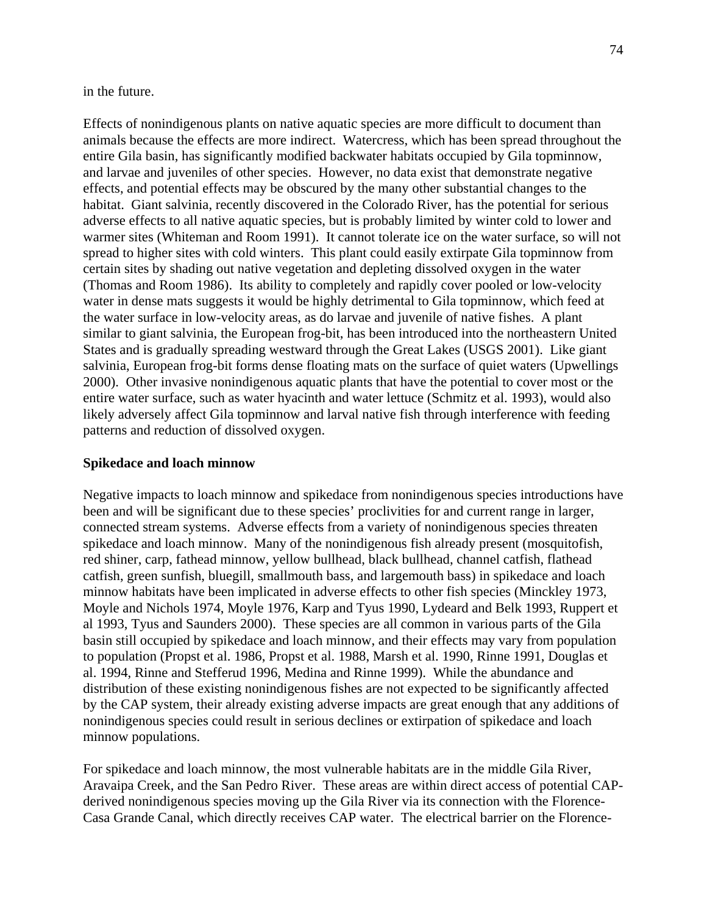in the future.

Effects of nonindigenous plants on native aquatic species are more difficult to document than animals because the effects are more indirect. Watercress, which has been spread throughout the entire Gila basin, has significantly modified backwater habitats occupied by Gila topminnow, and larvae and juveniles of other species. However, no data exist that demonstrate negative effects, and potential effects may be obscured by the many other substantial changes to the habitat. Giant salvinia, recently discovered in the Colorado River, has the potential for serious adverse effects to all native aquatic species, but is probably limited by winter cold to lower and warmer sites (Whiteman and Room 1991). It cannot tolerate ice on the water surface, so will not spread to higher sites with cold winters. This plant could easily extirpate Gila topminnow from certain sites by shading out native vegetation and depleting dissolved oxygen in the water (Thomas and Room 1986). Its ability to completely and rapidly cover pooled or low-velocity water in dense mats suggests it would be highly detrimental to Gila topminnow, which feed at the water surface in low-velocity areas, as do larvae and juvenile of native fishes. A plant similar to giant salvinia, the European frog-bit, has been introduced into the northeastern United States and is gradually spreading westward through the Great Lakes (USGS 2001). Like giant salvinia, European frog-bit forms dense floating mats on the surface of quiet waters (Upwellings 2000). Other invasive nonindigenous aquatic plants that have the potential to cover most or the entire water surface, such as water hyacinth and water lettuce (Schmitz et al. 1993), would also likely adversely affect Gila topminnow and larval native fish through interference with feeding patterns and reduction of dissolved oxygen.

**Spikedace and loach minnow**

Negative impacts to loach minnow and spikedace from nonindigenous species introductions have been and will be significant due to these species' proclivities for and current range in larger, connected stream systems. Adverse effects from a variety of nonindigenous species threaten spikedace and loach minnow. Many of the nonindigenous fish already present (mosquitofish, red shiner, carp, fathead minnow, yellow bullhead, black bullhead, channel catfish, flathead catfish, green sunfish, bluegill, smallmouth bass, and largemouth bass) in spikedace and loach minnow habitats have been implicated in adverse effects to other fish species (Minckley 1973, Moyle and Nichols 1974, Moyle 1976, Karp and Tyus 1990, Lydeard and Belk 1993, Ruppert et al 1993, Tyus and Saunders 2000). These species are all common in various parts of the Gila basin still occupied by spikedace and loach minnow, and their effects may vary from population to population (Propst et al. 1986, Propst et al. 1988, Marsh et al. 1990, Rinne 1991, Douglas et al. 1994, Rinne and Stefferud 1996, Medina and Rinne 1999). While the abundance and distribution of these existing nonindigenous fishes are not expected to be significantly affected by the CAP system, their already existing adverse impacts are great enough that any additions of nonindigenous species could result in serious declines or extirpation of spikedace and loach minnow populations.

For spikedace and loach minnow, the most vulnerable habitats are in the middle Gila River, Aravaipa Creek, and the San Pedro River. These areas are within direct access of potential CAP-derived nonindigenous species moving up the Gila River via its connection with the Florence-Casa Grande Canal, which directly receives CAP water. The electrical barrier on the Florence-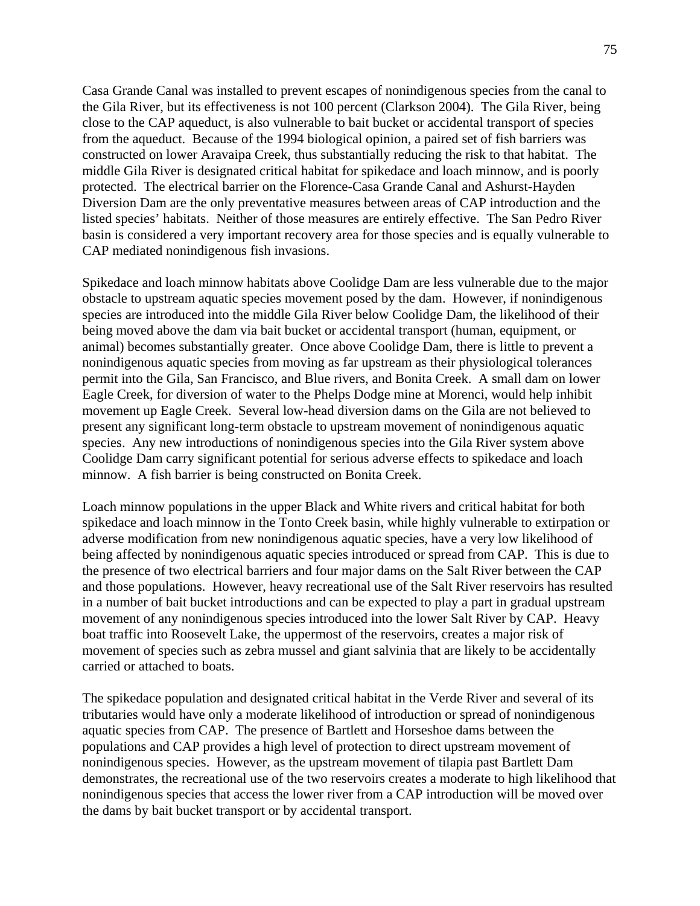Casa Grande Canal was installed to prevent escapes of nonindigenous species from the canal to the Gila River, but its effectiveness is not 100 percent (Clarkson 2004). The Gila River, being close to the CAP aqueduct, is also vulnerable to bait bucket or accidental transport of species from the aqueduct. Because of the 1994 biological opinion, a paired set of fish barriers was constructed on lower Aravaipa Creek, thus substantially reducing the risk to that habitat. The middle Gila River is designated critical habitat for spikedace and loach minnow, and is poorly protected. The electrical barrier on the Florence-Casa Grande Canal and Ashurst-Hayden Diversion Dam are the only preventative measures between areas of CAP introduction and the listed species' habitats. Neither of those measures are entirely effective. The San Pedro River basin is considered a very important recovery area for those species and is equally vulnerable to CAP mediated nonindigenous fish invasions.

Spikedace and loach minnow habitats above Coolidge Dam are less vulnerable due to the major obstacle to upstream aquatic species movement posed by the dam. However, if nonindigenous species are introduced into the middle Gila River below Coolidge Dam, the likelihood of their being moved above the dam via bait bucket or accidental transport (human, equipment, or animal) becomes substantially greater. Once above Coolidge Dam, there is little to prevent a nonindigenous aquatic species from moving as far upstream as their physiological tolerances permit into the Gila, San Francisco, and Blue rivers, and Bonita Creek. A small dam on lower Eagle Creek, for diversion of water to the Phelps Dodge mine at Morenci, would help inhibit movement up Eagle Creek. Several low-head diversion dams on the Gila are not believed to present any significant long-term obstacle to upstream movement of nonindigenous aquatic species. Any new introductions of nonindigenous species into the Gila River system above Coolidge Dam carry significant potential for serious adverse effects to spikedace and loach minnow. A fish barrier is being constructed on Bonita Creek.

Loach minnow populations in the upper Black and White rivers and critical habitat for both spikedace and loach minnow in the Tonto Creek basin, while highly vulnerable to extirpation or adverse modification from new nonindigenous aquatic species, have a very low likelihood of being affected by nonindigenous aquatic species introduced or spread from CAP. This is due to the presence of two electrical barriers and four major dams on the Salt River between the CAP and those populations. However, heavy recreational use of the Salt River reservoirs has resulted in a number of bait bucket introductions and can be expected to play a part in gradual upstream movement of any nonindigenous species introduced into the lower Salt River by CAP. Heavy boat traffic into Roosevelt Lake, the uppermost of the reservoirs, creates a major risk of movement of species such as zebra mussel and giant salvinia that are likely to be accidentally carried or attached to boats.

The spikedace population and designated critical habitat in the Verde River and several of its tributaries would have only a moderate likelihood of introduction or spread of nonindigenous aquatic species from CAP. The presence of Bartlett and Horseshoe dams between the populations and CAP provides a high level of protection to direct upstream movement of nonindigenous species. However, as the upstream movement of tilapia past Bartlett Dam demonstrates, the recreational use of the two reservoirs creates a moderate to high likelihood that nonindigenous species that access the lower river from a CAP introduction will be moved over the dams by bait bucket transport or by accidental transport.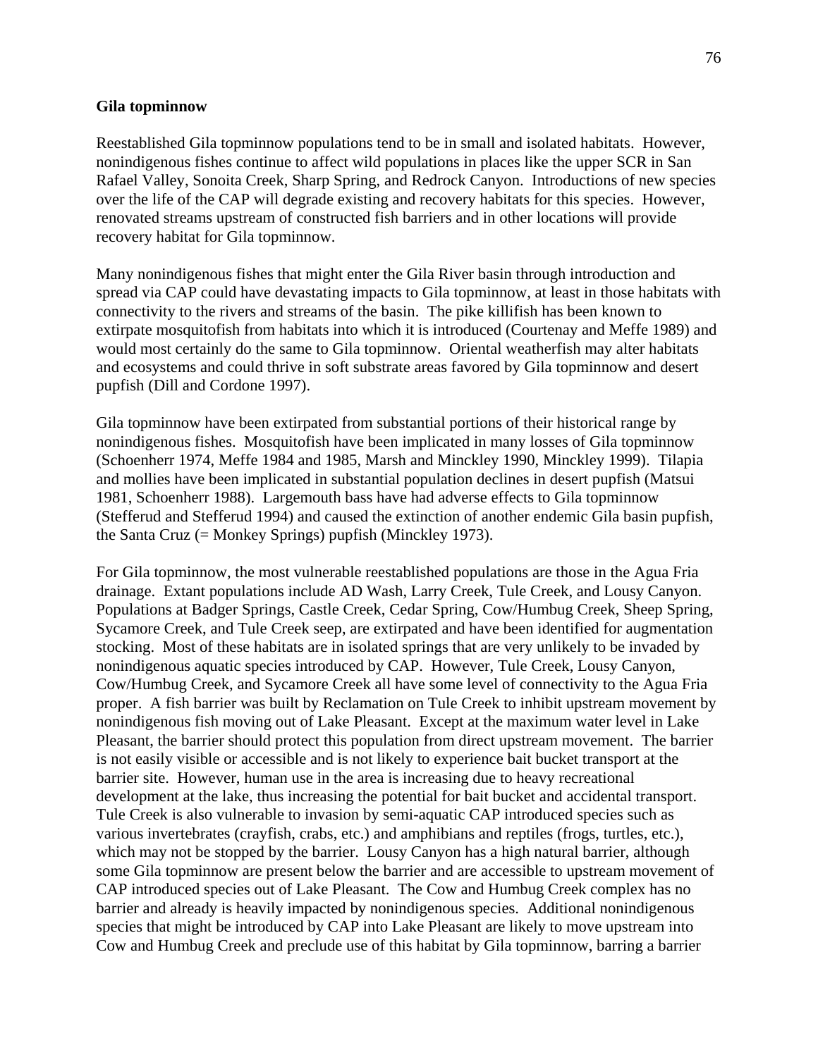**Gila topminnow**

Reestablished Gila topminnow populations tend to be in small and isolated habitats. However, nonindigenous fishes continue to affect wild populations in places like the upper SCR in San Rafael Valley, Sonoita Creek, Sharp Spring, and Redrock Canyon. Introductions of new species over the life of the CAP will degrade existing and recovery habitats for this species. However, renovated streams upstream of constructed fish barriers and in other locations will provide recovery habitat for Gila topminnow.

Many nonindigenous fishes that might enter the Gila River basin through introduction and spread via CAP could have devastating impacts to Gila topminnow, at least in those habitats with connectivity to the rivers and streams of the basin. The pike killifish has been known to extirpate mosquitofish from habitats into which it is introduced (Courtenay and Meffe 1989) and would most certainly do the same to Gila topminnow. Oriental weatherfish may alter habitats and ecosystems and could thrive in soft substrate areas favored by Gila topminnow and desert pupfish (Dill and Cordone 1997).

Gila topminnow have been extirpated from substantial portions of their historical range by nonindigenous fishes. Mosquitofish have been implicated in many losses of Gila topminnow (Schoenherr 1974, Meffe 1984 and 1985, Marsh and Minckley 1990, Minckley 1999). Tilapia and mollies have been implicated in substantial population declines in desert pupfish (Matsui 1981, Schoenherr 1988). Largemouth bass have had adverse effects to Gila topminnow (Stefferud and Stefferud 1994) and caused the extinction of another endemic Gila basin pupfish, the Santa Cruz (= Monkey Springs) pupfish (Minckley 1973).

For Gila topminnow, the most vulnerable reestablished populations are those in the Agua Fria drainage. Extant populations include AD Wash, Larry Creek, Tule Creek, and Lousy Canyon. Populations at Badger Springs, Castle Creek, Cedar Spring, Cow/Humbug Creek, Sheep Spring, Sycamore Creek, and Tule Creek seep, are extirpated and have been identified for augmentation stocking. Most of these habitats are in isolated springs that are very unlikely to be invaded by nonindigenous aquatic species introduced by CAP. However, Tule Creek, Lousy Canyon, Cow/Humbug Creek, and Sycamore Creek all have some level of connectivity to the Agua Fria proper. A fish barrier was built by Reclamation on Tule Creek to inhibit upstream movement by nonindigenous fish moving out of Lake Pleasant. Except at the maximum water level in Lake Pleasant, the barrier should protect this population from direct upstream movement. The barrier is not easily visible or accessible and is not likely to experience bait bucket transport at the barrier site. However, human use in the area is increasing due to heavy recreational development at the lake, thus increasing the potential for bait bucket and accidental transport. Tule Creek is also vulnerable to invasion by semi-aquatic CAP introduced species such as various invertebrates (crayfish, crabs, etc.) and amphibians and reptiles (frogs, turtles, etc.), which may not be stopped by the barrier. Lousy Canyon has a high natural barrier, although some Gila topminnow are present below the barrier and are accessible to upstream movement of CAP introduced species out of Lake Pleasant. The Cow and Humbug Creek complex has no barrier and already is heavily impacted by nonindigenous species. Additional nonindigenous species that might be introduced by CAP into Lake Pleasant are likely to move upstream into Cow and Humbug Creek and preclude use of this habitat by Gila topminnow, barring a barrier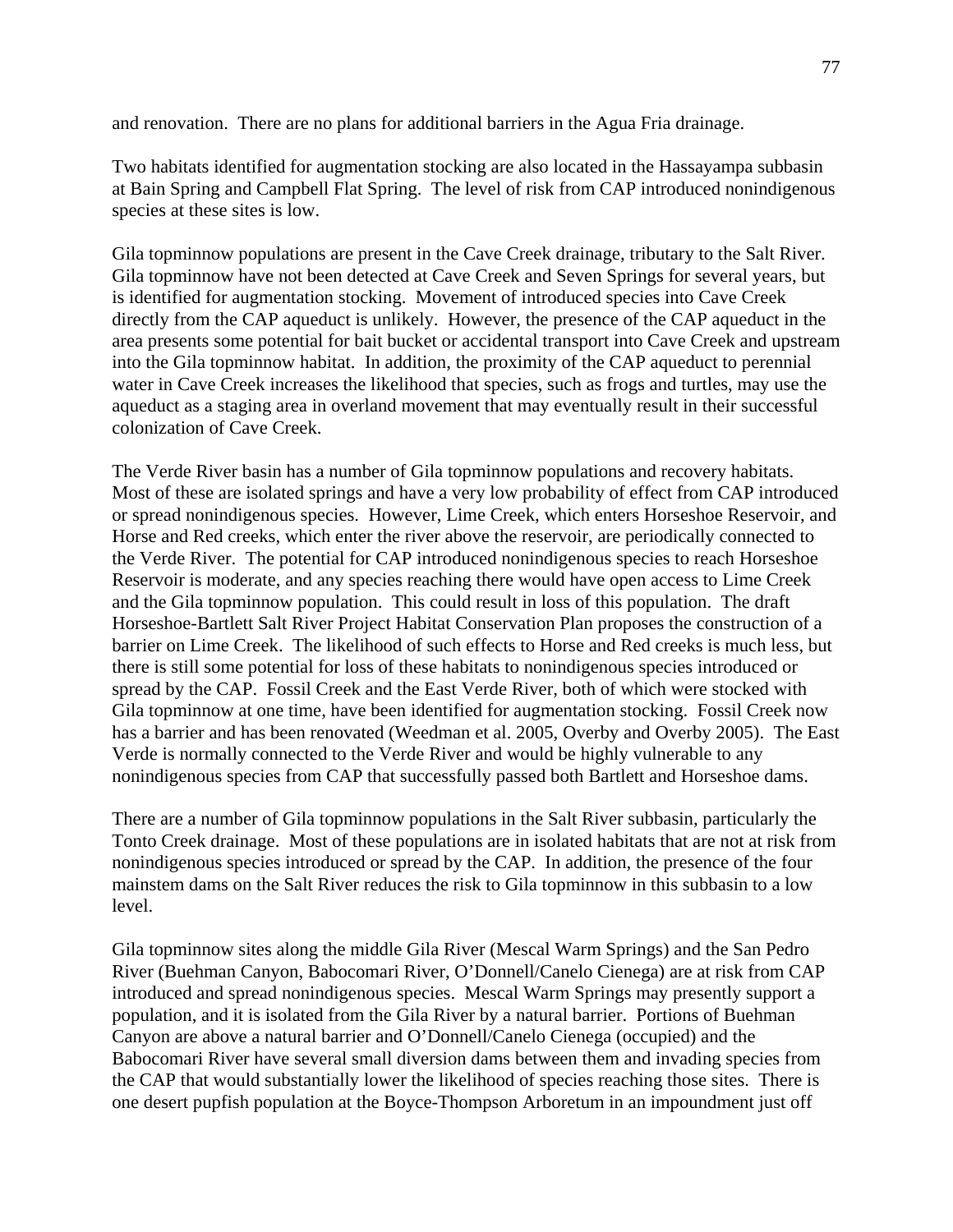and renovation. There are no plans for additional barriers in the Agua Fria drainage.

Two habitats identified for augmentation stocking are also located in the Hassayampa subbasin at Bain Spring and Campbell Flat Spring. The level of risk from CAP introduced nonindigenous species at these sites is low.

Gila topminnow populations are present in the Cave Creek drainage, tributary to the Salt River. Gila topminnow have not been detected at Cave Creek and Seven Springs for several years, but is identified for augmentation stocking. Movement of introduced species into Cave Creek directly from the CAP aqueduct is unlikely. However, the presence of the CAP aqueduct in the area presents some potential for bait bucket or accidental transport into Cave Creek and upstream into the Gila topminnow habitat. In addition, the proximity of the CAP aqueduct to perennial water in Cave Creek increases the likelihood that species, such as frogs and turtles, may use the aqueduct as a staging area in overland movement that may eventually result in their successful colonization of Cave Creek.

The Verde River basin has a number of Gila topminnow populations and recovery habitats. Most of these are isolated springs and have a very low probability of effect from CAP introduced or spread nonindigenous species. However, Lime Creek, which enters Horseshoe Reservoir, and Horse and Red creeks, which enter the river above the reservoir, are periodically connected to the Verde River. The potential for CAP introduced nonindigenous species to reach Horseshoe Reservoir is moderate, and any species reaching there would have open access to Lime Creek and the Gila topminnow population. This could result in loss of this population. The draft Horseshoe-Bartlett Salt River Project Habitat Conservation Plan proposes the construction of a barrier on Lime Creek. The likelihood of such effects to Horse and Red creeks is much less, but there is still some potential for loss of these habitats to nonindigenous species introduced or spread by the CAP. Fossil Creek and the East Verde River, both of which were stocked with Gila topminnow at one time, have been identified for augmentation stocking. Fossil Creek now has a barrier and has been renovated (Weedman et al. 2005, Overby and Overby 2005). The East Verde is normally connected to the Verde River and would be highly vulnerable to any nonindigenous species from CAP that successfully passed both Bartlett and Horseshoe dams.

There are a number of Gila topminnow populations in the Salt River subbasin, particularly the Tonto Creek drainage. Most of these populations are in isolated habitats that are not at risk from nonindigenous species introduced or spread by the CAP. In addition, the presence of the four mainstem dams on the Salt River reduces the risk to Gila topminnow in this subbasin to a low level.

Gila topminnow sites along the middle Gila River (Mescal Warm Springs) and the San Pedro River (Buehman Canyon, Babocomari River, O'Donnell/Canelo Cienega) are at risk from CAP introduced and spread nonindigenous species. Mescal Warm Springs may presently support a population, and it is isolated from the Gila River by a natural barrier. Portions of Buehman Canyon are above a natural barrier and O'Donnell/Canelo Cienega (occupied) and the Babocomari River have several small diversion dams between them and invading species from the CAP that would substantially lower the likelihood of species reaching those sites. There is one desert pupfish population at the Boyce-Thompson Arboretum in an impoundment just off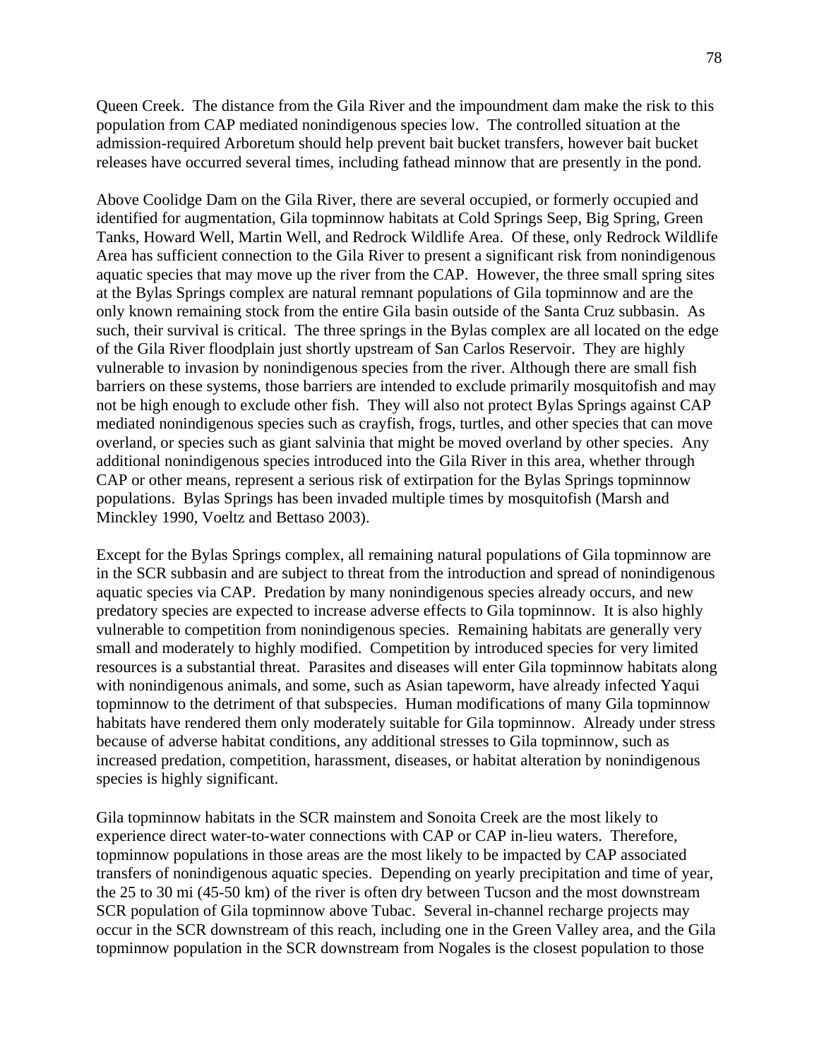Queen Creek. The distance from the Gila River and the impoundment dam make the risk to this population from CAP mediated nonindigenous species low. The controlled situation at the admission-required Arboretum should help prevent bait bucket transfers, however bait bucket releases have occurred several times, including fathead minnow that are presently in the pond.

Above Coolidge Dam on the Gila River, there are several occupied, or formerly occupied and identified for augmentation, Gila topminnow habitats at Cold Springs Seep, Big Spring, Green Tanks, Howard Well, Martin Well, and Redrock Wildlife Area. Of these, only Redrock Wildlife Area has sufficient connection to the Gila River to present a significant risk from nonindigenous aquatic species that may move up the river from the CAP. However, the three small spring sites at the Bylas Springs complex are natural remnant populations of Gila topminnow and are the only known remaining stock from the entire Gila basin outside of the Santa Cruz subbasin. As such, their survival is critical. The three springs in the Bylas complex are all located on the edge of the Gila River floodplain just shortly upstream of San Carlos Reservoir. They are highly vulnerable to invasion by nonindigenous species from the river. Although there are small fish barriers on these systems, those barriers are intended to exclude primarily mosquitofish and may not be high enough to exclude other fish. They will also not protect Bylas Springs against CAP mediated nonindigenous species such as crayfish, frogs, turtles, and other species that can move overland, or species such as giant salvinia that might be moved overland by other species. Any additional nonindigenous species introduced into the Gila River in this area, whether through CAP or other means, represent a serious risk of extirpation for the Bylas Springs topminnow populations. Bylas Springs has been invaded multiple times by mosquitofish (Marsh and Minckley 1990, Voeltz and Bettaso 2003).

Except for the Bylas Springs complex, all remaining natural populations of Gila topminnow are in the SCR subbasin and are subject to threat from the introduction and spread of nonindigenous aquatic species via CAP. Predation by many nonindigenous species already occurs, and new predatory species are expected to increase adverse effects to Gila topminnow. It is also highly vulnerable to competition from nonindigenous species. Remaining habitats are generally very small and moderately to highly modified. Competition by introduced species for very limited resources is a substantial threat. Parasites and diseases will enter Gila topminnow habitats along with nonindigenous animals, and some, such as Asian tapeworm, have already infected Yaqui topminnow to the detriment of that subspecies. Human modifications of many Gila topminnow habitats have rendered them only moderately suitable for Gila topminnow. Already under stress because of adverse habitat conditions, any additional stresses to Gila topminnow, such as increased predation, competition, harassment, diseases, or habitat alteration by nonindigenous species is highly significant.

Gila topminnow habitats in the SCR mainstem and Sonoita Creek are the most likely to experience direct water-to-water connections with CAP or CAP in-lieu waters. Therefore, topminnow populations in those areas are the most likely to be impacted by CAP associated transfers of nonindigenous aquatic species. Depending on yearly precipitation and time of year, the 25 to 30 mi (45-50 km) of the river is often dry between Tucson and the most downstream SCR population of Gila topminnow above Tubac. Several in-channel recharge projects may occur in the SCR downstream of this reach, including one in the Green Valley area, and the Gila topminnow population in the SCR downstream from Nogales is the closest population to those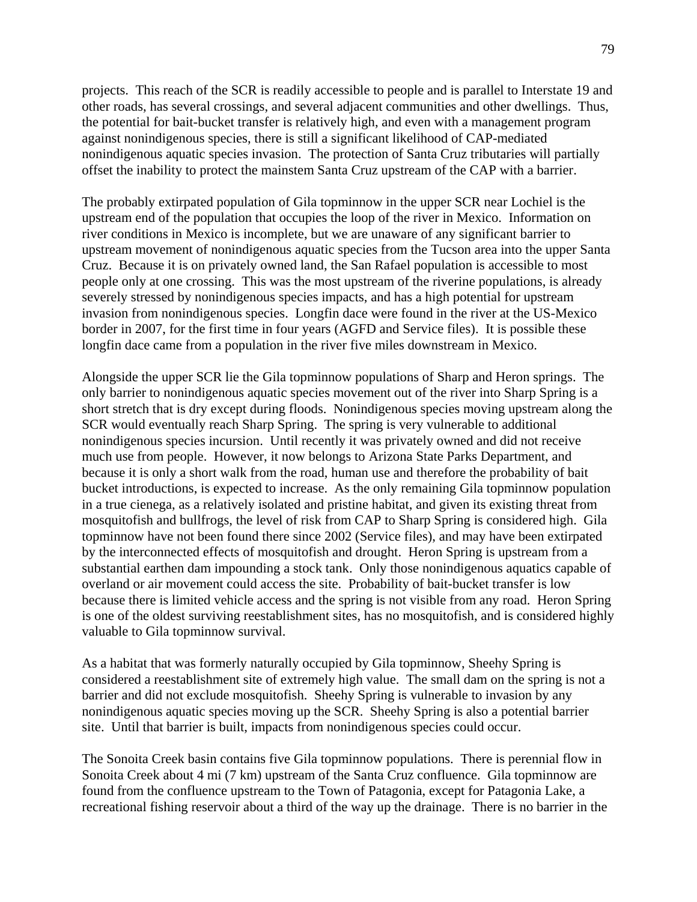projects. This reach of the SCR is readily accessible to people and is parallel to Interstate 19 and other roads, has several crossings, and several adjacent communities and other dwellings. Thus, the potential for bait-bucket transfer is relatively high, and even with a management program against nonindigenous species, there is still a significant likelihood of CAP-mediated nonindigenous aquatic species invasion. The protection of Santa Cruz tributaries will partially offset the inability to protect the mainstem Santa Cruz upstream of the CAP with a barrier.

The probably extirpated population of Gila topminnow in the upper SCR near Lochiel is the upstream end of the population that occupies the loop of the river in Mexico. Information on river conditions in Mexico is incomplete, but we are unaware of any significant barrier to upstream movement of nonindigenous aquatic species from the Tucson area into the upper Santa Cruz. Because it is on privately owned land, the San Rafael population is accessible to most people only at one crossing. This was the most upstream of the riverine populations, is already severely stressed by nonindigenous species impacts, and has a high potential for upstream invasion from nonindigenous species. Longfin dace were found in the river at the US-Mexico border in 2007, for the first time in four years (AGFD and Service files). It is possible these longfin dace came from a population in the river five miles downstream in Mexico.

Alongside the upper SCR lie the Gila topminnow populations of Sharp and Heron springs. The only barrier to nonindigenous aquatic species movement out of the river into Sharp Spring is a short stretch that is dry except during floods. Nonindigenous species moving upstream along the SCR would eventually reach Sharp Spring. The spring is very vulnerable to additional nonindigenous species incursion. Until recently it was privately owned and did not receive much use from people. However, it now belongs to Arizona State Parks Department, and because it is only a short walk from the road, human use and therefore the probability of bait bucket introductions, is expected to increase. As the only remaining Gila topminnow population in a true cienega, as a relatively isolated and pristine habitat, and given its existing threat from mosquitofish and bullfrogs, the level of risk from CAP to Sharp Spring is considered high. Gila topminnow have not been found there since 2002 (Service files), and may have been extirpated by the interconnected effects of mosquitofish and drought. Heron Spring is upstream from a substantial earthen dam impounding a stock tank. Only those nonindigenous aquatics capable of overland or air movement could access the site. Probability of bait-bucket transfer is low because there is limited vehicle access and the spring is not visible from any road. Heron Spring is one of the oldest surviving reestablishment sites, has no mosquitofish, and is considered highly valuable to Gila topminnow survival.

As a habitat that was formerly naturally occupied by Gila topminnow, Sheehy Spring is considered a reestablishment site of extremely high value. The small dam on the spring is not a barrier and did not exclude mosquitofish. Sheehy Spring is vulnerable to invasion by any nonindigenous aquatic species moving up the SCR. Sheehy Spring is also a potential barrier site. Until that barrier is built, impacts from nonindigenous species could occur.

The Sonoita Creek basin contains five Gila topminnow populations. There is perennial flow in Sonoita Creek about 4 mi (7 km) upstream of the Santa Cruz confluence. Gila topminnow are found from the confluence upstream to the Town of Patagonia, except for Patagonia Lake, a recreational fishing reservoir about a third of the way up the drainage. There is no barrier in the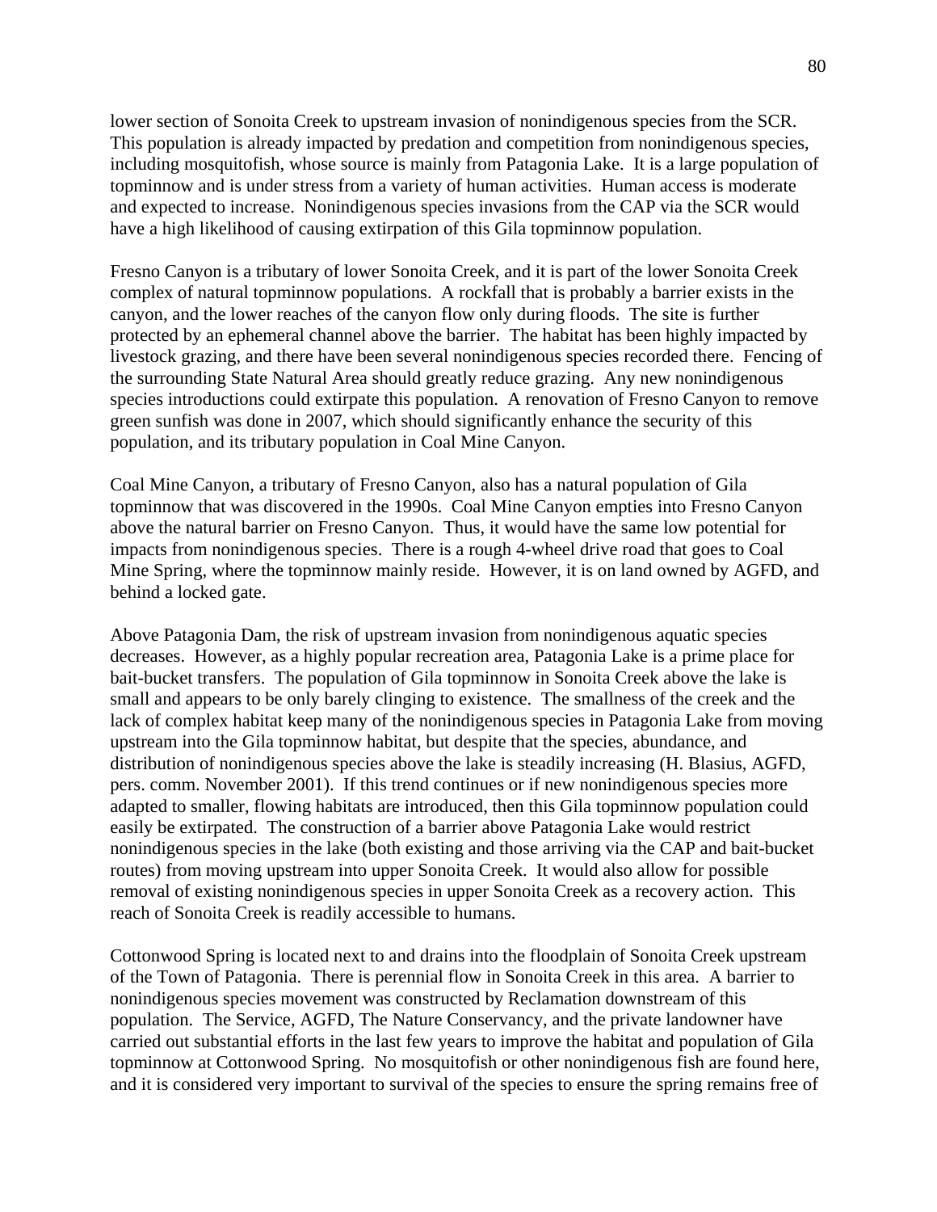lower section of Sonoita Creek to upstream invasion of nonindigenous species from the SCR. This population is already impacted by predation and competition from nonindigenous species, including mosquitofish, whose source is mainly from Patagonia Lake. It is a large population of topminnow and is under stress from a variety of human activities. Human access is moderate and expected to increase. Nonindigenous species invasions from the CAP via the SCR would have a high likelihood of causing extirpation of this Gila topminnow population.

Fresno Canyon is a tributary of lower Sonoita Creek, and it is part of the lower Sonoita Creek complex of natural topminnow populations. A rockfall that is probably a barrier exists in the canyon, and the lower reaches of the canyon flow only during floods. The site is further protected by an ephemeral channel above the barrier. The habitat has been highly impacted by livestock grazing, and there have been several nonindigenous species recorded there. Fencing of the surrounding State Natural Area should greatly reduce grazing. Any new nonindigenous species introductions could extirpate this population. A renovation of Fresno Canyon to remove green sunfish was done in 2007, which should significantly enhance the security of this population, and its tributary population in Coal Mine Canyon.

Coal Mine Canyon, a tributary of Fresno Canyon, also has a natural population of Gila topminnow that was discovered in the 1990s. Coal Mine Canyon empties into Fresno Canyon above the natural barrier on Fresno Canyon. Thus, it would have the same low potential for impacts from nonindigenous species. There is a rough 4-wheel drive road that goes to Coal Mine Spring, where the topminnow mainly reside. However, it is on land owned by AGFD, and behind a locked gate.

Above Patagonia Dam, the risk of upstream invasion from nonindigenous aquatic species decreases. However, as a highly popular recreation area, Patagonia Lake is a prime place for bait-bucket transfers. The population of Gila topminnow in Sonoita Creek above the lake is small and appears to be only barely clinging to existence. The smallness of the creek and the lack of complex habitat keep many of the nonindigenous species in Patagonia Lake from moving upstream into the Gila topminnow habitat, but despite that the species, abundance, and distribution of nonindigenous species above the lake is steadily increasing (H. Blasius, AGFD, pers. comm. November 2001). If this trend continues or if new nonindigenous species more adapted to smaller, flowing habitats are introduced, then this Gila topminnow population could easily be extirpated. The construction of a barrier above Patagonia Lake would restrict nonindigenous species in the lake (both existing and those arriving via the CAP and bait-bucket routes) from moving upstream into upper Sonoita Creek. It would also allow for possible removal of existing nonindigenous species in upper Sonoita Creek as a recovery action. This reach of Sonoita Creek is readily accessible to humans.

Cottonwood Spring is located next to and drains into the floodplain of Sonoita Creek upstream of the Town of Patagonia. There is perennial flow in Sonoita Creek in this area. A barrier to nonindigenous species movement was constructed by Reclamation downstream of this population. The Service, AGFD, The Nature Conservancy, and the private landowner have carried out substantial efforts in the last few years to improve the habitat and population of Gila topminnow at Cottonwood Spring. No mosquitofish or other nonindigenous fish are found here, and it is considered very important to survival of the species to ensure the spring remains free of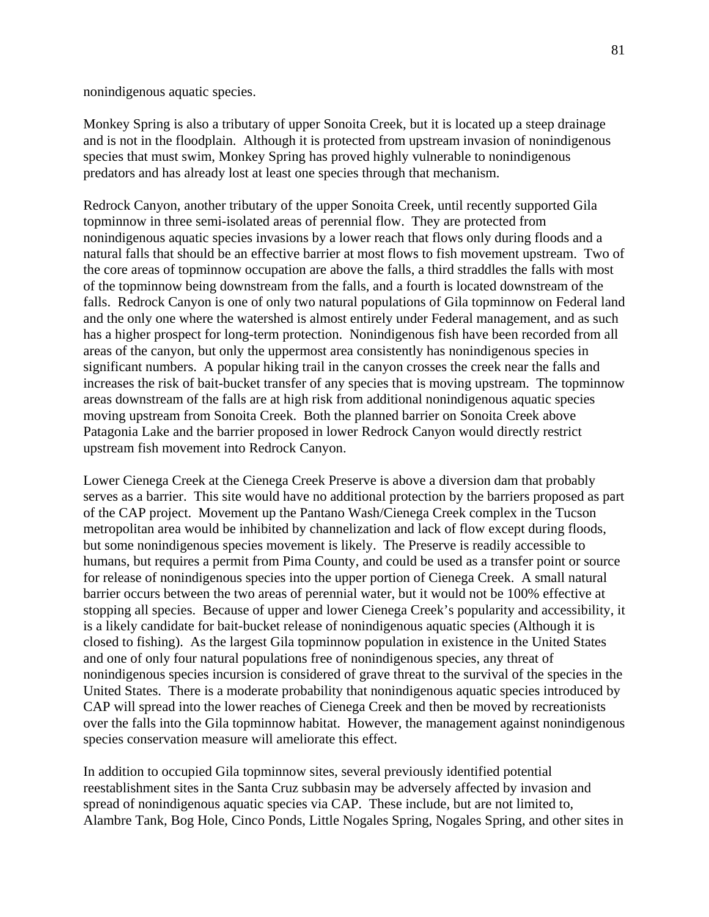nonindigenous aquatic species.

Monkey Spring is also a tributary of upper Sonoita Creek, but it is located up a steep drainage and is not in the floodplain. Although it is protected from upstream invasion of nonindigenous species that must swim, Monkey Spring has proved highly vulnerable to nonindigenous predators and has already lost at least one species through that mechanism.

Redrock Canyon, another tributary of the upper Sonoita Creek, until recently supported Gila topminnow in three semi-isolated areas of perennial flow. They are protected from nonindigenous aquatic species invasions by a lower reach that flows only during floods and a natural falls that should be an effective barrier at most flows to fish movement upstream. Two of the core areas of topminnow occupation are above the falls, a third straddles the falls with most of the topminnow being downstream from the falls, and a fourth is located downstream of the falls. Redrock Canyon is one of only two natural populations of Gila topminnow on Federal land and the only one where the watershed is almost entirely under Federal management, and as such has a higher prospect for long-term protection. Nonindigenous fish have been recorded from all areas of the canyon, but only the uppermost area consistently has nonindigenous species in significant numbers. A popular hiking trail in the canyon crosses the creek near the falls and increases the risk of bait-bucket transfer of any species that is moving upstream. The topminnow areas downstream of the falls are at high risk from additional nonindigenous aquatic species moving upstream from Sonoita Creek. Both the planned barrier on Sonoita Creek above Patagonia Lake and the barrier proposed in lower Redrock Canyon would directly restrict upstream fish movement into Redrock Canyon.

Lower Cienega Creek at the Cienega Creek Preserve is above a diversion dam that probably serves as a barrier. This site would have no additional protection by the barriers proposed as part of the CAP project. Movement up the Pantano Wash/Cienega Creek complex in the Tucson metropolitan area would be inhibited by channelization and lack of flow except during floods, but some nonindigenous species movement is likely. The Preserve is readily accessible to humans, but requires a permit from Pima County, and could be used as a transfer point or source for release of nonindigenous species into the upper portion of Cienega Creek. A small natural barrier occurs between the two areas of perennial water, but it would not be 100% effective at stopping all species. Because of upper and lower Cienega Creek's popularity and accessibility, it is a likely candidate for bait-bucket release of nonindigenous aquatic species (Although it is closed to fishing). As the largest Gila topminnow population in existence in the United States and one of only four natural populations free of nonindigenous species, any threat of nonindigenous species incursion is considered of grave threat to the survival of the species in the United States. There is a moderate probability that nonindigenous aquatic species introduced by CAP will spread into the lower reaches of Cienega Creek and then be moved by recreationists over the falls into the Gila topminnow habitat. However, the management against nonindigenous species conservation measure will ameliorate this effect.

In addition to occupied Gila topminnow sites, several previously identified potential reestablishment sites in the Santa Cruz subbasin may be adversely affected by invasion and spread of nonindigenous aquatic species via CAP. These include, but are not limited to, Alambre Tank, Bog Hole, Cinco Ponds, Little Nogales Spring, Nogales Spring, and other sites in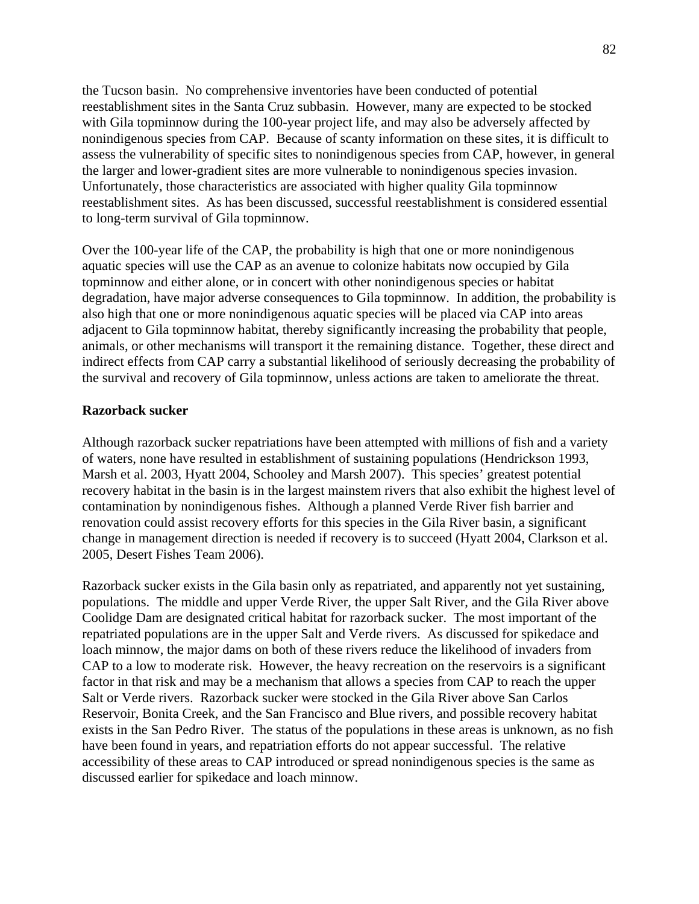the Tucson basin. No comprehensive inventories have been conducted of potential reestablishment sites in the Santa Cruz subbasin. However, many are expected to be stocked with Gila topminnow during the 100-year project life, and may also be adversely affected by nonindigenous species from CAP. Because of scanty information on these sites, it is difficult to assess the vulnerability of specific sites to nonindigenous species from CAP, however, in general the larger and lower-gradient sites are more vulnerable to nonindigenous species invasion. Unfortunately, those characteristics are associated with higher quality Gila topminnow reestablishment sites. As has been discussed, successful reestablishment is considered essential to long-term survival of Gila topminnow.

Over the 100-year life of the CAP, the probability is high that one or more nonindigenous aquatic species will use the CAP as an avenue to colonize habitats now occupied by Gila topminnow and either alone, or in concert with other nonindigenous species or habitat degradation, have major adverse consequences to Gila topminnow. In addition, the probability is also high that one or more nonindigenous aquatic species will be placed via CAP into areas adjacent to Gila topminnow habitat, thereby significantly increasing the probability that people, animals, or other mechanisms will transport it the remaining distance. Together, these direct and indirect effects from CAP carry a substantial likelihood of seriously decreasing the probability of the survival and recovery of Gila topminnow, unless actions are taken to ameliorate the threat.

**Razorback sucker**

Although razorback sucker repatriations have been attempted with millions of fish and a variety of waters, none have resulted in establishment of sustaining populations (Hendrickson 1993, Marsh et al. 2003, Hyatt 2004, Schooley and Marsh 2007). This species' greatest potential recovery habitat in the basin is in the largest mainstem rivers that also exhibit the highest level of contamination by nonindigenous fishes. Although a planned Verde River fish barrier and renovation could assist recovery efforts for this species in the Gila River basin, a significant change in management direction is needed if recovery is to succeed (Hyatt 2004, Clarkson et al. 2005, Desert Fishes Team 2006).

Razorback sucker exists in the Gila basin only as repatriated, and apparently not yet sustaining, populations. The middle and upper Verde River, the upper Salt River, and the Gila River above Coolidge Dam are designated critical habitat for razorback sucker. The most important of the repatriated populations are in the upper Salt and Verde rivers. As discussed for spikedace and loach minnow, the major dams on both of these rivers reduce the likelihood of invaders from CAP to a low to moderate risk. However, the heavy recreation on the reservoirs is a significant factor in that risk and may be a mechanism that allows a species from CAP to reach the upper Salt or Verde rivers. Razorback sucker were stocked in the Gila River above San Carlos Reservoir, Bonita Creek, and the San Francisco and Blue rivers, and possible recovery habitat exists in the San Pedro River. The status of the populations in these areas is unknown, as no fish have been found in years, and repatriation efforts do not appear successful. The relative accessibility of these areas to CAP introduced or spread nonindigenous species is the same as discussed earlier for spikedace and loach minnow.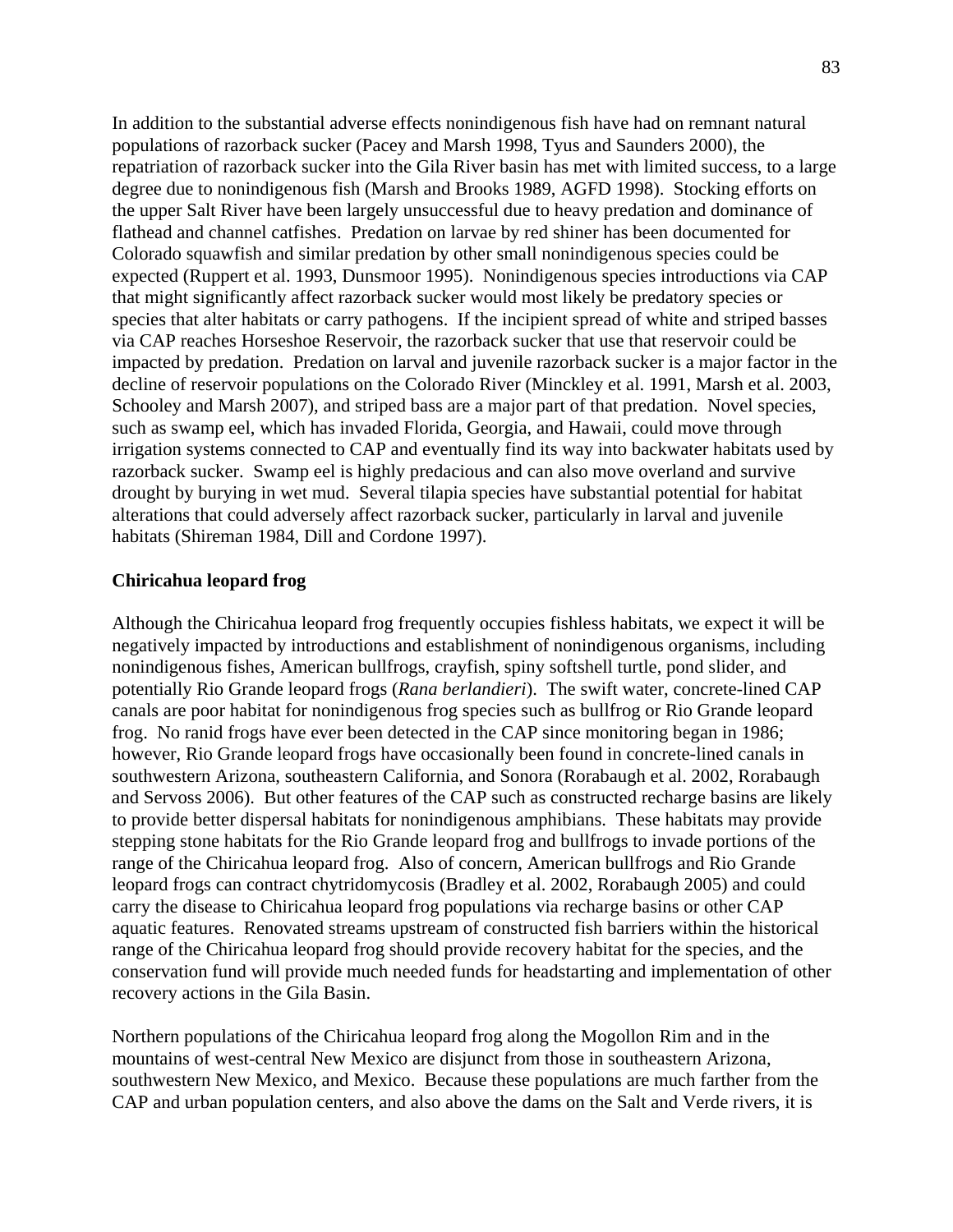In addition to the substantial adverse effects nonindigenous fish have had on remnant natural populations of razorback sucker (Pacey and Marsh 1998, Tyus and Saunders 2000), the repatriation of razorback sucker into the Gila River basin has met with limited success, to a large degree due to nonindigenous fish (Marsh and Brooks 1989, AGFD 1998). Stocking efforts on the upper Salt River have been largely unsuccessful due to heavy predation and dominance of flathead and channel catfishes. Predation on larvae by red shiner has been documented for Colorado squawfish and similar predation by other small nonindigenous species could be expected (Ruppert et al. 1993, Dunsmoor 1995). Nonindigenous species introductions via CAP that might significantly affect razorback sucker would most likely be predatory species or species that alter habitats or carry pathogens. If the incipient spread of white and striped basses via CAP reaches Horseshoe Reservoir, the razorback sucker that use that reservoir could be impacted by predation. Predation on larval and juvenile razorback sucker is a major factor in the decline of reservoir populations on the Colorado River (Minckley et al. 1991, Marsh et al. 2003, Schooley and Marsh 2007), and striped bass are a major part of that predation. Novel species, such as swamp eel, which has invaded Florida, Georgia, and Hawaii, could move through irrigation systems connected to CAP and eventually find its way into backwater habitats used by razorback sucker. Swamp eel is highly predacious and can also move overland and survive drought by burying in wet mud. Several tilapia species have substantial potential for habitat alterations that could adversely affect razorback sucker, particularly in larval and juvenile habitats (Shireman 1984, Dill and Cordone 1997).

**Chiricahua leopard frog**

Although the Chiricahua leopard frog frequently occupies fishless habitats, we expect it will be negatively impacted by introductions and establishment of nonindigenous organisms, including nonindigenous fishes, American bullfrogs, crayfish, spiny softshell turtle, pond slider, and potentially Rio Grande leopard frogs (*Rana berlandieri*). The swift water, concrete-lined CAP canals are poor habitat for nonindigenous frog species such as bullfrog or Rio Grande leopard frog. No ranid frogs have ever been detected in the CAP since monitoring began in 1986; however, Rio Grande leopard frogs have occasionally been found in concrete-lined canals in southwestern Arizona, southeastern California, and Sonora (Rorabaugh et al. 2002, Rorabaugh and Servoss 2006). But other features of the CAP such as constructed recharge basins are likely to provide better dispersal habitats for nonindigenous amphibians. These habitats may provide stepping stone habitats for the Rio Grande leopard frog and bullfrogs to invade portions of the range of the Chiricahua leopard frog. Also of concern, American bullfrogs and Rio Grande leopard frogs can contract chytridomycosis (Bradley et al. 2002, Rorabaugh 2005) and could carry the disease to Chiricahua leopard frog populations via recharge basins or other CAP aquatic features. Renovated streams upstream of constructed fish barriers within the historical range of the Chiricahua leopard frog should provide recovery habitat for the species, and the conservation fund will provide much needed funds for headstarting and implementation of other recovery actions in the Gila Basin.

Northern populations of the Chiricahua leopard frog along the Mogollon Rim and in the mountains of west-central New Mexico are disjunct from those in southeastern Arizona, southwestern New Mexico, and Mexico. Because these populations are much farther from the CAP and urban population centers, and also above the dams on the Salt and Verde rivers, it is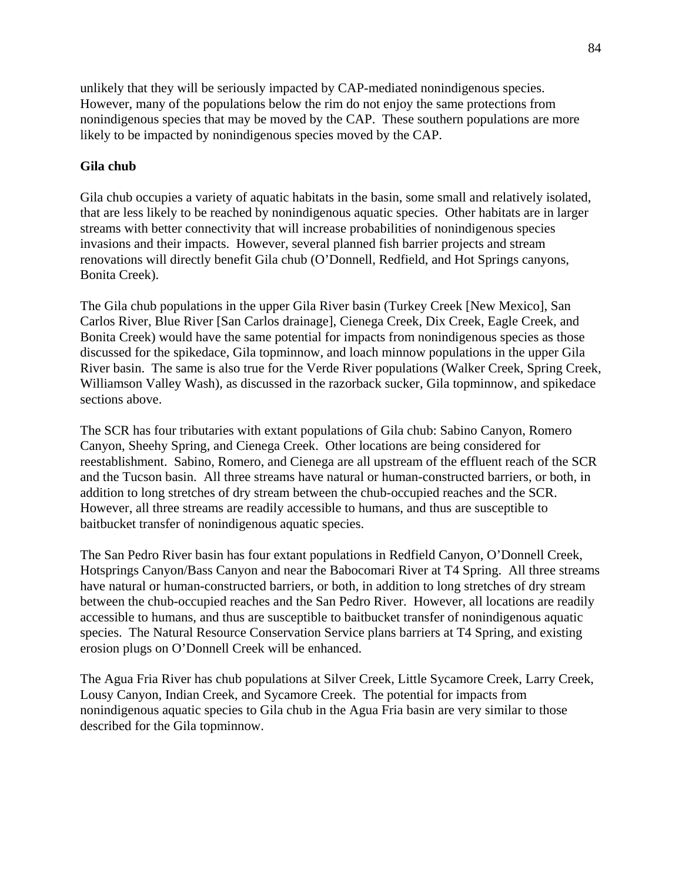unlikely that they will be seriously impacted by CAP-mediated nonindigenous species. However, many of the populations below the rim do not enjoy the same protections from nonindigenous species that may be moved by the CAP. These southern populations are more likely to be impacted by nonindigenous species moved by the CAP.

**Gila chub**

Gila chub occupies a variety of aquatic habitats in the basin, some small and relatively isolated, that are less likely to be reached by nonindigenous aquatic species. Other habitats are in larger streams with better connectivity that will increase probabilities of nonindigenous species invasions and their impacts. However, several planned fish barrier projects and stream renovations will directly benefit Gila chub (O'Donnell, Redfield, and Hot Springs canyons, Bonita Creek).

The Gila chub populations in the upper Gila River basin (Turkey Creek [New Mexico], San Carlos River, Blue River [San Carlos drainage], Cienega Creek, Dix Creek, Eagle Creek, and Bonita Creek) would have the same potential for impacts from nonindigenous species as those discussed for the spikedace, Gila topminnow, and loach minnow populations in the upper Gila River basin. The same is also true for the Verde River populations (Walker Creek, Spring Creek, Williamson Valley Wash), as discussed in the razorback sucker, Gila topminnow, and spikedace sections above.

The SCR has four tributaries with extant populations of Gila chub: Sabino Canyon, Romero Canyon, Sheehy Spring, and Cienega Creek. Other locations are being considered for reestablishment. Sabino, Romero, and Cienega are all upstream of the effluent reach of the SCR and the Tucson basin. All three streams have natural or human-constructed barriers, or both, in addition to long stretches of dry stream between the chub-occupied reaches and the SCR. However, all three streams are readily accessible to humans, and thus are susceptible to baitbucket transfer of nonindigenous aquatic species.

The San Pedro River basin has four extant populations in Redfield Canyon, O'Donnell Creek, Hotsprings Canyon/Bass Canyon and near the Babocomari River at T4 Spring. All three streams have natural or human-constructed barriers, or both, in addition to long stretches of dry stream between the chub-occupied reaches and the San Pedro River. However, all locations are readily accessible to humans, and thus are susceptible to baitbucket transfer of nonindigenous aquatic species. The Natural Resource Conservation Service plans barriers at T4 Spring, and existing erosion plugs on O'Donnell Creek will be enhanced.

The Agua Fria River has chub populations at Silver Creek, Little Sycamore Creek, Larry Creek, Lousy Canyon, Indian Creek, and Sycamore Creek. The potential for impacts from nonindigenous aquatic species to Gila chub in the Agua Fria basin are very similar to those described for the Gila topminnow.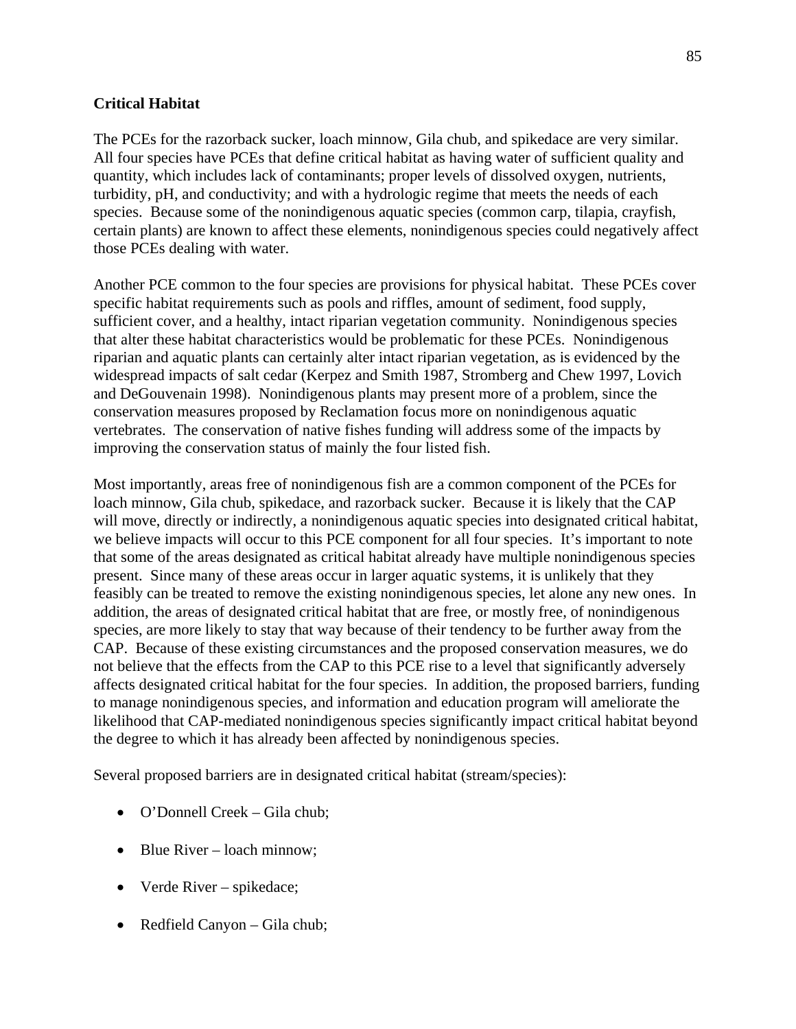## Critical Habitat

The PCEs for the razorback sucker, loach minnow, Gila chub, and spikedace are very similar. All four species have PCEs that define critical habitat as having water of sufficient quality and quantity, which includes lack of contaminants; proper levels of dissolved oxygen, nutrients, turbidity, pH, and conductivity; and with a hydrologic regime that meets the needs of each species. Because some of the nonindigenous aquatic species (common carp, tilapia, crayfish, certain plants) are known to affect these elements, nonindigenous species could negatively affect those PCEs dealing with water.

Another PCE common to the four species are provisions for physical habitat. These PCEs cover specific habitat requirements such as pools and riffles, amount of sediment, food supply, sufficient cover, and a healthy, intact riparian vegetation community. Nonindigenous species that alter these habitat characteristics would be problematic for these PCEs. Nonindigenous riparian and aquatic plants can certainly alter intact riparian vegetation, as is evidenced by the widespread impacts of salt cedar (Kerpez and Smith 1987, Stromberg and Chew 1997, Lovich and DeGouvenain 1998). Nonindigenous plants may present more of a problem, since the conservation measures proposed by Reclamation focus more on nonindigenous aquatic vertebrates. The conservation of native fishes funding will address some of the impacts by improving the conservation status of mainly the four listed fish.

Most importantly, areas free of nonindigenous fish are a common component of the PCEs for loach minnow, Gila chub, spikedace, and razorback sucker. Because it is likely that the CAP will move, directly or indirectly, a nonindigenous aquatic species into designated critical habitat, we believe impacts will occur to this PCE component for all four species. It's important to note that some of the areas designated as critical habitat already have multiple nonindigenous species present. Since many of these areas occur in larger aquatic systems, it is unlikely that they feasibly can be treated to remove the existing nonindigenous species, let alone any new ones. In addition, the areas of designated critical habitat that are free, or mostly free, of nonindigenous species, are more likely to stay that way because of their tendency to be further away from the CAP. Because of these existing circumstances and the proposed conservation measures, we do not believe that the effects from the CAP to this PCE rise to a level that significantly adversely affects designated critical habitat for the four species. In addition, the proposed barriers, funding to manage nonindigenous species, and information and education program will ameliorate the likelihood that CAP-mediated nonindigenous species significantly impact critical habitat beyond the degree to which it has already been affected by nonindigenous species.

Several proposed barriers are in designated critical habitat (stream/species):

- O'Donnell Creek – Gila chub;
- Blue River – loach minnow;
- Verde River – spikedace;
- Redfield Canyon – Gila chub;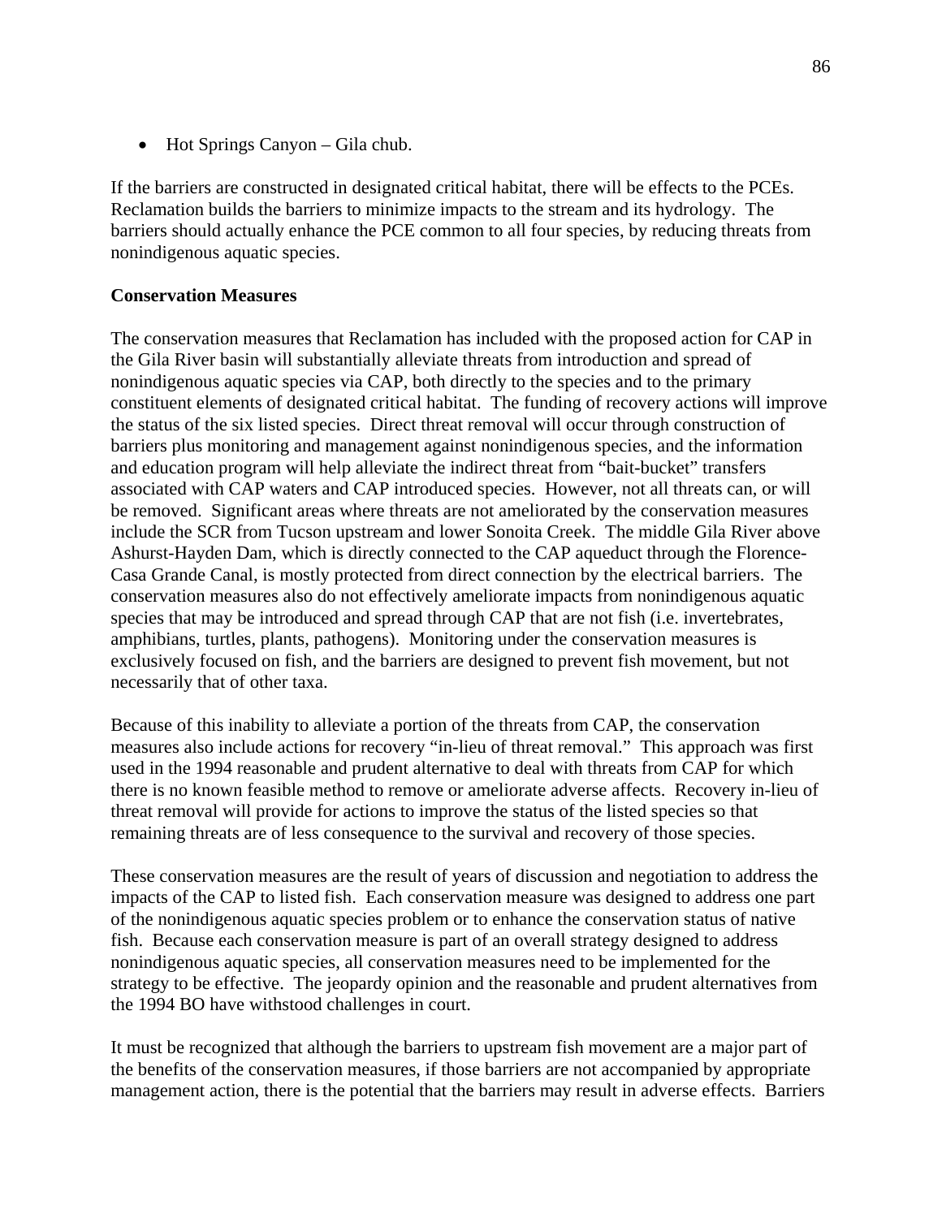- Hot Springs Canyon – Gila chub.

If the barriers are constructed in designated critical habitat, there will be effects to the PCEs. Reclamation builds the barriers to minimize impacts to the stream and its hydrology. The barriers should actually enhance the PCE common to all four species, by reducing threats from nonindigenous aquatic species.

**Conservation Measures**

The conservation measures that Reclamation has included with the proposed action for CAP in the Gila River basin will substantially alleviate threats from introduction and spread of nonindigenous aquatic species via CAP, both directly to the species and to the primary constituent elements of designated critical habitat. The funding of recovery actions will improve the status of the six listed species. Direct threat removal will occur through construction of barriers plus monitoring and management against nonindigenous species, and the information and education program will help alleviate the indirect threat from "bait-bucket" transfers associated with CAP waters and CAP introduced species. However, not all threats can, or will be removed. Significant areas where threats are not ameliorated by the conservation measures include the SCR from Tucson upstream and lower Sonoita Creek. The middle Gila River above Ashurst-Hayden Dam, which is directly connected to the CAP aqueduct through the Florence-Casa Grande Canal, is mostly protected from direct connection by the electrical barriers. The conservation measures also do not effectively ameliorate impacts from nonindigenous aquatic species that may be introduced and spread through CAP that are not fish (i.e. invertebrates, amphibians, turtles, plants, pathogens). Monitoring under the conservation measures is exclusively focused on fish, and the barriers are designed to prevent fish movement, but not necessarily that of other taxa.

Because of this inability to alleviate a portion of the threats from CAP, the conservation measures also include actions for recovery "in-lieu of threat removal." This approach was first used in the 1994 reasonable and prudent alternative to deal with threats from CAP for which there is no known feasible method to remove or ameliorate adverse affects. Recovery in-lieu of threat removal will provide for actions to improve the status of the listed species so that remaining threats are of less consequence to the survival and recovery of those species.

These conservation measures are the result of years of discussion and negotiation to address the impacts of the CAP to listed fish. Each conservation measure was designed to address one part of the nonindigenous aquatic species problem or to enhance the conservation status of native fish. Because each conservation measure is part of an overall strategy designed to address nonindigenous aquatic species, all conservation measures need to be implemented for the strategy to be effective. The jeopardy opinion and the reasonable and prudent alternatives from the 1994 BO have withstood challenges in court.

It must be recognized that although the barriers to upstream fish movement are a major part of the benefits of the conservation measures, if those barriers are not accompanied by appropriate management action, there is the potential that the barriers may result in adverse effects. Barriers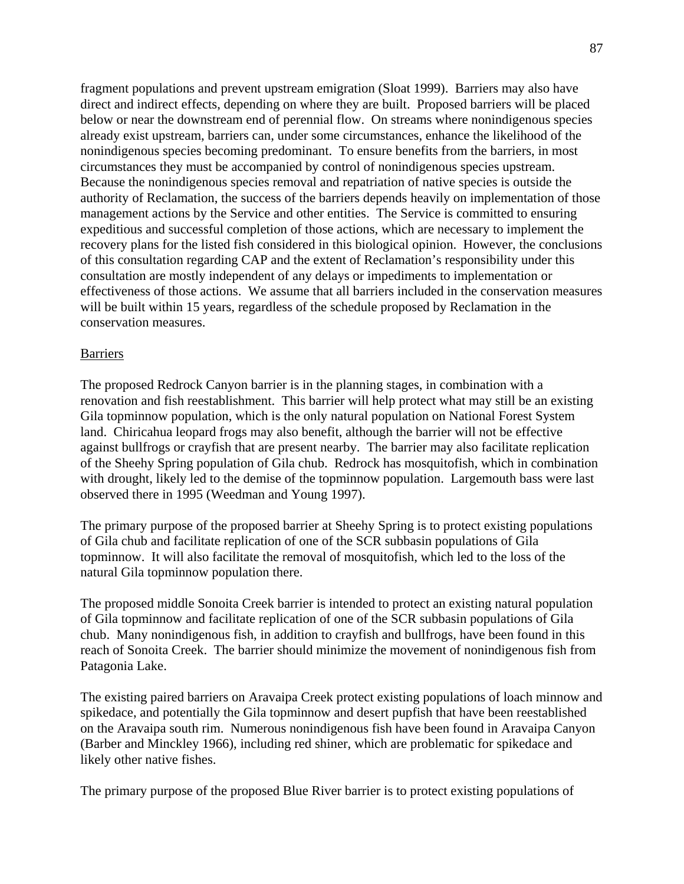fragment populations and prevent upstream emigration (Sloat 1999). Barriers may also have direct and indirect effects, depending on where they are built. Proposed barriers will be placed below or near the downstream end of perennial flow. On streams where nonindigenous species already exist upstream, barriers can, under some circumstances, enhance the likelihood of the nonindigenous species becoming predominant. To ensure benefits from the barriers, in most circumstances they must be accompanied by control of nonindigenous species upstream. Because the nonindigenous species removal and repatriation of native species is outside the authority of Reclamation, the success of the barriers depends heavily on implementation of those management actions by the Service and other entities. The Service is committed to ensuring expeditious and successful completion of those actions, which are necessary to implement the recovery plans for the listed fish considered in this biological opinion. However, the conclusions of this consultation regarding CAP and the extent of Reclamation's responsibility under this consultation are mostly independent of any delays or impediments to implementation or effectiveness of those actions. We assume that all barriers included in the conservation measures will be built within 15 years, regardless of the schedule proposed by Reclamation in the conservation measures.

Barriers

The proposed Redrock Canyon barrier is in the planning stages, in combination with a renovation and fish reestablishment. This barrier will help protect what may still be an existing Gila topminnow population, which is the only natural population on National Forest System land. Chiricahua leopard frogs may also benefit, although the barrier will not be effective against bullfrogs or crayfish that are present nearby. The barrier may also facilitate replication of the Sheehy Spring population of Gila chub. Redrock has mosquitofish, which in combination with drought, likely led to the demise of the topminnow population. Largemouth bass were last observed there in 1995 (Weedman and Young 1997).

The primary purpose of the proposed barrier at Sheehy Spring is to protect existing populations of Gila chub and facilitate replication of one of the SCR subbasin populations of Gila topminnow. It will also facilitate the removal of mosquitofish, which led to the loss of the natural Gila topminnow population there.

The proposed middle Sonoita Creek barrier is intended to protect an existing natural population of Gila topminnow and facilitate replication of one of the SCR subbasin populations of Gila chub. Many nonindigenous fish, in addition to crayfish and bullfrogs, have been found in this reach of Sonoita Creek. The barrier should minimize the movement of nonindigenous fish from Patagonia Lake.

The existing paired barriers on Aravaipa Creek protect existing populations of loach minnow and spikedace, and potentially the Gila topminnow and desert pupfish that have been reestablished on the Aravaipa south rim. Numerous nonindigenous fish have been found in Aravaipa Canyon (Barber and Minckley 1966), including red shiner, which are problematic for spikedace and likely other native fishes.

The primary purpose of the proposed Blue River barrier is to protect existing populations of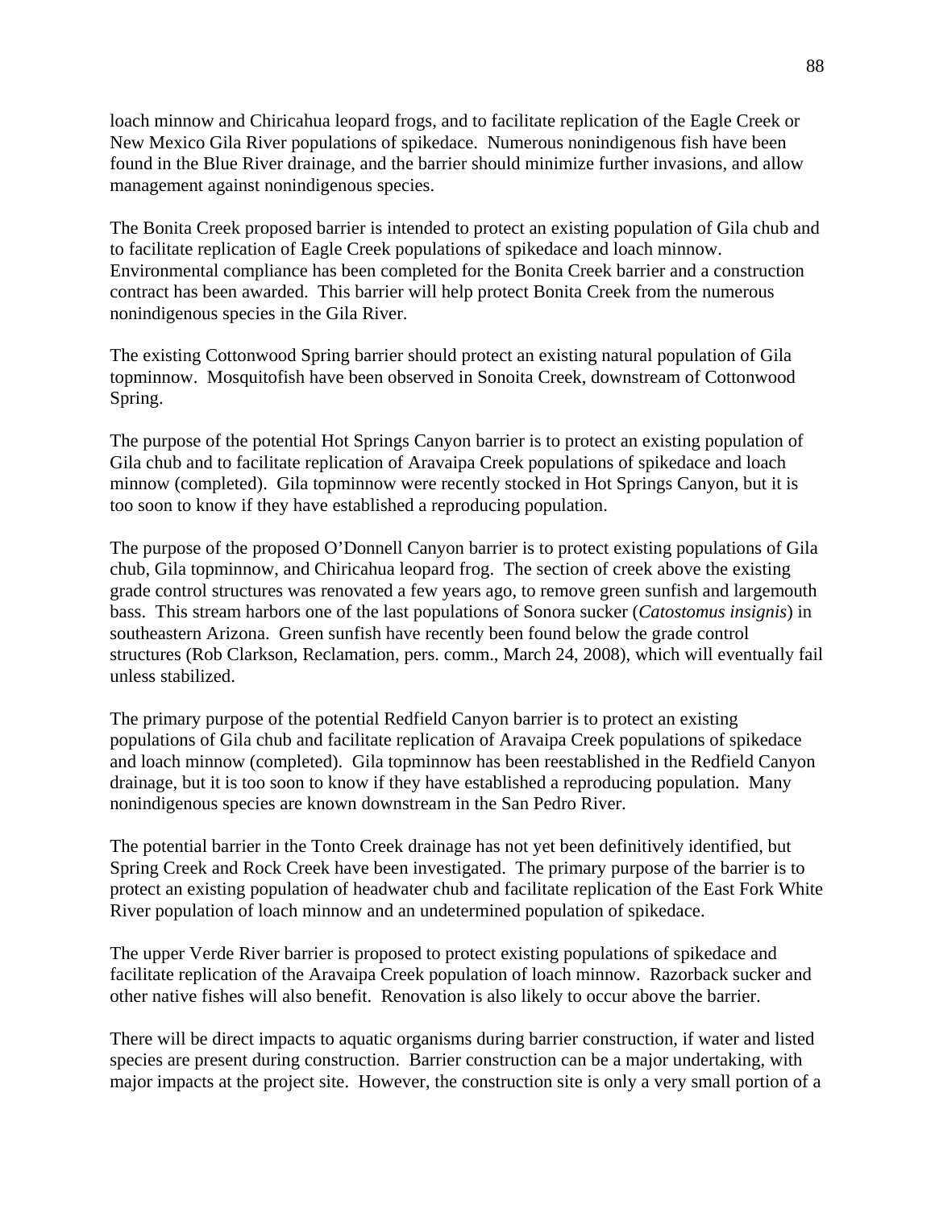loach minnow and Chiricahua leopard frogs, and to facilitate replication of the Eagle Creek or New Mexico Gila River populations of spikedace. Numerous nonindigenous fish have been found in the Blue River drainage, and the barrier should minimize further invasions, and allow management against nonindigenous species.

The Bonita Creek proposed barrier is intended to protect an existing population of Gila chub and to facilitate replication of Eagle Creek populations of spikedace and loach minnow. Environmental compliance has been completed for the Bonita Creek barrier and a construction contract has been awarded. This barrier will help protect Bonita Creek from the numerous nonindigenous species in the Gila River.

The existing Cottonwood Spring barrier should protect an existing natural population of Gila topminnow. Mosquitofish have been observed in Sonoita Creek, downstream of Cottonwood Spring.

The purpose of the potential Hot Springs Canyon barrier is to protect an existing population of Gila chub and to facilitate replication of Aravaipa Creek populations of spikedace and loach minnow (completed). Gila topminnow were recently stocked in Hot Springs Canyon, but it is too soon to know if they have established a reproducing population.

The purpose of the proposed O'Donnell Canyon barrier is to protect existing populations of Gila chub, Gila topminnow, and Chiricahua leopard frog. The section of creek above the existing grade control structures was renovated a few years ago, to remove green sunfish and largemouth bass. This stream harbors one of the last populations of Sonora sucker (*Catostomus insignis*) in southeastern Arizona. Green sunfish have recently been found below the grade control structures (Rob Clarkson, Reclamation, pers. comm., March 24, 2008), which will eventually fail unless stabilized.

The primary purpose of the potential Redfield Canyon barrier is to protect an existing populations of Gila chub and facilitate replication of Aravaipa Creek populations of spikedace and loach minnow (completed). Gila topminnow has been reestablished in the Redfield Canyon drainage, but it is too soon to know if they have established a reproducing population. Many nonindigenous species are known downstream in the San Pedro River.

The potential barrier in the Tonto Creek drainage has not yet been definitively identified, but Spring Creek and Rock Creek have been investigated. The primary purpose of the barrier is to protect an existing population of headwater chub and facilitate replication of the East Fork White River population of loach minnow and an undetermined population of spikedace.

The upper Verde River barrier is proposed to protect existing populations of spikedace and facilitate replication of the Aravaipa Creek population of loach minnow. Razorback sucker and other native fishes will also benefit. Renovation is also likely to occur above the barrier.

There will be direct impacts to aquatic organisms during barrier construction, if water and listed species are present during construction. Barrier construction can be a major undertaking, with major impacts at the project site. However, the construction site is only a very small portion of a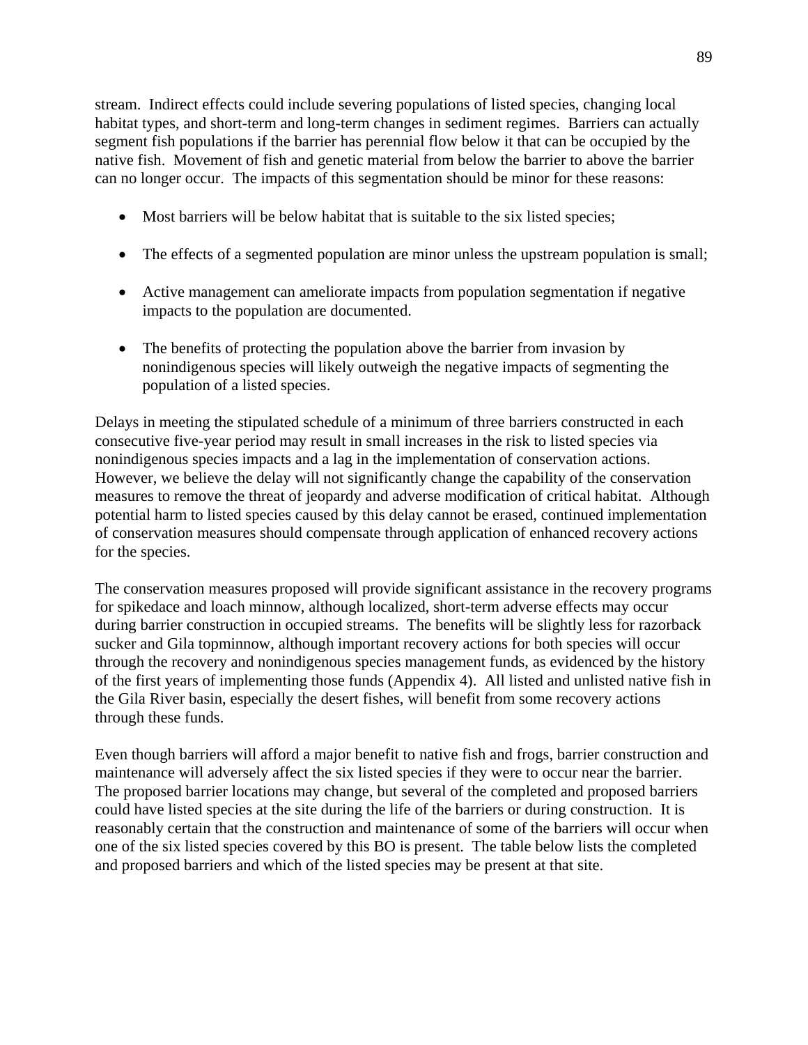stream. Indirect effects could include severing populations of listed species, changing local habitat types, and short-term and long-term changes in sediment regimes. Barriers can actually segment fish populations if the barrier has perennial flow below it that can be occupied by the native fish. Movement of fish and genetic material from below the barrier to above the barrier can no longer occur. The impacts of this segmentation should be minor for these reasons:

- Most barriers will be below habitat that is suitable to the six listed species;
- The effects of a segmented population are minor unless the upstream population is small;
- Active management can ameliorate impacts from population segmentation if negative impacts to the population are documented.
- The benefits of protecting the population above the barrier from invasion by nonindigenous species will likely outweigh the negative impacts of segmenting the population of a listed species.

Delays in meeting the stipulated schedule of a minimum of three barriers constructed in each consecutive five-year period may result in small increases in the risk to listed species via nonindigenous species impacts and a lag in the implementation of conservation actions. However, we believe the delay will not significantly change the capability of the conservation measures to remove the threat of jeopardy and adverse modification of critical habitat. Although potential harm to listed species caused by this delay cannot be erased, continued implementation of conservation measures should compensate through application of enhanced recovery actions for the species.

The conservation measures proposed will provide significant assistance in the recovery programs for spikedace and loach minnow, although localized, short-term adverse effects may occur during barrier construction in occupied streams. The benefits will be slightly less for razorback sucker and Gila topminnow, although important recovery actions for both species will occur through the recovery and nonindigenous species management funds, as evidenced by the history of the first years of implementing those funds (Appendix 4). All listed and unlisted native fish in the Gila River basin, especially the desert fishes, will benefit from some recovery actions through these funds.

Even though barriers will afford a major benefit to native fish and frogs, barrier construction and maintenance will adversely affect the six listed species if they were to occur near the barrier. The proposed barrier locations may change, but several of the completed and proposed barriers could have listed species at the site during the life of the barriers or during construction. It is reasonably certain that the construction and maintenance of some of the barriers will occur when one of the six listed species covered by this BO is present. The table below lists the completed and proposed barriers and which of the listed species may be present at that site.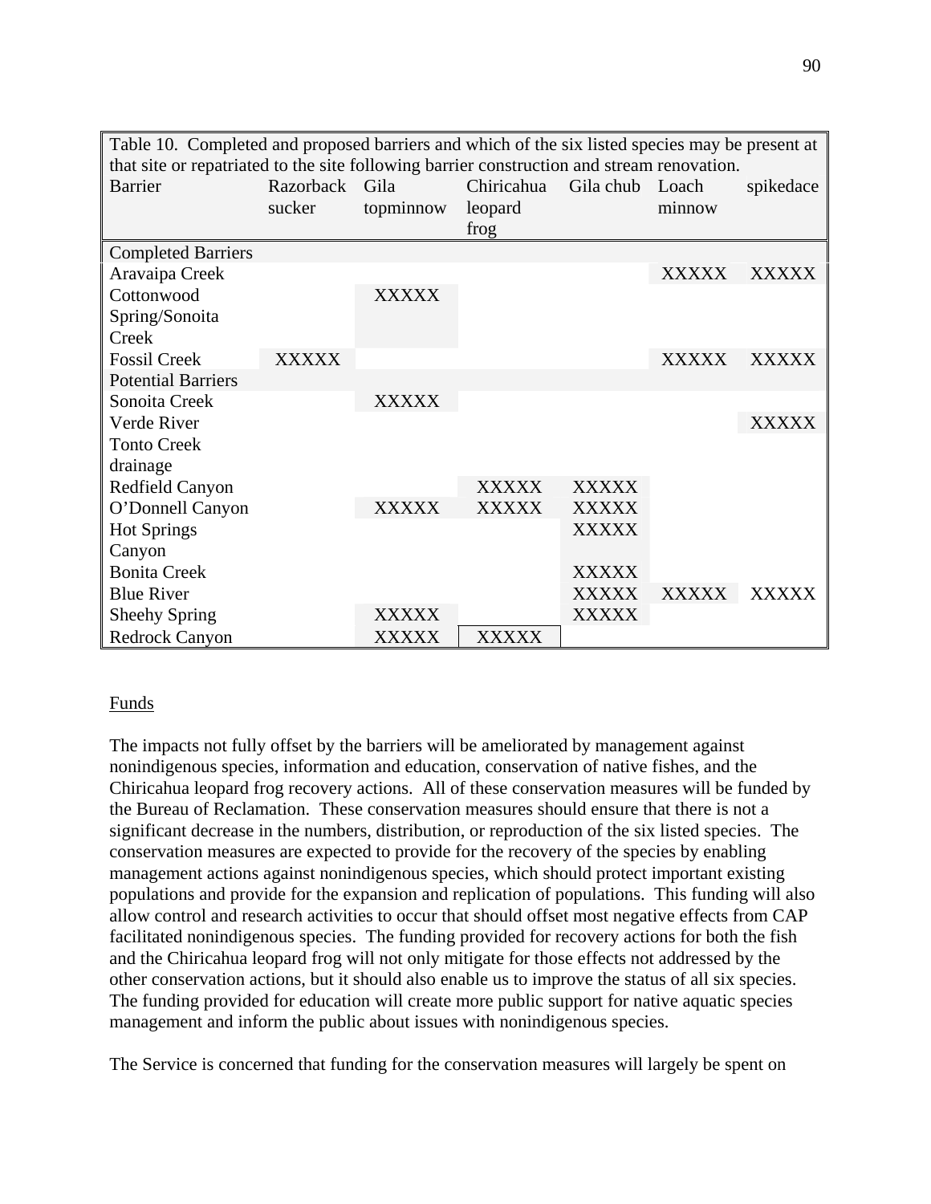| Table 10. Completed and proposed barriers and which of the six listed species may be present at that site or repatriated to the site following barrier construction and stream renovation. | | | | | | |
|---|---|---|---|---|---|---|
| Barrier | Razorback sucker | Gila topminnow | Chiricahua leopard frog | Gila chub | Loach minnow | spikedace |
| Completed Barriers | | | | | | |
| Aravaipa Creek | | | | | XXXXX | XXXXX |
| Cottonwood Spring/Sonoita Creek | | XXXXX | | | | |
| Fossil Creek | XXXXX | | | | XXXXX | XXXXX |
| Potential Barriers | | | | | | |
| Sonoita Creek | | XXXXX | | | | |
| Verde River | | | | | | XXXXX |
| Tonto Creek drainage | | | | | | |
| Redfield Canyon | | | XXXXX | XXXXX | | |
| O'Donnell Canyon | | XXXXX | XXXXX | XXXXX | | |
| Hot Springs Canyon | | | | XXXXX | | |
| Bonita Creek | | | | XXXXX | | |
| Blue River | | | | XXXXX | XXXXX | XXXXX |
| Sheehy Spring | | XXXXX | | XXXXX | | |
| Redrock Canyon | | XXXXX | XXXXX | | | |

Funds

The impacts not fully offset by the barriers will be ameliorated by management against nonindigenous species, information and education, conservation of native fishes, and the Chiricahua leopard frog recovery actions. All of these conservation measures will be funded by the Bureau of Reclamation. These conservation measures should ensure that there is not a significant decrease in the numbers, distribution, or reproduction of the six listed species. The conservation measures are expected to provide for the recovery of the species by enabling management actions against nonindigenous species, which should protect important existing populations and provide for the expansion and replication of populations. This funding will also allow control and research activities to occur that should offset most negative effects from CAP facilitated nonindigenous species. The funding provided for recovery actions for both the fish and the Chiricahua leopard frog will not only mitigate for those effects not addressed by the other conservation actions, but it should also enable us to improve the status of all six species. The funding provided for education will create more public support for native aquatic species management and inform the public about issues with nonindigenous species.

The Service is concerned that funding for the conservation measures will largely be spent on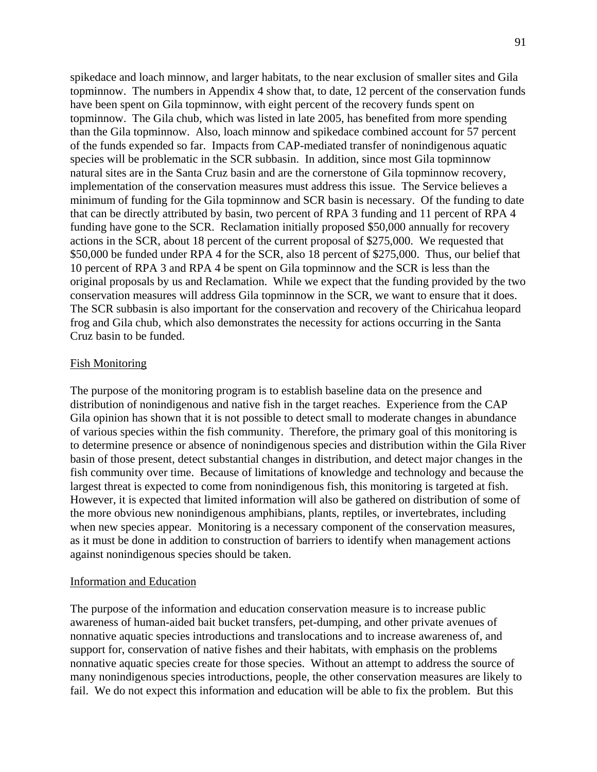spikedace and loach minnow, and larger habitats, to the near exclusion of smaller sites and Gila topminnow. The numbers in Appendix 4 show that, to date, 12 percent of the conservation funds have been spent on Gila topminnow, with eight percent of the recovery funds spent on topminnow. The Gila chub, which was listed in late 2005, has benefited from more spending than the Gila topminnow. Also, loach minnow and spikedace combined account for 57 percent of the funds expended so far. Impacts from CAP-mediated transfer of nonindigenous aquatic species will be problematic in the SCR subbasin. In addition, since most Gila topminnow natural sites are in the Santa Cruz basin and are the cornerstone of Gila topminnow recovery, implementation of the conservation measures must address this issue. The Service believes a minimum of funding for the Gila topminnow and SCR basin is necessary. Of the funding to date that can be directly attributed by basin, two percent of RPA 3 funding and 11 percent of RPA 4 funding have gone to the SCR. Reclamation initially proposed $50,000 annually for recovery actions in the SCR, about 18 percent of the current proposal of $275,000. We requested that $50,000 be funded under RPA 4 for the SCR, also 18 percent of $275,000. Thus, our belief that 10 percent of RPA 3 and RPA 4 be spent on Gila topminnow and the SCR is less than the original proposals by us and Reclamation. While we expect that the funding provided by the two conservation measures will address Gila topminnow in the SCR, we want to ensure that it does. The SCR subbasin is also important for the conservation and recovery of the Chiricahua leopard frog and Gila chub, which also demonstrates the necessity for actions occurring in the Santa Cruz basin to be funded.

Fish Monitoring

The purpose of the monitoring program is to establish baseline data on the presence and distribution of nonindigenous and native fish in the target reaches. Experience from the CAP Gila opinion has shown that it is not possible to detect small to moderate changes in abundance of various species within the fish community. Therefore, the primary goal of this monitoring is to determine presence or absence of nonindigenous species and distribution within the Gila River basin of those present, detect substantial changes in distribution, and detect major changes in the fish community over time. Because of limitations of knowledge and technology and because the largest threat is expected to come from nonindigenous fish, this monitoring is targeted at fish. However, it is expected that limited information will also be gathered on distribution of some of the more obvious new nonindigenous amphibians, plants, reptiles, or invertebrates, including when new species appear. Monitoring is a necessary component of the conservation measures, as it must be done in addition to construction of barriers to identify when management actions against nonindigenous species should be taken.

Information and Education

The purpose of the information and education conservation measure is to increase public awareness of human-aided bait bucket transfers, pet-dumping, and other private avenues of nonnative aquatic species introductions and translocations and to increase awareness of, and support for, conservation of native fishes and their habitats, with emphasis on the problems nonnative aquatic species create for those species. Without an attempt to address the source of many nonindigenous species introductions, people, the other conservation measures are likely to fail. We do not expect this information and education will be able to fix the problem. But this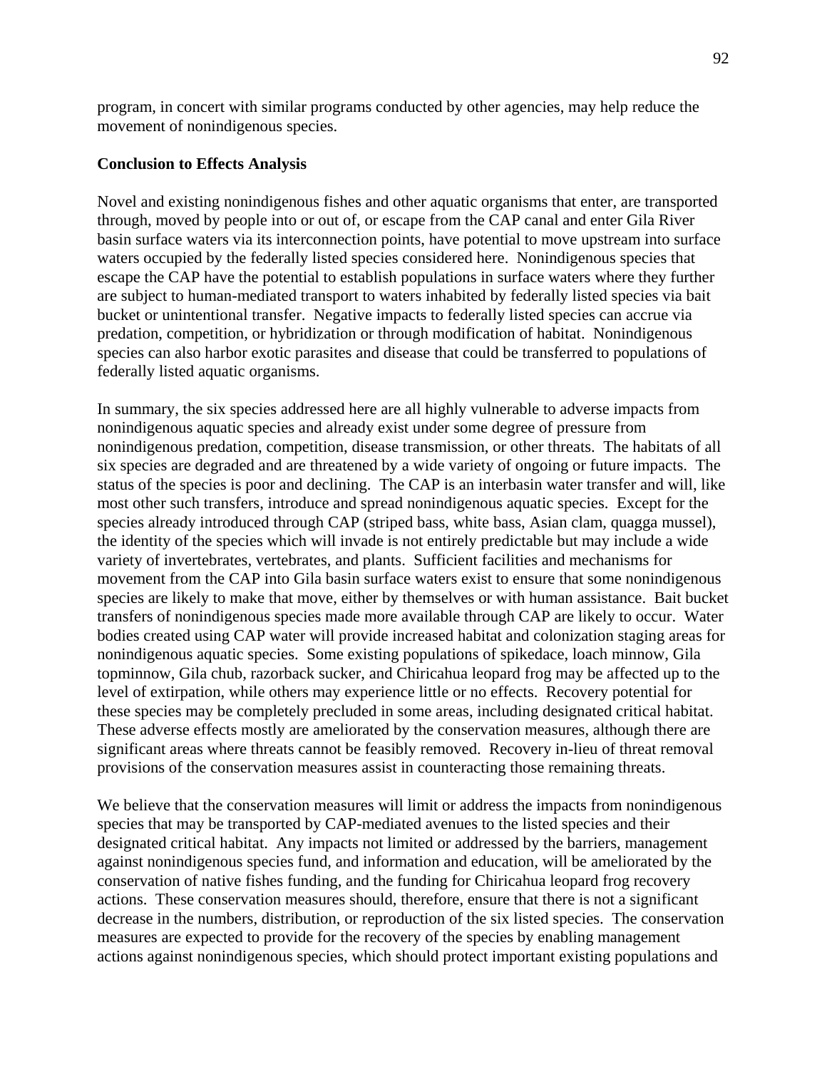program, in concert with similar programs conducted by other agencies, may help reduce the movement of nonindigenous species.

**Conclusion to Effects Analysis**

Novel and existing nonindigenous fishes and other aquatic organisms that enter, are transported through, moved by people into or out of, or escape from the CAP canal and enter Gila River basin surface waters via its interconnection points, have potential to move upstream into surface waters occupied by the federally listed species considered here. Nonindigenous species that escape the CAP have the potential to establish populations in surface waters where they further are subject to human-mediated transport to waters inhabited by federally listed species via bait bucket or unintentional transfer. Negative impacts to federally listed species can accrue via predation, competition, or hybridization or through modification of habitat. Nonindigenous species can also harbor exotic parasites and disease that could be transferred to populations of federally listed aquatic organisms.

In summary, the six species addressed here are all highly vulnerable to adverse impacts from nonindigenous aquatic species and already exist under some degree of pressure from nonindigenous predation, competition, disease transmission, or other threats. The habitats of all six species are degraded and are threatened by a wide variety of ongoing or future impacts. The status of the species is poor and declining. The CAP is an interbasin water transfer and will, like most other such transfers, introduce and spread nonindigenous aquatic species. Except for the species already introduced through CAP (striped bass, white bass, Asian clam, quagga mussel), the identity of the species which will invade is not entirely predictable but may include a wide variety of invertebrates, vertebrates, and plants. Sufficient facilities and mechanisms for movement from the CAP into Gila basin surface waters exist to ensure that some nonindigenous species are likely to make that move, either by themselves or with human assistance. Bait bucket transfers of nonindigenous species made more available through CAP are likely to occur. Water bodies created using CAP water will provide increased habitat and colonization staging areas for nonindigenous aquatic species. Some existing populations of spikedace, loach minnow, Gila topminnow, Gila chub, razorback sucker, and Chiricahua leopard frog may be affected up to the level of extirpation, while others may experience little or no effects. Recovery potential for these species may be completely precluded in some areas, including designated critical habitat. These adverse effects mostly are ameliorated by the conservation measures, although there are significant areas where threats cannot be feasibly removed. Recovery in-lieu of threat removal provisions of the conservation measures assist in counteracting those remaining threats.

We believe that the conservation measures will limit or address the impacts from nonindigenous species that may be transported by CAP-mediated avenues to the listed species and their designated critical habitat. Any impacts not limited or addressed by the barriers, management against nonindigenous species fund, and information and education, will be ameliorated by the conservation of native fishes funding, and the funding for Chiricahua leopard frog recovery actions. These conservation measures should, therefore, ensure that there is not a significant decrease in the numbers, distribution, or reproduction of the six listed species. The conservation measures are expected to provide for the recovery of the species by enabling management actions against nonindigenous species, which should protect important existing populations and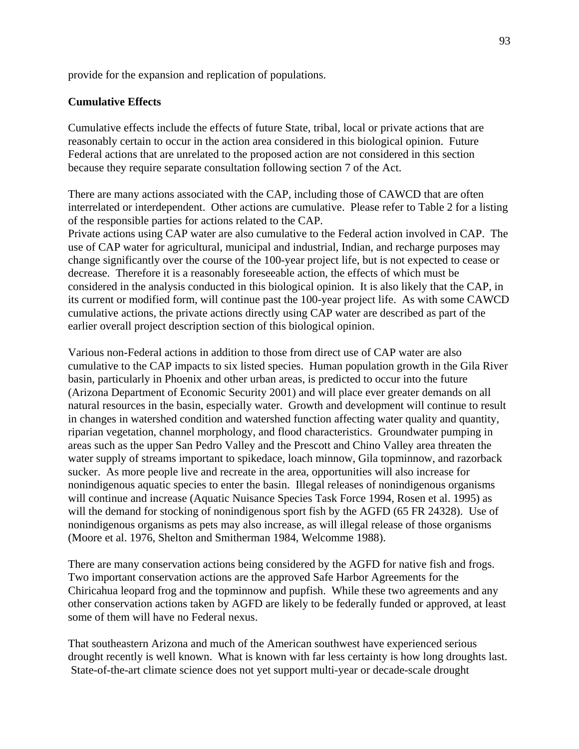provide for the expansion and replication of populations.

**Cumulative Effects**

Cumulative effects include the effects of future State, tribal, local or private actions that are reasonably certain to occur in the action area considered in this biological opinion. Future Federal actions that are unrelated to the proposed action are not considered in this section because they require separate consultation following section 7 of the Act.

There are many actions associated with the CAP, including those of CAWCD that are often interrelated or interdependent. Other actions are cumulative. Please refer to Table 2 for a listing of the responsible parties for actions related to the CAP.

Private actions using CAP water are also cumulative to the Federal action involved in CAP. The use of CAP water for agricultural, municipal and industrial, Indian, and recharge purposes may change significantly over the course of the 100-year project life, but is not expected to cease or decrease. Therefore it is a reasonably foreseeable action, the effects of which must be considered in the analysis conducted in this biological opinion. It is also likely that the CAP, in its current or modified form, will continue past the 100-year project life. As with some CAWCD cumulative actions, the private actions directly using CAP water are described as part of the earlier overall project description section of this biological opinion.

Various non-Federal actions in addition to those from direct use of CAP water are also cumulative to the CAP impacts to six listed species. Human population growth in the Gila River basin, particularly in Phoenix and other urban areas, is predicted to occur into the future (Arizona Department of Economic Security 2001) and will place ever greater demands on all natural resources in the basin, especially water. Growth and development will continue to result in changes in watershed condition and watershed function affecting water quality and quantity, riparian vegetation, channel morphology, and flood characteristics. Groundwater pumping in areas such as the upper San Pedro Valley and the Prescott and Chino Valley area threaten the water supply of streams important to spikedace, loach minnow, Gila topminnow, and razorback sucker. As more people live and recreate in the area, opportunities will also increase for nonindigenous aquatic species to enter the basin. Illegal releases of nonindigenous organisms will continue and increase (Aquatic Nuisance Species Task Force 1994, Rosen et al. 1995) as will the demand for stocking of nonindigenous sport fish by the AGFD (65 FR 24328). Use of nonindigenous organisms as pets may also increase, as will illegal release of those organisms (Moore et al. 1976, Shelton and Smitherman 1984, Welcomme 1988).

There are many conservation actions being considered by the AGFD for native fish and frogs. Two important conservation actions are the approved Safe Harbor Agreements for the Chiricahua leopard frog and the topminnow and pupfish. While these two agreements and any other conservation actions taken by AGFD are likely to be federally funded or approved, at least some of them will have no Federal nexus.

That southeastern Arizona and much of the American southwest have experienced serious drought recently is well known. What is known with far less certainty is how long droughts last. State-of-the-art climate science does not yet support multi-year or decade-scale drought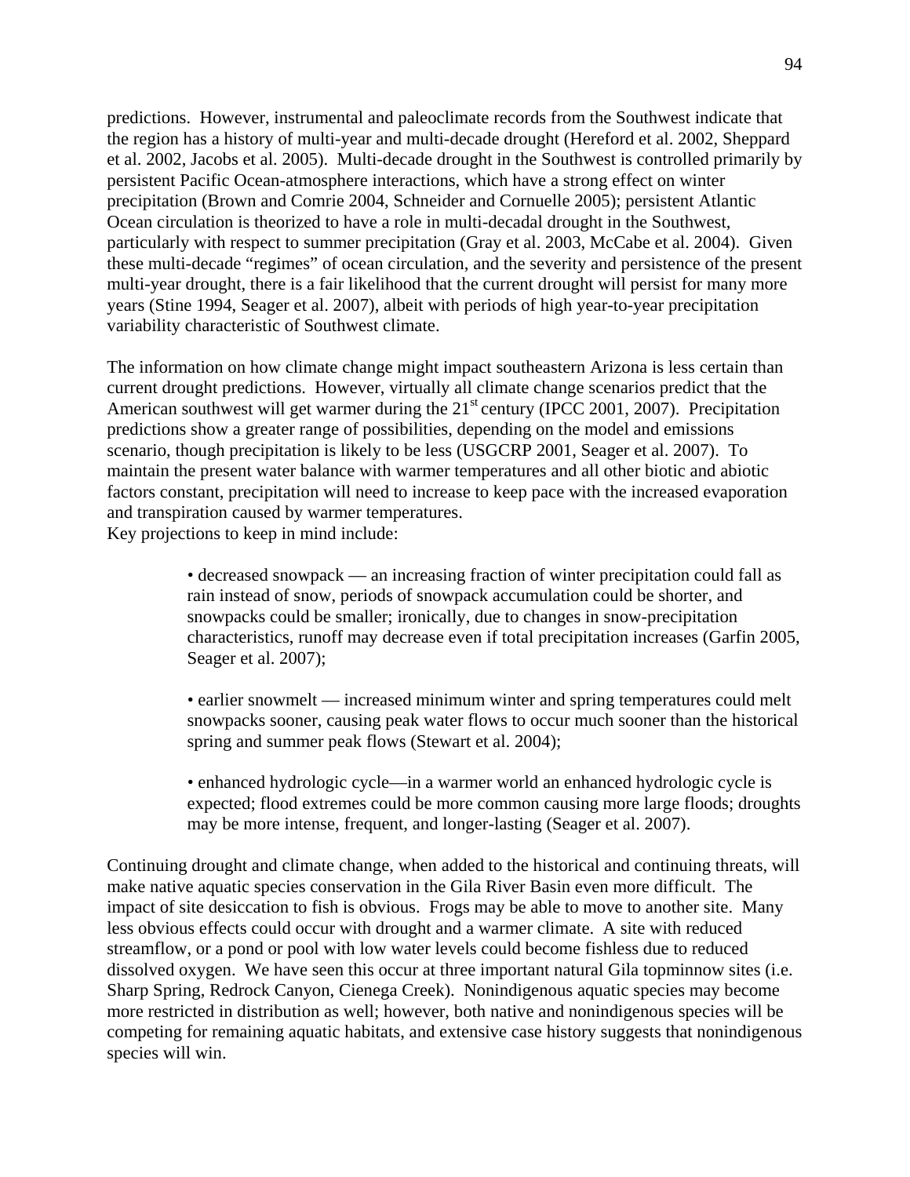predictions. However, instrumental and paleoclimate records from the Southwest indicate that the region has a history of multi-year and multi-decade drought (Hereford et al. 2002, Sheppard et al. 2002, Jacobs et al. 2005). Multi-decade drought in the Southwest is controlled primarily by persistent Pacific Ocean-atmosphere interactions, which have a strong effect on winter precipitation (Brown and Comrie 2004, Schneider and Cornuelle 2005); persistent Atlantic Ocean circulation is theorized to have a role in multi-decadal drought in the Southwest, particularly with respect to summer precipitation (Gray et al. 2003, McCabe et al. 2004). Given these multi-decade "regimes" of ocean circulation, and the severity and persistence of the present multi-year drought, there is a fair likelihood that the current drought will persist for many more years (Stine 1994, Seager et al. 2007), albeit with periods of high year-to-year precipitation variability characteristic of Southwest climate.

The information on how climate change might impact southeastern Arizona is less certain than current drought predictions. However, virtually all climate change scenarios predict that the American southwest will get warmer during the 21st century (IPCC 2001, 2007). Precipitation predictions show a greater range of possibilities, depending on the model and emissions scenario, though precipitation is likely to be less (USGCRP 2001, Seager et al. 2007). To maintain the present water balance with warmer temperatures and all other biotic and abiotic factors constant, precipitation will need to increase to keep pace with the increased evaporation and transpiration caused by warmer temperatures.
Key projections to keep in mind include:

- decreased snowpack — an increasing fraction of winter precipitation could fall as rain instead of snow, periods of snowpack accumulation could be shorter, and snowpacks could be smaller; ironically, due to changes in snow-precipitation characteristics, runoff may decrease even if total precipitation increases (Garfin 2005, Seager et al. 2007);

- earlier snowmelt — increased minimum winter and spring temperatures could melt snowpacks sooner, causing peak water flows to occur much sooner than the historical spring and summer peak flows (Stewart et al. 2004);

- enhanced hydrologic cycle—in a warmer world an enhanced hydrologic cycle is expected; flood extremes could be more common causing more large floods; droughts may be more intense, frequent, and longer-lasting (Seager et al. 2007).

Continuing drought and climate change, when added to the historical and continuing threats, will make native aquatic species conservation in the Gila River Basin even more difficult. The impact of site desiccation to fish is obvious. Frogs may be able to move to another site. Many less obvious effects could occur with drought and a warmer climate. A site with reduced streamflow, or a pond or pool with low water levels could become fishless due to reduced dissolved oxygen. We have seen this occur at three important natural Gila topminnow sites (i.e. Sharp Spring, Redrock Canyon, Cienega Creek). Nonindigenous aquatic species may become more restricted in distribution as well; however, both native and nonindigenous species will be competing for remaining aquatic habitats, and extensive case history suggests that nonindigenous species will win.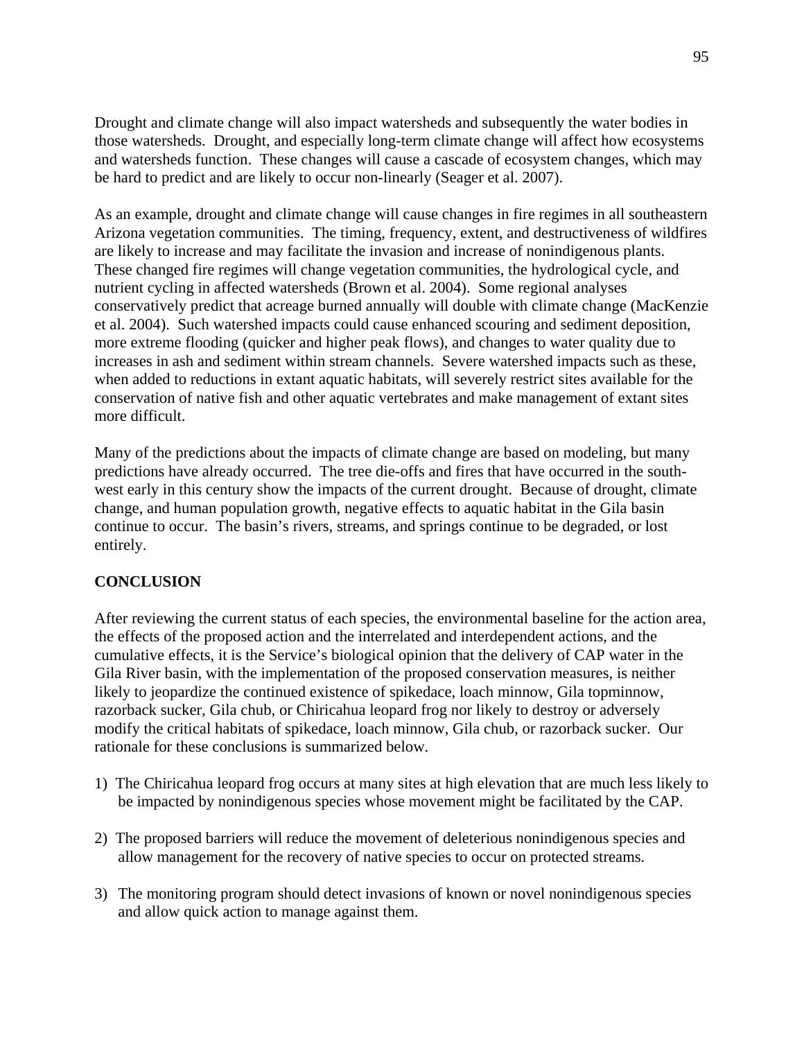Drought and climate change will also impact watersheds and subsequently the water bodies in those watersheds. Drought, and especially long-term climate change will affect how ecosystems and watersheds function. These changes will cause a cascade of ecosystem changes, which may be hard to predict and are likely to occur non-linearly (Seager et al. 2007).

As an example, drought and climate change will cause changes in fire regimes in all southeastern Arizona vegetation communities. The timing, frequency, extent, and destructiveness of wildfires are likely to increase and may facilitate the invasion and increase of nonindigenous plants. These changed fire regimes will change vegetation communities, the hydrological cycle, and nutrient cycling in affected watersheds (Brown et al. 2004). Some regional analyses conservatively predict that acreage burned annually will double with climate change (MacKenzie et al. 2004). Such watershed impacts could cause enhanced scouring and sediment deposition, more extreme flooding (quicker and higher peak flows), and changes to water quality due to increases in ash and sediment within stream channels. Severe watershed impacts such as these, when added to reductions in extant aquatic habitats, will severely restrict sites available for the conservation of native fish and other aquatic vertebrates and make management of extant sites more difficult.

Many of the predictions about the impacts of climate change are based on modeling, but many predictions have already occurred. The tree die-offs and fires that have occurred in the south-west early in this century show the impacts of the current drought. Because of drought, climate change, and human population growth, negative effects to aquatic habitat in the Gila basin continue to occur. The basin's rivers, streams, and springs continue to be degraded, or lost entirely.

**CONCLUSION**

After reviewing the current status of each species, the environmental baseline for the action area, the effects of the proposed action and the interrelated and interdependent actions, and the cumulative effects, it is the Service's biological opinion that the delivery of CAP water in the Gila River basin, with the implementation of the proposed conservation measures, is neither likely to jeopardize the continued existence of spikedace, loach minnow, Gila topminnow, razorback sucker, Gila chub, or Chiricahua leopard frog nor likely to destroy or adversely modify the critical habitats of spikedace, loach minnow, Gila chub, or razorback sucker. Our rationale for these conclusions is summarized below.

1) The Chiricahua leopard frog occurs at many sites at high elevation that are much less likely to be impacted by nonindigenous species whose movement might be facilitated by the CAP.

2) The proposed barriers will reduce the movement of deleterious nonindigenous species and allow management for the recovery of native species to occur on protected streams.

3) The monitoring program should detect invasions of known or novel nonindigenous species and allow quick action to manage against them.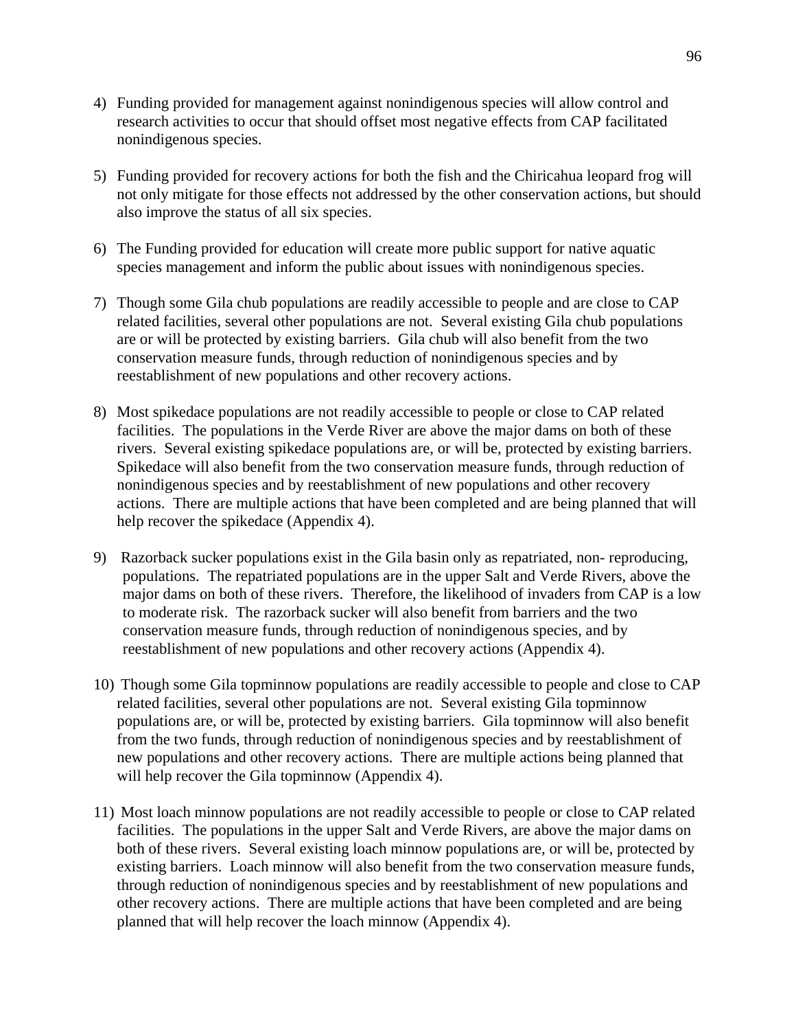4) Funding provided for management against nonindigenous species will allow control and research activities to occur that should offset most negative effects from CAP facilitated nonindigenous species.

5) Funding provided for recovery actions for both the fish and the Chiricahua leopard frog will not only mitigate for those effects not addressed by the other conservation actions, but should also improve the status of all six species.

6) The Funding provided for education will create more public support for native aquatic species management and inform the public about issues with nonindigenous species.

7) Though some Gila chub populations are readily accessible to people and are close to CAP related facilities, several other populations are not. Several existing Gila chub populations are or will be protected by existing barriers. Gila chub will also benefit from the two conservation measure funds, through reduction of nonindigenous species and by reestablishment of new populations and other recovery actions.

8) Most spikedace populations are not readily accessible to people or close to CAP related facilities. The populations in the Verde River are above the major dams on both of these rivers. Several existing spikedace populations are, or will be, protected by existing barriers. Spikedace will also benefit from the two conservation measure funds, through reduction of nonindigenous species and by reestablishment of new populations and other recovery actions. There are multiple actions that have been completed and are being planned that will help recover the spikedace (Appendix 4).

9) Razorback sucker populations exist in the Gila basin only as repatriated, non- reproducing, populations. The repatriated populations are in the upper Salt and Verde Rivers, above the major dams on both of these rivers. Therefore, the likelihood of invaders from CAP is a low to moderate risk. The razorback sucker will also benefit from barriers and the two conservation measure funds, through reduction of nonindigenous species, and by reestablishment of new populations and other recovery actions (Appendix 4).

10) Though some Gila topminnow populations are readily accessible to people and close to CAP related facilities, several other populations are not. Several existing Gila topminnow populations are, or will be, protected by existing barriers. Gila topminnow will also benefit from the two funds, through reduction of nonindigenous species and by reestablishment of new populations and other recovery actions. There are multiple actions being planned that will help recover the Gila topminnow (Appendix 4).

11) Most loach minnow populations are not readily accessible to people or close to CAP related facilities. The populations in the upper Salt and Verde Rivers, are above the major dams on both of these rivers. Several existing loach minnow populations are, or will be, protected by existing barriers. Loach minnow will also benefit from the two conservation measure funds, through reduction of nonindigenous species and by reestablishment of new populations and other recovery actions. There are multiple actions that have been completed and are being planned that will help recover the loach minnow (Appendix 4).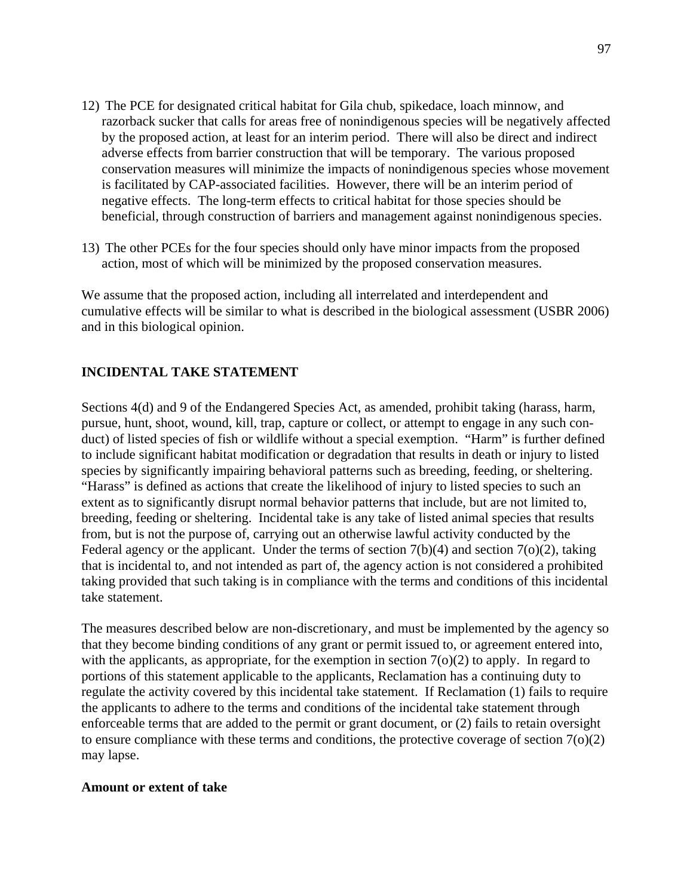12) The PCE for designated critical habitat for Gila chub, spikedace, loach minnow, and razorback sucker that calls for areas free of nonindigenous species will be negatively affected by the proposed action, at least for an interim period. There will also be direct and indirect adverse effects from barrier construction that will be temporary. The various proposed conservation measures will minimize the impacts of nonindigenous species whose movement is facilitated by CAP-associated facilities. However, there will be an interim period of negative effects. The long-term effects to critical habitat for those species should be beneficial, through construction of barriers and management against nonindigenous species.

13) The other PCEs for the four species should only have minor impacts from the proposed action, most of which will be minimized by the proposed conservation measures.

We assume that the proposed action, including all interrelated and interdependent and cumulative effects will be similar to what is described in the biological assessment (USBR 2006) and in this biological opinion.

## INCIDENTAL TAKE STATEMENT

Sections 4(d) and 9 of the Endangered Species Act, as amended, prohibit taking (harass, harm, pursue, hunt, shoot, wound, kill, trap, capture or collect, or attempt to engage in any such conduct) of listed species of fish or wildlife without a special exemption. "Harm" is further defined to include significant habitat modification or degradation that results in death or injury to listed species by significantly impairing behavioral patterns such as breeding, feeding, or sheltering. "Harass" is defined as actions that create the likelihood of injury to listed species to such an extent as to significantly disrupt normal behavior patterns that include, but are not limited to, breeding, feeding or sheltering. Incidental take is any take of listed animal species that results from, but is not the purpose of, carrying out an otherwise lawful activity conducted by the Federal agency or the applicant. Under the terms of section 7(b)(4) and section 7(o)(2), taking that is incidental to, and not intended as part of, the agency action is not considered a prohibited taking provided that such taking is in compliance with the terms and conditions of this incidental take statement.

The measures described below are non-discretionary, and must be implemented by the agency so that they become binding conditions of any grant or permit issued to, or agreement entered into, with the applicants, as appropriate, for the exemption in section 7(o)(2) to apply. In regard to portions of this statement applicable to the applicants, Reclamation has a continuing duty to regulate the activity covered by this incidental take statement. If Reclamation (1) fails to require the applicants to adhere to the terms and conditions of the incidental take statement through enforceable terms that are added to the permit or grant document, or (2) fails to retain oversight to ensure compliance with these terms and conditions, the protective coverage of section 7(o)(2) may lapse.

### Amount or extent of take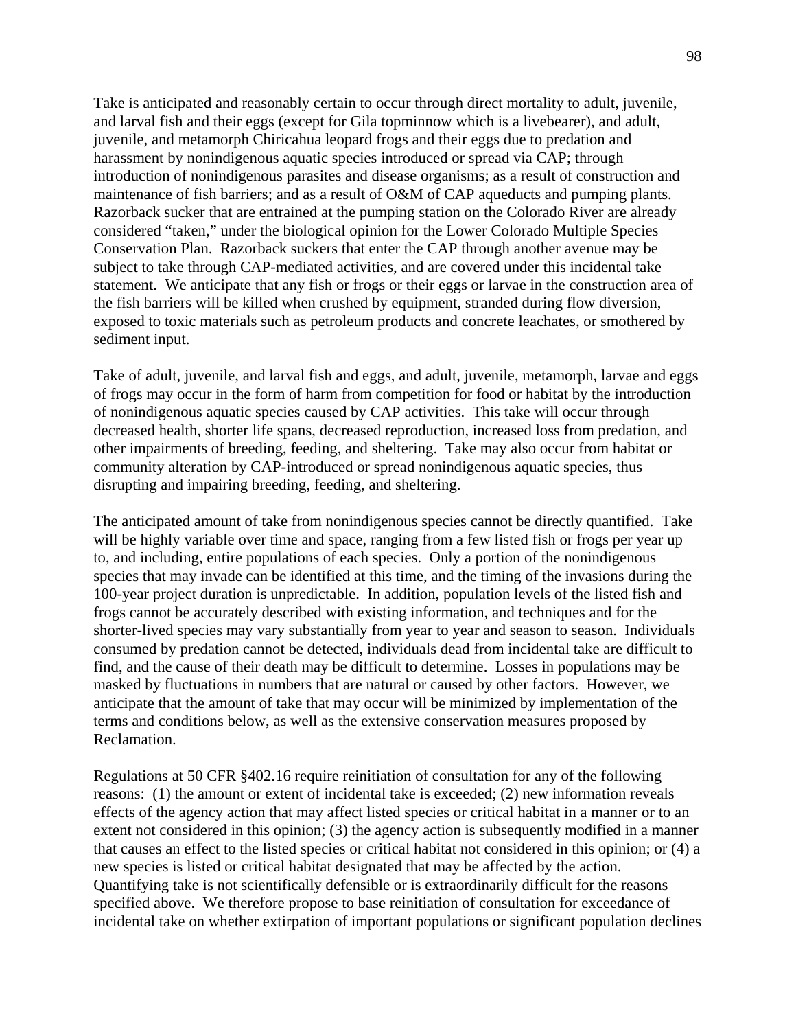Take is anticipated and reasonably certain to occur through direct mortality to adult, juvenile, and larval fish and their eggs (except for Gila topminnow which is a livebearer), and adult, juvenile, and metamorph Chiricahua leopard frogs and their eggs due to predation and harassment by nonindigenous aquatic species introduced or spread via CAP; through introduction of nonindigenous parasites and disease organisms; as a result of construction and maintenance of fish barriers; and as a result of O&M of CAP aqueducts and pumping plants. Razorback sucker that are entrained at the pumping station on the Colorado River are already considered "taken," under the biological opinion for the Lower Colorado Multiple Species Conservation Plan. Razorback suckers that enter the CAP through another avenue may be subject to take through CAP-mediated activities, and are covered under this incidental take statement. We anticipate that any fish or frogs or their eggs or larvae in the construction area of the fish barriers will be killed when crushed by equipment, stranded during flow diversion, exposed to toxic materials such as petroleum products and concrete leachates, or smothered by sediment input.

Take of adult, juvenile, and larval fish and eggs, and adult, juvenile, metamorph, larvae and eggs of frogs may occur in the form of harm from competition for food or habitat by the introduction of nonindigenous aquatic species caused by CAP activities. This take will occur through decreased health, shorter life spans, decreased reproduction, increased loss from predation, and other impairments of breeding, feeding, and sheltering. Take may also occur from habitat or community alteration by CAP-introduced or spread nonindigenous aquatic species, thus disrupting and impairing breeding, feeding, and sheltering.

The anticipated amount of take from nonindigenous species cannot be directly quantified. Take will be highly variable over time and space, ranging from a few listed fish or frogs per year up to, and including, entire populations of each species. Only a portion of the nonindigenous species that may invade can be identified at this time, and the timing of the invasions during the 100-year project duration is unpredictable. In addition, population levels of the listed fish and frogs cannot be accurately described with existing information, and techniques and for the shorter-lived species may vary substantially from year to year and season to season. Individuals consumed by predation cannot be detected, individuals dead from incidental take are difficult to find, and the cause of their death may be difficult to determine. Losses in populations may be masked by fluctuations in numbers that are natural or caused by other factors. However, we anticipate that the amount of take that may occur will be minimized by implementation of the terms and conditions below, as well as the extensive conservation measures proposed by Reclamation.

Regulations at 50 CFR §402.16 require reinitiation of consultation for any of the following reasons: (1) the amount or extent of incidental take is exceeded; (2) new information reveals effects of the agency action that may affect listed species or critical habitat in a manner or to an extent not considered in this opinion; (3) the agency action is subsequently modified in a manner that causes an effect to the listed species or critical habitat not considered in this opinion; or (4) a new species is listed or critical habitat designated that may be affected by the action. Quantifying take is not scientifically defensible or is extraordinarily difficult for the reasons specified above. We therefore propose to base reinitiation of consultation for exceedance of incidental take on whether extirpation of important populations or significant population declines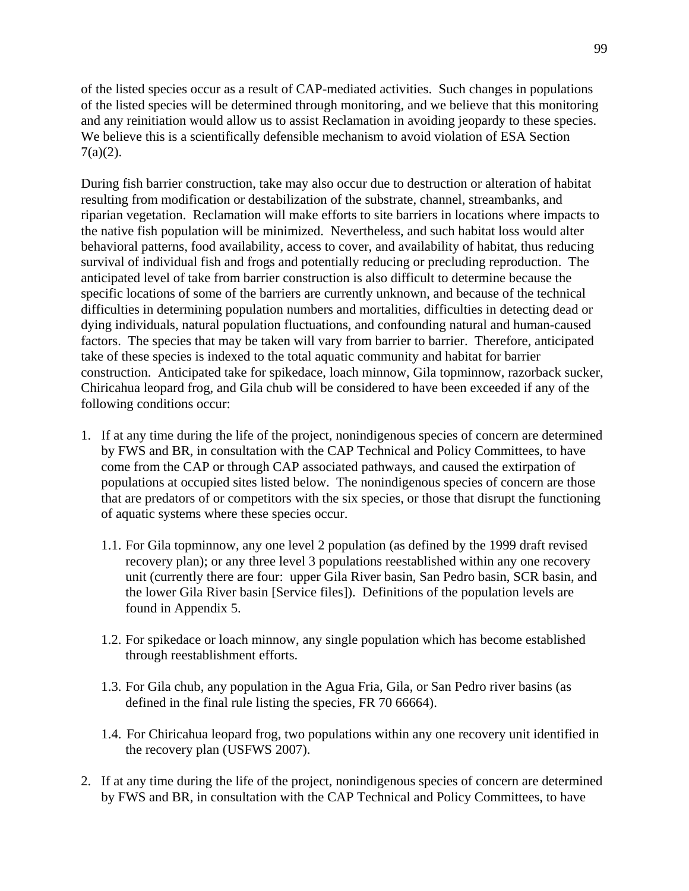of the listed species occur as a result of CAP-mediated activities. Such changes in populations of the listed species will be determined through monitoring, and we believe that this monitoring and any reinitiation would allow us to assist Reclamation in avoiding jeopardy to these species. We believe this is a scientifically defensible mechanism to avoid violation of ESA Section 7(a)(2).

During fish barrier construction, take may also occur due to destruction or alteration of habitat resulting from modification or destabilization of the substrate, channel, streambanks, and riparian vegetation. Reclamation will make efforts to site barriers in locations where impacts to the native fish population will be minimized. Nevertheless, and such habitat loss would alter behavioral patterns, food availability, access to cover, and availability of habitat, thus reducing survival of individual fish and frogs and potentially reducing or precluding reproduction. The anticipated level of take from barrier construction is also difficult to determine because the specific locations of some of the barriers are currently unknown, and because of the technical difficulties in determining population numbers and mortalities, difficulties in detecting dead or dying individuals, natural population fluctuations, and confounding natural and human-caused factors. The species that may be taken will vary from barrier to barrier. Therefore, anticipated take of these species is indexed to the total aquatic community and habitat for barrier construction. Anticipated take for spikedace, loach minnow, Gila topminnow, razorback sucker, Chiricahua leopard frog, and Gila chub will be considered to have been exceeded if any of the following conditions occur:

1. If at any time during the life of the project, nonindigenous species of concern are determined by FWS and BR, in consultation with the CAP Technical and Policy Committees, to have come from the CAP or through CAP associated pathways, and caused the extirpation of populations at occupied sites listed below. The nonindigenous species of concern are those that are predators of or competitors with the six species, or those that disrupt the functioning of aquatic systems where these species occur.

   1.1. For Gila topminnow, any one level 2 population (as defined by the 1999 draft revised recovery plan); or any three level 3 populations reestablished within any one recovery unit (currently there are four: upper Gila River basin, San Pedro basin, SCR basin, and the lower Gila River basin [Service files]). Definitions of the population levels are found in Appendix 5.

   1.2. For spikedace or loach minnow, any single population which has become established through reestablishment efforts.

   1.3. For Gila chub, any population in the Agua Fria, Gila, or San Pedro river basins (as defined in the final rule listing the species, FR 70 66664).

   1.4. For Chiricahua leopard frog, two populations within any one recovery unit identified in the recovery plan (USFWS 2007).

2. If at any time during the life of the project, nonindigenous species of concern are determined by FWS and BR, in consultation with the CAP Technical and Policy Committees, to have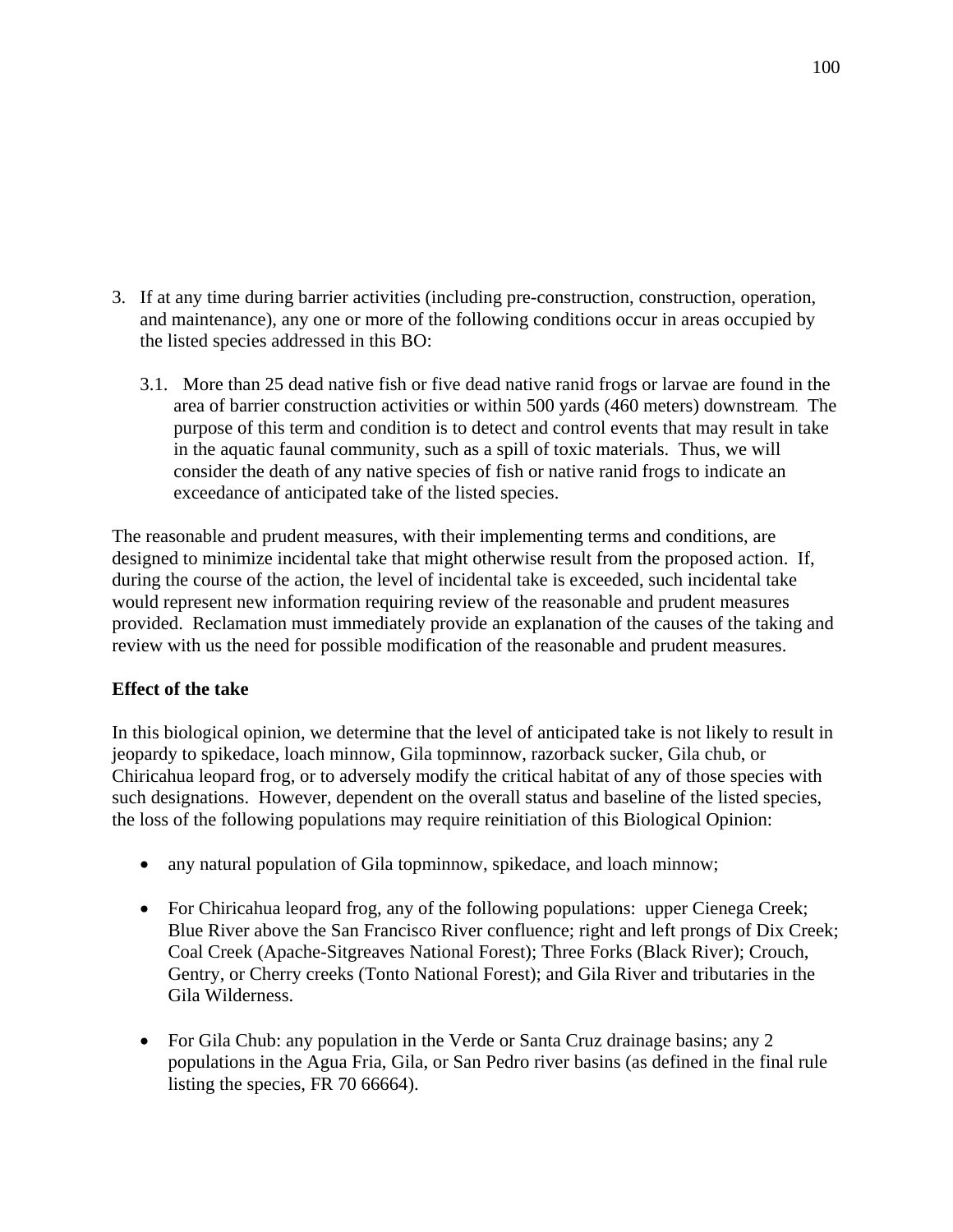3. If at any time during barrier activities (including pre-construction, construction, operation, and maintenance), any one or more of the following conditions occur in areas occupied by the listed species addressed in this BO:

   3.1. More than 25 dead native fish or five dead native ranid frogs or larvae are found in the area of barrier construction activities or within 500 yards (460 meters) downstream. The purpose of this term and condition is to detect and control events that may result in take in the aquatic faunal community, such as a spill of toxic materials. Thus, we will consider the death of any native species of fish or native ranid frogs to indicate an exceedance of anticipated take of the listed species.

The reasonable and prudent measures, with their implementing terms and conditions, are designed to minimize incidental take that might otherwise result from the proposed action. If, during the course of the action, the level of incidental take is exceeded, such incidental take would represent new information requiring review of the reasonable and prudent measures provided. Reclamation must immediately provide an explanation of the causes of the taking and review with us the need for possible modification of the reasonable and prudent measures.

**Effect of the take**

In this biological opinion, we determine that the level of anticipated take is not likely to result in jeopardy to spikedace, loach minnow, Gila topminnow, razorback sucker, Gila chub, or Chiricahua leopard frog, or to adversely modify the critical habitat of any of those species with such designations. However, dependent on the overall status and baseline of the listed species, the loss of the following populations may require reinitiation of this Biological Opinion:

- any natural population of Gila topminnow, spikedace, and loach minnow;
- For Chiricahua leopard frog, any of the following populations: upper Cienega Creek; Blue River above the San Francisco River confluence; right and left prongs of Dix Creek; Coal Creek (Apache-Sitgreaves National Forest); Three Forks (Black River); Crouch, Gentry, or Cherry creeks (Tonto National Forest); and Gila River and tributaries in the Gila Wilderness.
- For Gila Chub: any population in the Verde or Santa Cruz drainage basins; any 2 populations in the Agua Fria, Gila, or San Pedro river basins (as defined in the final rule listing the species, FR 70 66664).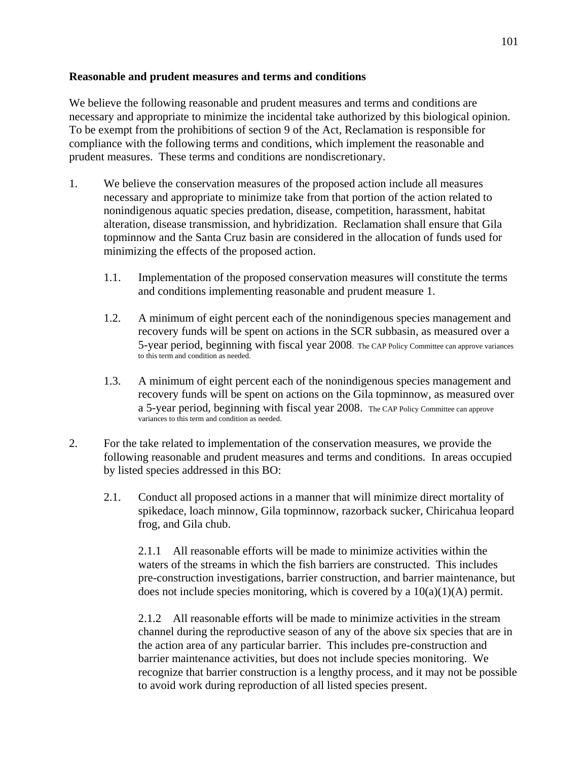**Reasonable and prudent measures and terms and conditions**

We believe the following reasonable and prudent measures and terms and conditions are necessary and appropriate to minimize the incidental take authorized by this biological opinion. To be exempt from the prohibitions of section 9 of the Act, Reclamation is responsible for compliance with the following terms and conditions, which implement the reasonable and prudent measures. These terms and conditions are nondiscretionary.

1. We believe the conservation measures of the proposed action include all measures necessary and appropriate to minimize take from that portion of the action related to nonindigenous aquatic species predation, disease, competition, harassment, habitat alteration, disease transmission, and hybridization. Reclamation shall ensure that Gila topminnow and the Santa Cruz basin are considered in the allocation of funds used for minimizing the effects of the proposed action.

    1.1. Implementation of the proposed conservation measures will constitute the terms and conditions implementing reasonable and prudent measure 1.

    1.2. A minimum of eight percent each of the nonindigenous species management and recovery funds will be spent on actions in the SCR subbasin, as measured over a 5-year period, beginning with fiscal year 2008. The CAP Policy Committee can approve variances to this term and condition as needed.

    1.3. A minimum of eight percent each of the nonindigenous species management and recovery funds will be spent on actions on the Gila topminnow, as measured over a 5-year period, beginning with fiscal year 2008. The CAP Policy Committee can approve variances to this term and condition as needed.

2. For the take related to implementation of the conservation measures, we provide the following reasonable and prudent measures and terms and conditions. In areas occupied by listed species addressed in this BO:

    2.1. Conduct all proposed actions in a manner that will minimize direct mortality of spikedace, loach minnow, Gila topminnow, razorback sucker, Chiricahua leopard frog, and Gila chub.

        2.1.1 All reasonable efforts will be made to minimize activities within the waters of the streams in which the fish barriers are constructed. This includes pre-construction investigations, barrier construction, and barrier maintenance, but does not include species monitoring, which is covered by a 10(a)(1)(A) permit.

        2.1.2 All reasonable efforts will be made to minimize activities in the stream channel during the reproductive season of any of the above six species that are in the action area of any particular barrier. This includes pre-construction and barrier maintenance activities, but does not include species monitoring. We recognize that barrier construction is a lengthy process, and it may not be possible to avoid work during reproduction of all listed species present.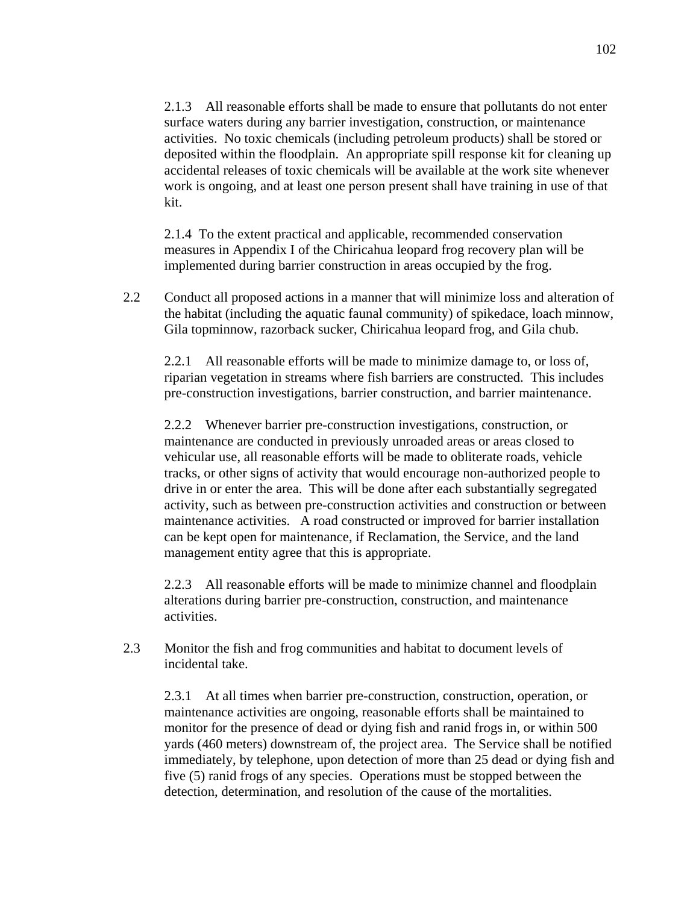2.1.3 All reasonable efforts shall be made to ensure that pollutants do not enter surface waters during any barrier investigation, construction, or maintenance activities. No toxic chemicals (including petroleum products) shall be stored or deposited within the floodplain. An appropriate spill response kit for cleaning up accidental releases of toxic chemicals will be available at the work site whenever work is ongoing, and at least one person present shall have training in use of that kit.

2.1.4 To the extent practical and applicable, recommended conservation measures in Appendix I of the Chiricahua leopard frog recovery plan will be implemented during barrier construction in areas occupied by the frog.

2.2 Conduct all proposed actions in a manner that will minimize loss and alteration of the habitat (including the aquatic faunal community) of spikedace, loach minnow, Gila topminnow, razorback sucker, Chiricahua leopard frog, and Gila chub.

2.2.1 All reasonable efforts will be made to minimize damage to, or loss of, riparian vegetation in streams where fish barriers are constructed. This includes pre-construction investigations, barrier construction, and barrier maintenance.

2.2.2 Whenever barrier pre-construction investigations, construction, or maintenance are conducted in previously unroaded areas or areas closed to vehicular use, all reasonable efforts will be made to obliterate roads, vehicle tracks, or other signs of activity that would encourage non-authorized people to drive in or enter the area. This will be done after each substantially segregated activity, such as between pre-construction activities and construction or between maintenance activities. A road constructed or improved for barrier installation can be kept open for maintenance, if Reclamation, the Service, and the land management entity agree that this is appropriate.

2.2.3 All reasonable efforts will be made to minimize channel and floodplain alterations during barrier pre-construction, construction, and maintenance activities.

2.3 Monitor the fish and frog communities and habitat to document levels of incidental take.

2.3.1 At all times when barrier pre-construction, construction, operation, or maintenance activities are ongoing, reasonable efforts shall be maintained to monitor for the presence of dead or dying fish and ranid frogs in, or within 500 yards (460 meters) downstream of, the project area. The Service shall be notified immediately, by telephone, upon detection of more than 25 dead or dying fish and five (5) ranid frogs of any species. Operations must be stopped between the detection, determination, and resolution of the cause of the mortalities.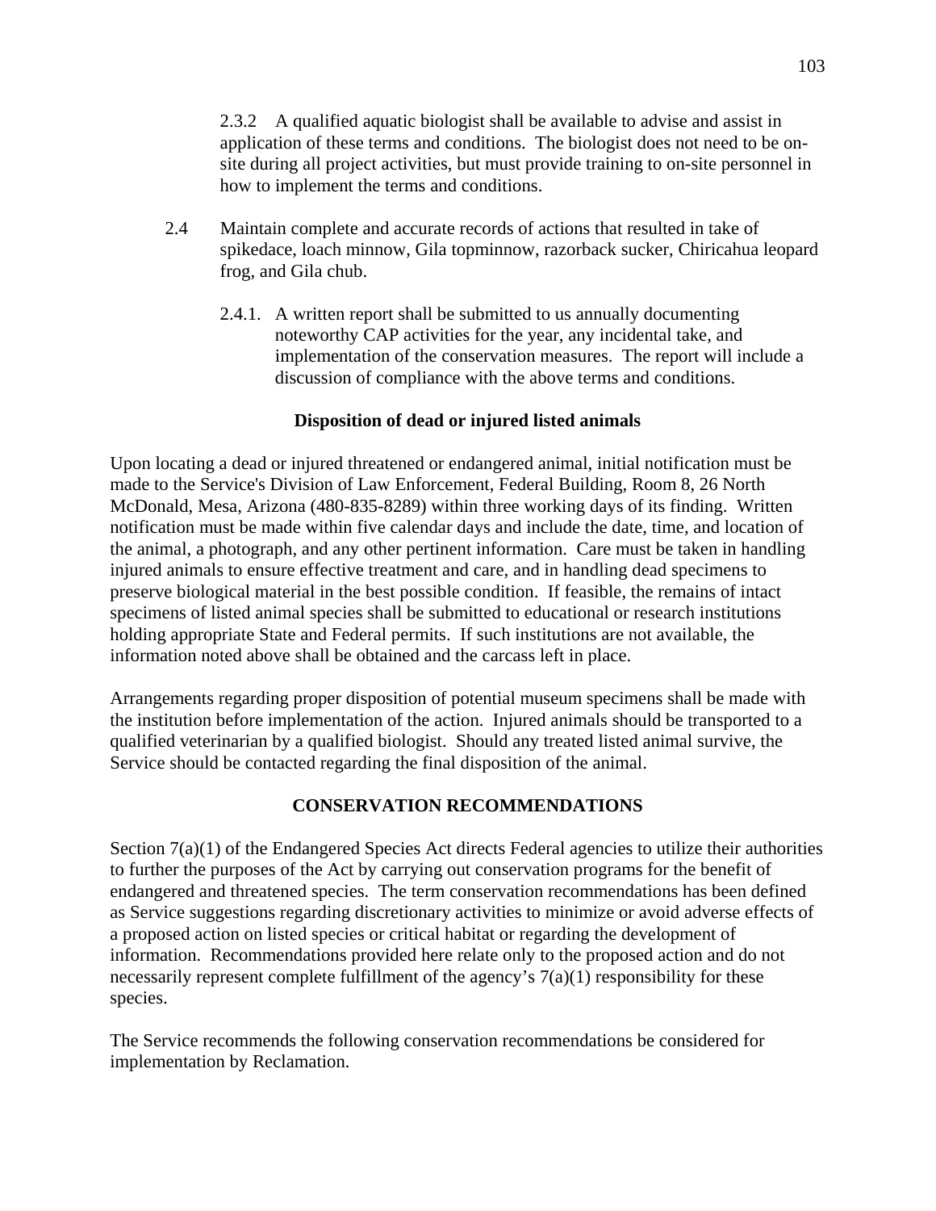2.3.2 A qualified aquatic biologist shall be available to advise and assist in application of these terms and conditions. The biologist does not need to be on-site during all project activities, but must provide training to on-site personnel in how to implement the terms and conditions.

2.4 Maintain complete and accurate records of actions that resulted in take of spikedace, loach minnow, Gila topminnow, razorback sucker, Chiricahua leopard frog, and Gila chub.

2.4.1. A written report shall be submitted to us annually documenting noteworthy CAP activities for the year, any incidental take, and implementation of the conservation measures. The report will include a discussion of compliance with the above terms and conditions.

**Disposition of dead or injured listed animals**

Upon locating a dead or injured threatened or endangered animal, initial notification must be made to the Service's Division of Law Enforcement, Federal Building, Room 8, 26 North McDonald, Mesa, Arizona (480-835-8289) within three working days of its finding. Written notification must be made within five calendar days and include the date, time, and location of the animal, a photograph, and any other pertinent information. Care must be taken in handling injured animals to ensure effective treatment and care, and in handling dead specimens to preserve biological material in the best possible condition. If feasible, the remains of intact specimens of listed animal species shall be submitted to educational or research institutions holding appropriate State and Federal permits. If such institutions are not available, the information noted above shall be obtained and the carcass left in place.

Arrangements regarding proper disposition of potential museum specimens shall be made with the institution before implementation of the action. Injured animals should be transported to a qualified veterinarian by a qualified biologist. Should any treated listed animal survive, the Service should be contacted regarding the final disposition of the animal.

## CONSERVATION RECOMMENDATIONS

Section 7(a)(1) of the Endangered Species Act directs Federal agencies to utilize their authorities to further the purposes of the Act by carrying out conservation programs for the benefit of endangered and threatened species. The term conservation recommendations has been defined as Service suggestions regarding discretionary activities to minimize or avoid adverse effects of a proposed action on listed species or critical habitat or regarding the development of information. Recommendations provided here relate only to the proposed action and do not necessarily represent complete fulfillment of the agency's 7(a)(1) responsibility for these species.

The Service recommends the following conservation recommendations be considered for implementation by Reclamation.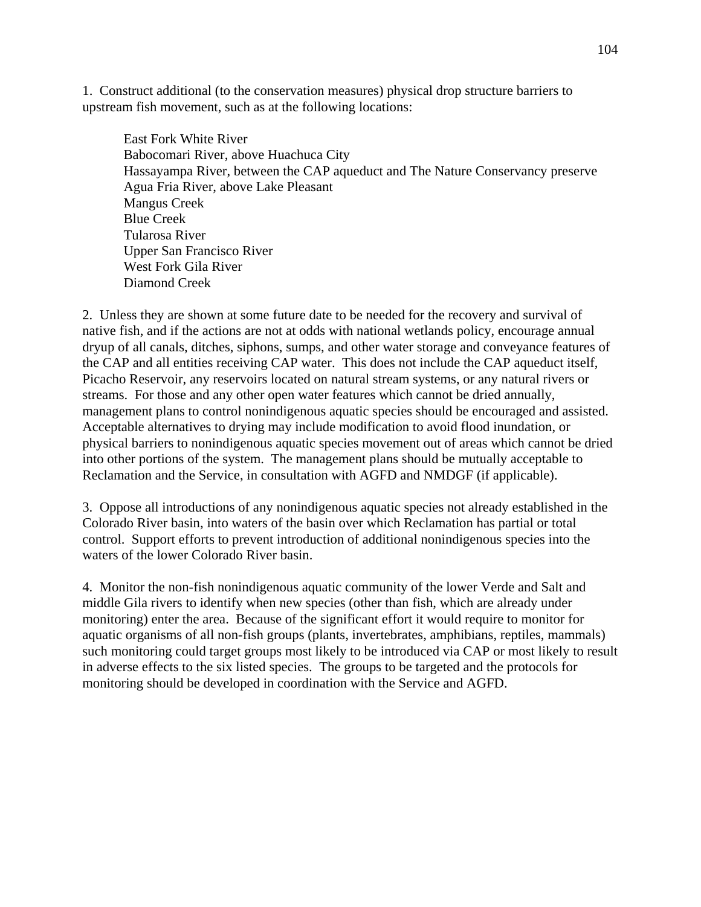1. Construct additional (to the conservation measures) physical drop structure barriers to upstream fish movement, such as at the following locations:

East Fork White River  
Babocomari River, above Huachuca City  
Hassayampa River, between the CAP aqueduct and The Nature Conservancy preserve  
Agua Fria River, above Lake Pleasant  
Mangus Creek  
Blue Creek  
Tularosa River  
Upper San Francisco River  
West Fork Gila River  
Diamond Creek

2. Unless they are shown at some future date to be needed for the recovery and survival of native fish, and if the actions are not at odds with national wetlands policy, encourage annual dryup of all canals, ditches, siphons, sumps, and other water storage and conveyance features of the CAP and all entities receiving CAP water. This does not include the CAP aqueduct itself, Picacho Reservoir, any reservoirs located on natural stream systems, or any natural rivers or streams. For those and any other open water features which cannot be dried annually, management plans to control nonindigenous aquatic species should be encouraged and assisted. Acceptable alternatives to drying may include modification to avoid flood inundation, or physical barriers to nonindigenous aquatic species movement out of areas which cannot be dried into other portions of the system. The management plans should be mutually acceptable to Reclamation and the Service, in consultation with AGFD and NMDGF (if applicable).

3. Oppose all introductions of any nonindigenous aquatic species not already established in the Colorado River basin, into waters of the basin over which Reclamation has partial or total control. Support efforts to prevent introduction of additional nonindigenous species into the waters of the lower Colorado River basin.

4. Monitor the non-fish nonindigenous aquatic community of the lower Verde and Salt and middle Gila rivers to identify when new species (other than fish, which are already under monitoring) enter the area. Because of the significant effort it would require to monitor for aquatic organisms of all non-fish groups (plants, invertebrates, amphibians, reptiles, mammals) such monitoring could target groups most likely to be introduced via CAP or most likely to result in adverse effects to the six listed species. The groups to be targeted and the protocols for monitoring should be developed in coordination with the Service and AGFD.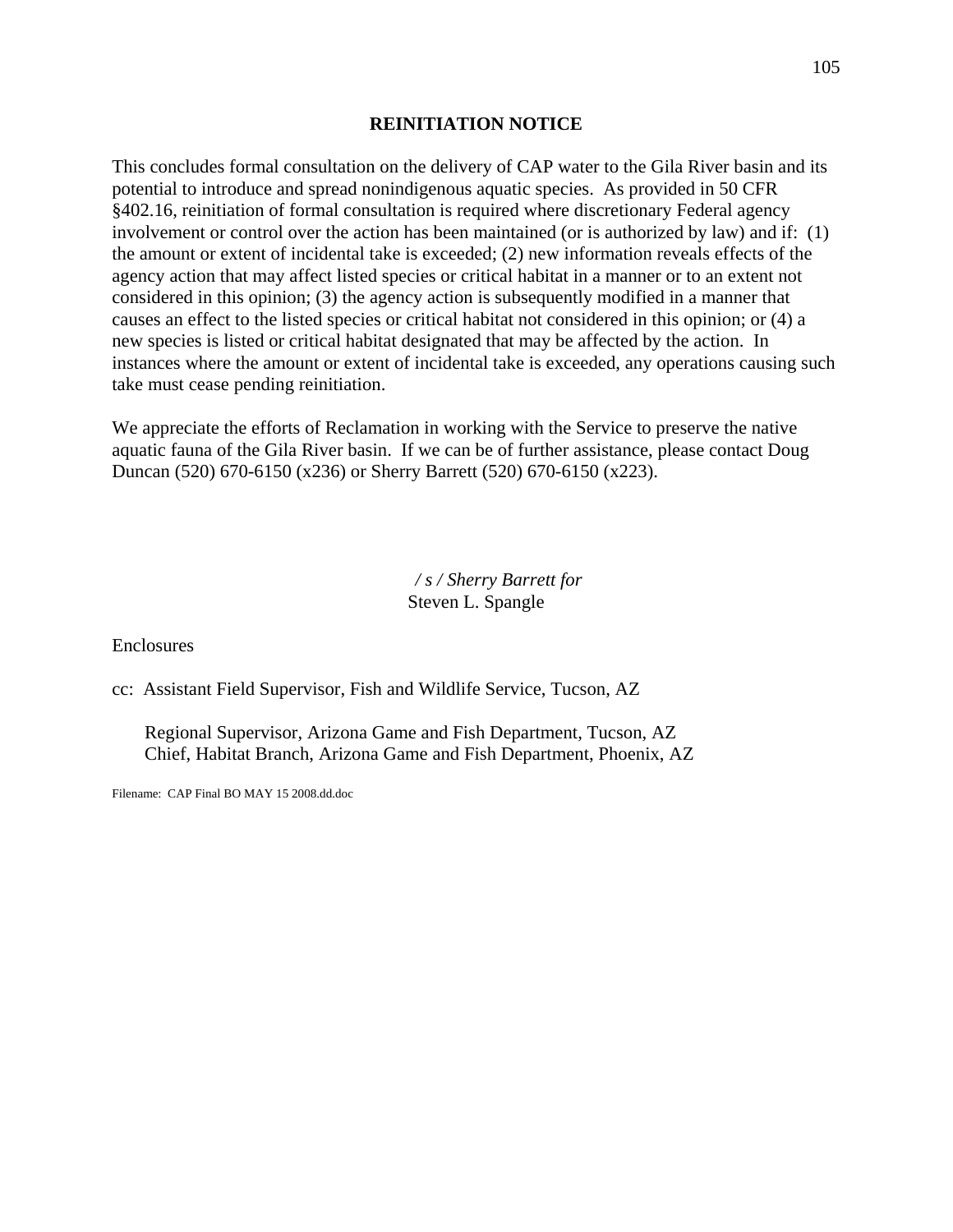## REINITIATION NOTICE

This concludes formal consultation on the delivery of CAP water to the Gila River basin and its potential to introduce and spread nonindigenous aquatic species. As provided in 50 CFR §402.16, reinitiation of formal consultation is required where discretionary Federal agency involvement or control over the action has been maintained (or is authorized by law) and if: (1) the amount or extent of incidental take is exceeded; (2) new information reveals effects of the agency action that may affect listed species or critical habitat in a manner or to an extent not considered in this opinion; (3) the agency action is subsequently modified in a manner that causes an effect to the listed species or critical habitat not considered in this opinion; or (4) a new species is listed or critical habitat designated that may be affected by the action. In instances where the amount or extent of incidental take is exceeded, any operations causing such take must cease pending reinitiation.

We appreciate the efforts of Reclamation in working with the Service to preserve the native aquatic fauna of the Gila River basin. If we can be of further assistance, please contact Doug Duncan (520) 670-6150 (x236) or Sherry Barrett (520) 670-6150 (x223).

*/ s / Sherry Barrett for*
Steven L. Spangle

Enclosures

cc: Assistant Field Supervisor, Fish and Wildlife Service, Tucson, AZ

Regional Supervisor, Arizona Game and Fish Department, Tucson, AZ
Chief, Habitat Branch, Arizona Game and Fish Department, Phoenix, AZ

Filename: CAP Final BO MAY 15 2008.dd.doc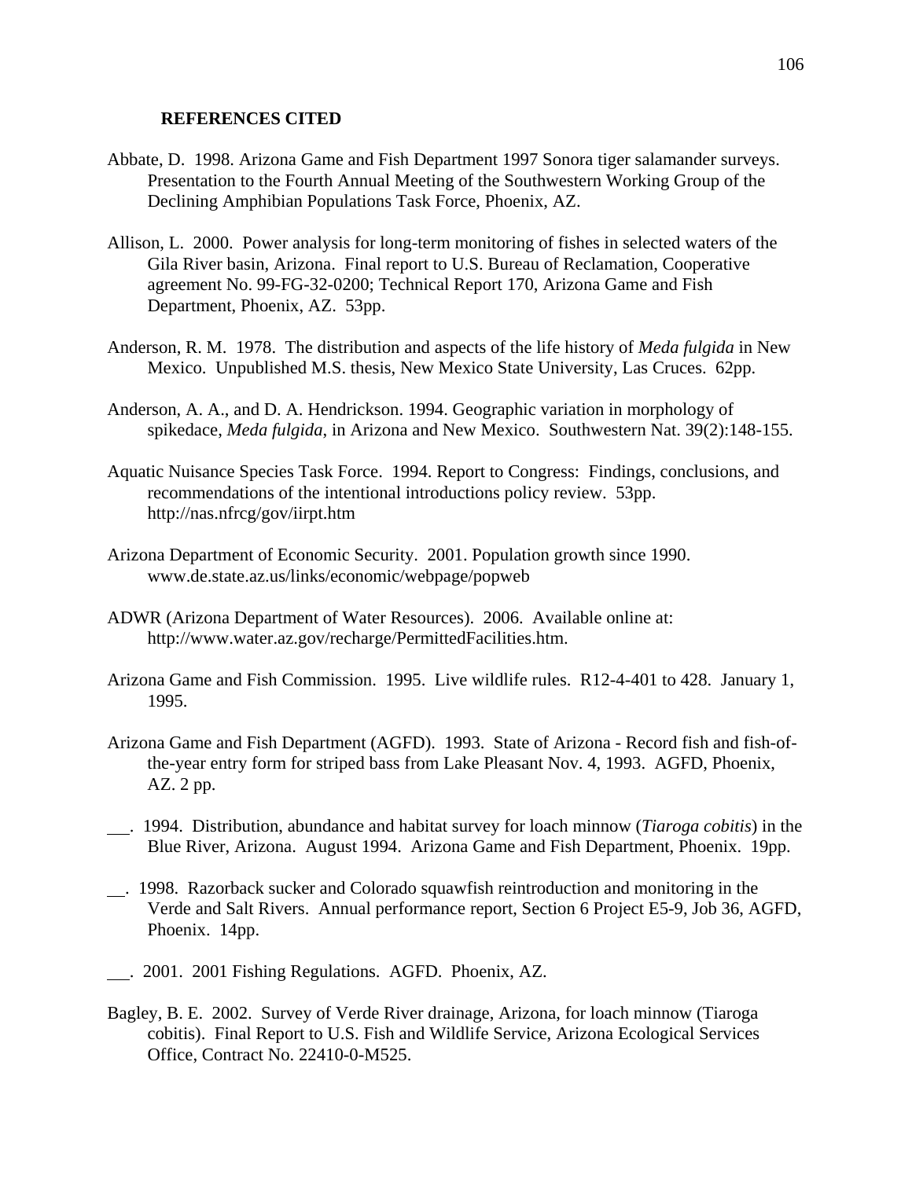## REFERENCES CITED

Abbate, D. 1998. Arizona Game and Fish Department 1997 Sonora tiger salamander surveys. Presentation to the Fourth Annual Meeting of the Southwestern Working Group of the Declining Amphibian Populations Task Force, Phoenix, AZ.

Allison, L. 2000. Power analysis for long-term monitoring of fishes in selected waters of the Gila River basin, Arizona. Final report to U.S. Bureau of Reclamation, Cooperative agreement No. 99-FG-32-0200; Technical Report 170, Arizona Game and Fish Department, Phoenix, AZ. 53pp.

Anderson, R. M. 1978. The distribution and aspects of the life history of *Meda fulgida* in New Mexico. Unpublished M.S. thesis, New Mexico State University, Las Cruces. 62pp.

Anderson, A. A., and D. A. Hendrickson. 1994. Geographic variation in morphology of spikedace, *Meda fulgida*, in Arizona and New Mexico. Southwestern Nat. 39(2):148-155.

Aquatic Nuisance Species Task Force. 1994. Report to Congress: Findings, conclusions, and recommendations of the intentional introductions policy review. 53pp. http://nas.nfrcg/gov/iirpt.htm

Arizona Department of Economic Security. 2001. Population growth since 1990. www.de.state.az.us/links/economic/webpage/popweb

ADWR (Arizona Department of Water Resources). 2006. Available online at: http://www.water.az.gov/recharge/PermittedFacilities.htm.

Arizona Game and Fish Commission. 1995. Live wildlife rules. R12-4-401 to 428. January 1, 1995.

Arizona Game and Fish Department (AGFD). 1993. State of Arizona - Record fish and fish-of-the-year entry form for striped bass from Lake Pleasant Nov. 4, 1993. AGFD, Phoenix, AZ. 2 pp.

\_\_. 1994. Distribution, abundance and habitat survey for loach minnow (*Tiaroga cobitis*) in the Blue River, Arizona. August 1994. Arizona Game and Fish Department, Phoenix. 19pp.

\_\_. 1998. Razorback sucker and Colorado squawfish reintroduction and monitoring in the Verde and Salt Rivers. Annual performance report, Section 6 Project E5-9, Job 36, AGFD, Phoenix. 14pp.

\_\_. 2001. 2001 Fishing Regulations. AGFD. Phoenix, AZ.

Bagley, B. E. 2002. Survey of Verde River drainage, Arizona, for loach minnow (Tiaroga cobitis). Final Report to U.S. Fish and Wildlife Service, Arizona Ecological Services Office, Contract No. 22410-0-M525.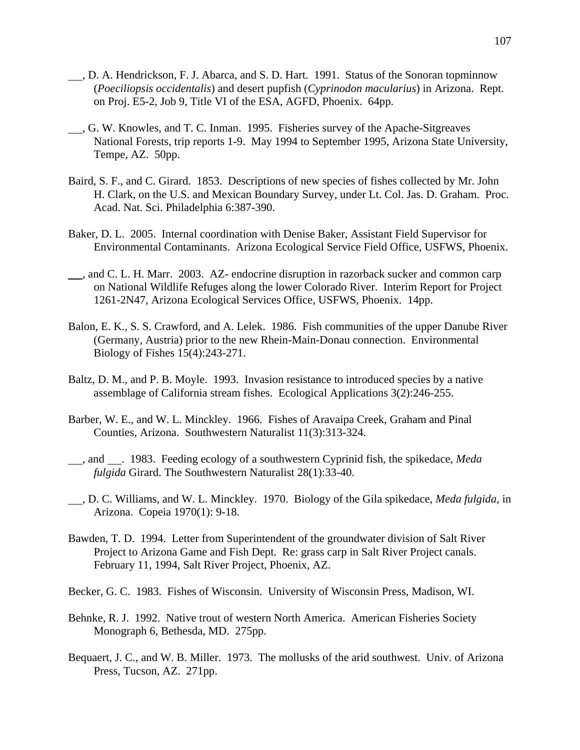\_\_\_, D. A. Hendrickson, F. J. Abarca, and S. D. Hart. 1991. Status of the Sonoran topminnow (*Poeciliopsis occidentalis*) and desert pupfish (*Cyprinodon macularius*) in Arizona. Rept. on Proj. E5-2, Job 9, Title VI of the ESA, AGFD, Phoenix. 64pp.

\_\_\_, G. W. Knowles, and T. C. Inman. 1995. Fisheries survey of the Apache-Sitgreaves National Forests, trip reports 1-9. May 1994 to September 1995, Arizona State University, Tempe, AZ. 50pp.

Baird, S. F., and C. Girard. 1853. Descriptions of new species of fishes collected by Mr. John H. Clark, on the U.S. and Mexican Boundary Survey, under Lt. Col. Jas. D. Graham. Proc. Acad. Nat. Sci. Philadelphia 6:387-390.

Baker, D. L. 2005. Internal coordination with Denise Baker, Assistant Field Supervisor for Environmental Contaminants. Arizona Ecological Service Field Office, USFWS, Phoenix.

\_\_\_, and C. L. H. Marr. 2003. AZ- endocrine disruption in razorback sucker and common carp on National Wildlife Refuges along the lower Colorado River. Interim Report for Project 1261-2N47, Arizona Ecological Services Office, USFWS, Phoenix. 14pp.

Balon, E. K., S. S. Crawford, and A. Lelek. 1986. Fish communities of the upper Danube River (Germany, Austria) prior to the new Rhein-Main-Donau connection. Environmental Biology of Fishes 15(4):243-271.

Baltz, D. M., and P. B. Moyle. 1993. Invasion resistance to introduced species by a native assemblage of California stream fishes. Ecological Applications 3(2):246-255.

Barber, W. E., and W. L. Minckley. 1966. Fishes of Aravaipa Creek, Graham and Pinal Counties, Arizona. Southwestern Naturalist 11(3):313-324.

\_\_\_, and \_\_\_. 1983. Feeding ecology of a southwestern Cyprinid fish, the spikedace, *Meda fulgida* Girard. The Southwestern Naturalist 28(1):33-40.

\_\_\_, D. C. Williams, and W. L. Minckley. 1970. Biology of the Gila spikedace, *Meda fulgida*, in Arizona. Copeia 1970(1): 9-18.

Bawden, T. D. 1994. Letter from Superintendent of the groundwater division of Salt River Project to Arizona Game and Fish Dept. Re: grass carp in Salt River Project canals. February 11, 1994, Salt River Project, Phoenix, AZ.

Becker, G. C. 1983. Fishes of Wisconsin. University of Wisconsin Press, Madison, WI.

Behnke, R. J. 1992. Native trout of western North America. American Fisheries Society Monograph 6, Bethesda, MD. 275pp.

Bequaert, J. C., and W. B. Miller. 1973. The mollusks of the arid southwest. Univ. of Arizona Press, Tucson, AZ. 271pp.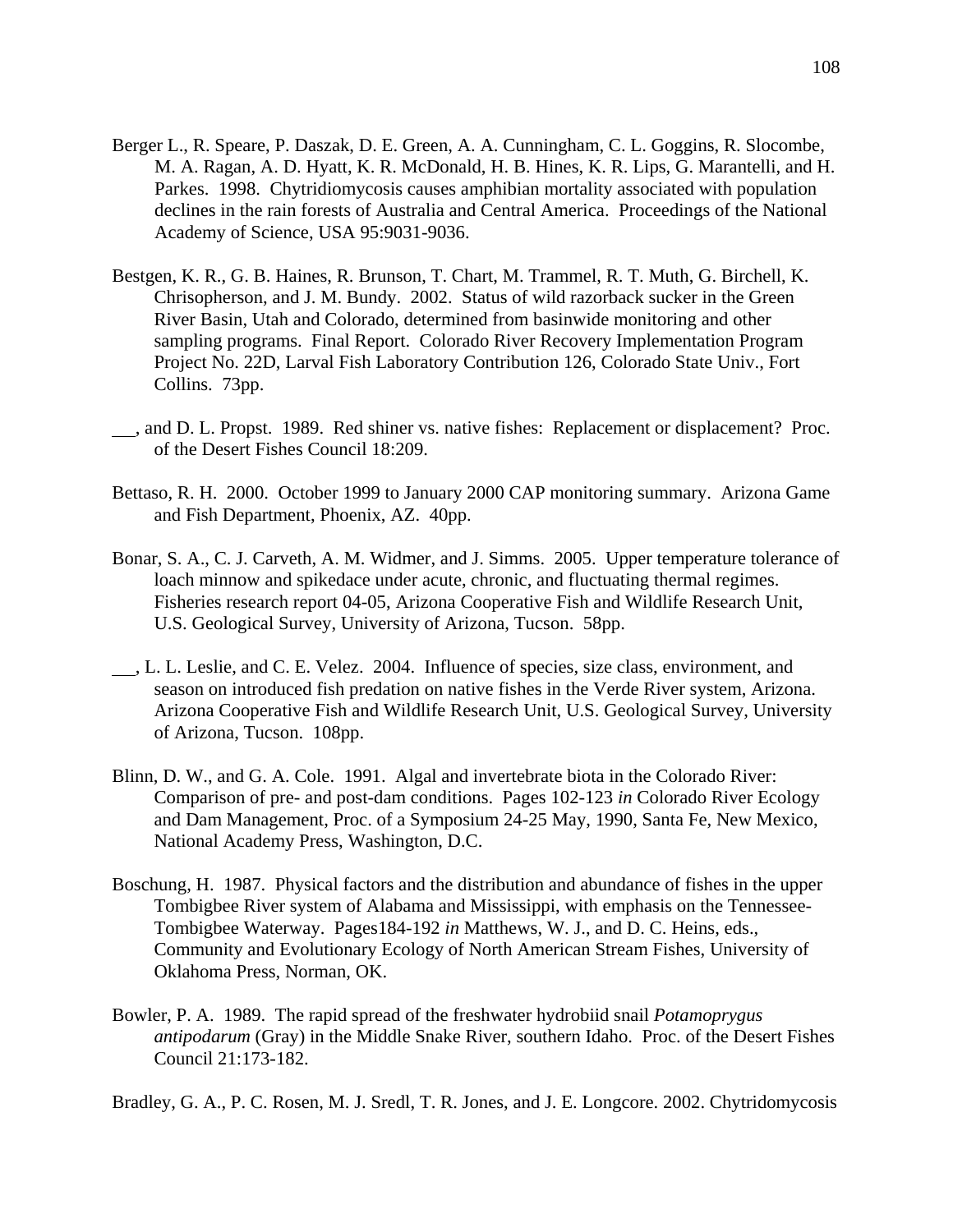Berger L., R. Speare, P. Daszak, D. E. Green, A. A. Cunningham, C. L. Goggins, R. Slocombe, M. A. Ragan, A. D. Hyatt, K. R. McDonald, H. B. Hines, K. R. Lips, G. Marantelli, and H. Parkes. 1998. Chytridiomycosis causes amphibian mortality associated with population declines in the rain forests of Australia and Central America. Proceedings of the National Academy of Science, USA 95:9031-9036.

Bestgen, K. R., G. B. Haines, R. Brunson, T. Chart, M. Trammel, R. T. Muth, G. Birchell, K. Chrisopherson, and J. M. Bundy. 2002. Status of wild razorback sucker in the Green River Basin, Utah and Colorado, determined from basinwide monitoring and other sampling programs. Final Report. Colorado River Recovery Implementation Program Project No. 22D, Larval Fish Laboratory Contribution 126, Colorado State Univ., Fort Collins. 73pp.

___, and D. L. Propst. 1989. Red shiner vs. native fishes: Replacement or displacement? Proc. of the Desert Fishes Council 18:209.

Bettaso, R. H. 2000. October 1999 to January 2000 CAP monitoring summary. Arizona Game and Fish Department, Phoenix, AZ. 40pp.

Bonar, S. A., C. J. Carveth, A. M. Widmer, and J. Simms. 2005. Upper temperature tolerance of loach minnow and spikedace under acute, chronic, and fluctuating thermal regimes. Fisheries research report 04-05, Arizona Cooperative Fish and Wildlife Research Unit, U.S. Geological Survey, University of Arizona, Tucson. 58pp.

___, L. L. Leslie, and C. E. Velez. 2004. Influence of species, size class, environment, and season on introduced fish predation on native fishes in the Verde River system, Arizona. Arizona Cooperative Fish and Wildlife Research Unit, U.S. Geological Survey, University of Arizona, Tucson. 108pp.

Blinn, D. W., and G. A. Cole. 1991. Algal and invertebrate biota in the Colorado River: Comparison of pre- and post-dam conditions. Pages 102-123 *in* Colorado River Ecology and Dam Management, Proc. of a Symposium 24-25 May, 1990, Santa Fe, New Mexico, National Academy Press, Washington, D.C.

Boschung, H. 1987. Physical factors and the distribution and abundance of fishes in the upper Tombigbee River system of Alabama and Mississippi, with emphasis on the Tennessee-Tombigbee Waterway. Pages184-192 *in* Matthews, W. J., and D. C. Heins, eds., Community and Evolutionary Ecology of North American Stream Fishes, University of Oklahoma Press, Norman, OK.

Bowler, P. A. 1989. The rapid spread of the freshwater hydrobiid snail *Potamoprygus antipodarum* (Gray) in the Middle Snake River, southern Idaho. Proc. of the Desert Fishes Council 21:173-182.

Bradley, G. A., P. C. Rosen, M. J. Sredl, T. R. Jones, and J. E. Longcore. 2002. Chytridomycosis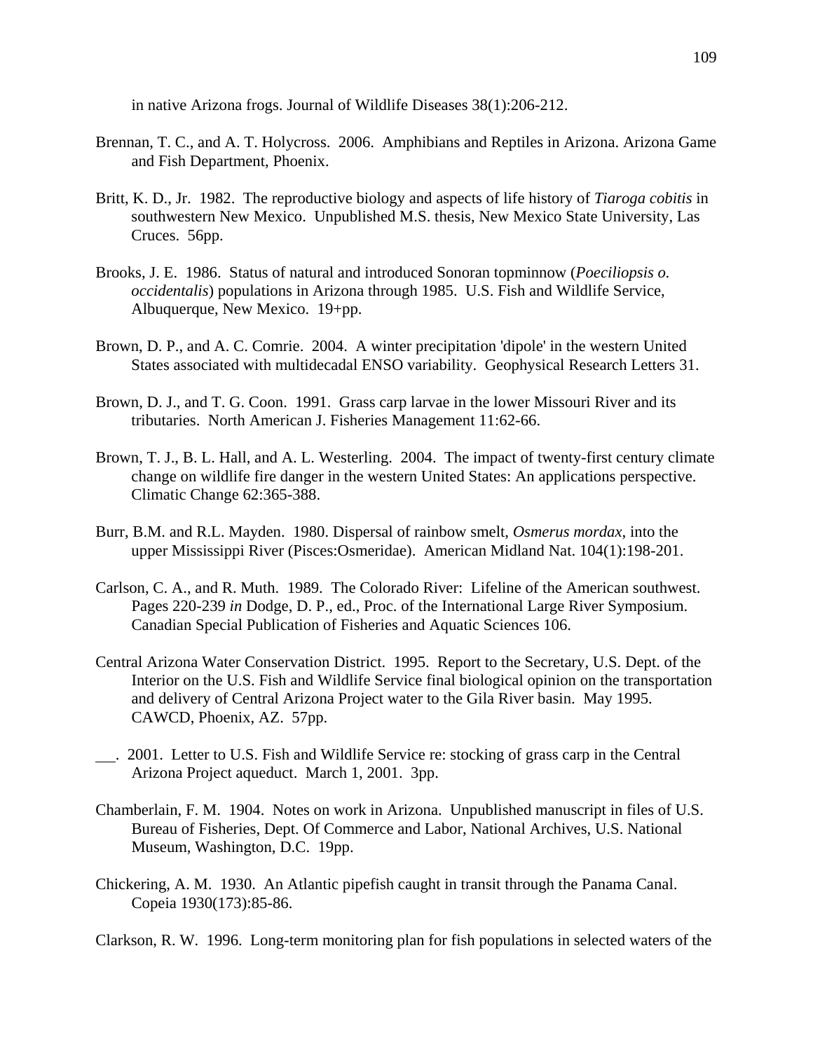in native Arizona frogs. Journal of Wildlife Diseases 38(1):206-212.

Brennan, T. C., and A. T. Holycross. 2006. Amphibians and Reptiles in Arizona. Arizona Game and Fish Department, Phoenix.

Britt, K. D., Jr. 1982. The reproductive biology and aspects of life history of *Tiaroga cobitis* in southwestern New Mexico. Unpublished M.S. thesis, New Mexico State University, Las Cruces. 56pp.

Brooks, J. E. 1986. Status of natural and introduced Sonoran topminnow (*Poeciliopsis o. occidentalis*) populations in Arizona through 1985. U.S. Fish and Wildlife Service, Albuquerque, New Mexico. 19+pp.

Brown, D. P., and A. C. Comrie. 2004. A winter precipitation 'dipole' in the western United States associated with multidecadal ENSO variability. Geophysical Research Letters 31.

Brown, D. J., and T. G. Coon. 1991. Grass carp larvae in the lower Missouri River and its tributaries. North American J. Fisheries Management 11:62-66.

Brown, T. J., B. L. Hall, and A. L. Westerling. 2004. The impact of twenty-first century climate change on wildlife fire danger in the western United States: An applications perspective. Climatic Change 62:365-388.

Burr, B.M. and R.L. Mayden. 1980. Dispersal of rainbow smelt, *Osmerus mordax*, into the upper Mississippi River (Pisces:Osmeridae). American Midland Nat. 104(1):198-201.

Carlson, C. A., and R. Muth. 1989. The Colorado River: Lifeline of the American southwest. Pages 220-239 *in* Dodge, D. P., ed., Proc. of the International Large River Symposium. Canadian Special Publication of Fisheries and Aquatic Sciences 106.

Central Arizona Water Conservation District. 1995. Report to the Secretary, U.S. Dept. of the Interior on the U.S. Fish and Wildlife Service final biological opinion on the transportation and delivery of Central Arizona Project water to the Gila River basin. May 1995. CAWCD, Phoenix, AZ. 57pp.

___. 2001. Letter to U.S. Fish and Wildlife Service re: stocking of grass carp in the Central Arizona Project aqueduct. March 1, 2001. 3pp.

Chamberlain, F. M. 1904. Notes on work in Arizona. Unpublished manuscript in files of U.S. Bureau of Fisheries, Dept. Of Commerce and Labor, National Archives, U.S. National Museum, Washington, D.C. 19pp.

Chickering, A. M. 1930. An Atlantic pipefish caught in transit through the Panama Canal. Copeia 1930(173):85-86.

Clarkson, R. W. 1996. Long-term monitoring plan for fish populations in selected waters of the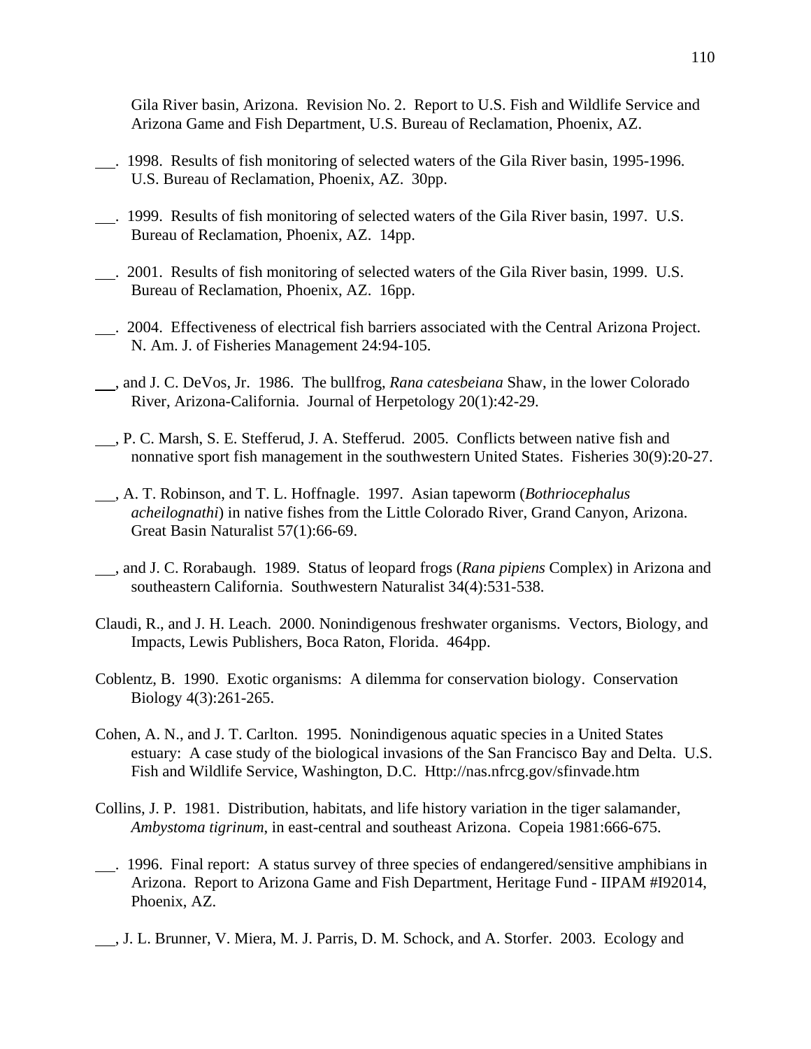Gila River basin, Arizona. Revision No. 2. Report to U.S. Fish and Wildlife Service and Arizona Game and Fish Department, U.S. Bureau of Reclamation, Phoenix, AZ.

___. 1998. Results of fish monitoring of selected waters of the Gila River basin, 1995-1996. U.S. Bureau of Reclamation, Phoenix, AZ. 30pp.

___. 1999. Results of fish monitoring of selected waters of the Gila River basin, 1997. U.S. Bureau of Reclamation, Phoenix, AZ. 14pp.

___. 2001. Results of fish monitoring of selected waters of the Gila River basin, 1999. U.S. Bureau of Reclamation, Phoenix, AZ. 16pp.

___. 2004. Effectiveness of electrical fish barriers associated with the Central Arizona Project. N. Am. J. of Fisheries Management 24:94-105.

___, and J. C. DeVos, Jr. 1986. The bullfrog, *Rana catesbeiana* Shaw, in the lower Colorado River, Arizona-California. Journal of Herpetology 20(1):42-29.

___, P. C. Marsh, S. E. Stefferud, J. A. Stefferud. 2005. Conflicts between native fish and nonnative sport fish management in the southwestern United States. Fisheries 30(9):20-27.

___, A. T. Robinson, and T. L. Hoffnagle. 1997. Asian tapeworm (*Bothriocephalus acheilognathi*) in native fishes from the Little Colorado River, Grand Canyon, Arizona. Great Basin Naturalist 57(1):66-69.

___, and J. C. Rorabaugh. 1989. Status of leopard frogs (*Rana pipiens* Complex) in Arizona and southeastern California. Southwestern Naturalist 34(4):531-538.

Claudi, R., and J. H. Leach. 2000. Nonindigenous freshwater organisms. Vectors, Biology, and Impacts, Lewis Publishers, Boca Raton, Florida. 464pp.

Coblentz, B. 1990. Exotic organisms: A dilemma for conservation biology. Conservation Biology 4(3):261-265.

Cohen, A. N., and J. T. Carlton. 1995. Nonindigenous aquatic species in a United States estuary: A case study of the biological invasions of the San Francisco Bay and Delta. U.S. Fish and Wildlife Service, Washington, D.C. Http://nas.nfrcg.gov/sfinvade.htm

Collins, J. P. 1981. Distribution, habitats, and life history variation in the tiger salamander, *Ambystoma tigrinum*, in east-central and southeast Arizona. Copeia 1981:666-675.

___. 1996. Final report: A status survey of three species of endangered/sensitive amphibians in Arizona. Report to Arizona Game and Fish Department, Heritage Fund - IIPAM #I92014, Phoenix, AZ.

___, J. L. Brunner, V. Miera, M. J. Parris, D. M. Schock, and A. Storfer. 2003. Ecology and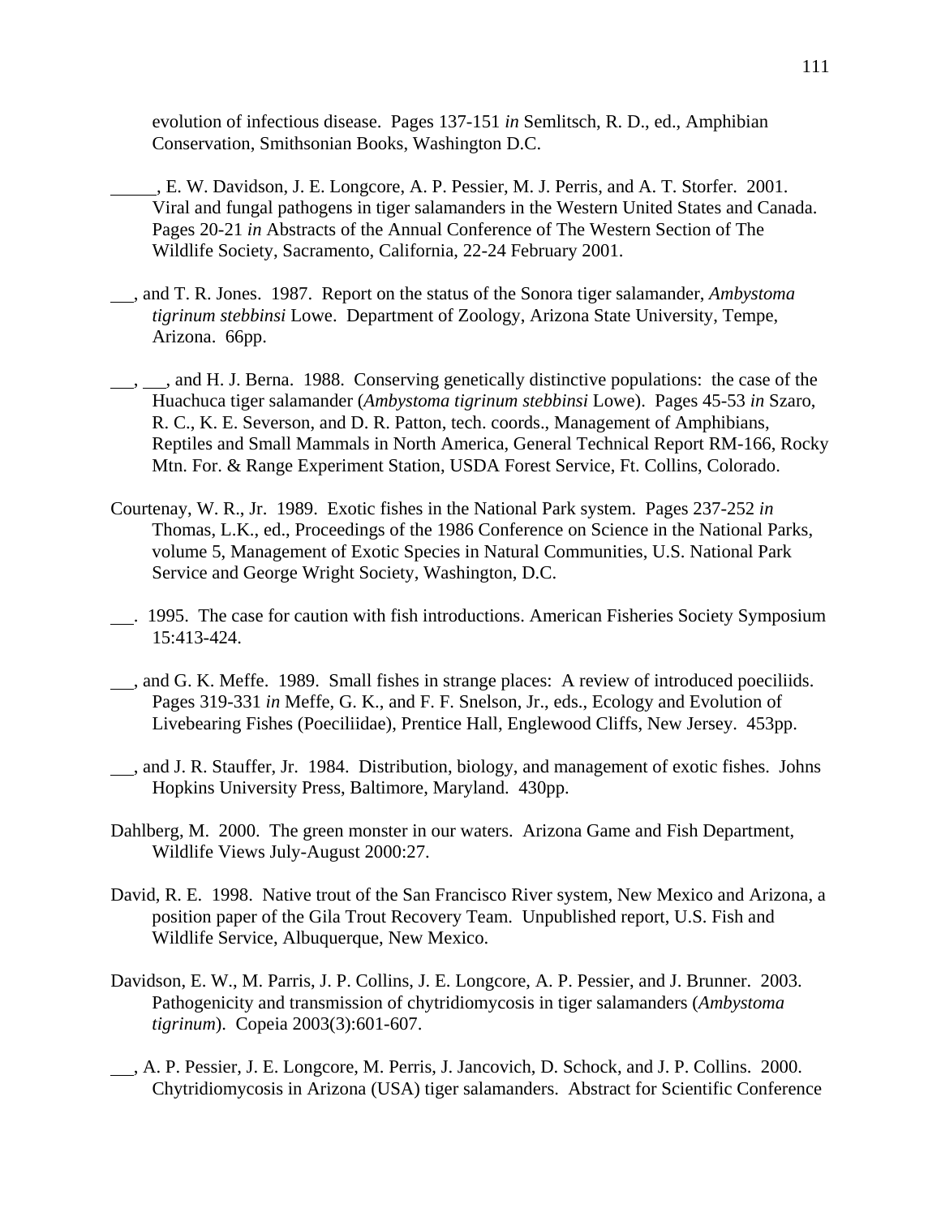evolution of infectious disease. Pages 137-151 *in* Semlitsch, R. D., ed., Amphibian Conservation, Smithsonian Books, Washington D.C.

_____, E. W. Davidson, J. E. Longcore, A. P. Pessier, M. J. Perris, and A. T. Storfer. 2001. Viral and fungal pathogens in tiger salamanders in the Western United States and Canada. Pages 20-21 *in* Abstracts of the Annual Conference of The Western Section of The Wildlife Society, Sacramento, California, 22-24 February 2001.

___, and T. R. Jones. 1987. Report on the status of the Sonora tiger salamander, *Ambystoma tigrinum stebbinsi* Lowe. Department of Zoology, Arizona State University, Tempe, Arizona. 66pp.

___, ___, and H. J. Berna. 1988. Conserving genetically distinctive populations: the case of the Huachuca tiger salamander (*Ambystoma tigrinum stebbinsi* Lowe). Pages 45-53 *in* Szaro, R. C., K. E. Severson, and D. R. Patton, tech. coords., Management of Amphibians, Reptiles and Small Mammals in North America, General Technical Report RM-166, Rocky Mtn. For. & Range Experiment Station, USDA Forest Service, Ft. Collins, Colorado.

Courtenay, W. R., Jr. 1989. Exotic fishes in the National Park system. Pages 237-252 *in* Thomas, L.K., ed., Proceedings of the 1986 Conference on Science in the National Parks, volume 5, Management of Exotic Species in Natural Communities, U.S. National Park Service and George Wright Society, Washington, D.C.

___. 1995. The case for caution with fish introductions. American Fisheries Society Symposium 15:413-424.

___, and G. K. Meffe. 1989. Small fishes in strange places: A review of introduced poeciliids. Pages 319-331 *in* Meffe, G. K., and F. F. Snelson, Jr., eds., Ecology and Evolution of Livebearing Fishes (Poeciliidae), Prentice Hall, Englewood Cliffs, New Jersey. 453pp.

___, and J. R. Stauffer, Jr. 1984. Distribution, biology, and management of exotic fishes. Johns Hopkins University Press, Baltimore, Maryland. 430pp.

Dahlberg, M. 2000. The green monster in our waters. Arizona Game and Fish Department, Wildlife Views July-August 2000:27.

David, R. E. 1998. Native trout of the San Francisco River system, New Mexico and Arizona, a position paper of the Gila Trout Recovery Team. Unpublished report, U.S. Fish and Wildlife Service, Albuquerque, New Mexico.

Davidson, E. W., M. Parris, J. P. Collins, J. E. Longcore, A. P. Pessier, and J. Brunner. 2003. Pathogenicity and transmission of chytridiomycosis in tiger salamanders (*Ambystoma tigrinum*). Copeia 2003(3):601-607.

___, A. P. Pessier, J. E. Longcore, M. Perris, J. Jancovich, D. Schock, and J. P. Collins. 2000. Chytridiomycosis in Arizona (USA) tiger salamanders. Abstract for Scientific Conference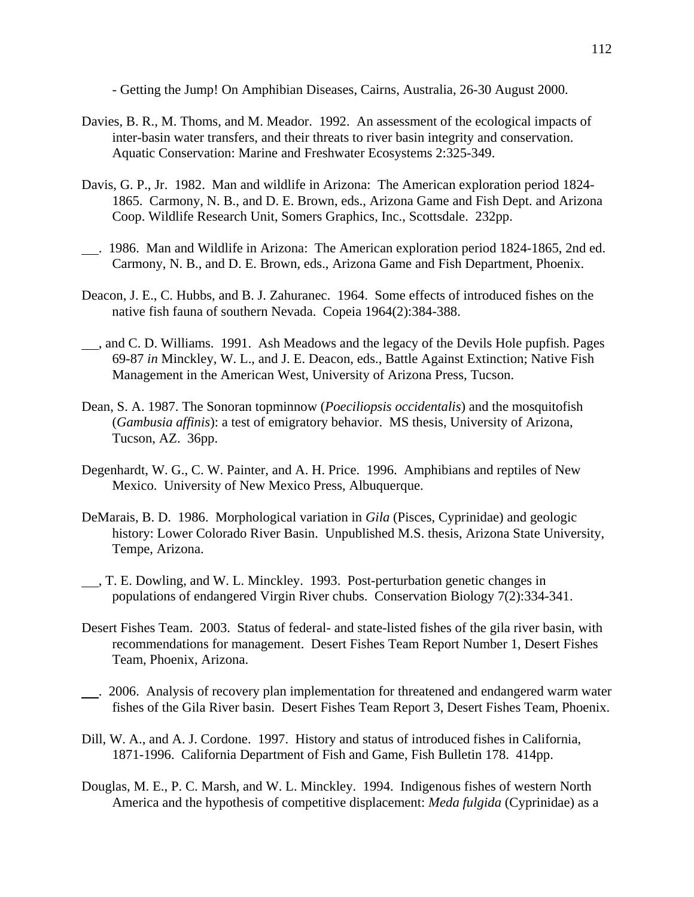- Getting the Jump! On Amphibian Diseases, Cairns, Australia, 26-30 August 2000.

Davies, B. R., M. Thoms, and M. Meador. 1992. An assessment of the ecological impacts of inter-basin water transfers, and their threats to river basin integrity and conservation. Aquatic Conservation: Marine and Freshwater Ecosystems 2:325-349.

Davis, G. P., Jr. 1982. Man and wildlife in Arizona: The American exploration period 1824-1865. Carmony, N. B., and D. E. Brown, eds., Arizona Game and Fish Dept. and Arizona Coop. Wildlife Research Unit, Somers Graphics, Inc., Scottsdale. 232pp.

\_\_\_. 1986. Man and Wildlife in Arizona: The American exploration period 1824-1865, 2nd ed. Carmony, N. B., and D. E. Brown, eds., Arizona Game and Fish Department, Phoenix.

Deacon, J. E., C. Hubbs, and B. J. Zahuranec. 1964. Some effects of introduced fishes on the native fish fauna of southern Nevada. Copeia 1964(2):384-388.

\_\_\_, and C. D. Williams. 1991. Ash Meadows and the legacy of the Devils Hole pupfish. Pages 69-87 *in* Minckley, W. L., and J. E. Deacon, eds., Battle Against Extinction; Native Fish Management in the American West, University of Arizona Press, Tucson.

Dean, S. A. 1987. The Sonoran topminnow (*Poeciliopsis occidentalis*) and the mosquitofish (*Gambusia affinis*): a test of emigratory behavior. MS thesis, University of Arizona, Tucson, AZ. 36pp.

Degenhardt, W. G., C. W. Painter, and A. H. Price. 1996. Amphibians and reptiles of New Mexico. University of New Mexico Press, Albuquerque.

DeMarais, B. D. 1986. Morphological variation in *Gila* (Pisces, Cyprinidae) and geologic history: Lower Colorado River Basin. Unpublished M.S. thesis, Arizona State University, Tempe, Arizona.

\_\_\_, T. E. Dowling, and W. L. Minckley. 1993. Post-perturbation genetic changes in populations of endangered Virgin River chubs. Conservation Biology 7(2):334-341.

Desert Fishes Team. 2003. Status of federal- and state-listed fishes of the gila river basin, with recommendations for management. Desert Fishes Team Report Number 1, Desert Fishes Team, Phoenix, Arizona.

\_\_\_. 2006. Analysis of recovery plan implementation for threatened and endangered warm water fishes of the Gila River basin. Desert Fishes Team Report 3, Desert Fishes Team, Phoenix.

Dill, W. A., and A. J. Cordone. 1997. History and status of introduced fishes in California, 1871-1996. California Department of Fish and Game, Fish Bulletin 178. 414pp.

Douglas, M. E., P. C. Marsh, and W. L. Minckley. 1994. Indigenous fishes of western North America and the hypothesis of competitive displacement: *Meda fulgida* (Cyprinidae) as a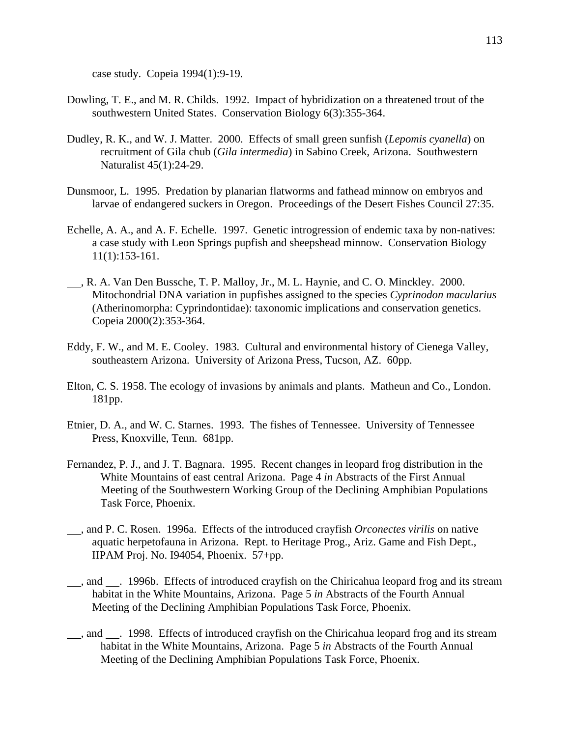case study. Copeia 1994(1):9-19.

Dowling, T. E., and M. R. Childs. 1992. Impact of hybridization on a threatened trout of the southwestern United States. Conservation Biology 6(3):355-364.

Dudley, R. K., and W. J. Matter. 2000. Effects of small green sunfish (*Lepomis cyanella*) on recruitment of Gila chub (*Gila intermedia*) in Sabino Creek, Arizona. Southwestern Naturalist 45(1):24-29.

Dunsmoor, L. 1995. Predation by planarian flatworms and fathead minnow on embryos and larvae of endangered suckers in Oregon. Proceedings of the Desert Fishes Council 27:35.

Echelle, A. A., and A. F. Echelle. 1997. Genetic introgression of endemic taxa by non-natives: a case study with Leon Springs pupfish and sheepshead minnow. Conservation Biology 11(1):153-161.

\_\_, R. A. Van Den Bussche, T. P. Malloy, Jr., M. L. Haynie, and C. O. Minckley. 2000. Mitochondrial DNA variation in pupfishes assigned to the species *Cyprinodon macularius* (Atherinomorpha: Cyprindontidae): taxonomic implications and conservation genetics. Copeia 2000(2):353-364.

Eddy, F. W., and M. E. Cooley. 1983. Cultural and environmental history of Cienega Valley, southeastern Arizona. University of Arizona Press, Tucson, AZ. 60pp.

Elton, C. S. 1958. The ecology of invasions by animals and plants. Matheun and Co., London. 181pp.

Etnier, D. A., and W. C. Starnes. 1993. The fishes of Tennessee. University of Tennessee Press, Knoxville, Tenn. 681pp.

Fernandez, P. J., and J. T. Bagnara. 1995. Recent changes in leopard frog distribution in the White Mountains of east central Arizona. Page 4 *in* Abstracts of the First Annual Meeting of the Southwestern Working Group of the Declining Amphibian Populations Task Force, Phoenix.

\_\_, and P. C. Rosen. 1996a. Effects of the introduced crayfish *Orconectes virilis* on native aquatic herpetofauna in Arizona. Rept. to Heritage Prog., Ariz. Game and Fish Dept., IIPAM Proj. No. I94054, Phoenix. 57+pp.

\_\_, and \_\_. 1996b. Effects of introduced crayfish on the Chiricahua leopard frog and its stream habitat in the White Mountains, Arizona. Page 5 *in* Abstracts of the Fourth Annual Meeting of the Declining Amphibian Populations Task Force, Phoenix.

\_\_, and \_\_. 1998. Effects of introduced crayfish on the Chiricahua leopard frog and its stream habitat in the White Mountains, Arizona. Page 5 *in* Abstracts of the Fourth Annual Meeting of the Declining Amphibian Populations Task Force, Phoenix.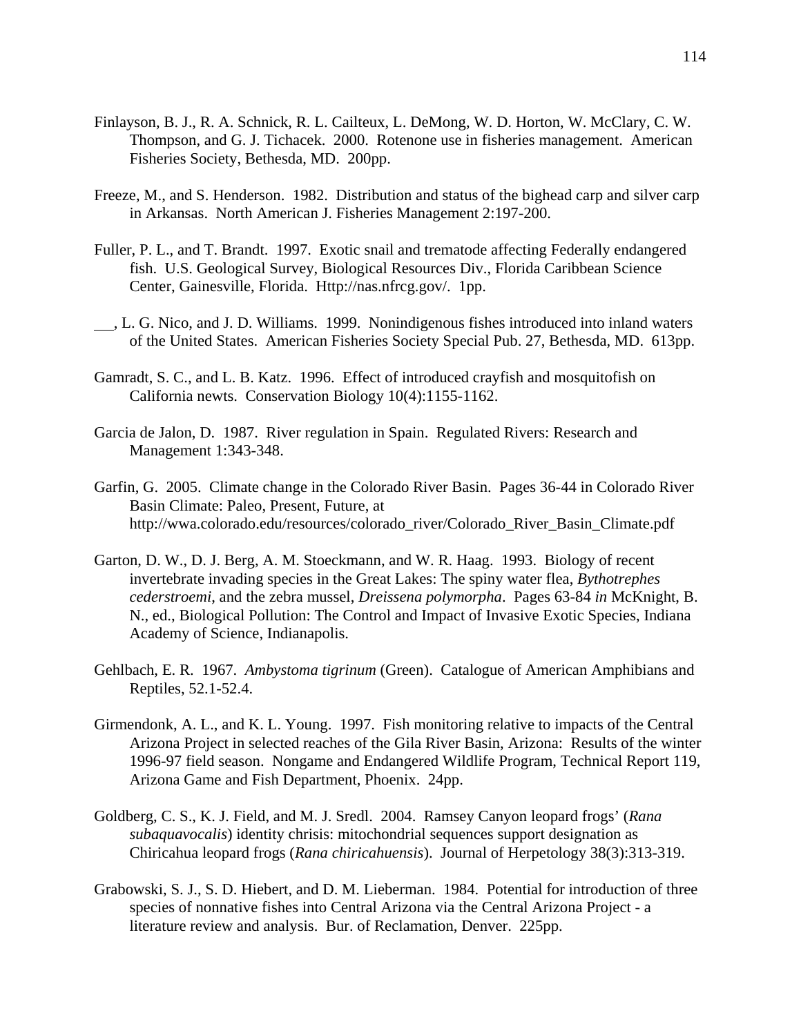Finlayson, B. J., R. A. Schnick, R. L. Cailteux, L. DeMong, W. D. Horton, W. McClary, C. W. Thompson, and G. J. Tichacek. 2000. Rotenone use in fisheries management. American Fisheries Society, Bethesda, MD. 200pp.

Freeze, M., and S. Henderson. 1982. Distribution and status of the bighead carp and silver carp in Arkansas. North American J. Fisheries Management 2:197-200.

Fuller, P. L., and T. Brandt. 1997. Exotic snail and trematode affecting Federally endangered fish. U.S. Geological Survey, Biological Resources Div., Florida Caribbean Science Center, Gainesville, Florida. Http://nas.nfrcg.gov/. 1pp.

___, L. G. Nico, and J. D. Williams. 1999. Nonindigenous fishes introduced into inland waters of the United States. American Fisheries Society Special Pub. 27, Bethesda, MD. 613pp.

Gamradt, S. C., and L. B. Katz. 1996. Effect of introduced crayfish and mosquitofish on California newts. Conservation Biology 10(4):1155-1162.

Garcia de Jalon, D. 1987. River regulation in Spain. Regulated Rivers: Research and Management 1:343-348.

Garfin, G. 2005. Climate change in the Colorado River Basin. Pages 36-44 in Colorado River Basin Climate: Paleo, Present, Future, at http://wwa.colorado.edu/resources/colorado_river/Colorado_River_Basin_Climate.pdf

Garton, D. W., D. J. Berg, A. M. Stoeckmann, and W. R. Haag. 1993. Biology of recent invertebrate invading species in the Great Lakes: The spiny water flea, *Bythotrephes cederstroemi*, and the zebra mussel, *Dreissena polymorpha*. Pages 63-84 *in* McKnight, B. N., ed., Biological Pollution: The Control and Impact of Invasive Exotic Species, Indiana Academy of Science, Indianapolis.

Gehlbach, E. R. 1967. *Ambystoma tigrinum* (Green). Catalogue of American Amphibians and Reptiles, 52.1-52.4.

Girmendonk, A. L., and K. L. Young. 1997. Fish monitoring relative to impacts of the Central Arizona Project in selected reaches of the Gila River Basin, Arizona: Results of the winter 1996-97 field season. Nongame and Endangered Wildlife Program, Technical Report 119, Arizona Game and Fish Department, Phoenix. 24pp.

Goldberg, C. S., K. J. Field, and M. J. Sredl. 2004. Ramsey Canyon leopard frogs' (*Rana subaquavocalis*) identity chrisis: mitochondrial sequences support designation as Chiricahua leopard frogs (*Rana chiricahuensis*). Journal of Herpetology 38(3):313-319.

Grabowski, S. J., S. D. Hiebert, and D. M. Lieberman. 1984. Potential for introduction of three species of nonnative fishes into Central Arizona via the Central Arizona Project - a literature review and analysis. Bur. of Reclamation, Denver. 225pp.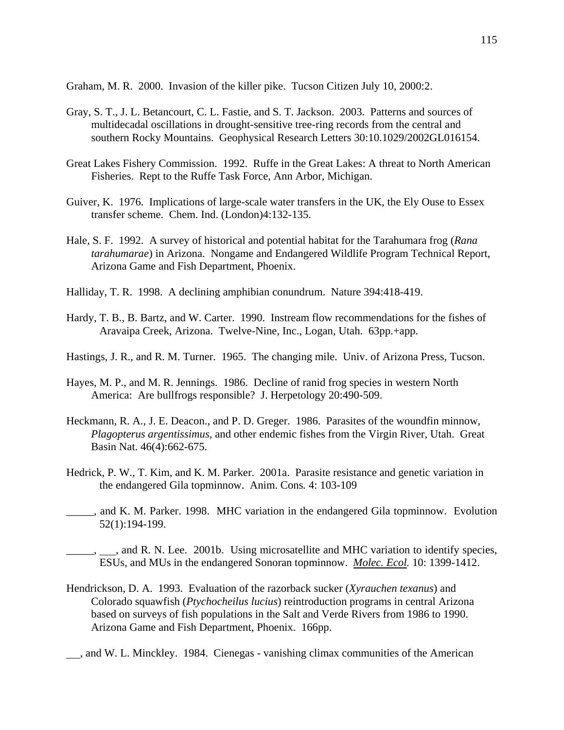Graham, M. R. 2000. Invasion of the killer pike. Tucson Citizen July 10, 2000:2.

Gray, S. T., J. L. Betancourt, C. L. Fastie, and S. T. Jackson. 2003. Patterns and sources of multidecadal oscillations in drought-sensitive tree-ring records from the central and southern Rocky Mountains. Geophysical Research Letters 30:10.1029/2002GL016154.

Great Lakes Fishery Commission. 1992. Ruffe in the Great Lakes: A threat to North American Fisheries. Rept to the Ruffe Task Force, Ann Arbor, Michigan.

Guiver, K. 1976. Implications of large-scale water transfers in the UK, the Ely Ouse to Essex transfer scheme. Chem. Ind. (London)4:132-135.

Hale, S. F. 1992. A survey of historical and potential habitat for the Tarahumara frog (*Rana tarahumarae*) in Arizona. Nongame and Endangered Wildlife Program Technical Report, Arizona Game and Fish Department, Phoenix.

Halliday, T. R. 1998. A declining amphibian conundrum. Nature 394:418-419.

Hardy, T. B., B. Bartz, and W. Carter. 1990. Instream flow recommendations for the fishes of Aravaipa Creek, Arizona. Twelve-Nine, Inc., Logan, Utah. 63pp.+app.

Hastings, J. R., and R. M. Turner. 1965. The changing mile. Univ. of Arizona Press, Tucson.

Hayes, M. P., and M. R. Jennings. 1986. Decline of ranid frog species in western North America: Are bullfrogs responsible? J. Herpetology 20:490-509.

Heckmann, R. A., J. E. Deacon., and P. D. Greger. 1986. Parasites of the woundfin minnow, *Plagopterus argentissimus*, and other endemic fishes from the Virgin River, Utah. Great Basin Nat. 46(4):662-675.

Hedrick, P. W., T. Kim, and K. M. Parker. 2001a. Parasite resistance and genetic variation in the endangered Gila topminnow. Anim. Cons*.* 4: 103-109

_____, and K. M. Parker. 1998. MHC variation in the endangered Gila topminnow. Evolution 52(1):194-199.

_____, ___, and R. N. Lee. 2001b. Using microsatellite and MHC variation to identify species, ESUs, and MUs in the endangered Sonoran topminnow. *Molec. Ecol.* 10: 1399-1412.

Hendrickson, D. A. 1993. Evaluation of the razorback sucker (*Xyrauchen texanus*) and Colorado squawfish (*Ptychocheilus lucius*) reintroduction programs in central Arizona based on surveys of fish populations in the Salt and Verde Rivers from 1986 to 1990. Arizona Game and Fish Department, Phoenix. 166pp.

___, and W. L. Minckley. 1984. Cienegas - vanishing climax communities of the American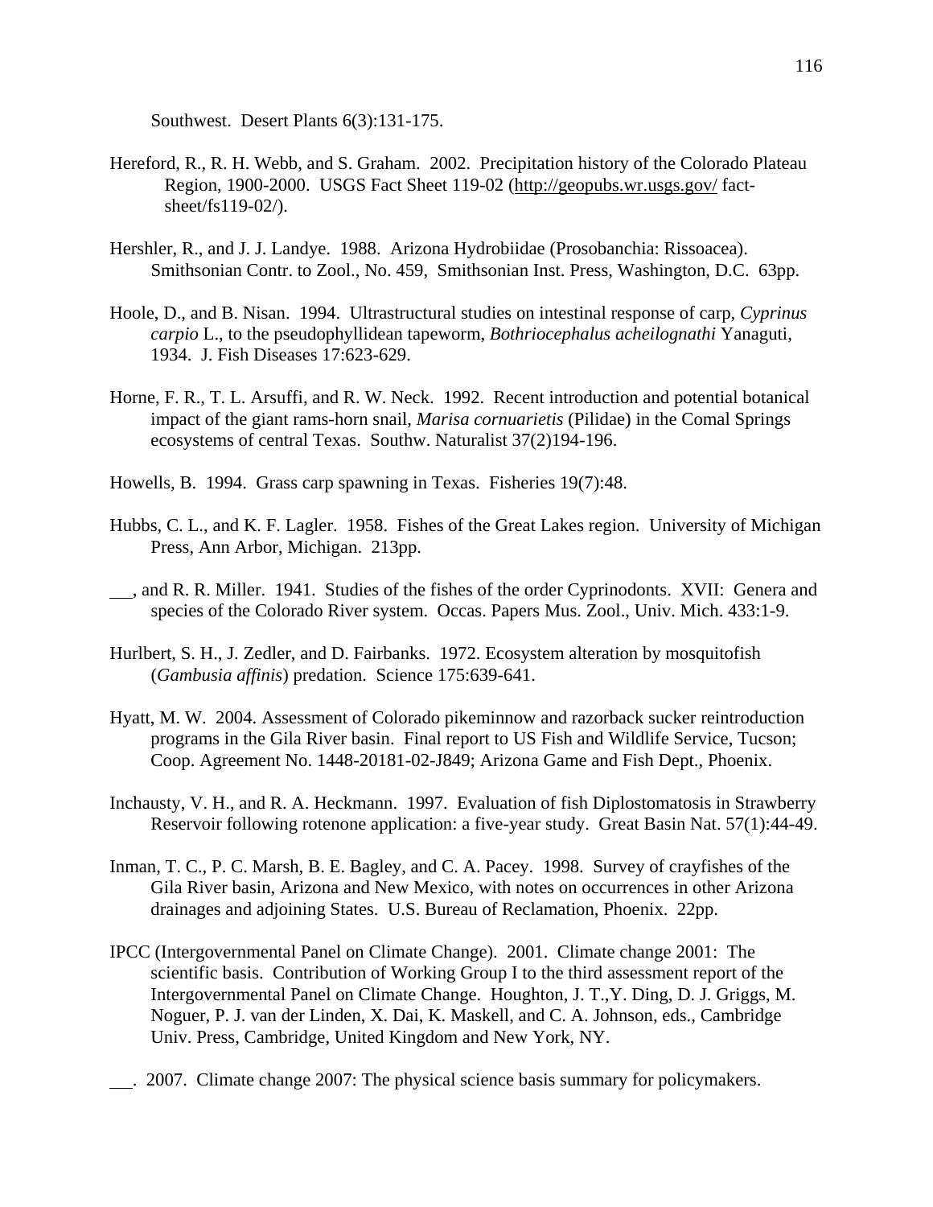Southwest. Desert Plants 6(3):131-175.

Hereford, R., R. H. Webb, and S. Graham. 2002. Precipitation history of the Colorado Plateau Region, 1900-2000. USGS Fact Sheet 119-02 (http://geopubs.wr.usgs.gov/ fact-sheet/fs119-02/).

Hershler, R., and J. J. Landye. 1988. Arizona Hydrobiidae (Prosobanchia: Rissoacea). Smithsonian Contr. to Zool., No. 459, Smithsonian Inst. Press, Washington, D.C. 63pp.

Hoole, D., and B. Nisan. 1994. Ultrastructural studies on intestinal response of carp, *Cyprinus carpio* L., to the pseudophyllidean tapeworm, *Bothriocephalus acheilognathi* Yanaguti, 1934. J. Fish Diseases 17:623-629.

Horne, F. R., T. L. Arsuffi, and R. W. Neck. 1992. Recent introduction and potential botanical impact of the giant rams-horn snail, *Marisa cornuarietis* (Pilidae) in the Comal Springs ecosystems of central Texas. Southw. Naturalist 37(2)194-196.

Howells, B. 1994. Grass carp spawning in Texas. Fisheries 19(7):48.

Hubbs, C. L., and K. F. Lagler. 1958. Fishes of the Great Lakes region. University of Michigan Press, Ann Arbor, Michigan. 213pp.

___, and R. R. Miller. 1941. Studies of the fishes of the order Cyprinodonts. XVII: Genera and species of the Colorado River system. Occas. Papers Mus. Zool., Univ. Mich. 433:1-9.

Hurlbert, S. H., J. Zedler, and D. Fairbanks. 1972. Ecosystem alteration by mosquitofish (*Gambusia affinis*) predation. Science 175:639-641.

Hyatt, M. W. 2004. Assessment of Colorado pikeminnow and razorback sucker reintroduction programs in the Gila River basin. Final report to US Fish and Wildlife Service, Tucson; Coop. Agreement No. 1448-20181-02-J849; Arizona Game and Fish Dept., Phoenix.

Inchausty, V. H., and R. A. Heckmann. 1997. Evaluation of fish Diplostomatosis in Strawberry Reservoir following rotenone application: a five-year study. Great Basin Nat. 57(1):44-49.

Inman, T. C., P. C. Marsh, B. E. Bagley, and C. A. Pacey. 1998. Survey of crayfishes of the Gila River basin, Arizona and New Mexico, with notes on occurrences in other Arizona drainages and adjoining States. U.S. Bureau of Reclamation, Phoenix. 22pp.

IPCC (Intergovernmental Panel on Climate Change). 2001. Climate change 2001: The scientific basis. Contribution of Working Group I to the third assessment report of the Intergovernmental Panel on Climate Change. Houghton, J. T.,Y. Ding, D. J. Griggs, M. Noguer, P. J. van der Linden, X. Dai, K. Maskell, and C. A. Johnson, eds., Cambridge Univ. Press, Cambridge, United Kingdom and New York, NY.

___. 2007. Climate change 2007: The physical science basis summary for policymakers.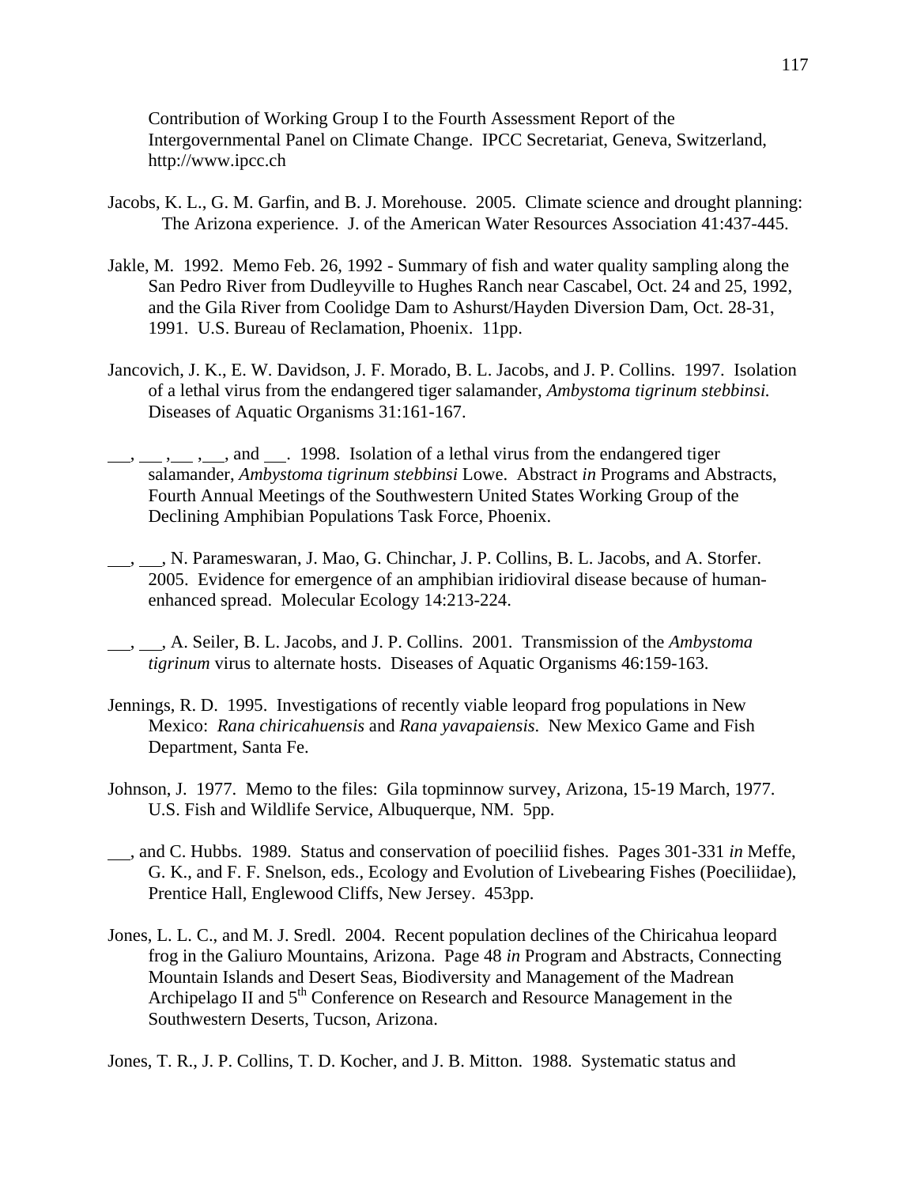Contribution of Working Group I to the Fourth Assessment Report of the Intergovernmental Panel on Climate Change. IPCC Secretariat, Geneva, Switzerland, http://www.ipcc.ch

Jacobs, K. L., G. M. Garfin, and B. J. Morehouse. 2005. Climate science and drought planning: The Arizona experience. J. of the American Water Resources Association 41:437-445.

Jakle, M. 1992. Memo Feb. 26, 1992 - Summary of fish and water quality sampling along the San Pedro River from Dudleyville to Hughes Ranch near Cascabel, Oct. 24 and 25, 1992, and the Gila River from Coolidge Dam to Ashurst/Hayden Diversion Dam, Oct. 28-31, 1991. U.S. Bureau of Reclamation, Phoenix. 11pp.

Jancovich, J. K., E. W. Davidson, J. F. Morado, B. L. Jacobs, and J. P. Collins. 1997. Isolation of a lethal virus from the endangered tiger salamander, *Ambystoma tigrinum stebbinsi.* Diseases of Aquatic Organisms 31:161-167.

\_\_, \_\_ ,\_\_ ,\_\_, and \_\_. 1998. Isolation of a lethal virus from the endangered tiger salamander, *Ambystoma tigrinum stebbinsi* Lowe. Abstract *in* Programs and Abstracts, Fourth Annual Meetings of the Southwestern United States Working Group of the Declining Amphibian Populations Task Force, Phoenix.

\_\_, \_\_, N. Parameswaran, J. Mao, G. Chinchar, J. P. Collins, B. L. Jacobs, and A. Storfer. 2005. Evidence for emergence of an amphibian iridioviral disease because of human-enhanced spread. Molecular Ecology 14:213-224.

\_\_, \_\_, A. Seiler, B. L. Jacobs, and J. P. Collins. 2001. Transmission of the *Ambystoma tigrinum* virus to alternate hosts. Diseases of Aquatic Organisms 46:159-163.

Jennings, R. D. 1995. Investigations of recently viable leopard frog populations in New Mexico: *Rana chiricahuensis* and *Rana yavapaiensis*. New Mexico Game and Fish Department, Santa Fe.

Johnson, J. 1977. Memo to the files: Gila topminnow survey, Arizona, 15-19 March, 1977. U.S. Fish and Wildlife Service, Albuquerque, NM. 5pp.

\_\_, and C. Hubbs. 1989. Status and conservation of poeciliid fishes. Pages 301-331 *in* Meffe, G. K., and F. F. Snelson, eds., Ecology and Evolution of Livebearing Fishes (Poeciliidae), Prentice Hall, Englewood Cliffs, New Jersey. 453pp.

Jones, L. L. C., and M. J. Sredl. 2004. Recent population declines of the Chiricahua leopard frog in the Galiuro Mountains, Arizona. Page 48 *in* Program and Abstracts, Connecting Mountain Islands and Desert Seas, Biodiversity and Management of the Madrean Archipelago II and 5th Conference on Research and Resource Management in the Southwestern Deserts, Tucson, Arizona.

Jones, T. R., J. P. Collins, T. D. Kocher, and J. B. Mitton. 1988. Systematic status and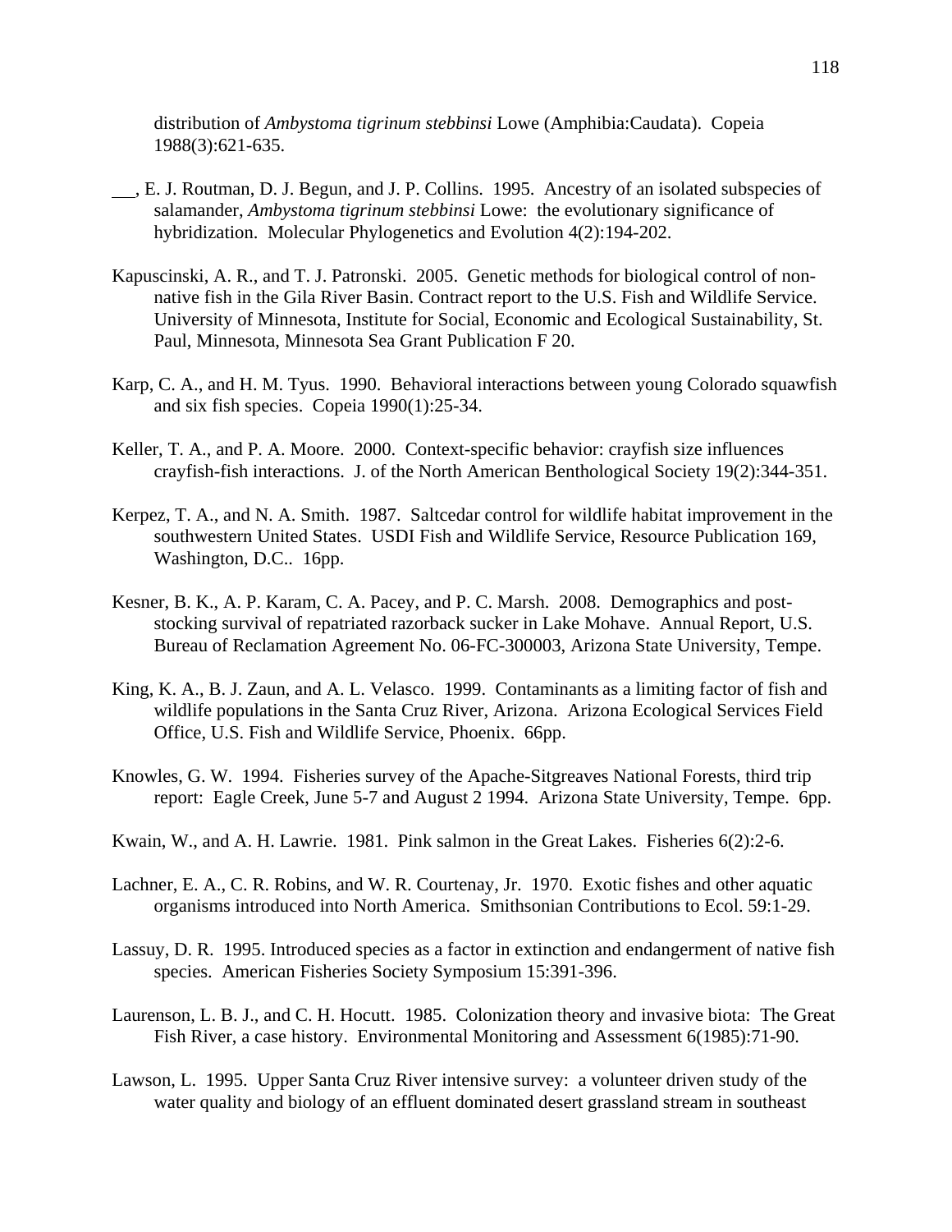distribution of *Ambystoma tigrinum stebbinsi* Lowe (Amphibia:Caudata). Copeia 1988(3):621-635.

\_\_\_, E. J. Routman, D. J. Begun, and J. P. Collins. 1995. Ancestry of an isolated subspecies of salamander, *Ambystoma tigrinum stebbinsi* Lowe: the evolutionary significance of hybridization. Molecular Phylogenetics and Evolution 4(2):194-202.

Kapuscinski, A. R., and T. J. Patronski. 2005. Genetic methods for biological control of non-native fish in the Gila River Basin. Contract report to the U.S. Fish and Wildlife Service. University of Minnesota, Institute for Social, Economic and Ecological Sustainability, St. Paul, Minnesota, Minnesota Sea Grant Publication F 20.

Karp, C. A., and H. M. Tyus. 1990. Behavioral interactions between young Colorado squawfish and six fish species. Copeia 1990(1):25-34.

Keller, T. A., and P. A. Moore. 2000. Context-specific behavior: crayfish size influences crayfish-fish interactions. J. of the North American Benthological Society 19(2):344-351.

Kerpez, T. A., and N. A. Smith. 1987. Saltcedar control for wildlife habitat improvement in the southwestern United States. USDI Fish and Wildlife Service, Resource Publication 169, Washington, D.C.. 16pp.

Kesner, B. K., A. P. Karam, C. A. Pacey, and P. C. Marsh. 2008. Demographics and post-stocking survival of repatriated razorback sucker in Lake Mohave. Annual Report, U.S. Bureau of Reclamation Agreement No. 06-FC-300003, Arizona State University, Tempe.

King, K. A., B. J. Zaun, and A. L. Velasco. 1999. Contaminants as a limiting factor of fish and wildlife populations in the Santa Cruz River, Arizona. Arizona Ecological Services Field Office, U.S. Fish and Wildlife Service, Phoenix. 66pp.

Knowles, G. W. 1994. Fisheries survey of the Apache-Sitgreaves National Forests, third trip report: Eagle Creek, June 5-7 and August 2 1994. Arizona State University, Tempe. 6pp.

Kwain, W., and A. H. Lawrie. 1981. Pink salmon in the Great Lakes. Fisheries 6(2):2-6.

Lachner, E. A., C. R. Robins, and W. R. Courtenay, Jr. 1970. Exotic fishes and other aquatic organisms introduced into North America. Smithsonian Contributions to Ecol. 59:1-29.

Lassuy, D. R. 1995. Introduced species as a factor in extinction and endangerment of native fish species. American Fisheries Society Symposium 15:391-396.

Laurenson, L. B. J., and C. H. Hocutt. 1985. Colonization theory and invasive biota: The Great Fish River, a case history. Environmental Monitoring and Assessment 6(1985):71-90.

Lawson, L. 1995. Upper Santa Cruz River intensive survey: a volunteer driven study of the water quality and biology of an effluent dominated desert grassland stream in southeast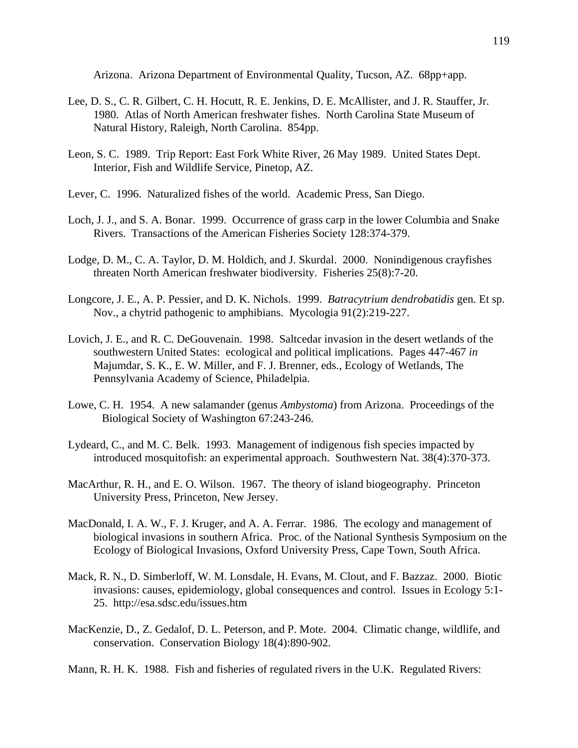Arizona. Arizona Department of Environmental Quality, Tucson, AZ. 68pp+app.

Lee, D. S., C. R. Gilbert, C. H. Hocutt, R. E. Jenkins, D. E. McAllister, and J. R. Stauffer, Jr. 1980. Atlas of North American freshwater fishes. North Carolina State Museum of Natural History, Raleigh, North Carolina. 854pp.

Leon, S. C. 1989. Trip Report: East Fork White River, 26 May 1989. United States Dept. Interior, Fish and Wildlife Service, Pinetop, AZ.

Lever, C. 1996. Naturalized fishes of the world. Academic Press, San Diego.

Loch, J. J., and S. A. Bonar. 1999. Occurrence of grass carp in the lower Columbia and Snake Rivers. Transactions of the American Fisheries Society 128:374-379.

Lodge, D. M., C. A. Taylor, D. M. Holdich, and J. Skurdal. 2000. Nonindigenous crayfishes threaten North American freshwater biodiversity. Fisheries 25(8):7-20.

Longcore, J. E., A. P. Pessier, and D. K. Nichols. 1999. *Batracytrium dendrobatidis* gen. Et sp. Nov., a chytrid pathogenic to amphibians. Mycologia 91(2):219-227.

Lovich, J. E., and R. C. DeGouvenain. 1998. Saltcedar invasion in the desert wetlands of the southwestern United States: ecological and political implications. Pages 447-467 *in* Majumdar, S. K., E. W. Miller, and F. J. Brenner, eds., Ecology of Wetlands, The Pennsylvania Academy of Science, Philadelpia.

Lowe, C. H. 1954. A new salamander (genus *Ambystoma*) from Arizona. Proceedings of the Biological Society of Washington 67:243-246.

Lydeard, C., and M. C. Belk. 1993. Management of indigenous fish species impacted by introduced mosquitofish: an experimental approach. Southwestern Nat. 38(4):370-373.

MacArthur, R. H., and E. O. Wilson. 1967. The theory of island biogeography. Princeton University Press, Princeton, New Jersey.

MacDonald, I. A. W., F. J. Kruger, and A. A. Ferrar. 1986. The ecology and management of biological invasions in southern Africa. Proc. of the National Synthesis Symposium on the Ecology of Biological Invasions, Oxford University Press, Cape Town, South Africa.

Mack, R. N., D. Simberloff, W. M. Lonsdale, H. Evans, M. Clout, and F. Bazzaz. 2000. Biotic invasions: causes, epidemiology, global consequences and control. Issues in Ecology 5:1-25. http://esa.sdsc.edu/issues.htm

MacKenzie, D., Z. Gedalof, D. L. Peterson, and P. Mote. 2004. Climatic change, wildlife, and conservation. Conservation Biology 18(4):890-902.

Mann, R. H. K. 1988. Fish and fisheries of regulated rivers in the U.K. Regulated Rivers: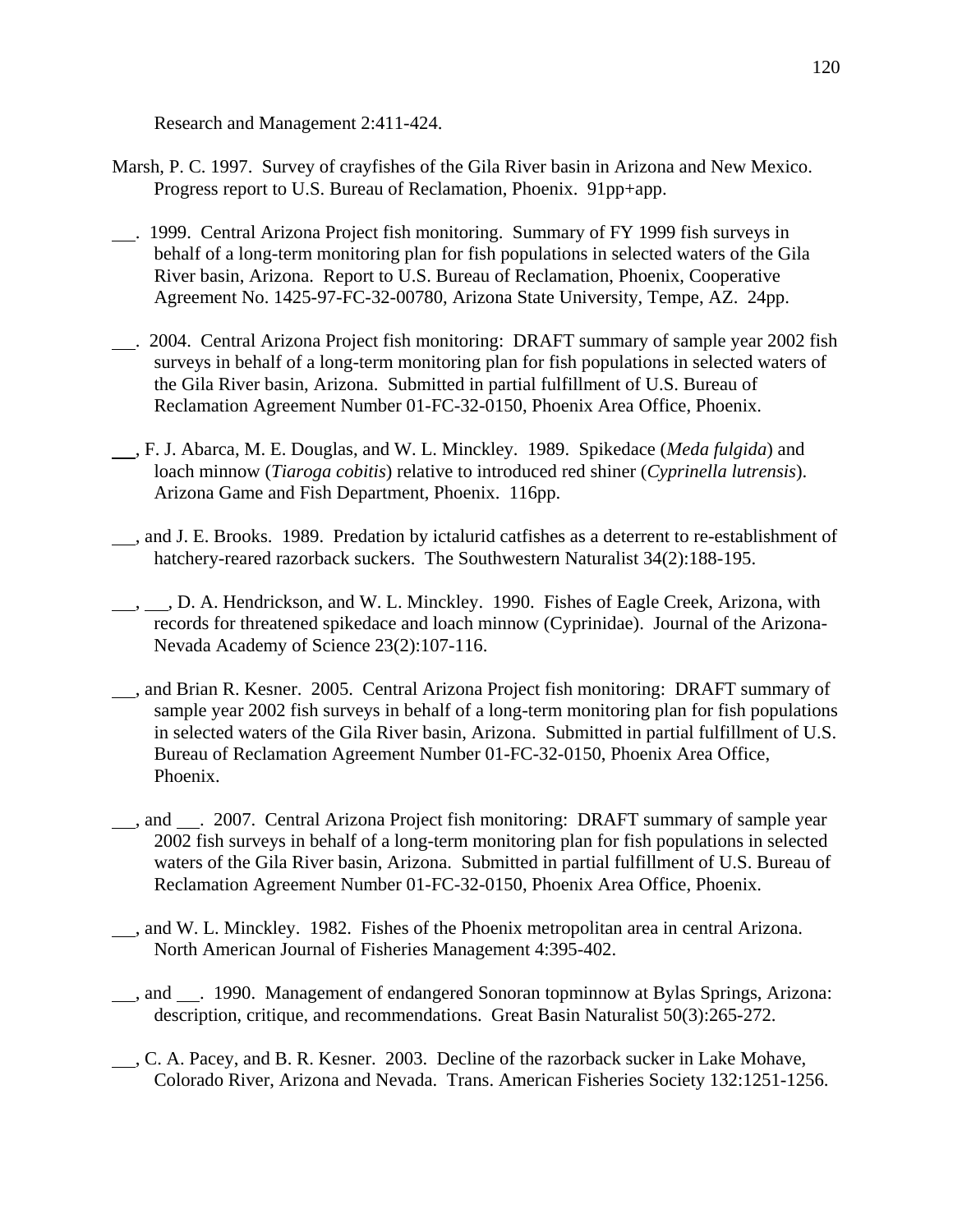Research and Management 2:411-424.

Marsh, P. C. 1997. Survey of crayfishes of the Gila River basin in Arizona and New Mexico. Progress report to U.S. Bureau of Reclamation, Phoenix. 91pp+app.

___. 1999. Central Arizona Project fish monitoring. Summary of FY 1999 fish surveys in behalf of a long-term monitoring plan for fish populations in selected waters of the Gila River basin, Arizona. Report to U.S. Bureau of Reclamation, Phoenix, Cooperative Agreement No. 1425-97-FC-32-00780, Arizona State University, Tempe, AZ. 24pp.

___. 2004. Central Arizona Project fish monitoring: DRAFT summary of sample year 2002 fish surveys in behalf of a long-term monitoring plan for fish populations in selected waters of the Gila River basin, Arizona. Submitted in partial fulfillment of U.S. Bureau of Reclamation Agreement Number 01-FC-32-0150, Phoenix Area Office, Phoenix.

___, F. J. Abarca, M. E. Douglas, and W. L. Minckley. 1989. Spikedace (*Meda fulgida*) and loach minnow (*Tiaroga cobitis*) relative to introduced red shiner (*Cyprinella lutrensis*). Arizona Game and Fish Department, Phoenix. 116pp.

___, and J. E. Brooks. 1989. Predation by ictalurid catfishes as a deterrent to re-establishment of hatchery-reared razorback suckers. The Southwestern Naturalist 34(2):188-195.

___, ___, D. A. Hendrickson, and W. L. Minckley. 1990. Fishes of Eagle Creek, Arizona, with records for threatened spikedace and loach minnow (Cyprinidae). Journal of the Arizona-Nevada Academy of Science 23(2):107-116.

___, and Brian R. Kesner. 2005. Central Arizona Project fish monitoring: DRAFT summary of sample year 2002 fish surveys in behalf of a long-term monitoring plan for fish populations in selected waters of the Gila River basin, Arizona. Submitted in partial fulfillment of U.S. Bureau of Reclamation Agreement Number 01-FC-32-0150, Phoenix Area Office, Phoenix.

___, and ___. 2007. Central Arizona Project fish monitoring: DRAFT summary of sample year 2002 fish surveys in behalf of a long-term monitoring plan for fish populations in selected waters of the Gila River basin, Arizona. Submitted in partial fulfillment of U.S. Bureau of Reclamation Agreement Number 01-FC-32-0150, Phoenix Area Office, Phoenix.

___, and W. L. Minckley. 1982. Fishes of the Phoenix metropolitan area in central Arizona. North American Journal of Fisheries Management 4:395-402.

___, and ___. 1990. Management of endangered Sonoran topminnow at Bylas Springs, Arizona: description, critique, and recommendations. Great Basin Naturalist 50(3):265-272.

___, C. A. Pacey, and B. R. Kesner. 2003. Decline of the razorback sucker in Lake Mohave, Colorado River, Arizona and Nevada. Trans. American Fisheries Society 132:1251-1256.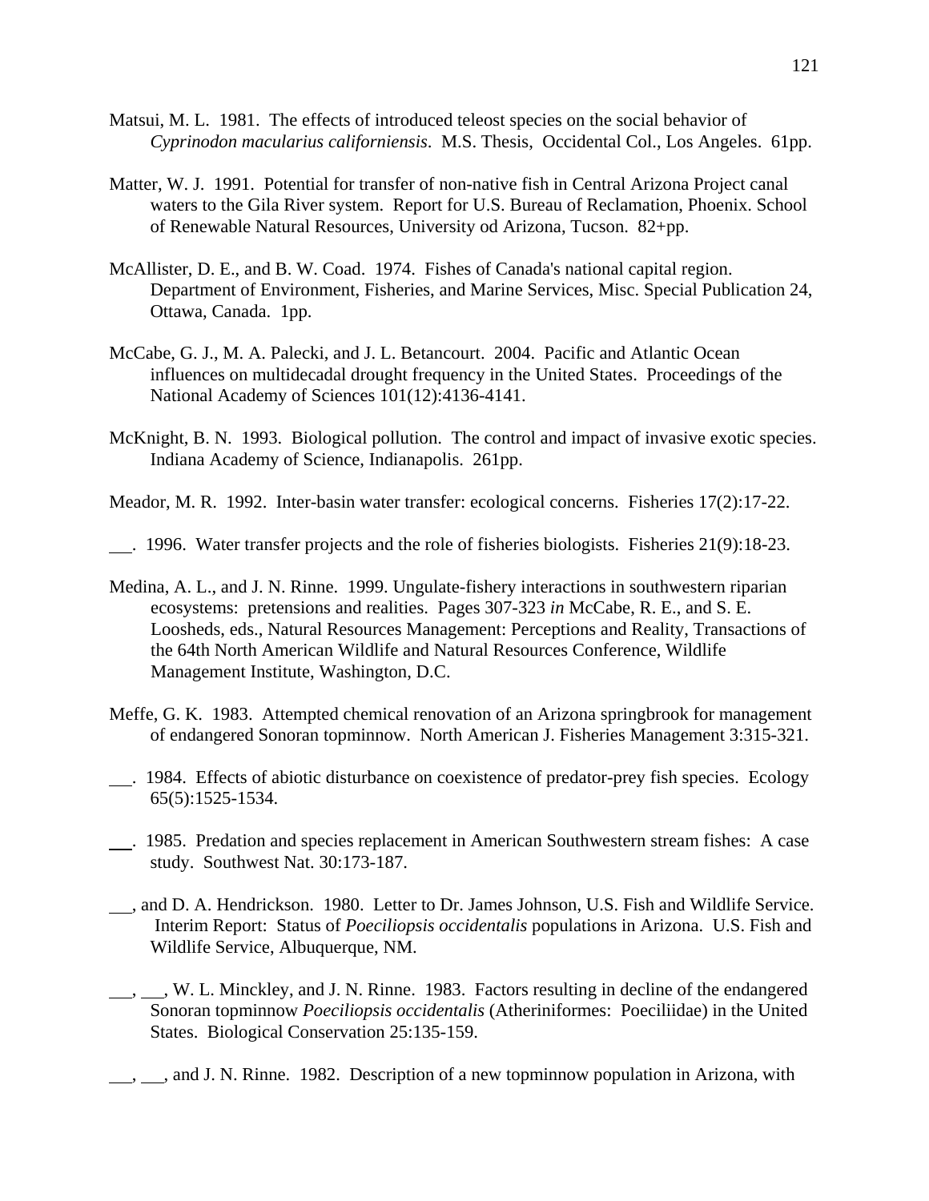Matsui, M. L. 1981. The effects of introduced teleost species on the social behavior of *Cyprinodon macularius californiensis*. M.S. Thesis, Occidental Col., Los Angeles. 61pp.

Matter, W. J. 1991. Potential for transfer of non-native fish in Central Arizona Project canal waters to the Gila River system. Report for U.S. Bureau of Reclamation, Phoenix. School of Renewable Natural Resources, University od Arizona, Tucson. 82+pp.

McAllister, D. E., and B. W. Coad. 1974. Fishes of Canada's national capital region. Department of Environment, Fisheries, and Marine Services, Misc. Special Publication 24, Ottawa, Canada. 1pp.

McCabe, G. J., M. A. Palecki, and J. L. Betancourt. 2004. Pacific and Atlantic Ocean influences on multidecadal drought frequency in the United States. Proceedings of the National Academy of Sciences 101(12):4136-4141.

McKnight, B. N. 1993. Biological pollution. The control and impact of invasive exotic species. Indiana Academy of Science, Indianapolis. 261pp.

Meador, M. R. 1992. Inter-basin water transfer: ecological concerns. Fisheries 17(2):17-22.

___. 1996. Water transfer projects and the role of fisheries biologists. Fisheries 21(9):18-23.

Medina, A. L., and J. N. Rinne. 1999. Ungulate-fishery interactions in southwestern riparian ecosystems: pretensions and realities. Pages 307-323 *in* McCabe, R. E., and S. E. Loosheds, eds., Natural Resources Management: Perceptions and Reality, Transactions of the 64th North American Wildlife and Natural Resources Conference, Wildlife Management Institute, Washington, D.C.

Meffe, G. K. 1983. Attempted chemical renovation of an Arizona springbrook for management of endangered Sonoran topminnow. North American J. Fisheries Management 3:315-321.

___. 1984. Effects of abiotic disturbance on coexistence of predator-prey fish species. Ecology 65(5):1525-1534.

___. 1985. Predation and species replacement in American Southwestern stream fishes: A case study. Southwest Nat. 30:173-187.

___, and D. A. Hendrickson. 1980. Letter to Dr. James Johnson, U.S. Fish and Wildlife Service. Interim Report: Status of *Poeciliopsis occidentalis* populations in Arizona. U.S. Fish and Wildlife Service, Albuquerque, NM.

___, ___, W. L. Minckley, and J. N. Rinne. 1983. Factors resulting in decline of the endangered Sonoran topminnow *Poeciliopsis occidentalis* (Atheriniformes: Poeciliidae) in the United States. Biological Conservation 25:135-159.

___, ___, and J. N. Rinne. 1982. Description of a new topminnow population in Arizona, with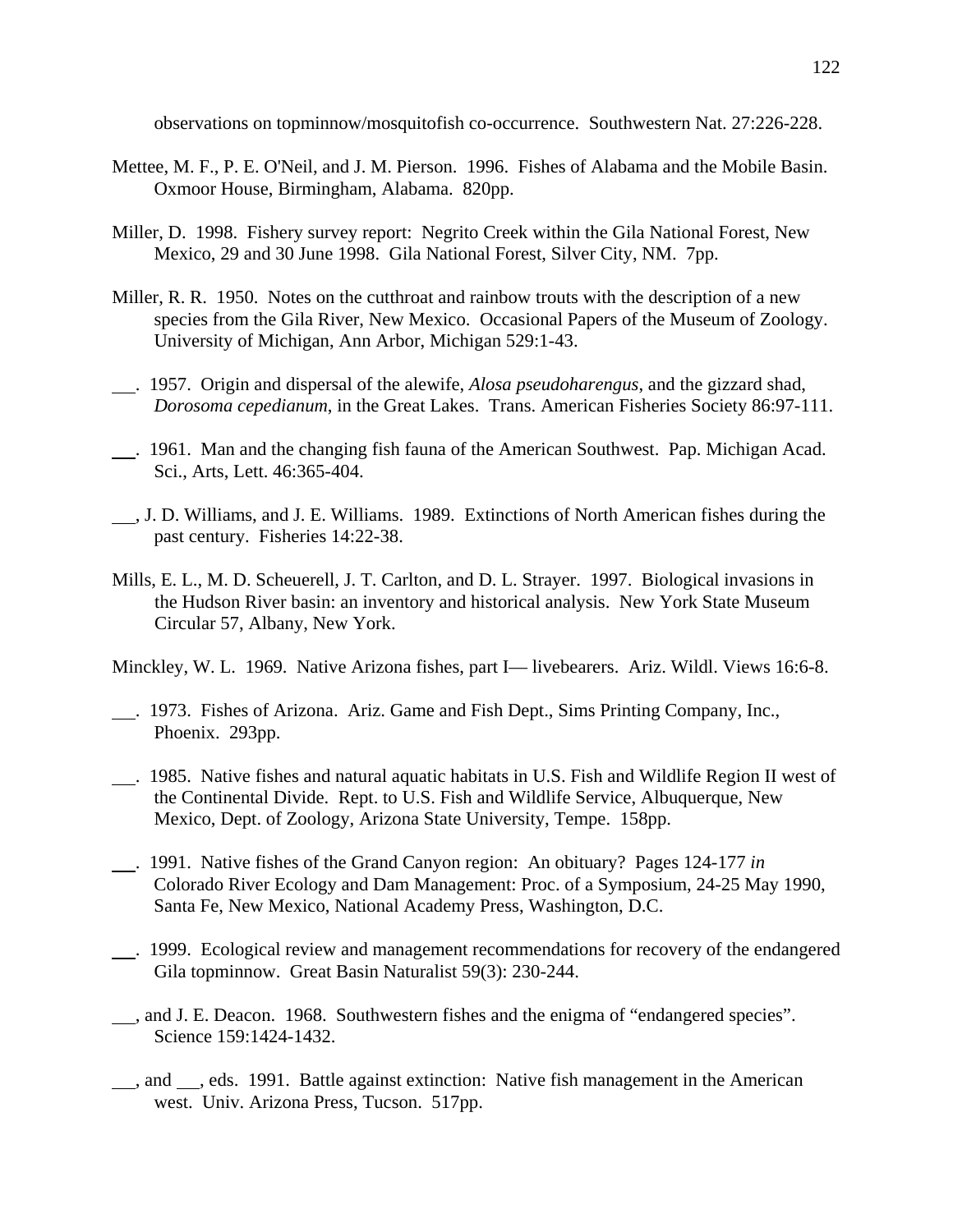observations on topminnow/mosquitofish co-occurrence. Southwestern Nat. 27:226-228.

Mettee, M. F., P. E. O'Neil, and J. M. Pierson. 1996. Fishes of Alabama and the Mobile Basin. Oxmoor House, Birmingham, Alabama. 820pp.

Miller, D. 1998. Fishery survey report: Negrito Creek within the Gila National Forest, New Mexico, 29 and 30 June 1998. Gila National Forest, Silver City, NM. 7pp.

Miller, R. R. 1950. Notes on the cutthroat and rainbow trouts with the description of a new species from the Gila River, New Mexico. Occasional Papers of the Museum of Zoology. University of Michigan, Ann Arbor, Michigan 529:1-43.

___. 1957. Origin and dispersal of the alewife, *Alosa pseudoharengus*, and the gizzard shad, *Dorosoma cepedianum*, in the Great Lakes. Trans. American Fisheries Society 86:97-111.

___. 1961. Man and the changing fish fauna of the American Southwest. Pap. Michigan Acad. Sci., Arts, Lett. 46:365-404.

___, J. D. Williams, and J. E. Williams. 1989. Extinctions of North American fishes during the past century. Fisheries 14:22-38.

Mills, E. L., M. D. Scheuerell, J. T. Carlton, and D. L. Strayer. 1997. Biological invasions in the Hudson River basin: an inventory and historical analysis. New York State Museum Circular 57, Albany, New York.

Minckley, W. L. 1969. Native Arizona fishes, part I— livebearers. Ariz. Wildl. Views 16:6-8.

___. 1973. Fishes of Arizona. Ariz. Game and Fish Dept., Sims Printing Company, Inc., Phoenix. 293pp.

___. 1985. Native fishes and natural aquatic habitats in U.S. Fish and Wildlife Region II west of the Continental Divide. Rept. to U.S. Fish and Wildlife Service, Albuquerque, New Mexico, Dept. of Zoology, Arizona State University, Tempe. 158pp.

___. 1991. Native fishes of the Grand Canyon region: An obituary? Pages 124-177 *in* Colorado River Ecology and Dam Management: Proc. of a Symposium, 24-25 May 1990, Santa Fe, New Mexico, National Academy Press, Washington, D.C.

___. 1999. Ecological review and management recommendations for recovery of the endangered Gila topminnow. Great Basin Naturalist 59(3): 230-244.

___, and J. E. Deacon. 1968. Southwestern fishes and the enigma of "endangered species". Science 159:1424-1432.

___, and ___, eds. 1991. Battle against extinction: Native fish management in the American west. Univ. Arizona Press, Tucson. 517pp.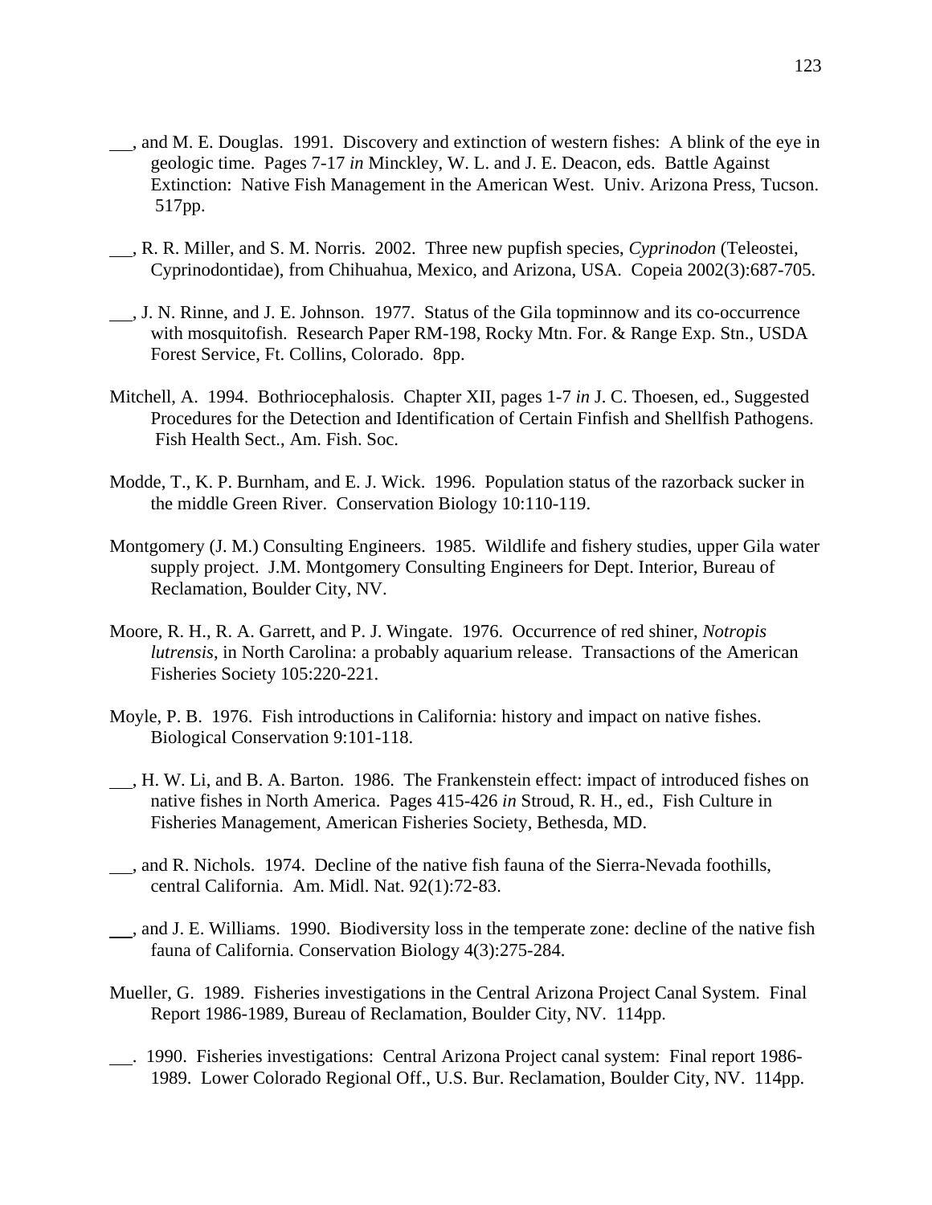\_\_\_, and M. E. Douglas. 1991. Discovery and extinction of western fishes: A blink of the eye in geologic time. Pages 7-17 *in* Minckley, W. L. and J. E. Deacon, eds. Battle Against Extinction: Native Fish Management in the American West. Univ. Arizona Press, Tucson. 517pp.

\_\_\_, R. R. Miller, and S. M. Norris. 2002. Three new pupfish species, *Cyprinodon* (Teleostei, Cyprinodontidae), from Chihuahua, Mexico, and Arizona, USA. Copeia 2002(3):687-705.

\_\_\_, J. N. Rinne, and J. E. Johnson. 1977. Status of the Gila topminnow and its co-occurrence with mosquitofish. Research Paper RM-198, Rocky Mtn. For. & Range Exp. Stn., USDA Forest Service, Ft. Collins, Colorado. 8pp.

Mitchell, A. 1994. Bothriocephalosis. Chapter XII, pages 1-7 *in* J. C. Thoesen, ed., Suggested Procedures for the Detection and Identification of Certain Finfish and Shellfish Pathogens. Fish Health Sect., Am. Fish. Soc.

Modde, T., K. P. Burnham, and E. J. Wick. 1996. Population status of the razorback sucker in the middle Green River. Conservation Biology 10:110-119.

Montgomery (J. M.) Consulting Engineers. 1985. Wildlife and fishery studies, upper Gila water supply project. J.M. Montgomery Consulting Engineers for Dept. Interior, Bureau of Reclamation, Boulder City, NV.

Moore, R. H., R. A. Garrett, and P. J. Wingate. 1976. Occurrence of red shiner, *Notropis lutrensis*, in North Carolina: a probably aquarium release. Transactions of the American Fisheries Society 105:220-221.

Moyle, P. B. 1976. Fish introductions in California: history and impact on native fishes. Biological Conservation 9:101-118.

\_\_\_, H. W. Li, and B. A. Barton. 1986. The Frankenstein effect: impact of introduced fishes on native fishes in North America. Pages 415-426 *in* Stroud, R. H., ed., Fish Culture in Fisheries Management, American Fisheries Society, Bethesda, MD.

\_\_\_, and R. Nichols. 1974. Decline of the native fish fauna of the Sierra-Nevada foothills, central California. Am. Midl. Nat. 92(1):72-83.

\_\_\_, and J. E. Williams. 1990. Biodiversity loss in the temperate zone: decline of the native fish fauna of California. Conservation Biology 4(3):275-284.

Mueller, G. 1989. Fisheries investigations in the Central Arizona Project Canal System. Final Report 1986-1989, Bureau of Reclamation, Boulder City, NV. 114pp.

\_\_\_. 1990. Fisheries investigations: Central Arizona Project canal system: Final report 1986-1989. Lower Colorado Regional Off., U.S. Bur. Reclamation, Boulder City, NV. 114pp.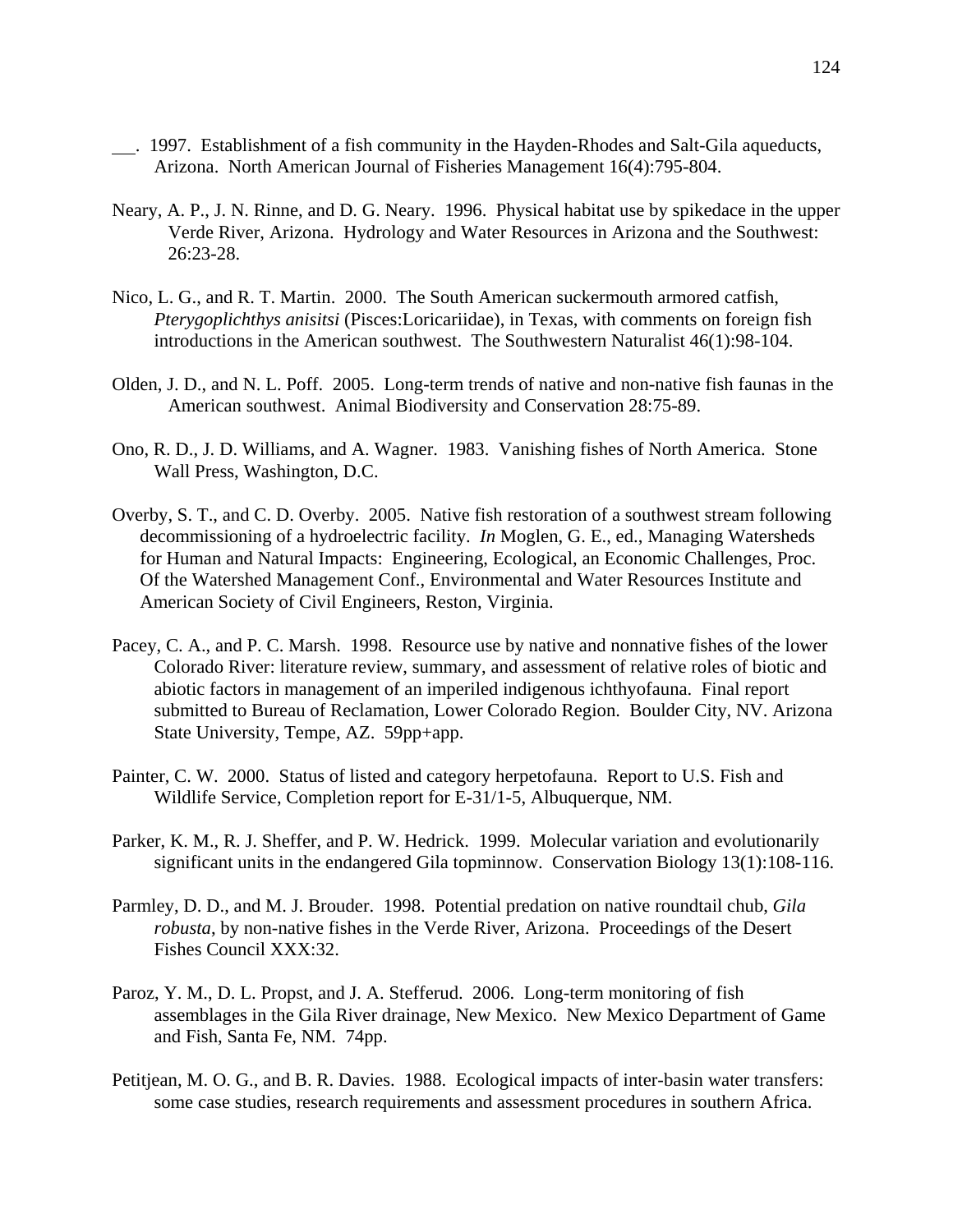___. 1997. Establishment of a fish community in the Hayden-Rhodes and Salt-Gila aqueducts, Arizona. North American Journal of Fisheries Management 16(4):795-804.

Neary, A. P., J. N. Rinne, and D. G. Neary. 1996. Physical habitat use by spikedace in the upper Verde River, Arizona. Hydrology and Water Resources in Arizona and the Southwest: 26:23-28.

Nico, L. G., and R. T. Martin. 2000. The South American suckermouth armored catfish, *Pterygoplichthys anisitsi* (Pisces:Loricariidae), in Texas, with comments on foreign fish introductions in the American southwest. The Southwestern Naturalist 46(1):98-104.

Olden, J. D., and N. L. Poff. 2005. Long-term trends of native and non-native fish faunas in the American southwest. Animal Biodiversity and Conservation 28:75-89.

Ono, R. D., J. D. Williams, and A. Wagner. 1983. Vanishing fishes of North America. Stone Wall Press, Washington, D.C.

Overby, S. T., and C. D. Overby. 2005. Native fish restoration of a southwest stream following decommissioning of a hydroelectric facility. *In* Moglen, G. E., ed., Managing Watersheds for Human and Natural Impacts: Engineering, Ecological, an Economic Challenges, Proc. Of the Watershed Management Conf., Environmental and Water Resources Institute and American Society of Civil Engineers, Reston, Virginia.

Pacey, C. A., and P. C. Marsh. 1998. Resource use by native and nonnative fishes of the lower Colorado River: literature review, summary, and assessment of relative roles of biotic and abiotic factors in management of an imperiled indigenous ichthyofauna. Final report submitted to Bureau of Reclamation, Lower Colorado Region. Boulder City, NV. Arizona State University, Tempe, AZ. 59pp+app.

Painter, C. W. 2000. Status of listed and category herpetofauna. Report to U.S. Fish and Wildlife Service, Completion report for E-31/1-5, Albuquerque, NM.

Parker, K. M., R. J. Sheffer, and P. W. Hedrick. 1999. Molecular variation and evolutionarily significant units in the endangered Gila topminnow. Conservation Biology 13(1):108-116.

Parmley, D. D., and M. J. Brouder. 1998. Potential predation on native roundtail chub, *Gila robusta*, by non-native fishes in the Verde River, Arizona. Proceedings of the Desert Fishes Council XXX:32.

Paroz, Y. M., D. L. Propst, and J. A. Stefferud. 2006. Long-term monitoring of fish assemblages in the Gila River drainage, New Mexico. New Mexico Department of Game and Fish, Santa Fe, NM. 74pp.

Petitjean, M. O. G., and B. R. Davies. 1988. Ecological impacts of inter-basin water transfers: some case studies, research requirements and assessment procedures in southern Africa.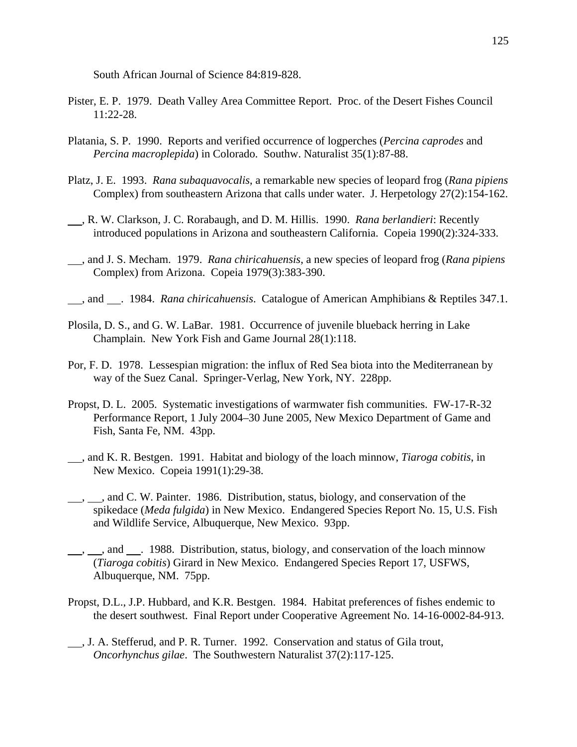South African Journal of Science 84:819-828.

Pister, E. P. 1979. Death Valley Area Committee Report. Proc. of the Desert Fishes Council 11:22-28.

Platania, S. P. 1990. Reports and verified occurrence of logperches (*Percina caprodes* and *Percina macroplepida*) in Colorado. Southw. Naturalist 35(1):87-88.

Platz, J. E. 1993. *Rana subaquavocalis*, a remarkable new species of leopard frog (*Rana pipiens* Complex) from southeastern Arizona that calls under water. J. Herpetology 27(2):154-162.

___, R. W. Clarkson, J. C. Rorabaugh, and D. M. Hillis. 1990. *Rana berlandieri*: Recently introduced populations in Arizona and southeastern California. Copeia 1990(2):324-333.

___, and J. S. Mecham. 1979. *Rana chiricahuensis*, a new species of leopard frog (*Rana pipiens* Complex) from Arizona. Copeia 1979(3):383-390.

___, and ___. 1984. *Rana chiricahuensis*. Catalogue of American Amphibians & Reptiles 347.1.

Plosila, D. S., and G. W. LaBar. 1981. Occurrence of juvenile blueback herring in Lake Champlain. New York Fish and Game Journal 28(1):118.

Por, F. D. 1978. Lessespian migration: the influx of Red Sea biota into the Mediterranean by way of the Suez Canal. Springer-Verlag, New York, NY. 228pp.

Propst, D. L. 2005. Systematic investigations of warmwater fish communities. FW-17-R-32 Performance Report, 1 July 2004–30 June 2005, New Mexico Department of Game and Fish, Santa Fe, NM. 43pp.

___, and K. R. Bestgen. 1991. Habitat and biology of the loach minnow, *Tiaroga cobitis*, in New Mexico. Copeia 1991(1):29-38.

___, ___, and C. W. Painter. 1986. Distribution, status, biology, and conservation of the spikedace (*Meda fulgida*) in New Mexico. Endangered Species Report No. 15, U.S. Fish and Wildlife Service, Albuquerque, New Mexico. 93pp.

___, ___, and ___. 1988. Distribution, status, biology, and conservation of the loach minnow (*Tiaroga cobitis*) Girard in New Mexico. Endangered Species Report 17, USFWS, Albuquerque, NM. 75pp.

Propst, D.L., J.P. Hubbard, and K.R. Bestgen. 1984. Habitat preferences of fishes endemic to the desert southwest. Final Report under Cooperative Agreement No. 14-16-0002-84-913.

___, J. A. Stefferud, and P. R. Turner. 1992. Conservation and status of Gila trout, *Oncorhynchus gilae*. The Southwestern Naturalist 37(2):117-125.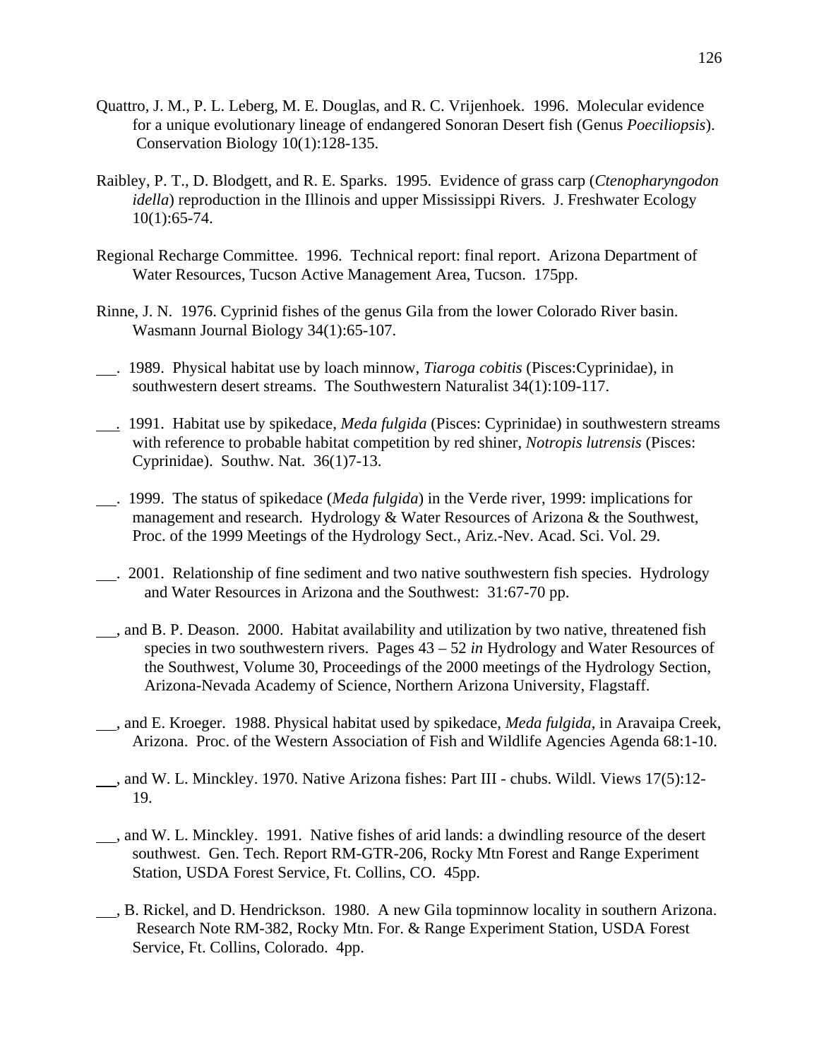Quattro, J. M., P. L. Leberg, M. E. Douglas, and R. C. Vrijenhoek. 1996. Molecular evidence for a unique evolutionary lineage of endangered Sonoran Desert fish (Genus *Poeciliopsis*). Conservation Biology 10(1):128-135.

Raibley, P. T., D. Blodgett, and R. E. Sparks. 1995. Evidence of grass carp (*Ctenopharyngodon idella*) reproduction in the Illinois and upper Mississippi Rivers. J. Freshwater Ecology 10(1):65-74.

Regional Recharge Committee. 1996. Technical report: final report. Arizona Department of Water Resources, Tucson Active Management Area, Tucson. 175pp.

Rinne, J. N. 1976. Cyprinid fishes of the genus Gila from the lower Colorado River basin. Wasmann Journal Biology 34(1):65-107.

___. 1989. Physical habitat use by loach minnow, *Tiaroga cobitis* (Pisces:Cyprinidae), in southwestern desert streams. The Southwestern Naturalist 34(1):109-117.

___. 1991. Habitat use by spikedace, *Meda fulgida* (Pisces: Cyprinidae) in southwestern streams with reference to probable habitat competition by red shiner, *Notropis lutrensis* (Pisces: Cyprinidae). Southw. Nat. 36(1)7-13.

___. 1999. The status of spikedace (*Meda fulgida*) in the Verde river, 1999: implications for management and research. Hydrology & Water Resources of Arizona & the Southwest, Proc. of the 1999 Meetings of the Hydrology Sect., Ariz.-Nev. Acad. Sci. Vol. 29.

___. 2001. Relationship of fine sediment and two native southwestern fish species. Hydrology and Water Resources in Arizona and the Southwest: 31:67-70 pp.

___, and B. P. Deason. 2000. Habitat availability and utilization by two native, threatened fish species in two southwestern rivers. Pages 43 – 52 *in* Hydrology and Water Resources of the Southwest, Volume 30, Proceedings of the 2000 meetings of the Hydrology Section, Arizona-Nevada Academy of Science, Northern Arizona University, Flagstaff.

___, and E. Kroeger. 1988. Physical habitat used by spikedace, *Meda fulgida*, in Aravaipa Creek, Arizona. Proc. of the Western Association of Fish and Wildlife Agencies Agenda 68:1-10.

___, and W. L. Minckley. 1970. Native Arizona fishes: Part III - chubs. Wildl. Views 17(5):12-19.

___, and W. L. Minckley. 1991. Native fishes of arid lands: a dwindling resource of the desert southwest. Gen. Tech. Report RM-GTR-206, Rocky Mtn Forest and Range Experiment Station, USDA Forest Service, Ft. Collins, CO. 45pp.

___, B. Rickel, and D. Hendrickson. 1980. A new Gila topminnow locality in southern Arizona. Research Note RM-382, Rocky Mtn. For. & Range Experiment Station, USDA Forest Service, Ft. Collins, Colorado. 4pp.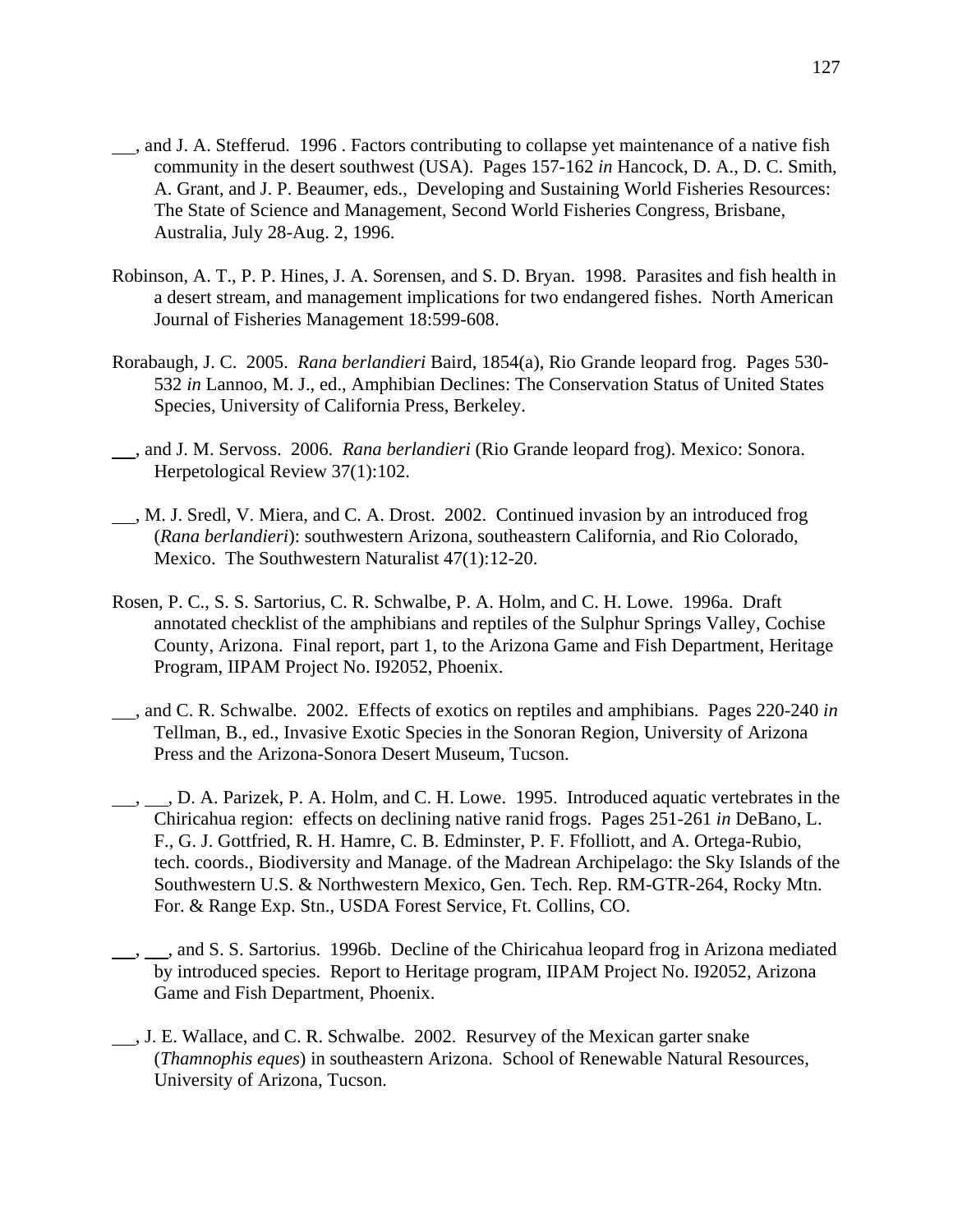\_\_\_, and J. A. Stefferud. 1996 . Factors contributing to collapse yet maintenance of a native fish community in the desert southwest (USA). Pages 157-162 *in* Hancock, D. A., D. C. Smith, A. Grant, and J. P. Beaumer, eds., Developing and Sustaining World Fisheries Resources: The State of Science and Management, Second World Fisheries Congress, Brisbane, Australia, July 28-Aug. 2, 1996.

Robinson, A. T., P. P. Hines, J. A. Sorensen, and S. D. Bryan. 1998. Parasites and fish health in a desert stream, and management implications for two endangered fishes. North American Journal of Fisheries Management 18:599-608.

Rorabaugh, J. C. 2005. *Rana berlandieri* Baird, 1854(a), Rio Grande leopard frog. Pages 530-532 *in* Lannoo, M. J., ed., Amphibian Declines: The Conservation Status of United States Species, University of California Press, Berkeley.

\_\_\_, and J. M. Servoss. 2006. *Rana berlandieri* (Rio Grande leopard frog). Mexico: Sonora. Herpetological Review 37(1):102.

\_\_\_, M. J. Sredl, V. Miera, and C. A. Drost. 2002. Continued invasion by an introduced frog (*Rana berlandieri*): southwestern Arizona, southeastern California, and Rio Colorado, Mexico. The Southwestern Naturalist 47(1):12-20.

Rosen, P. C., S. S. Sartorius, C. R. Schwalbe, P. A. Holm, and C. H. Lowe. 1996a. Draft annotated checklist of the amphibians and reptiles of the Sulphur Springs Valley, Cochise County, Arizona. Final report, part 1, to the Arizona Game and Fish Department, Heritage Program, IIPAM Project No. I92052, Phoenix.

\_\_\_, and C. R. Schwalbe. 2002. Effects of exotics on reptiles and amphibians. Pages 220-240 *in* Tellman, B., ed., Invasive Exotic Species in the Sonoran Region, University of Arizona Press and the Arizona-Sonora Desert Museum, Tucson.

\_\_\_, \_\_\_, D. A. Parizek, P. A. Holm, and C. H. Lowe. 1995. Introduced aquatic vertebrates in the Chiricahua region: effects on declining native ranid frogs. Pages 251-261 *in* DeBano, L. F., G. J. Gottfried, R. H. Hamre, C. B. Edminster, P. F. Ffolliott, and A. Ortega-Rubio, tech. coords., Biodiversity and Manage. of the Madrean Archipelago: the Sky Islands of the Southwestern U.S. & Northwestern Mexico, Gen. Tech. Rep. RM-GTR-264, Rocky Mtn. For. & Range Exp. Stn., USDA Forest Service, Ft. Collins, CO.

\_\_\_, \_\_\_, and S. S. Sartorius. 1996b. Decline of the Chiricahua leopard frog in Arizona mediated by introduced species. Report to Heritage program, IIPAM Project No. I92052, Arizona Game and Fish Department, Phoenix.

\_\_\_, J. E. Wallace, and C. R. Schwalbe. 2002. Resurvey of the Mexican garter snake (*Thamnophis eques*) in southeastern Arizona. School of Renewable Natural Resources, University of Arizona, Tucson.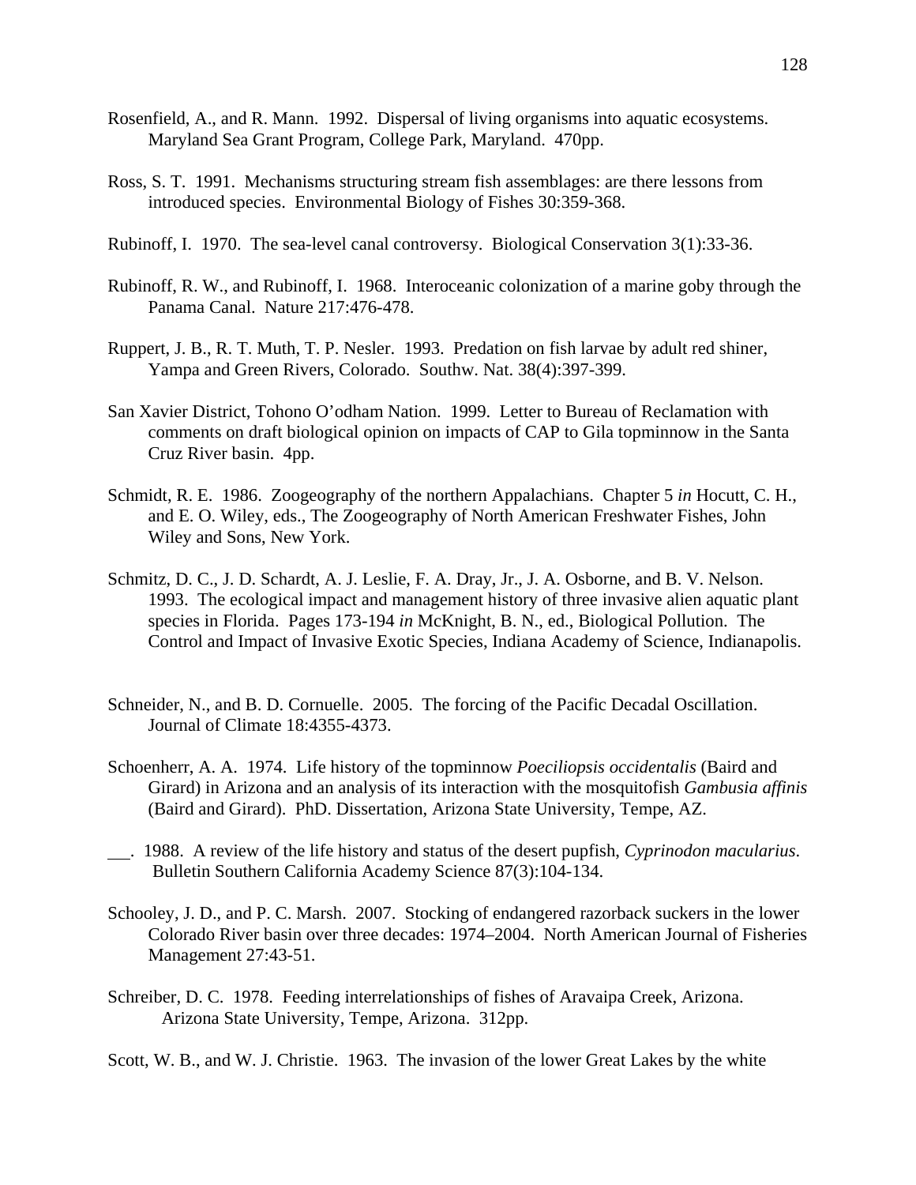Rosenfield, A., and R. Mann. 1992. Dispersal of living organisms into aquatic ecosystems. Maryland Sea Grant Program, College Park, Maryland. 470pp.

Ross, S. T. 1991. Mechanisms structuring stream fish assemblages: are there lessons from introduced species. Environmental Biology of Fishes 30:359-368.

Rubinoff, I. 1970. The sea-level canal controversy. Biological Conservation 3(1):33-36.

Rubinoff, R. W., and Rubinoff, I. 1968. Interoceanic colonization of a marine goby through the Panama Canal. Nature 217:476-478.

Ruppert, J. B., R. T. Muth, T. P. Nesler. 1993. Predation on fish larvae by adult red shiner, Yampa and Green Rivers, Colorado. Southw. Nat. 38(4):397-399.

San Xavier District, Tohono O'odham Nation. 1999. Letter to Bureau of Reclamation with comments on draft biological opinion on impacts of CAP to Gila topminnow in the Santa Cruz River basin. 4pp.

Schmidt, R. E. 1986. Zoogeography of the northern Appalachians. Chapter 5 *in* Hocutt, C. H., and E. O. Wiley, eds., The Zoogeography of North American Freshwater Fishes, John Wiley and Sons, New York.

Schmitz, D. C., J. D. Schardt, A. J. Leslie, F. A. Dray, Jr., J. A. Osborne, and B. V. Nelson. 1993. The ecological impact and management history of three invasive alien aquatic plant species in Florida. Pages 173-194 *in* McKnight, B. N., ed., Biological Pollution. The Control and Impact of Invasive Exotic Species, Indiana Academy of Science, Indianapolis.

Schneider, N., and B. D. Cornuelle. 2005. The forcing of the Pacific Decadal Oscillation. Journal of Climate 18:4355-4373.

Schoenherr, A. A. 1974. Life history of the topminnow *Poeciliopsis occidentalis* (Baird and Girard) in Arizona and an analysis of its interaction with the mosquitofish *Gambusia affinis* (Baird and Girard). PhD. Dissertation, Arizona State University, Tempe, AZ.

___. 1988. A review of the life history and status of the desert pupfish, *Cyprinodon macularius*. Bulletin Southern California Academy Science 87(3):104-134.

Schooley, J. D., and P. C. Marsh. 2007. Stocking of endangered razorback suckers in the lower Colorado River basin over three decades: 1974–2004. North American Journal of Fisheries Management 27:43-51.

Schreiber, D. C. 1978. Feeding interrelationships of fishes of Aravaipa Creek, Arizona. Arizona State University, Tempe, Arizona. 312pp.

Scott, W. B., and W. J. Christie. 1963. The invasion of the lower Great Lakes by the white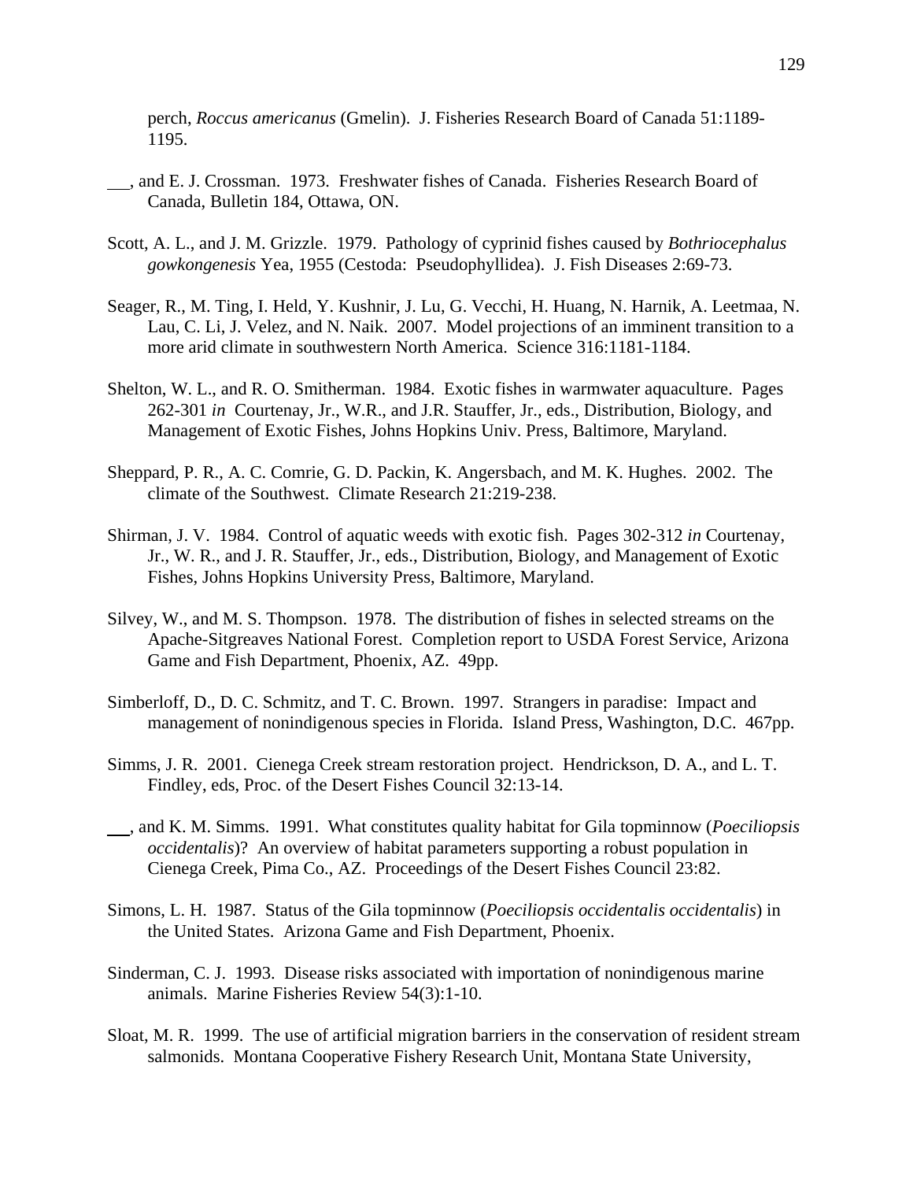perch, *Roccus americanus* (Gmelin). J. Fisheries Research Board of Canada 51:1189-1195.

___, and E. J. Crossman. 1973. Freshwater fishes of Canada. Fisheries Research Board of Canada, Bulletin 184, Ottawa, ON.

Scott, A. L., and J. M. Grizzle. 1979. Pathology of cyprinid fishes caused by *Bothriocephalus gowkongenesis* Yea, 1955 (Cestoda: Pseudophyllidea). J. Fish Diseases 2:69-73.

Seager, R., M. Ting, I. Held, Y. Kushnir, J. Lu, G. Vecchi, H. Huang, N. Harnik, A. Leetmaa, N. Lau, C. Li, J. Velez, and N. Naik. 2007. Model projections of an imminent transition to a more arid climate in southwestern North America. Science 316:1181-1184.

Shelton, W. L., and R. O. Smitherman. 1984. Exotic fishes in warmwater aquaculture. Pages 262-301 *in* Courtenay, Jr., W.R., and J.R. Stauffer, Jr., eds., Distribution, Biology, and Management of Exotic Fishes, Johns Hopkins Univ. Press, Baltimore, Maryland.

Sheppard, P. R., A. C. Comrie, G. D. Packin, K. Angersbach, and M. K. Hughes. 2002. The climate of the Southwest. Climate Research 21:219-238.

Shirman, J. V. 1984. Control of aquatic weeds with exotic fish. Pages 302-312 *in* Courtenay, Jr., W. R., and J. R. Stauffer, Jr., eds., Distribution, Biology, and Management of Exotic Fishes, Johns Hopkins University Press, Baltimore, Maryland.

Silvey, W., and M. S. Thompson. 1978. The distribution of fishes in selected streams on the Apache-Sitgreaves National Forest. Completion report to USDA Forest Service, Arizona Game and Fish Department, Phoenix, AZ. 49pp.

Simberloff, D., D. C. Schmitz, and T. C. Brown. 1997. Strangers in paradise: Impact and management of nonindigenous species in Florida. Island Press, Washington, D.C. 467pp.

Simms, J. R. 2001. Cienega Creek stream restoration project. Hendrickson, D. A., and L. T. Findley, eds, Proc. of the Desert Fishes Council 32:13-14.

___, and K. M. Simms. 1991. What constitutes quality habitat for Gila topminnow (*Poeciliopsis occidentalis*)? An overview of habitat parameters supporting a robust population in Cienega Creek, Pima Co., AZ. Proceedings of the Desert Fishes Council 23:82.

Simons, L. H. 1987. Status of the Gila topminnow (*Poeciliopsis occidentalis occidentalis*) in the United States. Arizona Game and Fish Department, Phoenix.

Sinderman, C. J. 1993. Disease risks associated with importation of nonindigenous marine animals. Marine Fisheries Review 54(3):1-10.

Sloat, M. R. 1999. The use of artificial migration barriers in the conservation of resident stream salmonids. Montana Cooperative Fishery Research Unit, Montana State University,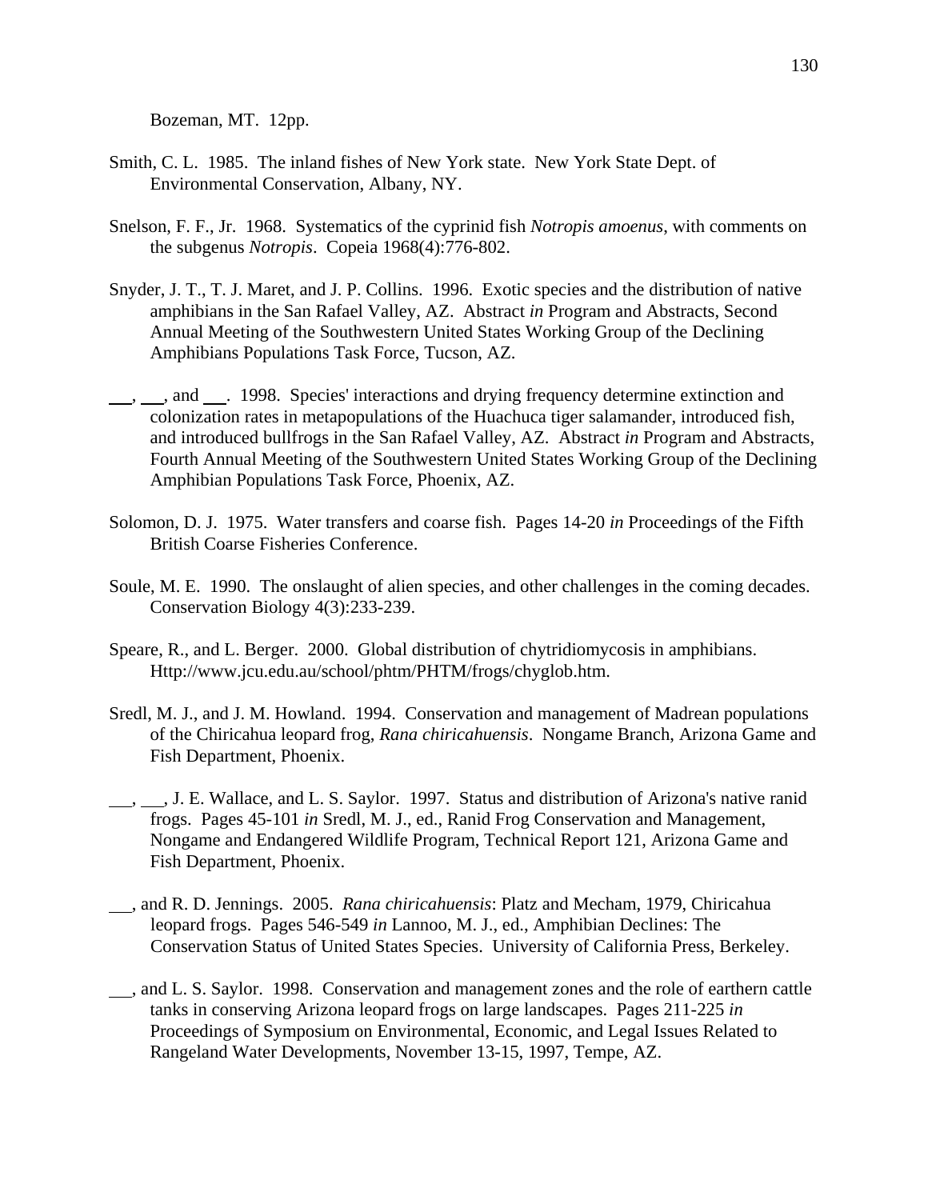Bozeman, MT. 12pp.

Smith, C. L. 1985. The inland fishes of New York state. New York State Dept. of Environmental Conservation, Albany, NY.

Snelson, F. F., Jr. 1968. Systematics of the cyprinid fish *Notropis amoenus*, with comments on the subgenus *Notropis*. Copeia 1968(4):776-802.

Snyder, J. T., T. J. Maret, and J. P. Collins. 1996. Exotic species and the distribution of native amphibians in the San Rafael Valley, AZ. Abstract *in* Program and Abstracts, Second Annual Meeting of the Southwestern United States Working Group of the Declining Amphibians Populations Task Force, Tucson, AZ.

\_\_, \_\_, and \_\_. 1998. Species' interactions and drying frequency determine extinction and colonization rates in metapopulations of the Huachuca tiger salamander, introduced fish, and introduced bullfrogs in the San Rafael Valley, AZ. Abstract *in* Program and Abstracts, Fourth Annual Meeting of the Southwestern United States Working Group of the Declining Amphibian Populations Task Force, Phoenix, AZ.

Solomon, D. J. 1975. Water transfers and coarse fish. Pages 14-20 *in* Proceedings of the Fifth British Coarse Fisheries Conference.

Soule, M. E. 1990. The onslaught of alien species, and other challenges in the coming decades. Conservation Biology 4(3):233-239.

Speare, R., and L. Berger. 2000. Global distribution of chytridiomycosis in amphibians. Http://www.jcu.edu.au/school/phtm/PHTM/frogs/chyglob.htm.

Sredl, M. J., and J. M. Howland. 1994. Conservation and management of Madrean populations of the Chiricahua leopard frog, *Rana chiricahuensis*. Nongame Branch, Arizona Game and Fish Department, Phoenix.

\_\_, \_\_, J. E. Wallace, and L. S. Saylor. 1997. Status and distribution of Arizona's native ranid frogs. Pages 45-101 *in* Sredl, M. J., ed., Ranid Frog Conservation and Management, Nongame and Endangered Wildlife Program, Technical Report 121, Arizona Game and Fish Department, Phoenix.

\_\_, and R. D. Jennings. 2005. *Rana chiricahuensis*: Platz and Mecham, 1979, Chiricahua leopard frogs. Pages 546-549 *in* Lannoo, M. J., ed., Amphibian Declines: The Conservation Status of United States Species. University of California Press, Berkeley.

\_\_, and L. S. Saylor. 1998. Conservation and management zones and the role of earthern cattle tanks in conserving Arizona leopard frogs on large landscapes. Pages 211-225 *in* Proceedings of Symposium on Environmental, Economic, and Legal Issues Related to Rangeland Water Developments, November 13-15, 1997, Tempe, AZ.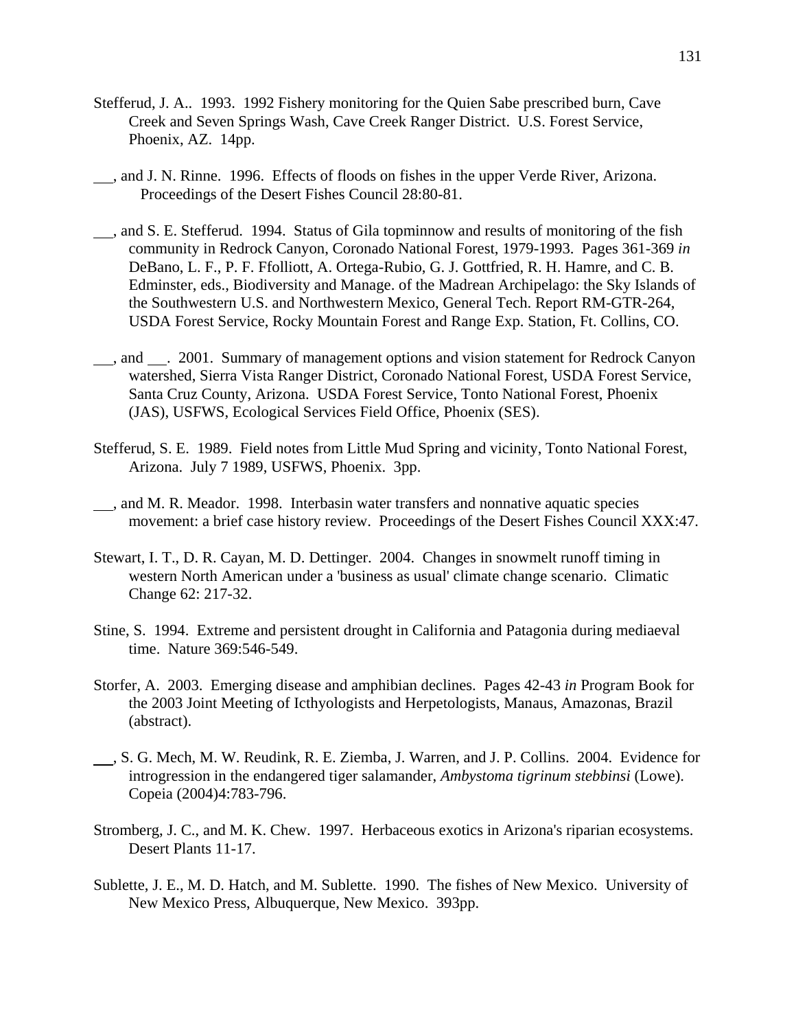Stefferud, J. A.. 1993. 1992 Fishery monitoring for the Quien Sabe prescribed burn, Cave Creek and Seven Springs Wash, Cave Creek Ranger District. U.S. Forest Service, Phoenix, AZ. 14pp.

\_\_, and J. N. Rinne. 1996. Effects of floods on fishes in the upper Verde River, Arizona. Proceedings of the Desert Fishes Council 28:80-81.

\_\_, and S. E. Stefferud. 1994. Status of Gila topminnow and results of monitoring of the fish community in Redrock Canyon, Coronado National Forest, 1979-1993. Pages 361-369 *in* DeBano, L. F., P. F. Ffolliott, A. Ortega-Rubio, G. J. Gottfried, R. H. Hamre, and C. B. Edminster, eds., Biodiversity and Manage. of the Madrean Archipelago: the Sky Islands of the Southwestern U.S. and Northwestern Mexico, General Tech. Report RM-GTR-264, USDA Forest Service, Rocky Mountain Forest and Range Exp. Station, Ft. Collins, CO.

\_\_, and \_\_. 2001. Summary of management options and vision statement for Redrock Canyon watershed, Sierra Vista Ranger District, Coronado National Forest, USDA Forest Service, Santa Cruz County, Arizona. USDA Forest Service, Tonto National Forest, Phoenix (JAS), USFWS, Ecological Services Field Office, Phoenix (SES).

Stefferud, S. E. 1989. Field notes from Little Mud Spring and vicinity, Tonto National Forest, Arizona. July 7 1989, USFWS, Phoenix. 3pp.

\_\_, and M. R. Meador. 1998. Interbasin water transfers and nonnative aquatic species movement: a brief case history review. Proceedings of the Desert Fishes Council XXX:47.

Stewart, I. T., D. R. Cayan, M. D. Dettinger. 2004. Changes in snowmelt runoff timing in western North American under a 'business as usual' climate change scenario. Climatic Change 62: 217-32.

Stine, S. 1994. Extreme and persistent drought in California and Patagonia during mediaeval time. Nature 369:546-549.

Storfer, A. 2003. Emerging disease and amphibian declines. Pages 42-43 *in* Program Book for the 2003 Joint Meeting of Icthyologists and Herpetologists, Manaus, Amazonas, Brazil (abstract).

\_\_, S. G. Mech, M. W. Reudink, R. E. Ziemba, J. Warren, and J. P. Collins. 2004. Evidence for introgression in the endangered tiger salamander, *Ambystoma tigrinum stebbinsi* (Lowe). Copeia (2004)4:783-796.

Stromberg, J. C., and M. K. Chew. 1997. Herbaceous exotics in Arizona's riparian ecosystems. Desert Plants 11-17.

Sublette, J. E., M. D. Hatch, and M. Sublette. 1990. The fishes of New Mexico. University of New Mexico Press, Albuquerque, New Mexico. 393pp.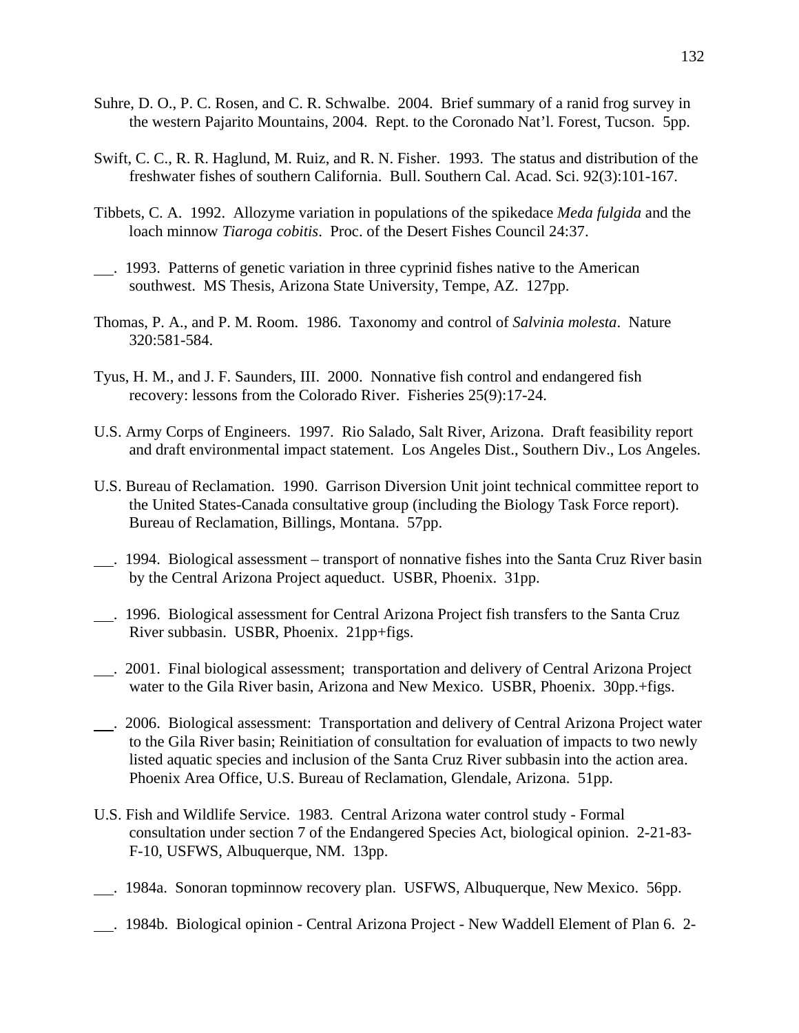Suhre, D. O., P. C. Rosen, and C. R. Schwalbe. 2004. Brief summary of a ranid frog survey in the western Pajarito Mountains, 2004. Rept. to the Coronado Nat'l. Forest, Tucson. 5pp.

Swift, C. C., R. R. Haglund, M. Ruiz, and R. N. Fisher. 1993. The status and distribution of the freshwater fishes of southern California. Bull. Southern Cal. Acad. Sci. 92(3):101-167.

Tibbets, C. A. 1992. Allozyme variation in populations of the spikedace *Meda fulgida* and the loach minnow *Tiaroga cobitis*. Proc. of the Desert Fishes Council 24:37.

___. 1993. Patterns of genetic variation in three cyprinid fishes native to the American southwest. MS Thesis, Arizona State University, Tempe, AZ. 127pp.

Thomas, P. A., and P. M. Room. 1986. Taxonomy and control of *Salvinia molesta*. Nature 320:581-584.

Tyus, H. M., and J. F. Saunders, III. 2000. Nonnative fish control and endangered fish recovery: lessons from the Colorado River. Fisheries 25(9):17-24.

U.S. Army Corps of Engineers. 1997. Rio Salado, Salt River, Arizona. Draft feasibility report and draft environmental impact statement. Los Angeles Dist., Southern Div., Los Angeles.

U.S. Bureau of Reclamation. 1990. Garrison Diversion Unit joint technical committee report to the United States-Canada consultative group (including the Biology Task Force report). Bureau of Reclamation, Billings, Montana. 57pp.

___. 1994. Biological assessment – transport of nonnative fishes into the Santa Cruz River basin by the Central Arizona Project aqueduct. USBR, Phoenix. 31pp.

___. 1996. Biological assessment for Central Arizona Project fish transfers to the Santa Cruz River subbasin. USBR, Phoenix. 21pp+figs.

___. 2001. Final biological assessment; transportation and delivery of Central Arizona Project water to the Gila River basin, Arizona and New Mexico. USBR, Phoenix. 30pp.+figs.

___. 2006. Biological assessment: Transportation and delivery of Central Arizona Project water to the Gila River basin; Reinitiation of consultation for evaluation of impacts to two newly listed aquatic species and inclusion of the Santa Cruz River subbasin into the action area. Phoenix Area Office, U.S. Bureau of Reclamation, Glendale, Arizona. 51pp.

U.S. Fish and Wildlife Service. 1983. Central Arizona water control study - Formal consultation under section 7 of the Endangered Species Act, biological opinion. 2-21-83-F-10, USFWS, Albuquerque, NM. 13pp.

___. 1984a. Sonoran topminnow recovery plan. USFWS, Albuquerque, New Mexico. 56pp.

___. 1984b. Biological opinion - Central Arizona Project - New Waddell Element of Plan 6. 2-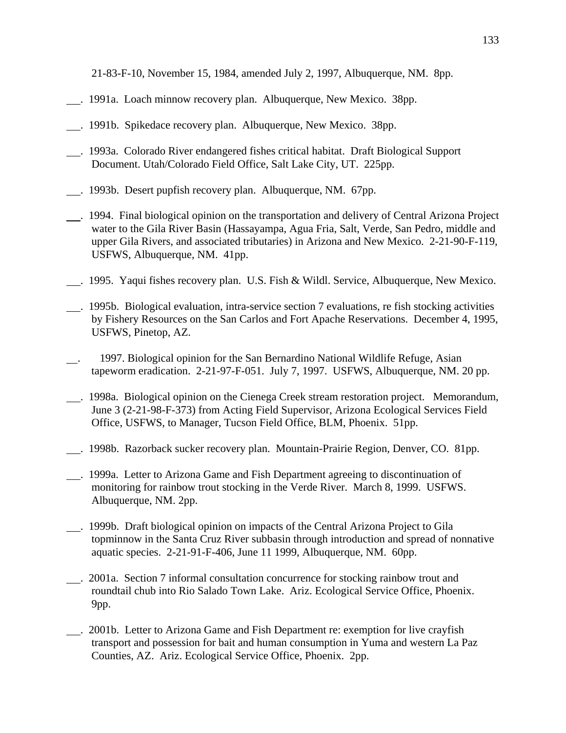21-83-F-10, November 15, 1984, amended July 2, 1997, Albuquerque, NM.  8pp.

___. 1991a. Loach minnow recovery plan. Albuquerque, New Mexico. 38pp.

___. 1991b. Spikedace recovery plan. Albuquerque, New Mexico. 38pp.

___. 1993a. Colorado River endangered fishes critical habitat. Draft Biological Support Document. Utah/Colorado Field Office, Salt Lake City, UT. 225pp.

___. 1993b. Desert pupfish recovery plan. Albuquerque, NM. 67pp.

___. 1994. Final biological opinion on the transportation and delivery of Central Arizona Project water to the Gila River Basin (Hassayampa, Agua Fria, Salt, Verde, San Pedro, middle and upper Gila Rivers, and associated tributaries) in Arizona and New Mexico. 2-21-90-F-119, USFWS, Albuquerque, NM. 41pp.

___. 1995. Yaqui fishes recovery plan. U.S. Fish & Wildl. Service, Albuquerque, New Mexico.

___. 1995b. Biological evaluation, intra-service section 7 evaluations, re fish stocking activities by Fishery Resources on the San Carlos and Fort Apache Reservations. December 4, 1995, USFWS, Pinetop, AZ.

___. 1997. Biological opinion for the San Bernardino National Wildlife Refuge, Asian tapeworm eradication. 2-21-97-F-051. July 7, 1997. USFWS, Albuquerque, NM. 20 pp.

___. 1998a. Biological opinion on the Cienega Creek stream restoration project. Memorandum, June 3 (2-21-98-F-373) from Acting Field Supervisor, Arizona Ecological Services Field Office, USFWS, to Manager, Tucson Field Office, BLM, Phoenix. 51pp.

___. 1998b. Razorback sucker recovery plan. Mountain-Prairie Region, Denver, CO. 81pp.

___. 1999a. Letter to Arizona Game and Fish Department agreeing to discontinuation of monitoring for rainbow trout stocking in the Verde River. March 8, 1999. USFWS. Albuquerque, NM. 2pp.

___. 1999b. Draft biological opinion on impacts of the Central Arizona Project to Gila topminnow in the Santa Cruz River subbasin through introduction and spread of nonnative aquatic species. 2-21-91-F-406, June 11 1999, Albuquerque, NM. 60pp.

___. 2001a. Section 7 informal consultation concurrence for stocking rainbow trout and roundtail chub into Rio Salado Town Lake. Ariz. Ecological Service Office, Phoenix. 9pp.

___. 2001b. Letter to Arizona Game and Fish Department re: exemption for live crayfish transport and possession for bait and human consumption in Yuma and western La Paz Counties, AZ. Ariz. Ecological Service Office, Phoenix. 2pp.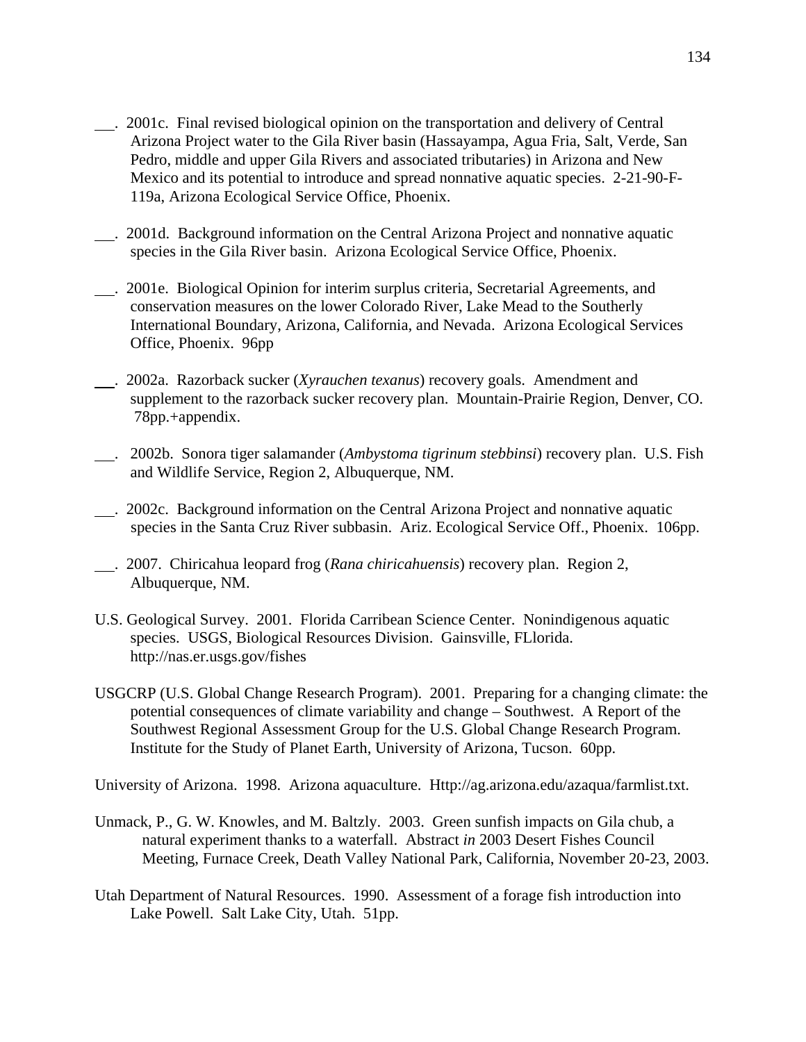___. 2001c. Final revised biological opinion on the transportation and delivery of Central Arizona Project water to the Gila River basin (Hassayampa, Agua Fria, Salt, Verde, San Pedro, middle and upper Gila Rivers and associated tributaries) in Arizona and New Mexico and its potential to introduce and spread nonnative aquatic species. 2-21-90-F-119a, Arizona Ecological Service Office, Phoenix.

___. 2001d. Background information on the Central Arizona Project and nonnative aquatic species in the Gila River basin. Arizona Ecological Service Office, Phoenix.

___. 2001e. Biological Opinion for interim surplus criteria, Secretarial Agreements, and conservation measures on the lower Colorado River, Lake Mead to the Southerly International Boundary, Arizona, California, and Nevada. Arizona Ecological Services Office, Phoenix. 96pp

___. 2002a. Razorback sucker (*Xyrauchen texanus*) recovery goals. Amendment and supplement to the razorback sucker recovery plan. Mountain-Prairie Region, Denver, CO. 78pp.+appendix.

___. 2002b. Sonora tiger salamander (*Ambystoma tigrinum stebbinsi*) recovery plan. U.S. Fish and Wildlife Service, Region 2, Albuquerque, NM.

___. 2002c. Background information on the Central Arizona Project and nonnative aquatic species in the Santa Cruz River subbasin. Ariz. Ecological Service Off., Phoenix. 106pp.

___. 2007. Chiricahua leopard frog (*Rana chiricahuensis*) recovery plan. Region 2, Albuquerque, NM.

U.S. Geological Survey. 2001. Florida Carribean Science Center. Nonindigenous aquatic species. USGS, Biological Resources Division. Gainsville, FLlorida. http://nas.er.usgs.gov/fishes

USGCRP (U.S. Global Change Research Program). 2001. Preparing for a changing climate: the potential consequences of climate variability and change – Southwest. A Report of the Southwest Regional Assessment Group for the U.S. Global Change Research Program. Institute for the Study of Planet Earth, University of Arizona, Tucson. 60pp.

University of Arizona. 1998. Arizona aquaculture. Http://ag.arizona.edu/azaqua/farmlist.txt.

Unmack, P., G. W. Knowles, and M. Baltzly. 2003. Green sunfish impacts on Gila chub, a natural experiment thanks to a waterfall. Abstract *in* 2003 Desert Fishes Council Meeting, Furnace Creek, Death Valley National Park, California, November 20-23, 2003.

Utah Department of Natural Resources. 1990. Assessment of a forage fish introduction into Lake Powell. Salt Lake City, Utah. 51pp.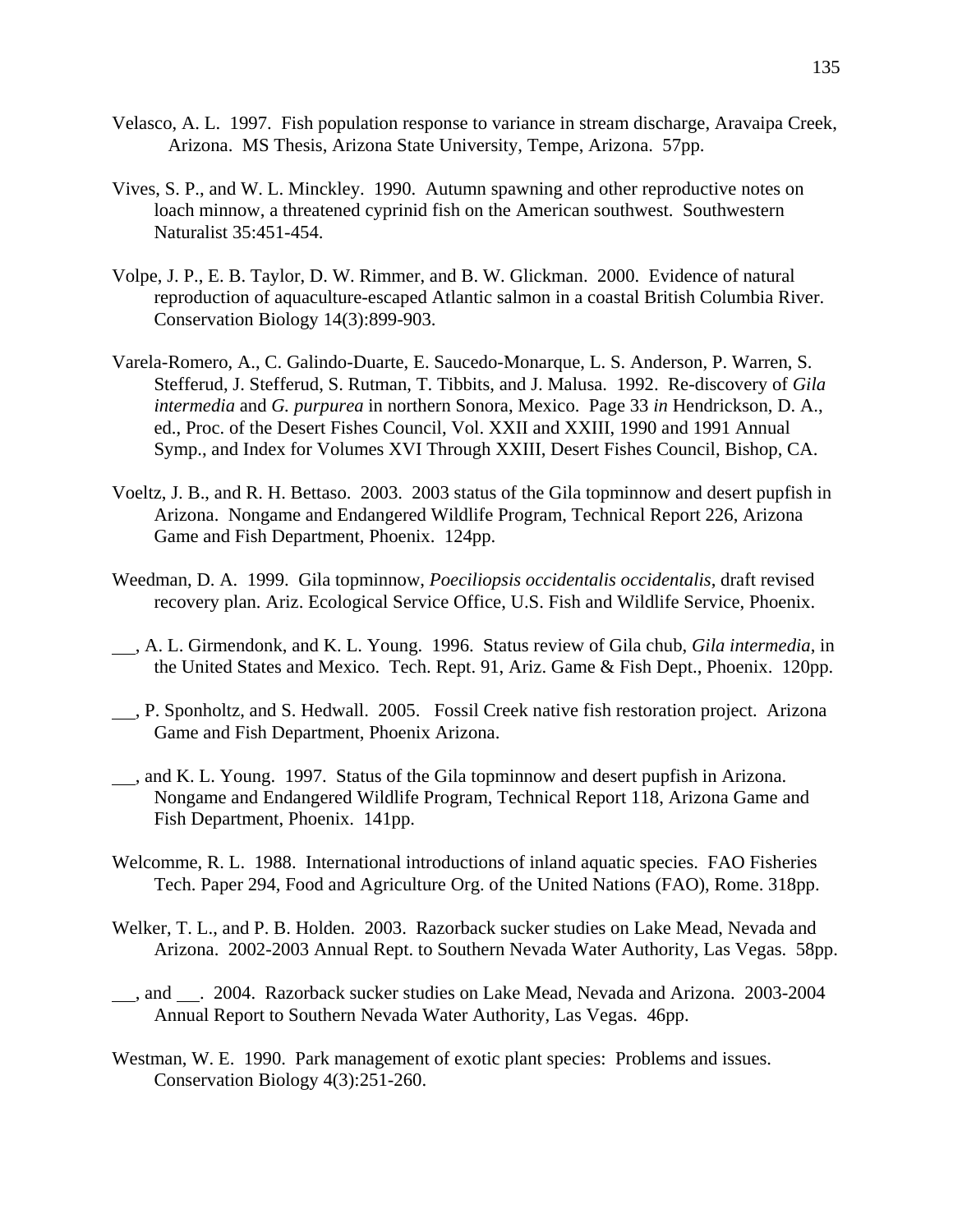Velasco, A. L. 1997. Fish population response to variance in stream discharge, Aravaipa Creek, Arizona. MS Thesis, Arizona State University, Tempe, Arizona. 57pp.

Vives, S. P., and W. L. Minckley. 1990. Autumn spawning and other reproductive notes on loach minnow, a threatened cyprinid fish on the American southwest. Southwestern Naturalist 35:451-454.

Volpe, J. P., E. B. Taylor, D. W. Rimmer, and B. W. Glickman. 2000. Evidence of natural reproduction of aquaculture-escaped Atlantic salmon in a coastal British Columbia River. Conservation Biology 14(3):899-903.

Varela-Romero, A., C. Galindo-Duarte, E. Saucedo-Monarque, L. S. Anderson, P. Warren, S. Stefferud, J. Stefferud, S. Rutman, T. Tibbits, and J. Malusa. 1992. Re-discovery of *Gila intermedia* and *G. purpurea* in northern Sonora, Mexico. Page 33 *in* Hendrickson, D. A., ed., Proc. of the Desert Fishes Council, Vol. XXII and XXIII, 1990 and 1991 Annual Symp., and Index for Volumes XVI Through XXIII, Desert Fishes Council, Bishop, CA.

Voeltz, J. B., and R. H. Bettaso. 2003. 2003 status of the Gila topminnow and desert pupfish in Arizona. Nongame and Endangered Wildlife Program, Technical Report 226, Arizona Game and Fish Department, Phoenix. 124pp.

Weedman, D. A. 1999. Gila topminnow, *Poeciliopsis occidentalis occidentalis*, draft revised recovery plan. Ariz. Ecological Service Office, U.S. Fish and Wildlife Service, Phoenix.

\_\_, A. L. Girmendonk, and K. L. Young. 1996. Status review of Gila chub, *Gila intermedia*, in the United States and Mexico. Tech. Rept. 91, Ariz. Game & Fish Dept., Phoenix. 120pp.

\_\_, P. Sponholtz, and S. Hedwall. 2005. Fossil Creek native fish restoration project. Arizona Game and Fish Department, Phoenix Arizona.

\_\_, and K. L. Young. 1997. Status of the Gila topminnow and desert pupfish in Arizona. Nongame and Endangered Wildlife Program, Technical Report 118, Arizona Game and Fish Department, Phoenix. 141pp.

Welcomme, R. L. 1988. International introductions of inland aquatic species. FAO Fisheries Tech. Paper 294, Food and Agriculture Org. of the United Nations (FAO), Rome. 318pp.

Welker, T. L., and P. B. Holden. 2003. Razorback sucker studies on Lake Mead, Nevada and Arizona. 2002-2003 Annual Rept. to Southern Nevada Water Authority, Las Vegas. 58pp.

\_\_, and \_\_. 2004. Razorback sucker studies on Lake Mead, Nevada and Arizona. 2003-2004 Annual Report to Southern Nevada Water Authority, Las Vegas. 46pp.

Westman, W. E. 1990. Park management of exotic plant species: Problems and issues. Conservation Biology 4(3):251-260.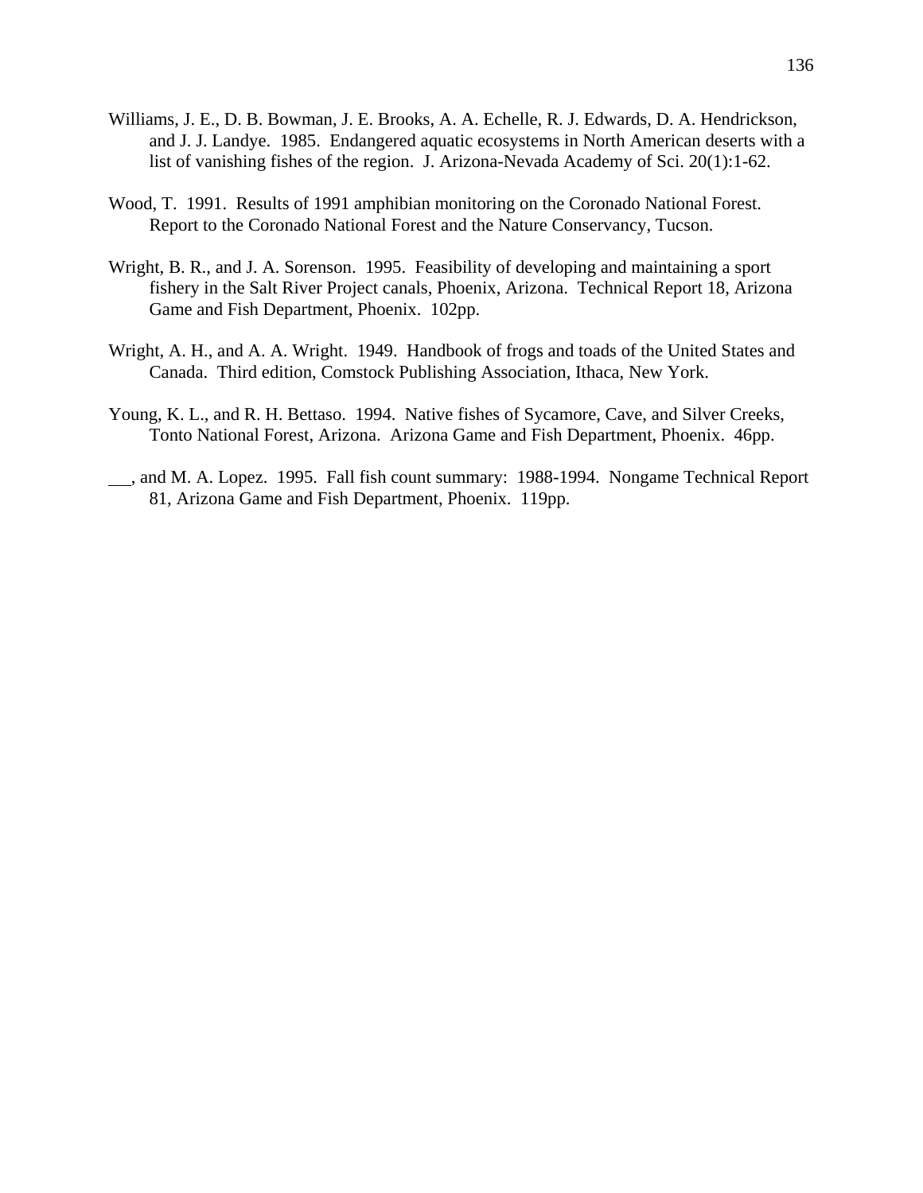Williams, J. E., D. B. Bowman, J. E. Brooks, A. A. Echelle, R. J. Edwards, D. A. Hendrickson, and J. J. Landye. 1985. Endangered aquatic ecosystems in North American deserts with a list of vanishing fishes of the region. J. Arizona-Nevada Academy of Sci. 20(1):1-62.

Wood, T. 1991. Results of 1991 amphibian monitoring on the Coronado National Forest. Report to the Coronado National Forest and the Nature Conservancy, Tucson.

Wright, B. R., and J. A. Sorenson. 1995. Feasibility of developing and maintaining a sport fishery in the Salt River Project canals, Phoenix, Arizona. Technical Report 18, Arizona Game and Fish Department, Phoenix. 102pp.

Wright, A. H., and A. A. Wright. 1949. Handbook of frogs and toads of the United States and Canada. Third edition, Comstock Publishing Association, Ithaca, New York.

Young, K. L., and R. H. Bettaso. 1994. Native fishes of Sycamore, Cave, and Silver Creeks, Tonto National Forest, Arizona. Arizona Game and Fish Department, Phoenix. 46pp.

___, and M. A. Lopez. 1995. Fall fish count summary: 1988-1994. Nongame Technical Report 81, Arizona Game and Fish Department, Phoenix. 119pp.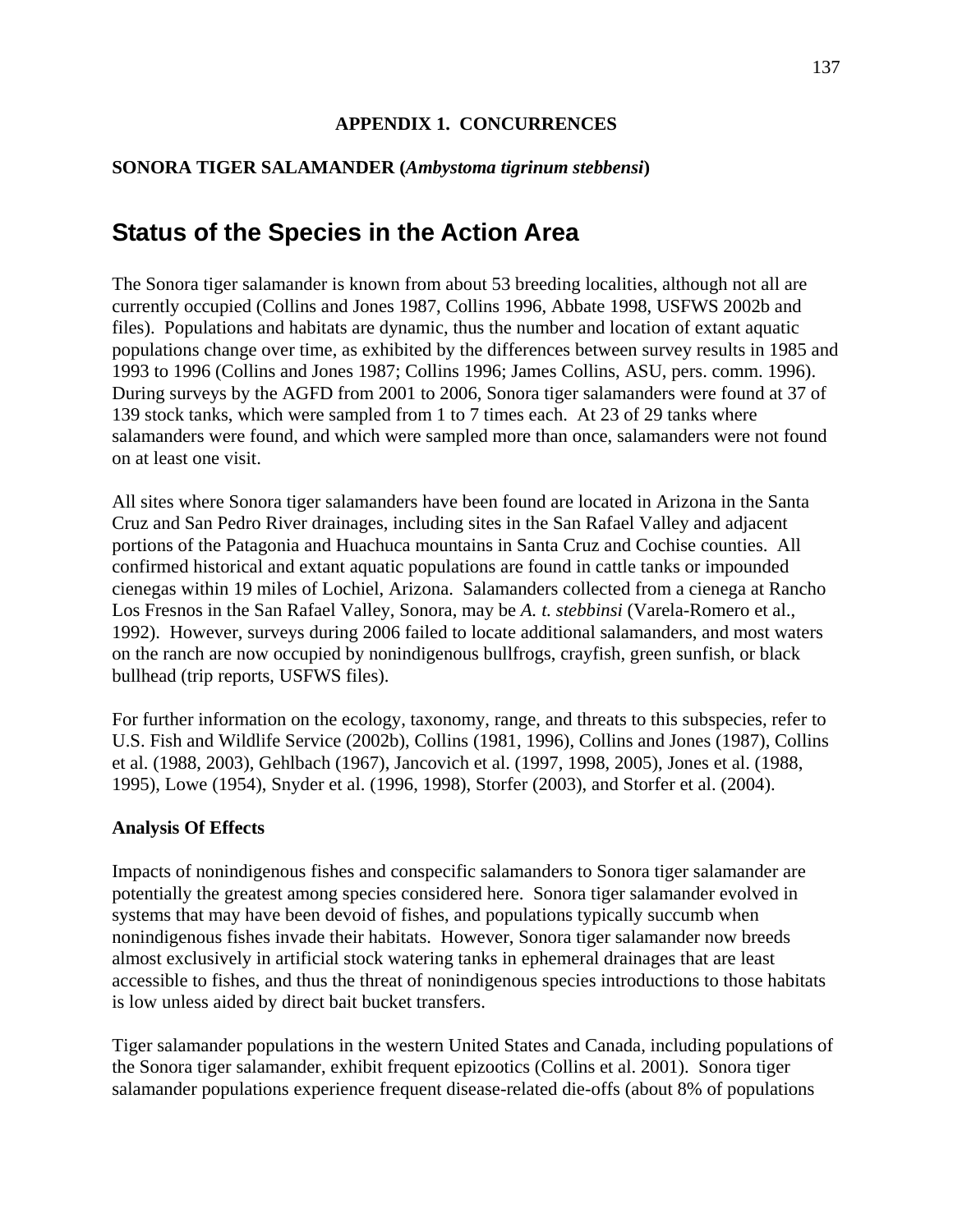## APPENDIX 1. CONCURRENCES

**SONORA TIGER SALAMANDER (*Ambystoma tigrinum stebbensi*)**

# Status of the Species in the Action Area

The Sonora tiger salamander is known from about 53 breeding localities, although not all are currently occupied (Collins and Jones 1987, Collins 1996, Abbate 1998, USFWS 2002b and files). Populations and habitats are dynamic, thus the number and location of extant aquatic populations change over time, as exhibited by the differences between survey results in 1985 and 1993 to 1996 (Collins and Jones 1987; Collins 1996; James Collins, ASU, pers. comm. 1996). During surveys by the AGFD from 2001 to 2006, Sonora tiger salamanders were found at 37 of 139 stock tanks, which were sampled from 1 to 7 times each. At 23 of 29 tanks where salamanders were found, and which were sampled more than once, salamanders were not found on at least one visit.

All sites where Sonora tiger salamanders have been found are located in Arizona in the Santa Cruz and San Pedro River drainages, including sites in the San Rafael Valley and adjacent portions of the Patagonia and Huachuca mountains in Santa Cruz and Cochise counties. All confirmed historical and extant aquatic populations are found in cattle tanks or impounded cienegas within 19 miles of Lochiel, Arizona. Salamanders collected from a cienega at Rancho Los Fresnos in the San Rafael Valley, Sonora, may be *A. t. stebbinsi* (Varela-Romero et al., 1992). However, surveys during 2006 failed to locate additional salamanders, and most waters on the ranch are now occupied by nonindigenous bullfrogs, crayfish, green sunfish, or black bullhead (trip reports, USFWS files).

For further information on the ecology, taxonomy, range, and threats to this subspecies, refer to U.S. Fish and Wildlife Service (2002b), Collins (1981, 1996), Collins and Jones (1987), Collins et al. (1988, 2003), Gehlbach (1967), Jancovich et al. (1997, 1998, 2005), Jones et al. (1988, 1995), Lowe (1954), Snyder et al. (1996, 1998), Storfer (2003), and Storfer et al. (2004).

**Analysis Of Effects**

Impacts of nonindigenous fishes and conspecific salamanders to Sonora tiger salamander are potentially the greatest among species considered here. Sonora tiger salamander evolved in systems that may have been devoid of fishes, and populations typically succumb when nonindigenous fishes invade their habitats. However, Sonora tiger salamander now breeds almost exclusively in artificial stock watering tanks in ephemeral drainages that are least accessible to fishes, and thus the threat of nonindigenous species introductions to those habitats is low unless aided by direct bait bucket transfers.

Tiger salamander populations in the western United States and Canada, including populations of the Sonora tiger salamander, exhibit frequent epizootics (Collins et al. 2001). Sonora tiger salamander populations experience frequent disease-related die-offs (about 8% of populations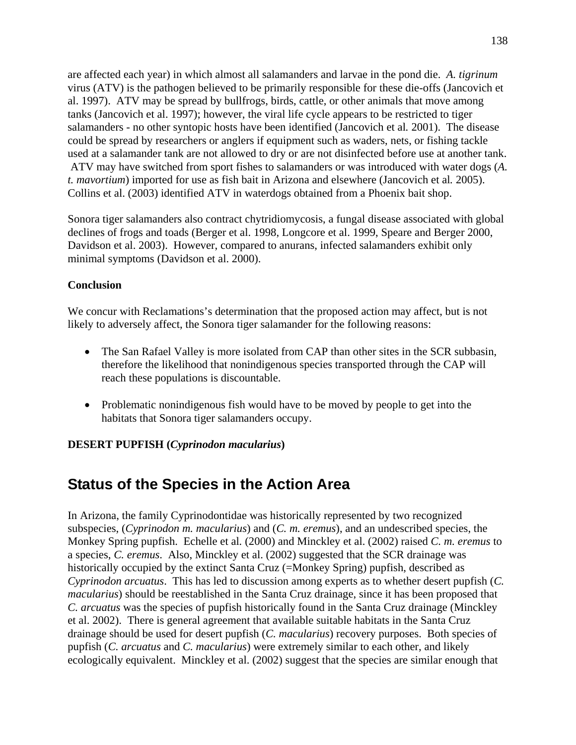are affected each year) in which almost all salamanders and larvae in the pond die. *A. tigrinum* virus (ATV) is the pathogen believed to be primarily responsible for these die-offs (Jancovich et al. 1997). ATV may be spread by bullfrogs, birds, cattle, or other animals that move among tanks (Jancovich et al. 1997); however, the viral life cycle appears to be restricted to tiger salamanders - no other syntopic hosts have been identified (Jancovich et al*.* 2001). The disease could be spread by researchers or anglers if equipment such as waders, nets, or fishing tackle used at a salamander tank are not allowed to dry or are not disinfected before use at another tank. ATV may have switched from sport fishes to salamanders or was introduced with water dogs (*A. t. mavortium*) imported for use as fish bait in Arizona and elsewhere (Jancovich et al*.* 2005). Collins et al. (2003) identified ATV in waterdogs obtained from a Phoenix bait shop.

Sonora tiger salamanders also contract chytridiomycosis, a fungal disease associated with global declines of frogs and toads (Berger et al. 1998, Longcore et al. 1999, Speare and Berger 2000, Davidson et al. 2003). However, compared to anurans, infected salamanders exhibit only minimal symptoms (Davidson et al. 2000).

**Conclusion**

We concur with Reclamations's determination that the proposed action may affect, but is not likely to adversely affect, the Sonora tiger salamander for the following reasons:

- The San Rafael Valley is more isolated from CAP than other sites in the SCR subbasin, therefore the likelihood that nonindigenous species transported through the CAP will reach these populations is discountable.
- Problematic nonindigenous fish would have to be moved by people to get into the habitats that Sonora tiger salamanders occupy.

**DESERT PUPFISH (*Cyprinodon macularius*)**

## Status of the Species in the Action Area

In Arizona, the family Cyprinodontidae was historically represented by two recognized subspecies, (*Cyprinodon m. macularius*) and (*C. m. eremus*), and an undescribed species, the Monkey Spring pupfish. Echelle et al*.* (2000) and Minckley et al. (2002) raised *C. m. eremus* to a species, *C. eremus*. Also, Minckley et al. (2002) suggested that the SCR drainage was historically occupied by the extinct Santa Cruz (=Monkey Spring) pupfish, described as *Cyprinodon arcuatus*. This has led to discussion among experts as to whether desert pupfish (*C. macularius*) should be reestablished in the Santa Cruz drainage, since it has been proposed that *C. arcuatus* was the species of pupfish historically found in the Santa Cruz drainage (Minckley et al. 2002). There is general agreement that available suitable habitats in the Santa Cruz drainage should be used for desert pupfish (*C. macularius*) recovery purposes. Both species of pupfish (*C. arcuatus* and *C. macularius*) were extremely similar to each other, and likely ecologically equivalent. Minckley et al. (2002) suggest that the species are similar enough that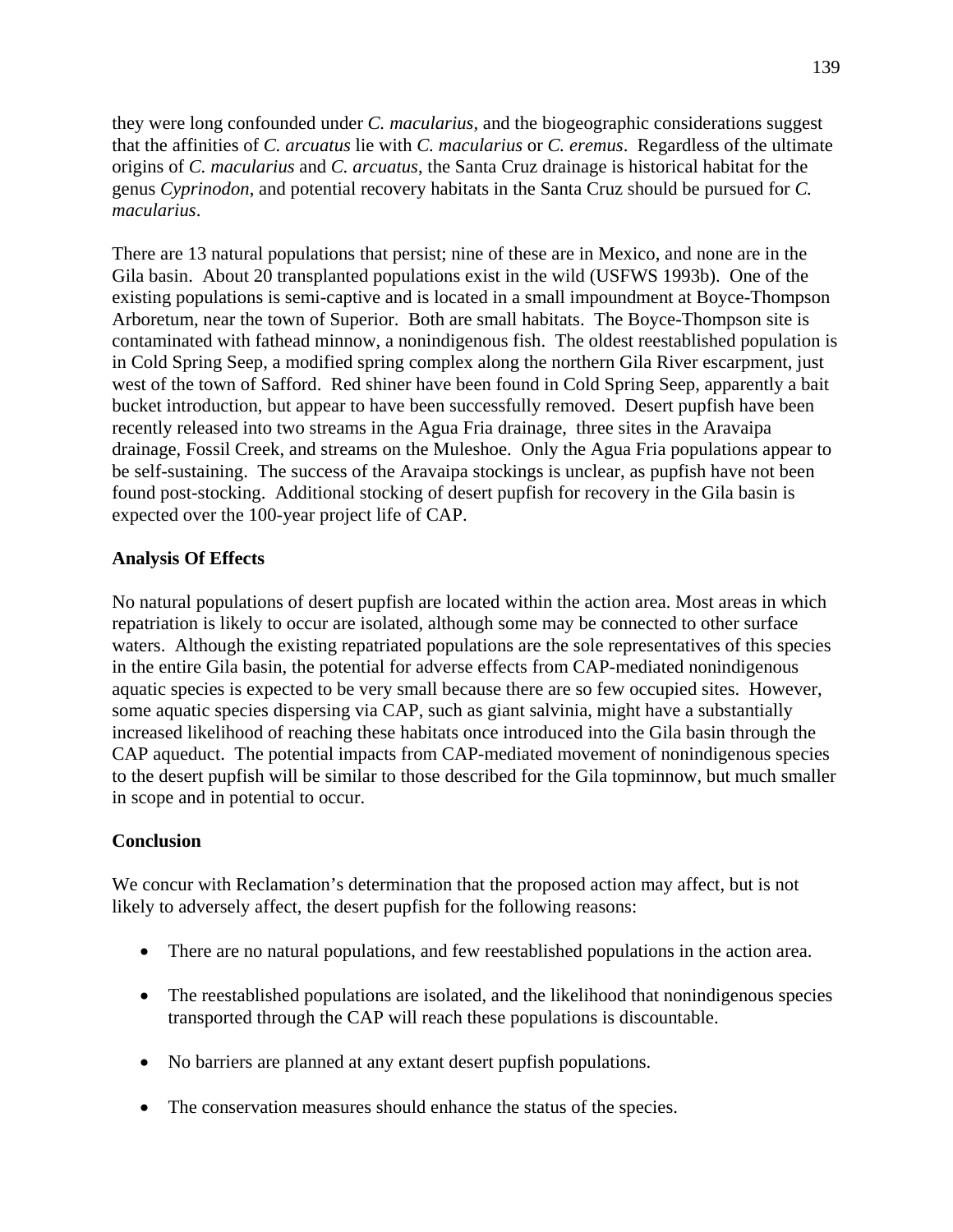they were long confounded under *C. macularius,* and the biogeographic considerations suggest that the affinities of *C. arcuatus* lie with *C. macularius* or *C. eremus*. Regardless of the ultimate origins of *C. macularius* and *C. arcuatus,* the Santa Cruz drainage is historical habitat for the genus *Cyprinodon*, and potential recovery habitats in the Santa Cruz should be pursued for *C. macularius*.

There are 13 natural populations that persist; nine of these are in Mexico, and none are in the Gila basin. About 20 transplanted populations exist in the wild (USFWS 1993b). One of the existing populations is semi-captive and is located in a small impoundment at Boyce-Thompson Arboretum, near the town of Superior. Both are small habitats. The Boyce-Thompson site is contaminated with fathead minnow, a nonindigenous fish. The oldest reestablished population is in Cold Spring Seep, a modified spring complex along the northern Gila River escarpment, just west of the town of Safford. Red shiner have been found in Cold Spring Seep, apparently a bait bucket introduction, but appear to have been successfully removed. Desert pupfish have been recently released into two streams in the Agua Fria drainage, three sites in the Aravaipa drainage, Fossil Creek, and streams on the Muleshoe. Only the Agua Fria populations appear to be self-sustaining. The success of the Aravaipa stockings is unclear, as pupfish have not been found post-stocking. Additional stocking of desert pupfish for recovery in the Gila basin is expected over the 100-year project life of CAP.

**Analysis Of Effects**

No natural populations of desert pupfish are located within the action area. Most areas in which repatriation is likely to occur are isolated, although some may be connected to other surface waters. Although the existing repatriated populations are the sole representatives of this species in the entire Gila basin, the potential for adverse effects from CAP-mediated nonindigenous aquatic species is expected to be very small because there are so few occupied sites. However, some aquatic species dispersing via CAP, such as giant salvinia, might have a substantially increased likelihood of reaching these habitats once introduced into the Gila basin through the CAP aqueduct. The potential impacts from CAP-mediated movement of nonindigenous species to the desert pupfish will be similar to those described for the Gila topminnow, but much smaller in scope and in potential to occur.

**Conclusion**

We concur with Reclamation's determination that the proposed action may affect, but is not likely to adversely affect, the desert pupfish for the following reasons:

- There are no natural populations, and few reestablished populations in the action area.
- The reestablished populations are isolated, and the likelihood that nonindigenous species transported through the CAP will reach these populations is discountable.
- No barriers are planned at any extant desert pupfish populations.
- The conservation measures should enhance the status of the species.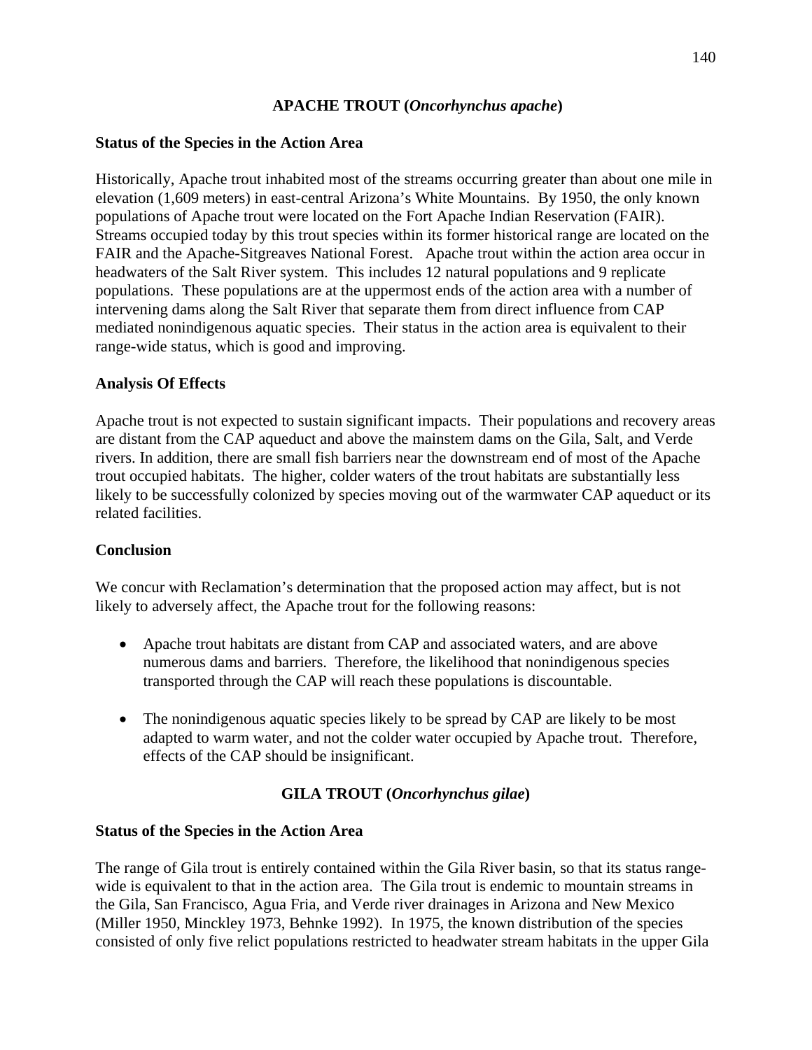## APACHE TROUT (*Oncorhynchus apache*)

### Status of the Species in the Action Area

Historically, Apache trout inhabited most of the streams occurring greater than about one mile in elevation (1,609 meters) in east-central Arizona's White Mountains. By 1950, the only known populations of Apache trout were located on the Fort Apache Indian Reservation (FAIR). Streams occupied today by this trout species within its former historical range are located on the FAIR and the Apache-Sitgreaves National Forest. Apache trout within the action area occur in headwaters of the Salt River system. This includes 12 natural populations and 9 replicate populations. These populations are at the uppermost ends of the action area with a number of intervening dams along the Salt River that separate them from direct influence from CAP mediated nonindigenous aquatic species. Their status in the action area is equivalent to their range-wide status, which is good and improving.

### Analysis Of Effects

Apache trout is not expected to sustain significant impacts. Their populations and recovery areas are distant from the CAP aqueduct and above the mainstem dams on the Gila, Salt, and Verde rivers. In addition, there are small fish barriers near the downstream end of most of the Apache trout occupied habitats. The higher, colder waters of the trout habitats are substantially less likely to be successfully colonized by species moving out of the warmwater CAP aqueduct or its related facilities.

### Conclusion

We concur with Reclamation's determination that the proposed action may affect, but is not likely to adversely affect, the Apache trout for the following reasons:

- Apache trout habitats are distant from CAP and associated waters, and are above numerous dams and barriers. Therefore, the likelihood that nonindigenous species transported through the CAP will reach these populations is discountable.
- The nonindigenous aquatic species likely to be spread by CAP are likely to be most adapted to warm water, and not the colder water occupied by Apache trout. Therefore, effects of the CAP should be insignificant.

## GILA TROUT (*Oncorhynchus gilae*)

### Status of the Species in the Action Area

The range of Gila trout is entirely contained within the Gila River basin, so that its status range-wide is equivalent to that in the action area. The Gila trout is endemic to mountain streams in the Gila, San Francisco, Agua Fria, and Verde river drainages in Arizona and New Mexico (Miller 1950, Minckley 1973, Behnke 1992). In 1975, the known distribution of the species consisted of only five relict populations restricted to headwater stream habitats in the upper Gila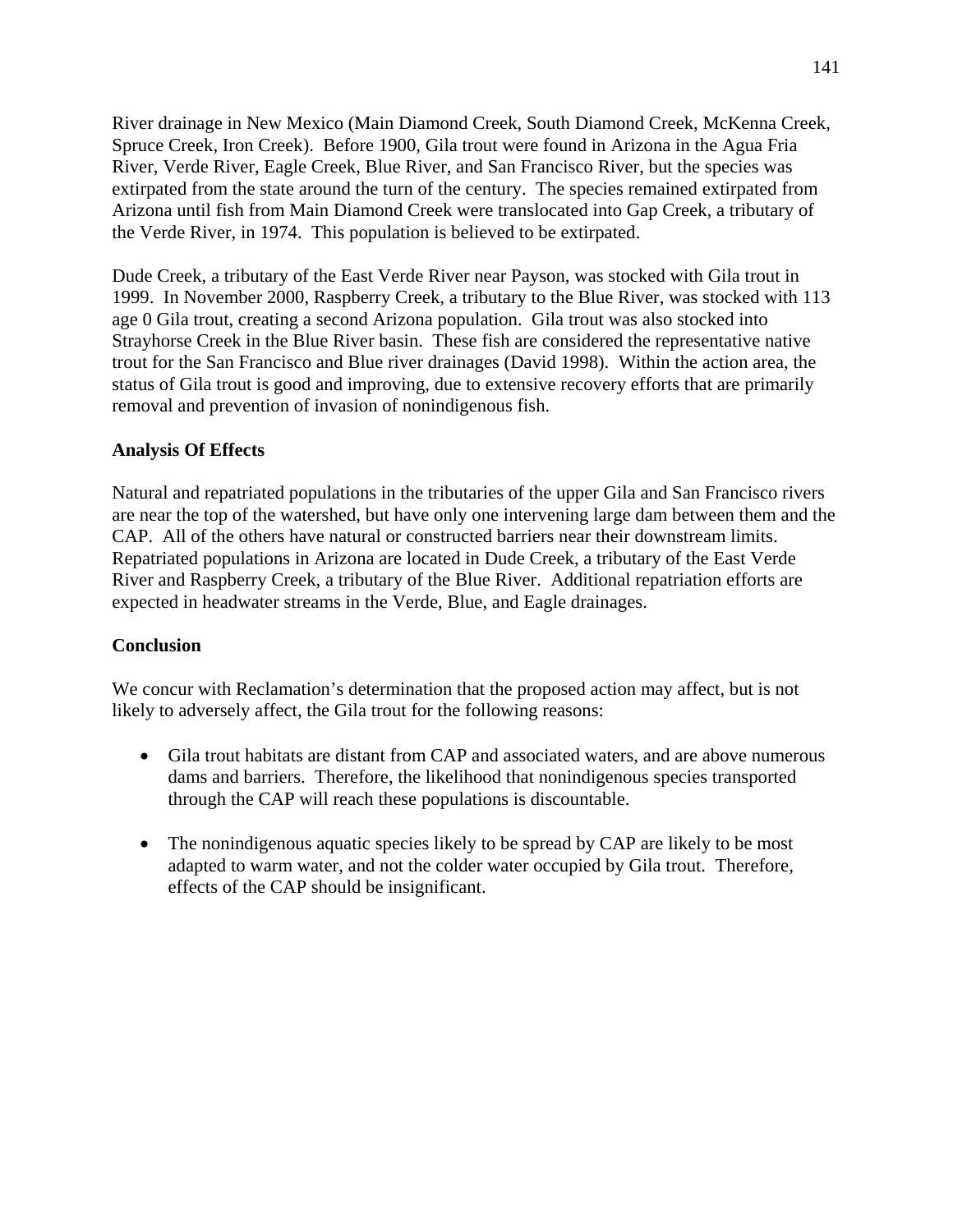River drainage in New Mexico (Main Diamond Creek, South Diamond Creek, McKenna Creek, Spruce Creek, Iron Creek). Before 1900, Gila trout were found in Arizona in the Agua Fria River, Verde River, Eagle Creek, Blue River, and San Francisco River, but the species was extirpated from the state around the turn of the century. The species remained extirpated from Arizona until fish from Main Diamond Creek were translocated into Gap Creek, a tributary of the Verde River, in 1974. This population is believed to be extirpated.

Dude Creek, a tributary of the East Verde River near Payson, was stocked with Gila trout in 1999. In November 2000, Raspberry Creek, a tributary to the Blue River, was stocked with 113 age 0 Gila trout, creating a second Arizona population. Gila trout was also stocked into Strayhorse Creek in the Blue River basin. These fish are considered the representative native trout for the San Francisco and Blue river drainages (David 1998). Within the action area, the status of Gila trout is good and improving, due to extensive recovery efforts that are primarily removal and prevention of invasion of nonindigenous fish.

**Analysis Of Effects**

Natural and repatriated populations in the tributaries of the upper Gila and San Francisco rivers are near the top of the watershed, but have only one intervening large dam between them and the CAP. All of the others have natural or constructed barriers near their downstream limits. Repatriated populations in Arizona are located in Dude Creek, a tributary of the East Verde River and Raspberry Creek, a tributary of the Blue River. Additional repatriation efforts are expected in headwater streams in the Verde, Blue, and Eagle drainages.

**Conclusion**

We concur with Reclamation's determination that the proposed action may affect, but is not likely to adversely affect, the Gila trout for the following reasons:

- Gila trout habitats are distant from CAP and associated waters, and are above numerous dams and barriers. Therefore, the likelihood that nonindigenous species transported through the CAP will reach these populations is discountable.

- The nonindigenous aquatic species likely to be spread by CAP are likely to be most adapted to warm water, and not the colder water occupied by Gila trout. Therefore, effects of the CAP should be insignificant.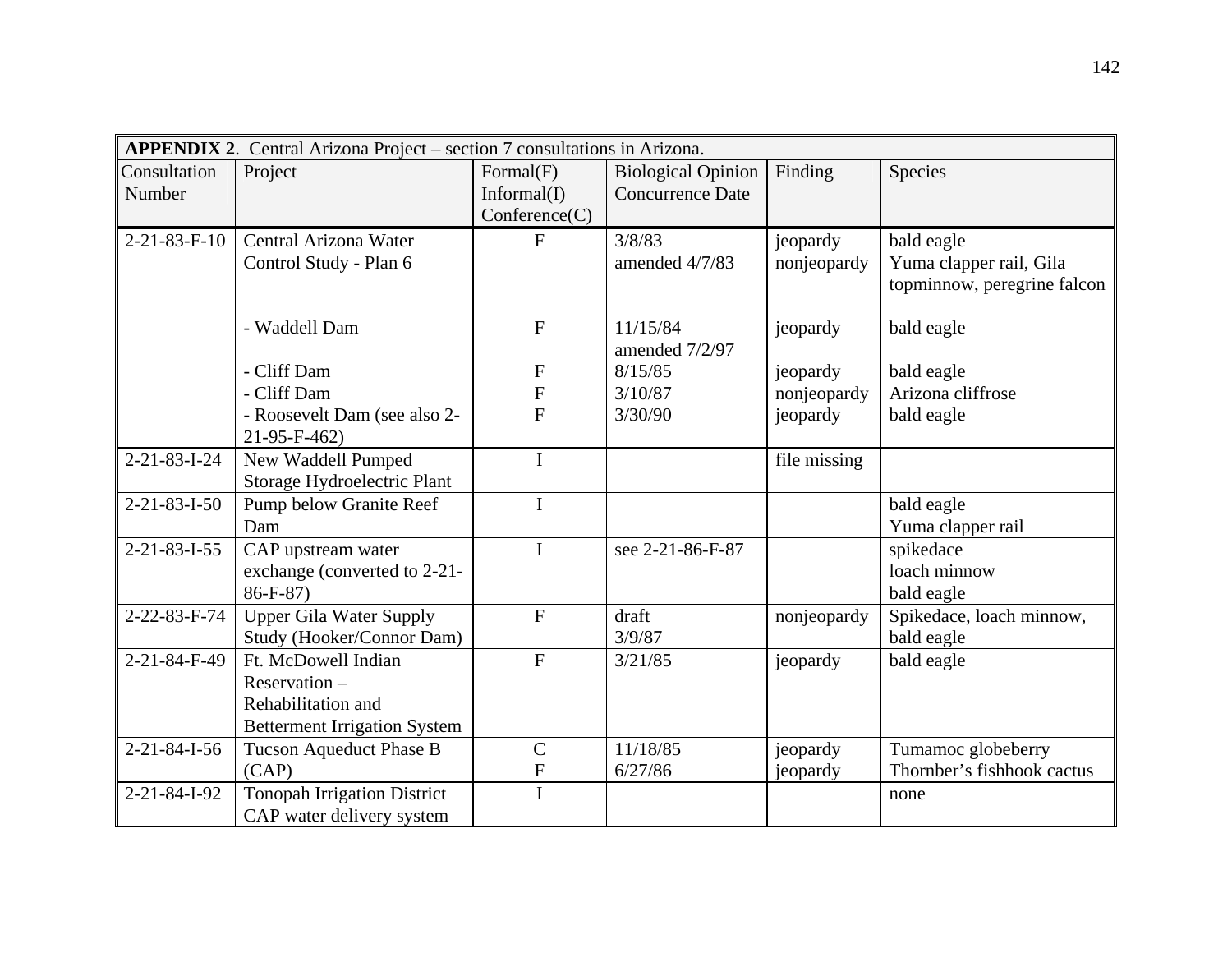**APPENDIX 2**. Central Arizona Project – section 7 consultations in Arizona.

| Consultation Number | Project | Formal(F) Informal(I) Conference(C) | Biological Opinion Concurrence Date | Finding | Species |
|---|---|---|---|---|---|
| 2-21-83-F-10 | Central Arizona Water Control Study - Plan 6 | F | 3/8/83 amended 4/7/83 | jeopardy nonjeopardy | bald eagle Yuma clapper rail, Gila topminnow, peregrine falcon |
| | - Waddell Dam | F | 11/15/84 amended 7/2/97 | jeopardy | bald eagle |
| | - Cliff Dam | F | 8/15/85 | jeopardy | bald eagle |
| | - Cliff Dam | F | 3/10/87 | nonjeopardy | Arizona cliffrose |
| | - Roosevelt Dam (see also 2-21-95-F-462) | F | 3/30/90 | jeopardy | bald eagle |
| 2-21-83-I-24 | New Waddell Pumped Storage Hydroelectric Plant | I | | file missing | |
| 2-21-83-I-50 | Pump below Granite Reef Dam | I | | | bald eagle Yuma clapper rail |
| 2-21-83-I-55 | CAP upstream water exchange (converted to 2-21-86-F-87) | I | see 2-21-86-F-87 | | spikedace loach minnow bald eagle |
| 2-22-83-F-74 | Upper Gila Water Supply Study (Hooker/Connor Dam) | F | draft 3/9/87 | nonjeopardy | Spikedace, loach minnow, bald eagle |
| 2-21-84-F-49 | Ft. McDowell Indian Reservation – Rehabilitation and Betterment Irrigation System | F | 3/21/85 | jeopardy | bald eagle |
| 2-21-84-I-56 | Tucson Aqueduct Phase B (CAP) | C F | 11/18/85 6/27/86 | jeopardy jeopardy | Tumamoc globeberry Thornber's fishhook cactus |
| 2-21-84-I-92 | Tonopah Irrigation District CAP water delivery system | I | | | none |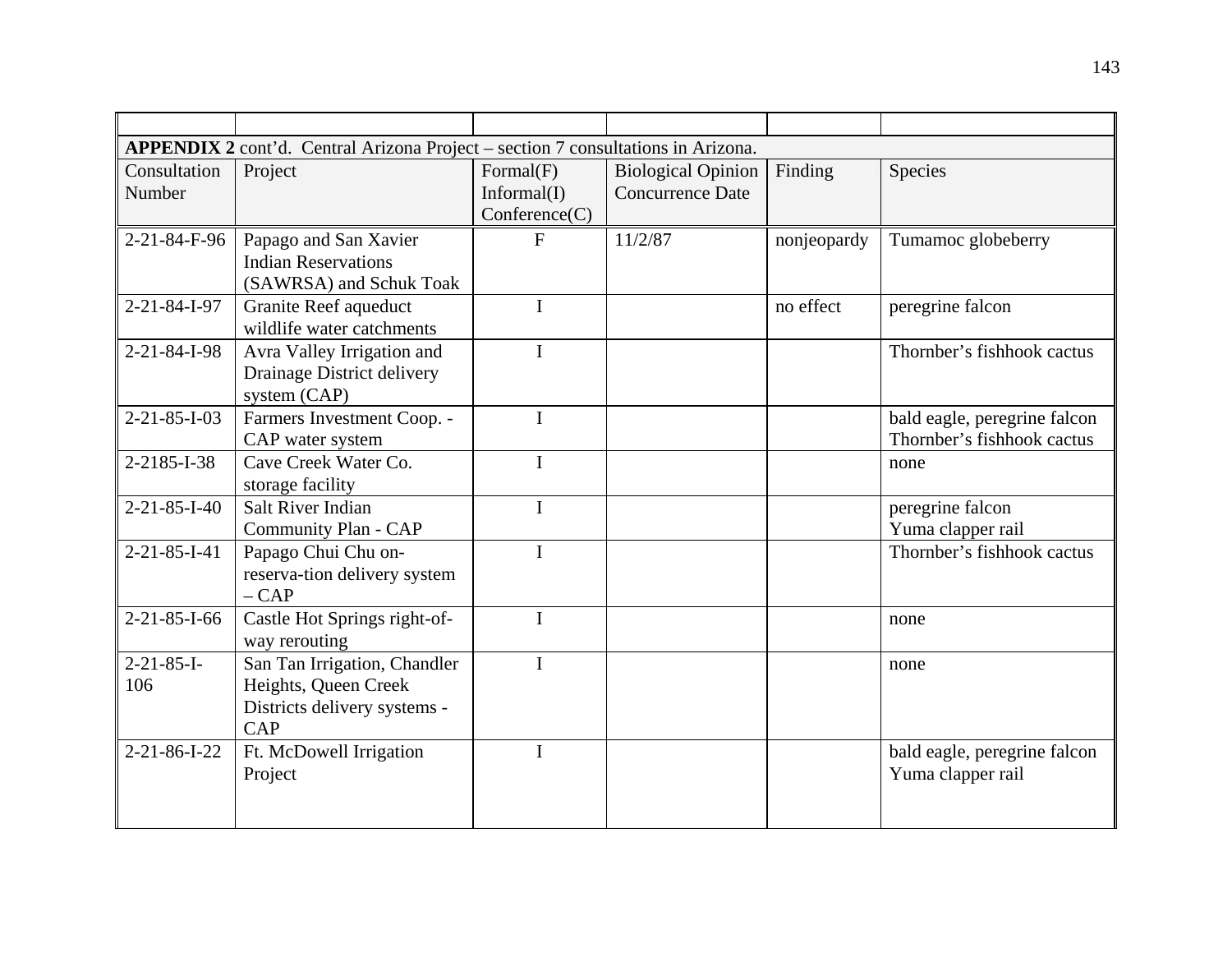**APPENDIX 2** cont'd. Central Arizona Project – section 7 consultations in Arizona.

| Consultation Number | Project | Formal(F) Informal(I) Conference(C) | Biological Opinion Concurrence Date | Finding | Species |
|---|---|---|---|---|---|
| 2-21-84-F-96 | Papago and San Xavier Indian Reservations (SAWRSA) and Schuk Toak | F | 11/2/87 | nonjeopardy | Tumamoc globeberry |
| 2-21-84-I-97 | Granite Reef aqueduct wildlife water catchments | I | | no effect | peregrine falcon |
| 2-21-84-I-98 | Avra Valley Irrigation and Drainage District delivery system (CAP) | I | | | Thornber's fishhook cactus |
| 2-21-85-I-03 | Farmers Investment Coop. - CAP water system | I | | | bald eagle, peregrine falcon Thornber's fishhook cactus |
| 2-2185-I-38 | Cave Creek Water Co. storage facility | I | | | none |
| 2-21-85-I-40 | Salt River Indian Community Plan - CAP | I | | | peregrine falcon Yuma clapper rail |
| 2-21-85-I-41 | Papago Chui Chu on-reserva-tion delivery system – CAP | I | | | Thornber's fishhook cactus |
| 2-21-85-I-66 | Castle Hot Springs right-of-way rerouting | I | | | none |
| 2-21-85-I-106 | San Tan Irrigation, Chandler Heights, Queen Creek Districts delivery systems - CAP | I | | | none |
| 2-21-86-I-22 | Ft. McDowell Irrigation Project | I | | | bald eagle, peregrine falcon Yuma clapper rail |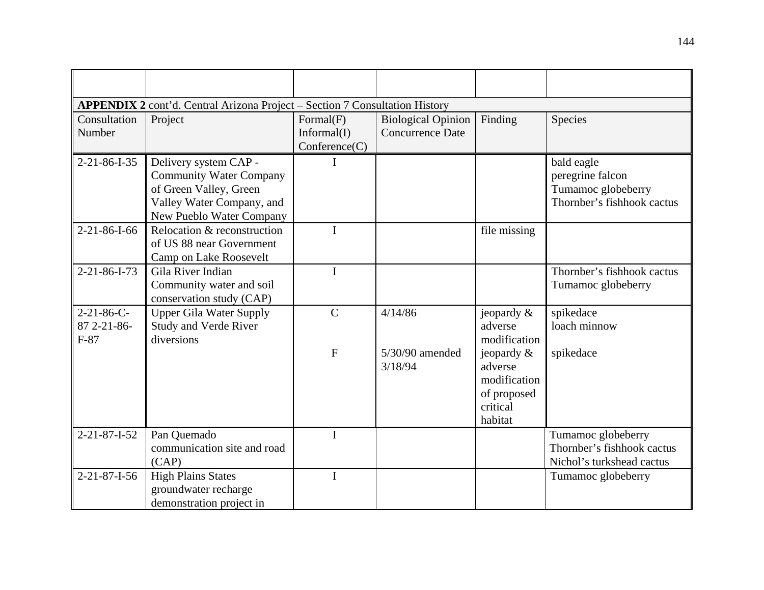**APPENDIX 2** cont'd. Central Arizona Project – Section 7 Consultation History

| Consultation Number | Project | Formal(F) Informal(I) Conference(C) | Biological Opinion Concurrence Date | Finding | Species |
|---|---|---|---|---|---|
| 2-21-86-I-35 | Delivery system CAP - Community Water Company of Green Valley, Green Valley Water Company, and New Pueblo Water Company | I | | | bald eagle<br>peregrine falcon<br>Tumamoc globeberry<br>Thornber's fishhook cactus |
| 2-21-86-I-66 | Relocation & reconstruction of US 88 near Government Camp on Lake Roosevelt | I | | file missing | |
| 2-21-86-I-73 | Gila River Indian Community water and soil conservation study (CAP) | I | | | Thornber's fishhook cactus<br>Tumamoc globeberry |
| 2-21-86-C-87 2-21-86-F-87 | Upper Gila Water Supply Study and Verde River diversions | C<br><br>F | 4/14/86<br><br>5/30/90 amended 3/18/94 | jeopardy & adverse modification<br>jeopardy & adverse modification of proposed critical habitat | spikedace<br>loach minnow<br><br>spikedace |
| 2-21-87-I-52 | Pan Quemado communication site and road (CAP) | I | | | Tumamoc globeberry<br>Thornber's fishhook cactus<br>Nichol's turkshead cactus |
| 2-21-87-I-56 | High Plains States groundwater recharge demonstration project in | I | | | Tumamoc globeberry |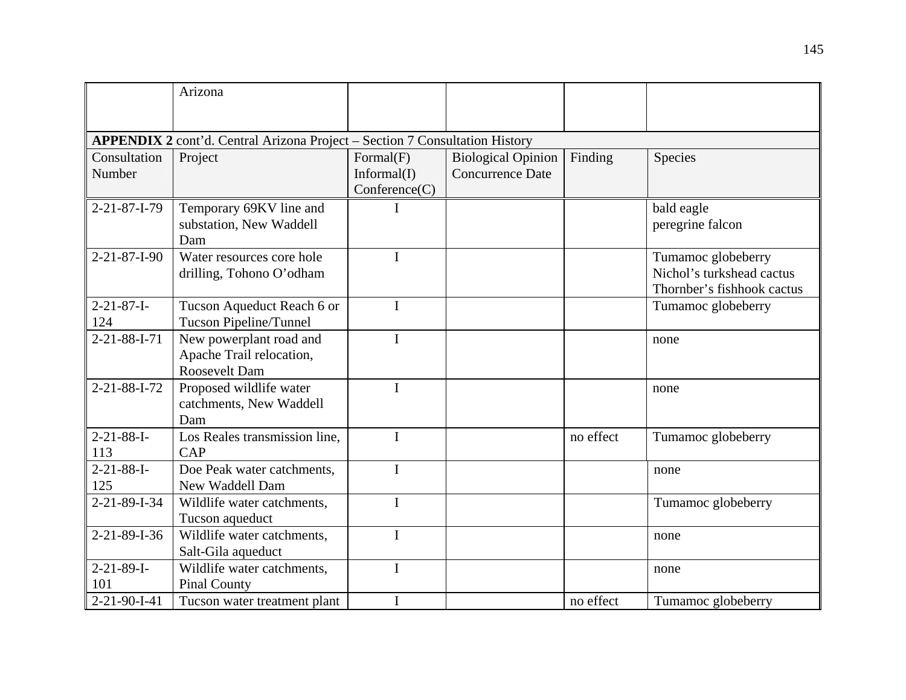| | Arizona | | | | |
|---|---|---|---|---|---|

**APPENDIX 2** cont'd. Central Arizona Project – Section 7 Consultation History

| Consultation Number | Project | Formal(F) Informal(I) Conference(C) | Biological Opinion Concurrence Date | Finding | Species |
|---|---|---|---|---|---|
| 2-21-87-I-79 | Temporary 69KV line and substation, New Waddell Dam | I | | | bald eagle<br>peregrine falcon |
| 2-21-87-I-90 | Water resources core hole drilling, Tohono O'odham | I | | | Tumamoc globeberry<br>Nichol's turkshead cactus<br>Thornber's fishhook cactus |
| 2-21-87-I-124 | Tucson Aqueduct Reach 6 or Tucson Pipeline/Tunnel | I | | | Tumamoc globeberry |
| 2-21-88-I-71 | New powerplant road and Apache Trail relocation, Roosevelt Dam | I | | | none |
| 2-21-88-I-72 | Proposed wildlife water catchments, New Waddell Dam | I | | | none |
| 2-21-88-I-113 | Los Reales transmission line, CAP | I | | no effect | Tumamoc globeberry |
| 2-21-88-I-125 | Doe Peak water catchments, New Waddell Dam | I | | | none |
| 2-21-89-I-34 | Wildlife water catchments, Tucson aqueduct | I | | | Tumamoc globeberry |
| 2-21-89-I-36 | Wildlife water catchments, Salt-Gila aqueduct | I | | | none |
| 2-21-89-I-101 | Wildlife water catchments, Pinal County | I | | | none |
| 2-21-90-I-41 | Tucson water treatment plant | I | | no effect | Tumamoc globeberry |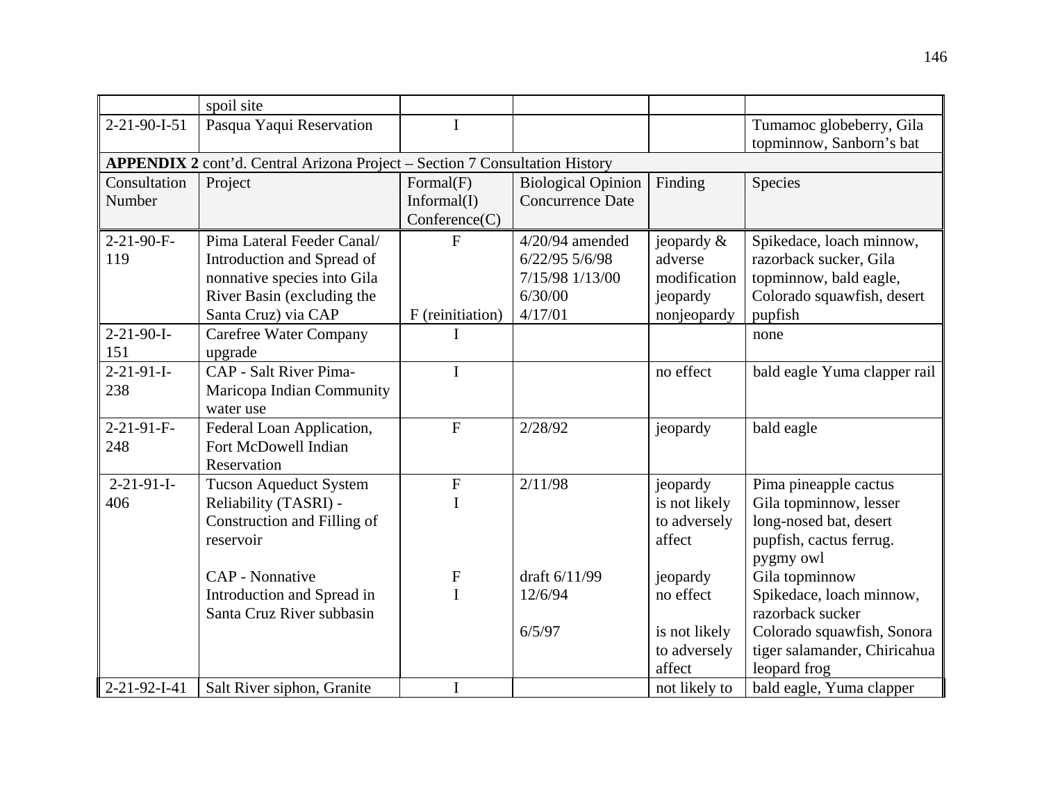| | spoil site | | | | |
|---|---|---|---|---|---|
| 2-21-90-I-51 | Pasqua Yaqui Reservation | I | | | Tumamoc globeberry, Gila topminnow, Sanborn's bat |

**APPENDIX 2** cont'd. Central Arizona Project – Section 7 Consultation History

| Consultation Number | Project | Formal(F) Informal(I) Conference(C) | Biological Opinion Concurrence Date | Finding | Species |
|---|---|---|---|---|---|
| 2-21-90-F-119 | Pima Lateral Feeder Canal/ Introduction and Spread of nonnative species into Gila River Basin (excluding the Santa Cruz) via CAP | F<br><br><br><br>F (reinitiation) | 4/20/94 amended 6/22/95 5/6/98 7/15/98 1/13/00 6/30/00 4/17/01 | jeopardy & adverse modification jeopardy nonjeopardy | Spikedace, loach minnow, razorback sucker, Gila topminnow, bald eagle, Colorado squawfish, desert pupfish |
| 2-21-90-I-151 | Carefree Water Company upgrade | I | | | none |
| 2-21-91-I-238 | CAP - Salt River Pima-Maricopa Indian Community water use | I | | no effect | bald eagle Yuma clapper rail |
| 2-21-91-F-248 | Federal Loan Application, Fort McDowell Indian Reservation | F | 2/28/92 | jeopardy | bald eagle |
| 2-21-91-I-406 | Tucson Aqueduct System Reliability (TASRI) - Construction and Filling of reservoir<br><br>CAP - Nonnative Introduction and Spread in Santa Cruz River subbasin | F<br>I<br><br><br><br>F<br>I | 2/11/98<br><br><br><br><br>draft 6/11/99<br>12/6/94<br><br>6/5/97 | jeopardy<br>is not likely to adversely affect<br><br>jeopardy<br>no effect<br><br>is not likely to adversely affect | Pima pineapple cactus<br>Gila topminnow, lesser long-nosed bat, desert pupfish, cactus ferrug. pygmy owl<br>Gila topminnow<br>Spikedace, loach minnow, razorback sucker<br>Colorado squawfish, Sonora tiger salamander, Chiricahua leopard frog |
| 2-21-92-I-41 | Salt River siphon, Granite | I | | not likely to | bald eagle, Yuma clapper |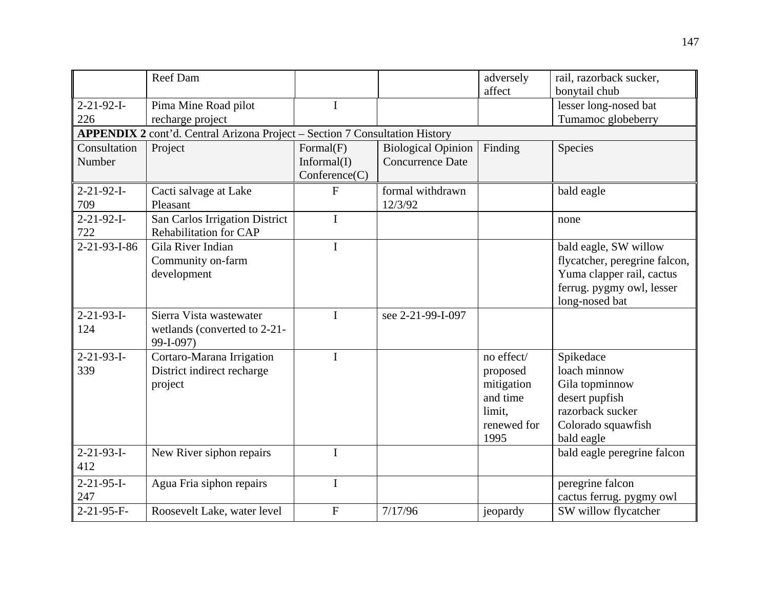| | Reef Dam | | | adversely affect | rail, razorback sucker, bonytail chub |
|---|---|---|---|---|---|
| 2-21-92-I-226 | Pima Mine Road pilot recharge project | I | | | lesser long-nosed bat Tumamoc globeberry |

**APPENDIX 2** cont'd. Central Arizona Project – Section 7 Consultation History

| Consultation Number | Project | Formal(F) Informal(I) Conference(C) | Biological Opinion Concurrence Date | Finding | Species |
|---|---|---|---|---|---|
| 2-21-92-I-709 | Cacti salvage at Lake Pleasant | F | formal withdrawn 12/3/92 | | bald eagle |
| 2-21-92-I-722 | San Carlos Irrigation District Rehabilitation for CAP | I | | | none |
| 2-21-93-I-86 | Gila River Indian Community on-farm development | I | | | bald eagle, SW willow flycatcher, peregrine falcon, Yuma clapper rail, cactus ferrug. pygmy owl, lesser long-nosed bat |
| 2-21-93-I-124 | Sierra Vista wastewater wetlands (converted to 2-21-99-I-097) | I | see 2-21-99-I-097 | | |
| 2-21-93-I-339 | Cortaro-Marana Irrigation District indirect recharge project | I | | no effect/ proposed mitigation and time limit, renewed for 1995 | Spikedace loach minnow Gila topminnow desert pupfish razorback sucker Colorado squawfish bald eagle |
| 2-21-93-I-412 | New River siphon repairs | I | | | bald eagle peregrine falcon |
| 2-21-95-I-247 | Agua Fria siphon repairs | I | | | peregrine falcon cactus ferrug. pygmy owl |
| 2-21-95-F- | Roosevelt Lake, water level | F | 7/17/96 | jeopardy | SW willow flycatcher |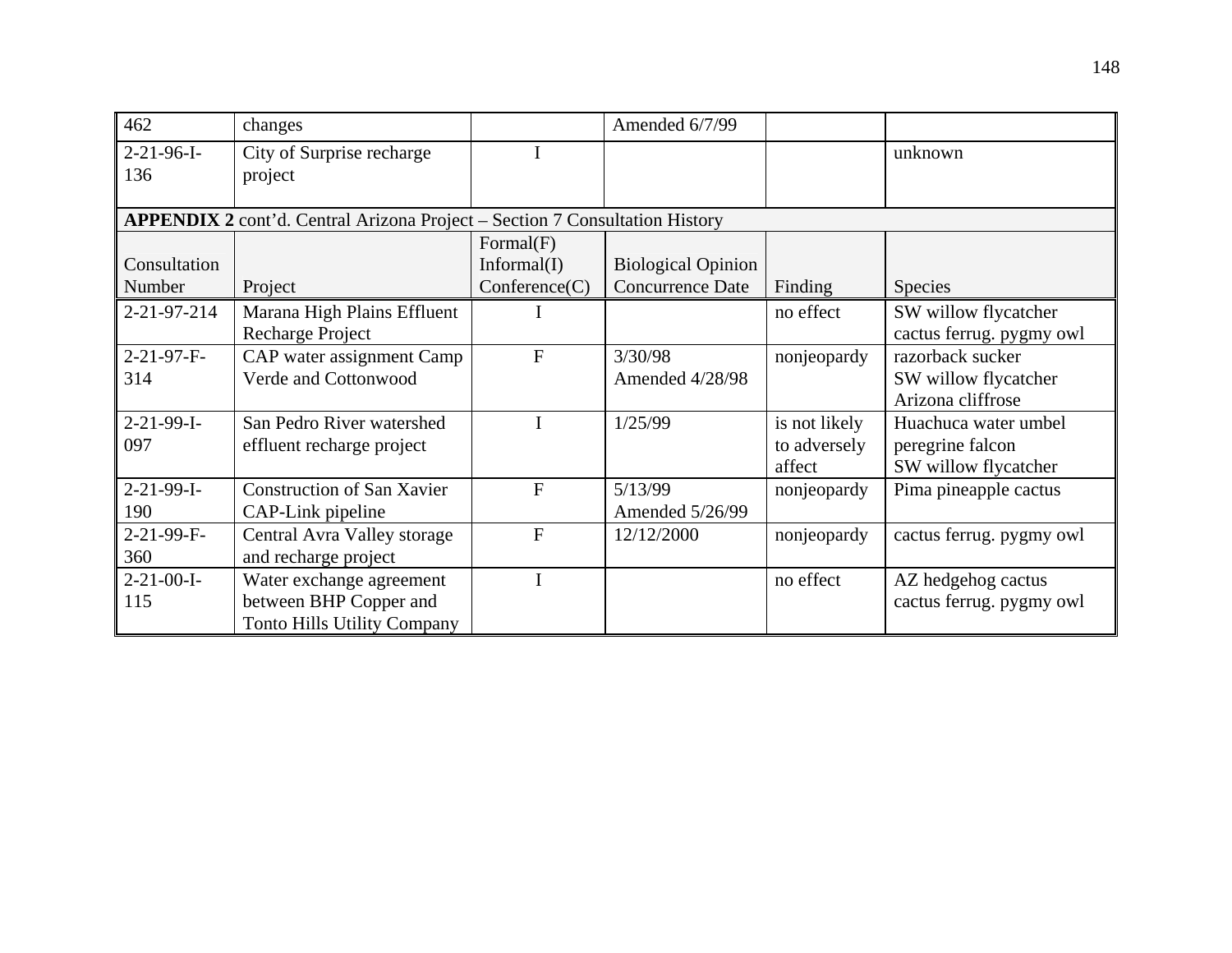| 462 | changes | | Amended 6/7/99 | | |
|---|---|---|---|---|---|
| 2-21-96-I-136 | City of Surprise recharge project | I | | | unknown |

**APPENDIX 2** cont'd. Central Arizona Project – Section 7 Consultation History

| Consultation Number | Project | Formal(F) Informal(I) Conference(C) | Biological Opinion Concurrence Date | Finding | Species |
|---|---|---|---|---|---|
| 2-21-97-214 | Marana High Plains Effluent Recharge Project | I | | no effect | SW willow flycatcher<br>cactus ferrug. pygmy owl |
| 2-21-97-F-314 | CAP water assignment Camp Verde and Cottonwood | F | 3/30/98<br>Amended 4/28/98 | nonjeopardy | razorback sucker<br>SW willow flycatcher<br>Arizona cliffrose |
| 2-21-99-I-097 | San Pedro River watershed effluent recharge project | I | 1/25/99 | is not likely to adversely affect | Huachuca water umbel<br>peregrine falcon<br>SW willow flycatcher |
| 2-21-99-I-190 | Construction of San Xavier CAP-Link pipeline | F | 5/13/99<br>Amended 5/26/99 | nonjeopardy | Pima pineapple cactus |
| 2-21-99-F-360 | Central Avra Valley storage and recharge project | F | 12/12/2000 | nonjeopardy | cactus ferrug. pygmy owl |
| 2-21-00-I-115 | Water exchange agreement between BHP Copper and Tonto Hills Utility Company | I | | no effect | AZ hedgehog cactus<br>cactus ferrug. pygmy owl |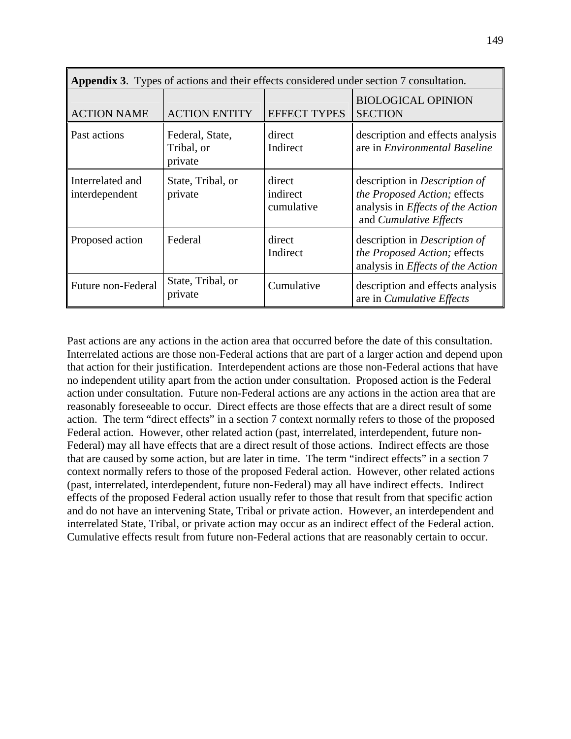**Appendix 3**. Types of actions and their effects considered under section 7 consultation.

| ACTION NAME | ACTION ENTITY | EFFECT TYPES | BIOLOGICAL OPINION SECTION |
|---|---|---|---|
| Past actions | Federal, State, Tribal, or private | direct<br>Indirect | description and effects analysis are in *Environmental Baseline* |
| Interrelated and interdependent | State, Tribal, or private | direct<br>indirect<br>cumulative | description in *Description of the Proposed Action;* effects analysis in *Effects of the Action* and *Cumulative Effects* |
| Proposed action | Federal | direct<br>Indirect | description in *Description of the Proposed Action;* effects analysis in *Effects of the Action* |
| Future non-Federal | State, Tribal, or private | Cumulative | description and effects analysis are in *Cumulative Effects* |

Past actions are any actions in the action area that occurred before the date of this consultation. Interrelated actions are those non-Federal actions that are part of a larger action and depend upon that action for their justification. Interdependent actions are those non-Federal actions that have no independent utility apart from the action under consultation. Proposed action is the Federal action under consultation. Future non-Federal actions are any actions in the action area that are reasonably foreseeable to occur. Direct effects are those effects that are a direct result of some action. The term "direct effects" in a section 7 context normally refers to those of the proposed Federal action. However, other related action (past, interrelated, interdependent, future non-Federal) may all have effects that are a direct result of those actions. Indirect effects are those that are caused by some action, but are later in time. The term "indirect effects" in a section 7 context normally refers to those of the proposed Federal action. However, other related actions (past, interrelated, interdependent, future non-Federal) may all have indirect effects. Indirect effects of the proposed Federal action usually refer to those that result from that specific action and do not have an intervening State, Tribal or private action. However, an interdependent and interrelated State, Tribal, or private action may occur as an indirect effect of the Federal action. Cumulative effects result from future non-Federal actions that are reasonably certain to occur.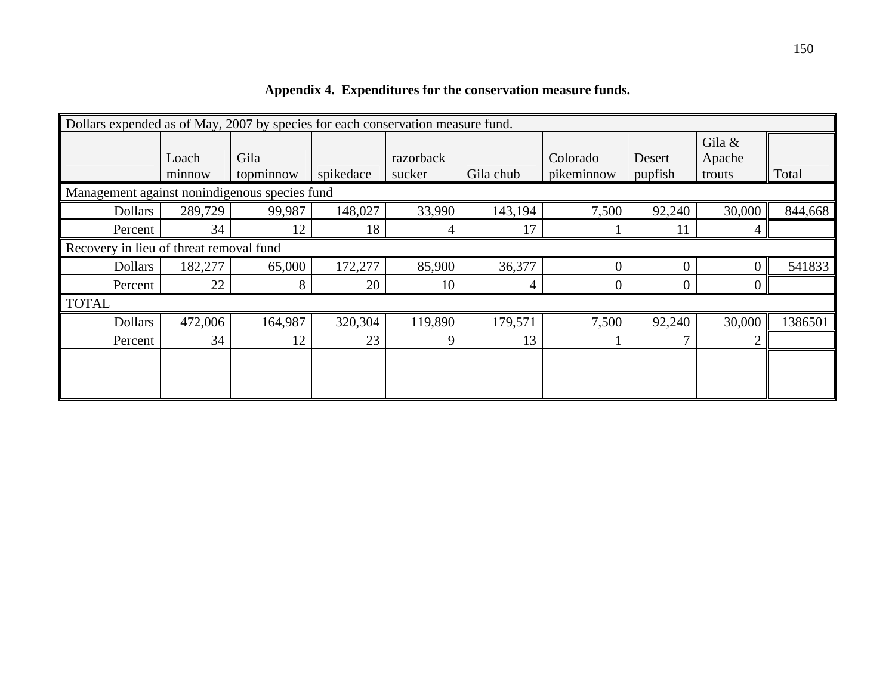**Appendix 4. Expenditures for the conservation measure funds.**

| Dollars expended as of May, 2007 by species for each conservation measure fund. | | | | | | | | | |
|---|---|---|---|---|---|---|---|---|---|
| | Loach minnow | Gila topminnow | spikedace | razorback sucker | Gila chub | Colorado pikeminnow | Desert pupfish | Gila & Apache trouts | Total |
| Management against nonindigenous species fund | | | | | | | | | |
| Dollars | 289,729 | 99,987 | 148,027 | 33,990 | 143,194 | 7,500 | 92,240 | 30,000 | 844,668 |
| Percent | 34 | 12 | 18 | 4 | 17 | 1 | 11 | 4 | |
| Recovery in lieu of threat removal fund | | | | | | | | | |
| Dollars | 182,277 | 65,000 | 172,277 | 85,900 | 36,377 | 0 | 0 | 0 | 541833 |
| Percent | 22 | 8 | 20 | 10 | 4 | 0 | 0 | 0 | |
| TOTAL | | | | | | | | | |
| Dollars | 472,006 | 164,987 | 320,304 | 119,890 | 179,571 | 7,500 | 92,240 | 30,000 | 1386501 |
| Percent | 34 | 12 | 23 | 9 | 13 | 1 | 7 | 2 | |
| | | | | | | | | | |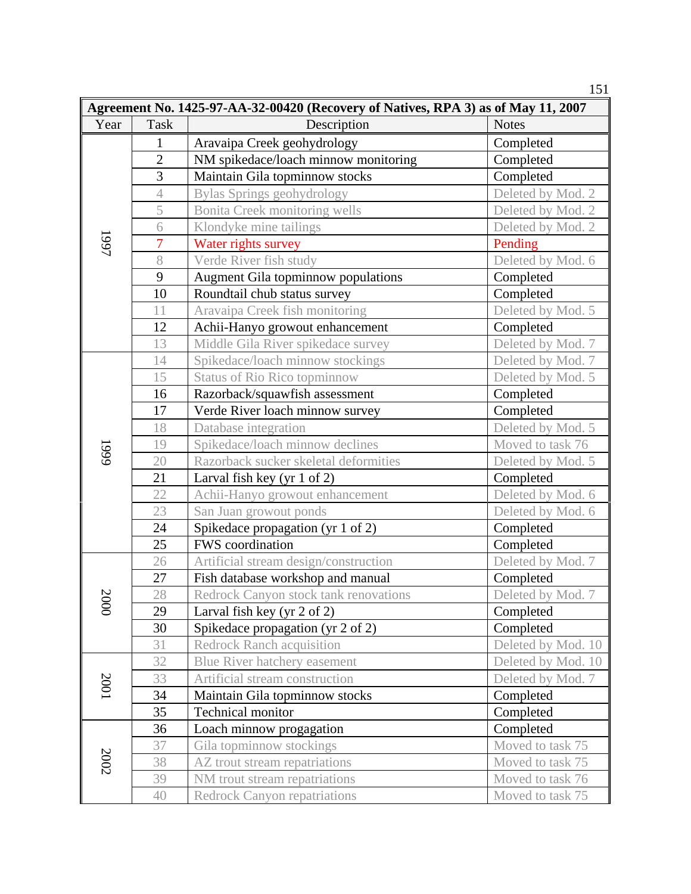| Agreement No. 1425-97-AA-32-00420 (Recovery of Natives, RPA 3) as of May 11, 2007 | | | |
|---|---|---|---|
| Year | Task | Description | Notes |
| 1997 | 1 | Aravaipa Creek geohydrology | Completed |
| | 2 | NM spikedace/loach minnow monitoring | Completed |
| | 3 | Maintain Gila topminnow stocks | Completed |
| | 4 | Bylas Springs geohydrology | Deleted by Mod. 2 |
| | 5 | Bonita Creek monitoring wells | Deleted by Mod. 2 |
| | 6 | Klondyke mine tailings | Deleted by Mod. 2 |
| | 7 | Water rights survey | Pending |
| | 8 | Verde River fish study | Deleted by Mod. 6 |
| | 9 | Augment Gila topminnow populations | Completed |
| | 10 | Roundtail chub status survey | Completed |
| | 11 | Aravaipa Creek fish monitoring | Deleted by Mod. 5 |
| | 12 | Achii-Hanyo growout enhancement | Completed |
| | 13 | Middle Gila River spikedace survey | Deleted by Mod. 7 |
| 1999 | 14 | Spikedace/loach minnow stockings | Deleted by Mod. 7 |
| | 15 | Status of Rio Rico topminnow | Deleted by Mod. 5 |
| | 16 | Razorback/squawfish assessment | Completed |
| | 17 | Verde River loach minnow survey | Completed |
| | 18 | Database integration | Deleted by Mod. 5 |
| | 19 | Spikedace/loach minnow declines | Moved to task 76 |
| | 20 | Razorback sucker skeletal deformities | Deleted by Mod. 5 |
| | 21 | Larval fish key (yr 1 of 2) | Completed |
| | 22 | Achii-Hanyo growout enhancement | Deleted by Mod. 6 |
| | 23 | San Juan growout ponds | Deleted by Mod. 6 |
| | 24 | Spikedace propagation (yr 1 of 2) | Completed |
| | 25 | FWS coordination | Completed |
| 2000 | 26 | Artificial stream design/construction | Deleted by Mod. 7 |
| | 27 | Fish database workshop and manual | Completed |
| | 28 | Redrock Canyon stock tank renovations | Deleted by Mod. 7 |
| | 29 | Larval fish key (yr 2 of 2) | Completed |
| | 30 | Spikedace propagation (yr 2 of 2) | Completed |
| | 31 | Redrock Ranch acquisition | Deleted by Mod. 10 |
| 2001 | 32 | Blue River hatchery easement | Deleted by Mod. 10 |
| | 33 | Artificial stream construction | Deleted by Mod. 7 |
| | 34 | Maintain Gila topminnow stocks | Completed |
| | 35 | Technical monitor | Completed |
| 2002 | 36 | Loach minnow progagation | Completed |
| | 37 | Gila topminnow stockings | Moved to task 75 |
| | 38 | AZ trout stream repatriations | Moved to task 75 |
| | 39 | NM trout stream repatriations | Moved to task 76 |
| | 40 | Redrock Canyon repatriations | Moved to task 75 |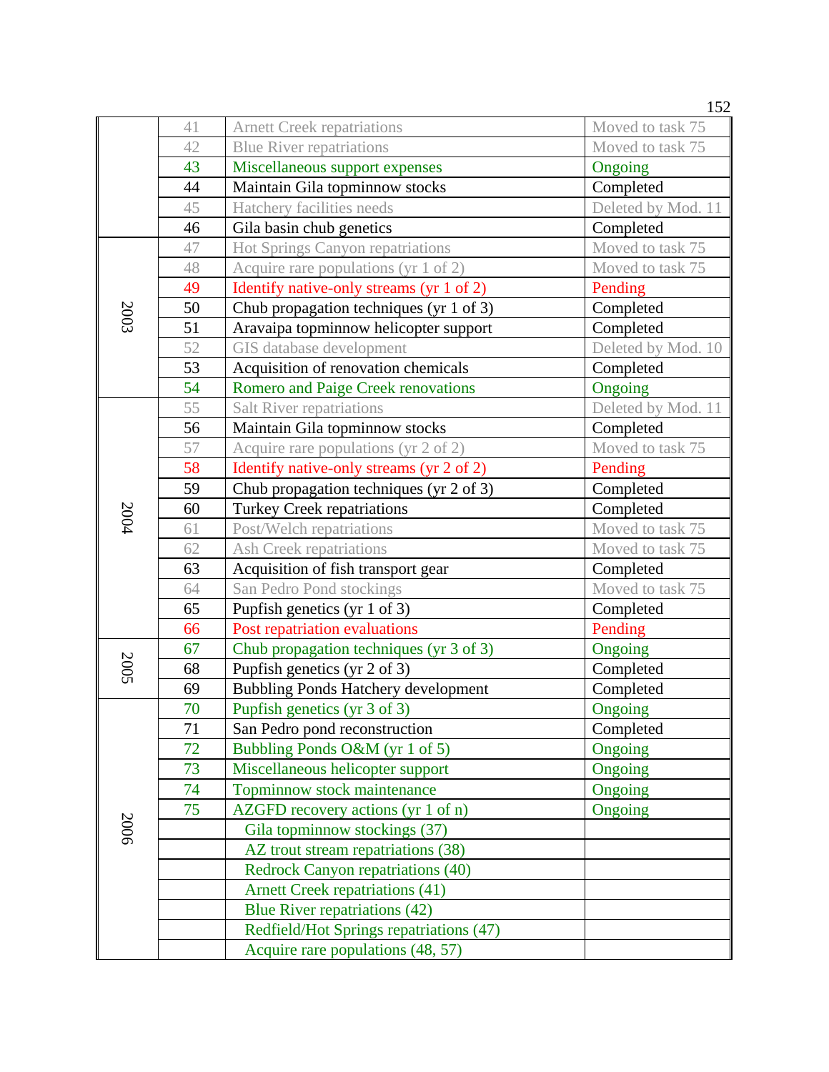| | | | |
|---|---|---|---|
| | 41 | Arnett Creek repatriations | Moved to task 75 |
| | 42 | Blue River repatriations | Moved to task 75 |
| | 43 | Miscellaneous support expenses | Ongoing |
| | 44 | Maintain Gila topminnow stocks | Completed |
| | 45 | Hatchery facilities needs | Deleted by Mod. 11 |
| | 46 | Gila basin chub genetics | Completed |
| 2003 | 47 | Hot Springs Canyon repatriations | Moved to task 75 |
| | 48 | Acquire rare populations (yr 1 of 2) | Moved to task 75 |
| | 49 | Identify native-only streams (yr 1 of 2) | Pending |
| | 50 | Chub propagation techniques (yr 1 of 3) | Completed |
| | 51 | Aravaipa topminnow helicopter support | Completed |
| | 52 | GIS database development | Deleted by Mod. 10 |
| | 53 | Acquisition of renovation chemicals | Completed |
| | 54 | Romero and Paige Creek renovations | Ongoing |
| 2004 | 55 | Salt River repatriations | Deleted by Mod. 11 |
| | 56 | Maintain Gila topminnow stocks | Completed |
| | 57 | Acquire rare populations (yr 2 of 2) | Moved to task 75 |
| | 58 | Identify native-only streams (yr 2 of 2) | Pending |
| | 59 | Chub propagation techniques (yr 2 of 3) | Completed |
| | 60 | Turkey Creek repatriations | Completed |
| | 61 | Post/Welch repatriations | Moved to task 75 |
| | 62 | Ash Creek repatriations | Moved to task 75 |
| | 63 | Acquisition of fish transport gear | Completed |
| | 64 | San Pedro Pond stockings | Moved to task 75 |
| | 65 | Pupfish genetics (yr 1 of 3) | Completed |
| | 66 | Post repatriation evaluations | Pending |
| 2005 | 67 | Chub propagation techniques (yr 3 of 3) | Ongoing |
| | 68 | Pupfish genetics (yr 2 of 3) | Completed |
| | 69 | Bubbling Ponds Hatchery development | Completed |
| 2006 | 70 | Pupfish genetics (yr 3 of 3) | Ongoing |
| | 71 | San Pedro pond reconstruction | Completed |
| | 72 | Bubbling Ponds O&M (yr 1 of 5) | Ongoing |
| | 73 | Miscellaneous helicopter support | Ongoing |
| | 74 | Topminnow stock maintenance | Ongoing |
| | 75 | AZGFD recovery actions (yr 1 of n) | Ongoing |
| | | Gila topminnow stockings (37) | |
| | | AZ trout stream repatriations (38) | |
| | | Redrock Canyon repatriations (40) | |
| | | Arnett Creek repatriations (41) | |
| | | Blue River repatriations (42) | |
| | | Redfield/Hot Springs repatriations (47) | |
| | | Acquire rare populations (48, 57) | |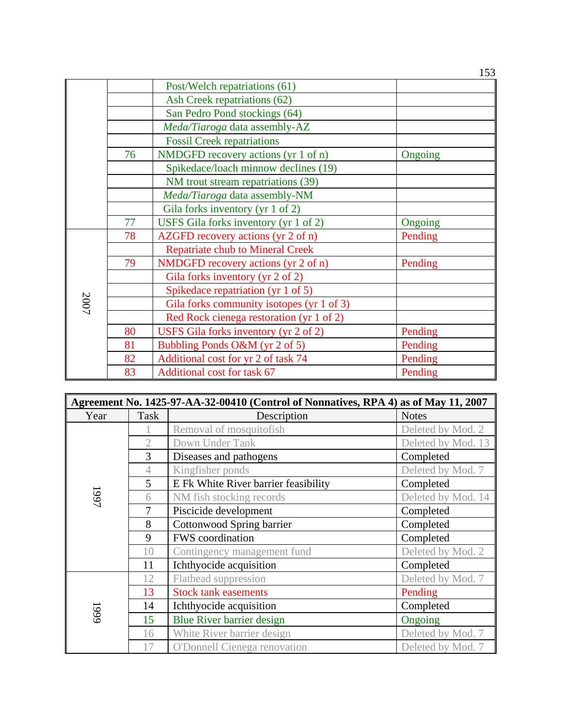| | | | |
|---|---|---|---|
| | | Post/Welch repatriations (61) | |
| | | Ash Creek repatriations (62) | |
| | | San Pedro Pond stockings (64) | |
| | | *Meda/Tiaroga* data assembly-AZ | |
| | | Fossil Creek repatriations | |
| | 76 | NMDGFD recovery actions (yr 1 of n) | Ongoing |
| | | Spikedace/loach minnow declines (19) | |
| | | NM trout stream repatriations (39) | |
| | | *Meda/Tiaroga* data assembly-NM | |
| | | Gila forks inventory (yr 1 of 2) | |
| | 77 | USFS Gila forks inventory (yr 1 of 2) | Ongoing |
| 2007 | 78 | AZGFD recovery actions (yr 2 of n) | Pending |
| | | Repatriate chub to Mineral Creek | |
| | 79 | NMDGFD recovery actions (yr 2 of n) | Pending |
| | | Gila forks inventory (yr 2 of 2) | |
| | | Spikedace repatriation (yr 1 of 5) | |
| | | Gila forks community isotopes (yr 1 of 3) | |
| | | Red Rock cienega restoration (yr 1 of 2) | |
| | 80 | USFS Gila forks inventory (yr 2 of 2) | Pending |
| | 81 | Bubbling Ponds O&M (yr 2 of 5) | Pending |
| | 82 | Additional cost for yr 2 of task 74 | Pending |
| | 83 | Additional cost for task 67 | Pending |

| **Agreement No. 1425-97-AA-32-00410 (Control of Nonnatives, RPA 4) as of May 11, 2007** | | | |
|---|---|---|---|
| Year | Task | Description | Notes |
| 1997 | 1 | Removal of mosquitofish | Deleted by Mod. 2 |
| | 2 | Down Under Tank | Deleted by Mod. 13 |
| | 3 | Diseases and pathogens | Completed |
| | 4 | Kingfisher ponds | Deleted by Mod. 7 |
| | 5 | E Fk White River barrier feasibility | Completed |
| | 6 | NM fish stocking records | Deleted by Mod. 14 |
| | 7 | Piscicide development | Completed |
| | 8 | Cottonwood Spring barrier | Completed |
| | 9 | FWS coordination | Completed |
| | 10 | Contingency management fund | Deleted by Mod. 2 |
| | 11 | Ichthyocide acquisition | Completed |
| 1999 | 12 | Flathead suppression | Deleted by Mod. 7 |
| | 13 | Stock tank easements | Pending |
| | 14 | Ichthyocide acquisition | Completed |
| | 15 | Blue River barrier design | Ongoing |
| | 16 | White River barrier design | Deleted by Mod. 7 |
| | 17 | O'Donnell Cienega renovation | Deleted by Mod. 7 |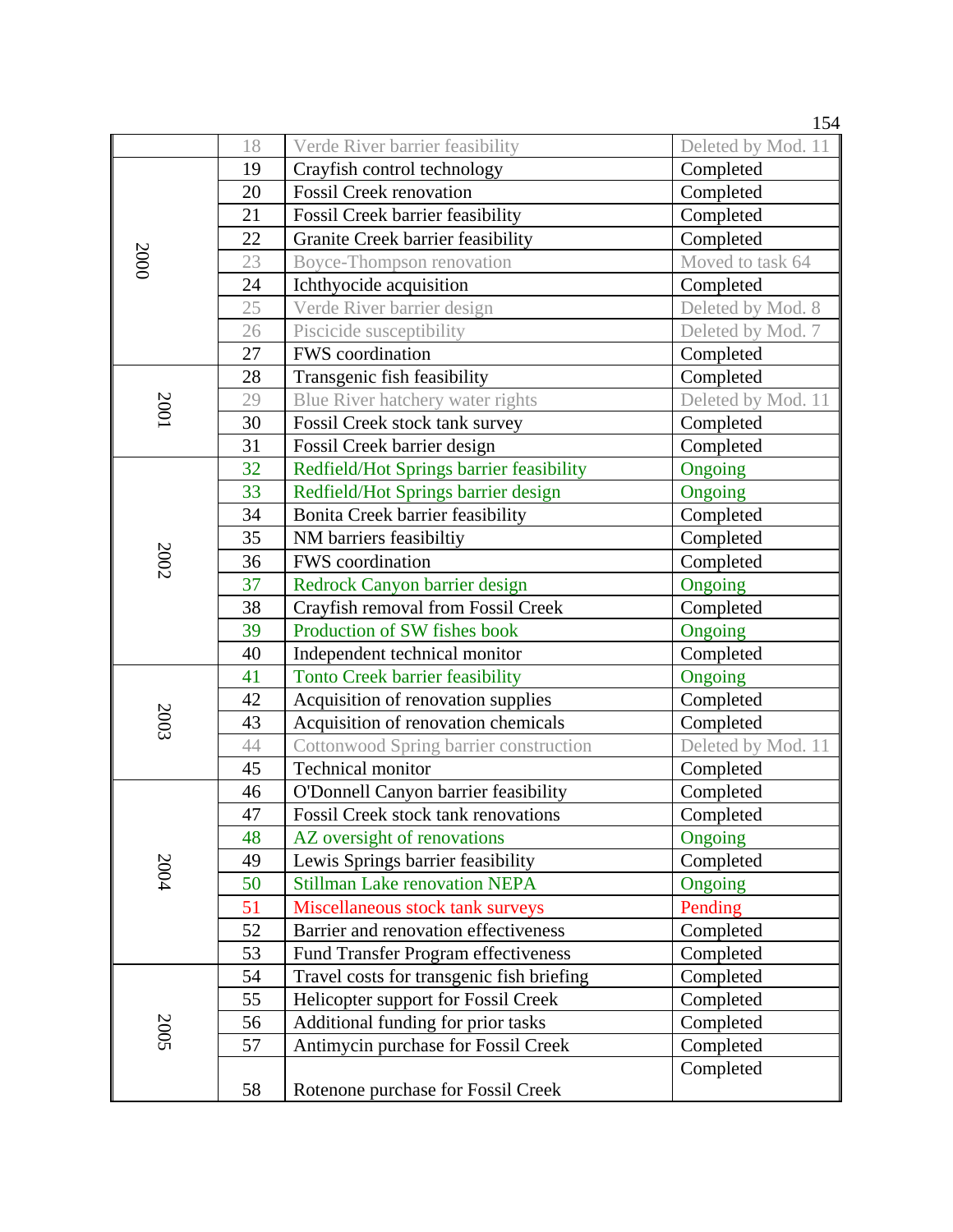| | | | |
|---|---|---|---|
| | 18 | Verde River barrier feasibility | Deleted by Mod. 11 |
| 2000 | 19 | Crayfish control technology | Completed |
| | 20 | Fossil Creek renovation | Completed |
| | 21 | Fossil Creek barrier feasibility | Completed |
| | 22 | Granite Creek barrier feasibility | Completed |
| | 23 | Boyce-Thompson renovation | Moved to task 64 |
| | 24 | Ichthyocide acquisition | Completed |
| | 25 | Verde River barrier design | Deleted by Mod. 8 |
| | 26 | Piscicide susceptibility | Deleted by Mod. 7 |
| | 27 | FWS coordination | Completed |
| 2001 | 28 | Transgenic fish feasibility | Completed |
| | 29 | Blue River hatchery water rights | Deleted by Mod. 11 |
| | 30 | Fossil Creek stock tank survey | Completed |
| | 31 | Fossil Creek barrier design | Completed |
| 2002 | 32 | Redfield/Hot Springs barrier feasibility | Ongoing |
| | 33 | Redfield/Hot Springs barrier design | Ongoing |
| | 34 | Bonita Creek barrier feasibility | Completed |
| | 35 | NM barriers feasibiltiy | Completed |
| | 36 | FWS coordination | Completed |
| | 37 | Redrock Canyon barrier design | Ongoing |
| | 38 | Crayfish removal from Fossil Creek | Completed |
| | 39 | Production of SW fishes book | Ongoing |
| | 40 | Independent technical monitor | Completed |
| 2003 | 41 | Tonto Creek barrier feasibility | Ongoing |
| | 42 | Acquisition of renovation supplies | Completed |
| | 43 | Acquisition of renovation chemicals | Completed |
| | 44 | Cottonwood Spring barrier construction | Deleted by Mod. 11 |
| | 45 | Technical monitor | Completed |
| 2004 | 46 | O'Donnell Canyon barrier feasibility | Completed |
| | 47 | Fossil Creek stock tank renovations | Completed |
| | 48 | AZ oversight of renovations | Ongoing |
| | 49 | Lewis Springs barrier feasibility | Completed |
| | 50 | Stillman Lake renovation NEPA | Ongoing |
| | 51 | Miscellaneous stock tank surveys | Pending |
| | 52 | Barrier and renovation effectiveness | Completed |
| | 53 | Fund Transfer Program effectiveness | Completed |
| 2005 | 54 | Travel costs for transgenic fish briefing | Completed |
| | 55 | Helicopter support for Fossil Creek | Completed |
| | 56 | Additional funding for prior tasks | Completed |
| | 57 | Antimycin purchase for Fossil Creek | Completed |
| | 58 | Rotenone purchase for Fossil Creek | Completed |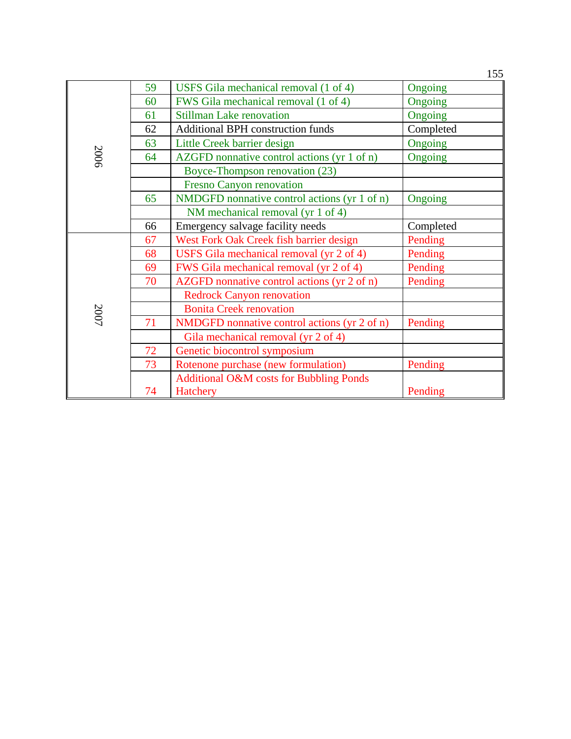| | | | |
|---|---|---|---|
| 2006 | 59 | USFS Gila mechanical removal (1 of 4) | Ongoing |
| | 60 | FWS Gila mechanical removal (1 of 4) | Ongoing |
| | 61 | Stillman Lake renovation | Ongoing |
| | 62 | Additional BPH construction funds | Completed |
| | 63 | Little Creek barrier design | Ongoing |
| | 64 | AZGFD nonnative control actions (yr 1 of n) | Ongoing |
| | | Boyce-Thompson renovation (23) | |
| | | Fresno Canyon renovation | |
| | 65 | NMDGFD nonnative control actions (yr 1 of n) | Ongoing |
| | | NM mechanical removal (yr 1 of 4) | |
| | 66 | Emergency salvage facility needs | Completed |
| 2007 | 67 | West Fork Oak Creek fish barrier design | Pending |
| | 68 | USFS Gila mechanical removal (yr 2 of 4) | Pending |
| | 69 | FWS Gila mechanical removal (yr 2 of 4) | Pending |
| | 70 | AZGFD nonnative control actions (yr 2 of n) | Pending |
| | | Redrock Canyon renovation | |
| | | Bonita Creek renovation | |
| | 71 | NMDGFD nonnative control actions (yr 2 of n) | Pending |
| | | Gila mechanical removal (yr 2 of 4) | |
| | 72 | Genetic biocontrol symposium | |
| | 73 | Rotenone purchase (new formulation) | Pending |
| | 74 | Additional O&M costs for Bubbling Ponds Hatchery | Pending |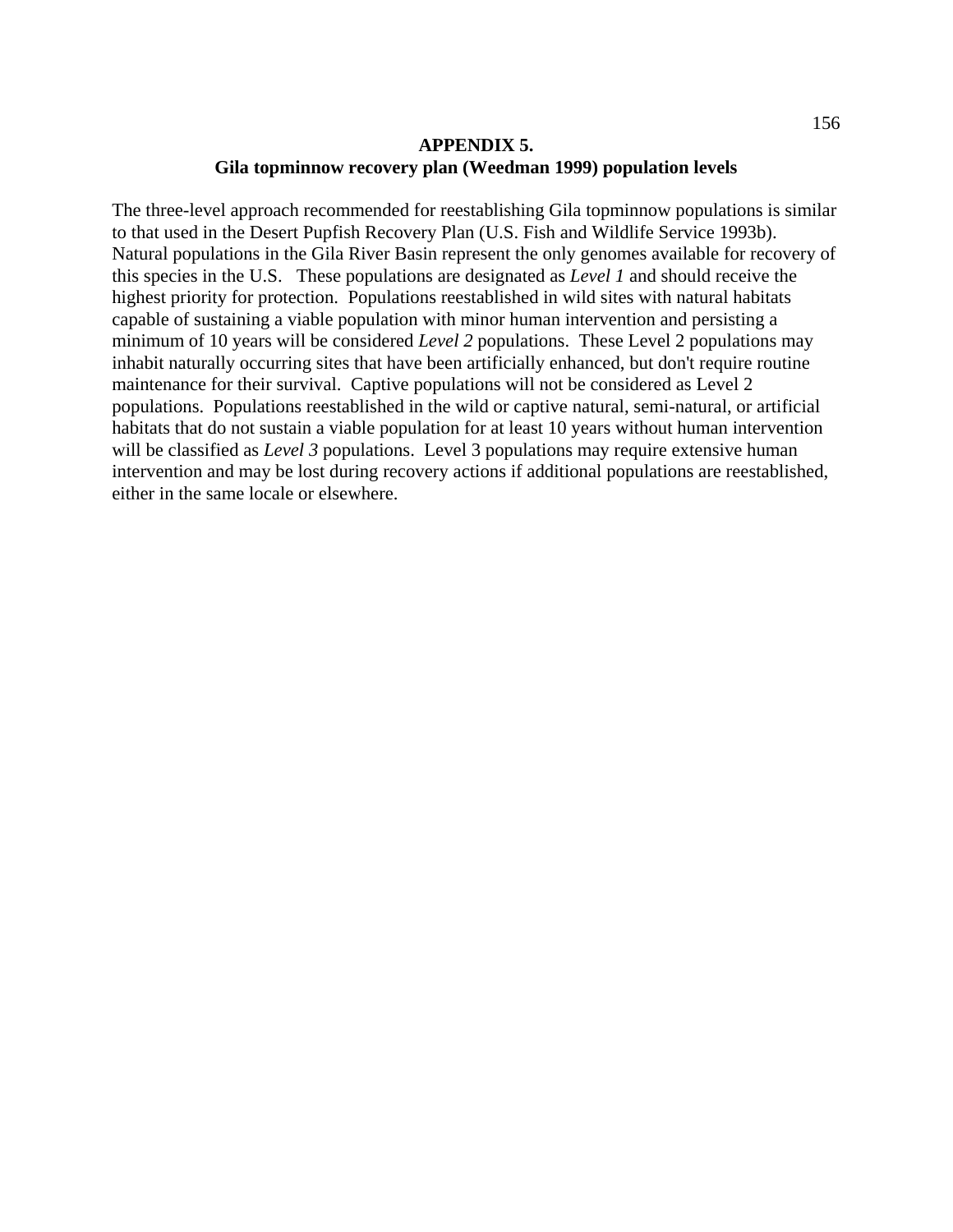# APPENDIX 5.
## Gila topminnow recovery plan (Weedman 1999) population levels

The three-level approach recommended for reestablishing Gila topminnow populations is similar to that used in the Desert Pupfish Recovery Plan (U.S. Fish and Wildlife Service 1993b). Natural populations in the Gila River Basin represent the only genomes available for recovery of this species in the U.S. These populations are designated as *Level 1* and should receive the highest priority for protection. Populations reestablished in wild sites with natural habitats capable of sustaining a viable population with minor human intervention and persisting a minimum of 10 years will be considered *Level 2* populations. These Level 2 populations may inhabit naturally occurring sites that have been artificially enhanced, but don't require routine maintenance for their survival. Captive populations will not be considered as Level 2 populations. Populations reestablished in the wild or captive natural, semi-natural, or artificial habitats that do not sustain a viable population for at least 10 years without human intervention will be classified as *Level 3* populations. Level 3 populations may require extensive human intervention and may be lost during recovery actions if additional populations are reestablished, either in the same locale or elsewhere.